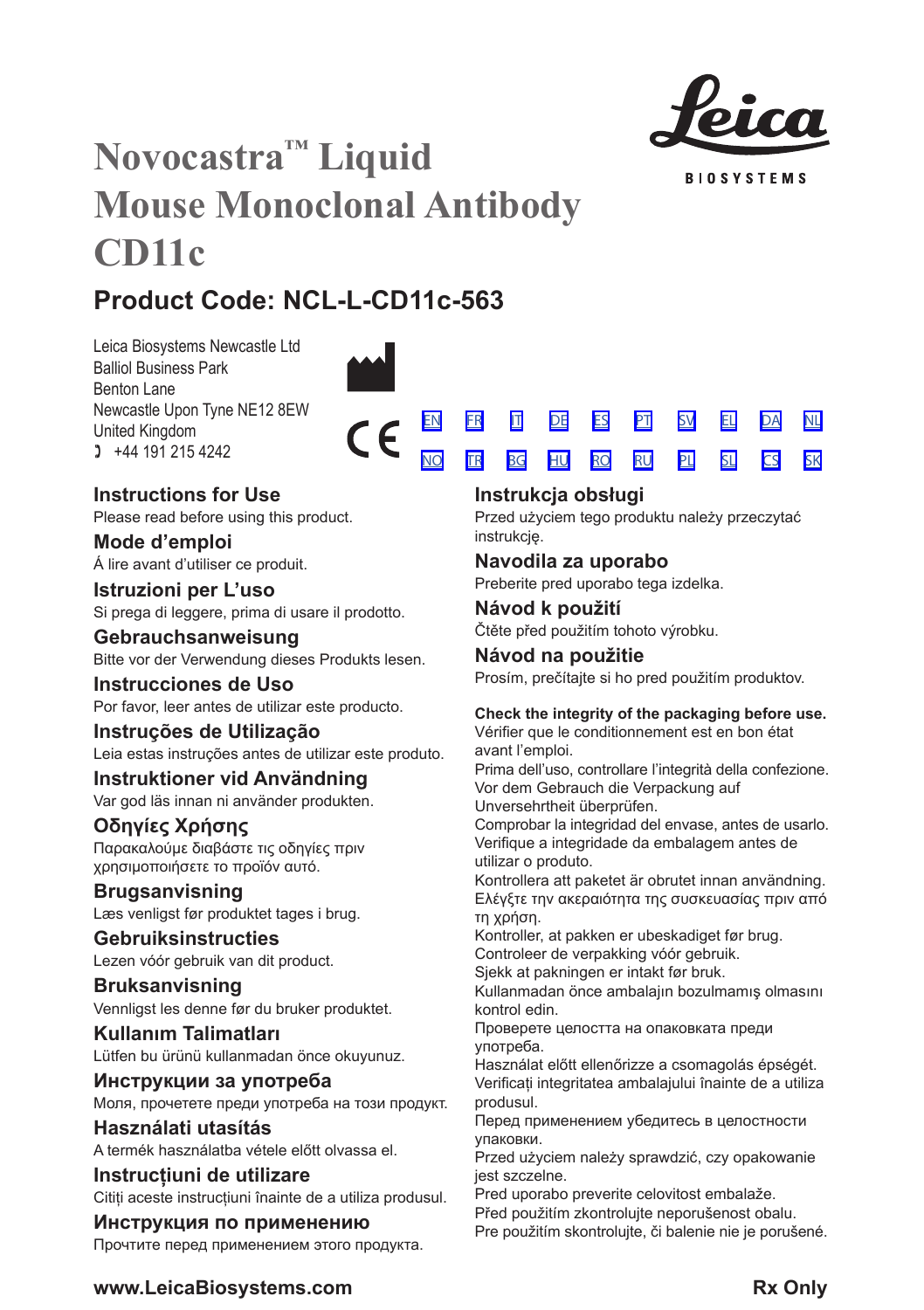# Novocastra™ Liquid Mouse Monoclonal Antibody CD11c

**Leica BIOSYSTEMS**

## Product Code: NCL-L-CD11c-563

Leica Biosystems Newcastle Ltd
Balliol Business Park
Benton Lane
Newcastle Upon Tyne NE12 8EW
United Kingdom
☎ +44 191 215 4242

EN FR IT DE ES PT SV EL DA NL
NO TR BG HU RO RU PL SL CS SK

### Instructions for Use
Please read before using this product.

### Mode d'emploi
Á lire avant d'utiliser ce produit.

### Istruzioni per L'uso
Si prega di leggere, prima di usare il prodotto.

### Gebrauchsanweisung
Bitte vor der Verwendung dieses Produkts lesen.

### Instrucciones de Uso
Por favor, leer antes de utilizar este producto.

### Instruções de Utilização
Leia estas instruções antes de utilizar este produto.

### Instruktioner vid Användning
Var god läs innan ni använder produkten.

### Οδηγίες Χρήσης
Παρακαλούμε διαβάστε τις οδηγίες πριν χρησιμοποιήσετε το προϊόν αυτό.

### Brugsanvisning
Læs venligst før produktet tages i brug.

### Gebruiksinstructies
Lezen vóór gebruik van dit product.

### Bruksanvisning
Vennligst les denne før du bruker produktet.

### Kullanım Talimatları
Lütfen bu ürünü kullanmadan önce okuyunuz.

### Инструкции за употреба
Моля, прочетете преди употреба на този продукт.

### Használati utasítás
A termék használatba vétele előtt olvassa el.

### Instrucţiuni de utilizare
Citiţi aceste instrucţiuni înainte de a utiliza produsul.

### Инструкция по применению
Прочтите перед применением этого продукта.

### Instrukcja obsługi
Przed użyciem tego produktu należy przeczytać instrukcję.

### Navodila za uporabo
Preberite pred uporabo tega izdelka.

### Návod k použití
Čtěte před použitím tohoto výrobku.

### Návod na použitie
Prosím, prečítajte si ho pred použitím produktov.

**Check the integrity of the packaging before use.**
Vérifier que le conditionnement est en bon état avant l'emploi.
Prima dell'uso, controllare l'integrità della confezione.
Vor dem Gebrauch die Verpackung auf Unversehrtheit überprüfen.
Comprobar la integridad del envase, antes de usarlo.
Verifique a integridade da embalagem antes de utilizar o produto.
Kontrollera att paketet är obrutet innan användning.
Ελέγξτε την ακεραιότητα της συσκευασίας πριν από τη χρήση.
Kontroller, at pakken er ubeskadiget før brug.
Controleer de verpakking vóór gebruik.
Sjekk at pakningen er intakt før bruk.
Kullanmadan önce ambalajın bozulmamış olmasını kontrol edin.
Проверете целостта на опаковката преди употреба.
Használat előtt ellenőrizze a csomagolás épségét.
Verificaţi integritatea ambalajului înainte de a utiliza produsul.
Перед применением убедитесь в целостности упаковки.
Przed użyciem należy sprawdzić, czy opakowanie jest szczelne.
Pred uporabo preverite celovitost embalaže.
Před použitím zkontrolujte neporušenost obalu.
Pre použitím skontrolujte, či balenie nie je porušené.

**www.LeicaBiosystems.com** **Rx Only**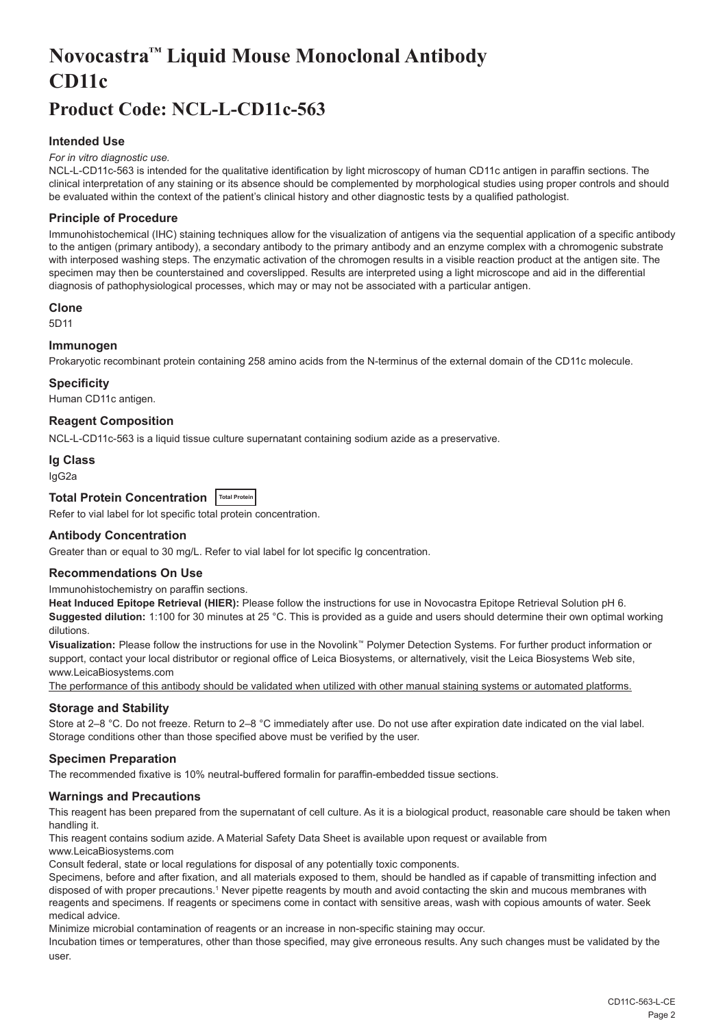# Novocastra™ Liquid Mouse Monoclonal Antibody CD11c

## Product Code: NCL-L-CD11c-563

### Intended Use

*For in vitro diagnostic use.*

NCL-L-CD11c-563 is intended for the qualitative identification by light microscopy of human CD11c antigen in paraffin sections. The clinical interpretation of any staining or its absence should be complemented by morphological studies using proper controls and should be evaluated within the context of the patient's clinical history and other diagnostic tests by a qualified pathologist.

### Principle of Procedure

Immunohistochemical (IHC) staining techniques allow for the visualization of antigens via the sequential application of a specific antibody to the antigen (primary antibody), a secondary antibody to the primary antibody and an enzyme complex with a chromogenic substrate with interposed washing steps. The enzymatic activation of the chromogen results in a visible reaction product at the antigen site. The specimen may then be counterstained and coverslipped. Results are interpreted using a light microscope and aid in the differential diagnosis of pathophysiological processes, which may or may not be associated with a particular antigen.

### Clone

5D11

### Immunogen

Prokaryotic recombinant protein containing 258 amino acids from the N-terminus of the external domain of the CD11c molecule.

### Specificity

Human CD11c antigen.

### Reagent Composition

NCL-L-CD11c-563 is a liquid tissue culture supernatant containing sodium azide as a preservative.

### Ig Class

IgG2a

### Total Protein Concentration Total Protein

Refer to vial label for lot specific total protein concentration.

### Antibody Concentration

Greater than or equal to 30 mg/L. Refer to vial label for lot specific Ig concentration.

### Recommendations On Use

Immunohistochemistry on paraffin sections.

**Heat Induced Epitope Retrieval (HIER):** Please follow the instructions for use in Novocastra Epitope Retrieval Solution pH 6.

**Suggested dilution:** 1:100 for 30 minutes at 25 °C. This is provided as a guide and users should determine their own optimal working dilutions.

**Visualization:** Please follow the instructions for use in the Novolink™ Polymer Detection Systems. For further product information or support, contact your local distributor or regional office of Leica Biosystems, or alternatively, visit the Leica Biosystems Web site, www.LeicaBiosystems.com

The performance of this antibody should be validated when utilized with other manual staining systems or automated platforms.

### Storage and Stability

Store at 2–8 °C. Do not freeze. Return to 2–8 °C immediately after use. Do not use after expiration date indicated on the vial label. Storage conditions other than those specified above must be verified by the user.

### Specimen Preparation

The recommended fixative is 10% neutral-buffered formalin for paraffin-embedded tissue sections.

### Warnings and Precautions

This reagent has been prepared from the supernatant of cell culture. As it is a biological product, reasonable care should be taken when handling it.

This reagent contains sodium azide. A Material Safety Data Sheet is available upon request or available from www.LeicaBiosystems.com

Consult federal, state or local regulations for disposal of any potentially toxic components.

Specimens, before and after fixation, and all materials exposed to them, should be handled as if capable of transmitting infection and disposed of with proper precautions.[1] Never pipette reagents by mouth and avoid contacting the skin and mucous membranes with reagents and specimens. If reagents or specimens come in contact with sensitive areas, wash with copious amounts of water. Seek medical advice.

Minimize microbial contamination of reagents or an increase in non-specific staining may occur.

Incubation times or temperatures, other than those specified, may give erroneous results. Any such changes must be validated by the user.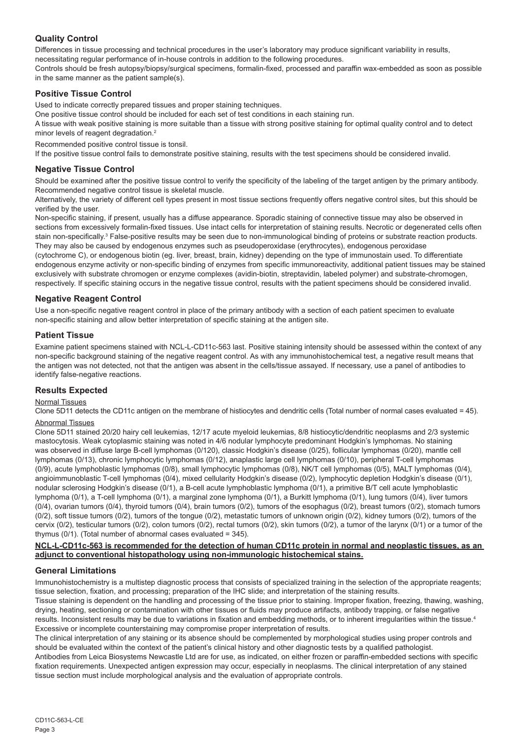## Quality Control

Differences in tissue processing and technical procedures in the user's laboratory may produce significant variability in results, necessitating regular performance of in-house controls in addition to the following procedures.

Controls should be fresh autopsy/biopsy/surgical specimens, formalin-fixed, processed and paraffin wax-embedded as soon as possible in the same manner as the patient sample(s).

## Positive Tissue Control

Used to indicate correctly prepared tissues and proper staining techniques.

One positive tissue control should be included for each set of test conditions in each staining run.

A tissue with weak positive staining is more suitable than a tissue with strong positive staining for optimal quality control and to detect minor levels of reagent degradation.[2]

Recommended positive control tissue is tonsil.

If the positive tissue control fails to demonstrate positive staining, results with the test specimens should be considered invalid.

## Negative Tissue Control

Should be examined after the positive tissue control to verify the specificity of the labeling of the target antigen by the primary antibody.

Recommended negative control tissue is skeletal muscle.

Alternatively, the variety of different cell types present in most tissue sections frequently offers negative control sites, but this should be verified by the user.

Non-specific staining, if present, usually has a diffuse appearance. Sporadic staining of connective tissue may also be observed in sections from excessively formalin-fixed tissues. Use intact cells for interpretation of staining results. Necrotic or degenerated cells often stain non-specifically.[3] False-positive results may be seen due to non-immunological binding of proteins or substrate reaction products. They may also be caused by endogenous enzymes such as pseudoperoxidase (erythrocytes), endogenous peroxidase (cytochrome C), or endogenous biotin (eg. liver, breast, brain, kidney) depending on the type of immunostain used. To differentiate endogenous enzyme activity or non-specific binding of enzymes from specific immunoreactivity, additional patient tissues may be stained exclusively with substrate chromogen or enzyme complexes (avidin-biotin, streptavidin, labeled polymer) and substrate-chromogen, respectively. If specific staining occurs in the negative tissue control, results with the patient specimens should be considered invalid.

## Negative Reagent Control

Use a non-specific negative reagent control in place of the primary antibody with a section of each patient specimen to evaluate non-specific staining and allow better interpretation of specific staining at the antigen site.

## Patient Tissue

Examine patient specimens stained with NCL-L-CD11c-563 last. Positive staining intensity should be assessed within the context of any non-specific background staining of the negative reagent control. As with any immunohistochemical test, a negative result means that the antigen was not detected, not that the antigen was absent in the cells/tissue assayed. If necessary, use a panel of antibodies to identify false-negative reactions.

## Results Expected

Normal Tissues

Clone 5D11 detects the CD11c antigen on the membrane of histiocytes and dendritic cells (Total number of normal cases evaluated = 45).

Abnormal Tissues

Clone 5D11 stained 20/20 hairy cell leukemias, 12/17 acute myeloid leukemias, 8/8 histiocytic/dendritic neoplasms and 2/3 systemic mastocytosis. Weak cytoplasmic staining was noted in 4/6 nodular lymphocyte predominant Hodgkin's lymphomas. No staining was observed in diffuse large B-cell lymphomas (0/120), classic Hodgkin's disease (0/25), follicular lymphomas (0/20), mantle cell lymphomas (0/13), chronic lymphocytic lymphomas (0/12), anaplastic large cell lymphomas (0/10), peripheral T-cell lymphomas (0/9), acute lymphoblastic lymphomas (0/8), small lymphocytic lymphomas (0/8), NK/T cell lymphomas (0/5), MALT lymphomas (0/4), angioimmunoblastic T-cell lymphomas (0/4), mixed cellularity Hodgkin's disease (0/2), lymphocytic depletion Hodgkin's disease (0/1), nodular sclerosing Hodgkin's disease (0/1), a B-cell acute lymphoblastic lymphoma (0/1), a primitive B/T cell acute lymphoblastic lymphoma (0/1), a T-cell lymphoma (0/1), a marginal zone lymphoma (0/1), a Burkitt lymphoma (0/1), lung tumors (0/4), liver tumors (0/4), ovarian tumors (0/4), thyroid tumors (0/4), brain tumors (0/2), tumors of the esophagus (0/2), breast tumors (0/2), stomach tumors (0/2), soft tissue tumors (0/2), tumors of the tongue (0/2), metastatic tumors of unknown origin (0/2), kidney tumors (0/2), tumors of the cervix (0/2), testicular tumors (0/2), colon tumors (0/2), rectal tumors (0/2), skin tumors (0/2), a tumor of the larynx (0/1) or a tumor of the thymus (0/1). (Total number of abnormal cases evaluated = 345).

**NCL-L-CD11c-563 is recommended for the detection of human CD11c protein in normal and neoplastic tissues, as an adjunct to conventional histopathology using non-immunologic histochemical stains.**

## General Limitations

Immunohistochemistry is a multistep diagnostic process that consists of specialized training in the selection of the appropriate reagents; tissue selection, fixation, and processing; preparation of the IHC slide; and interpretation of the staining results.

Tissue staining is dependent on the handling and processing of the tissue prior to staining. Improper fixation, freezing, thawing, washing, drying, heating, sectioning or contamination with other tissues or fluids may produce artifacts, antibody trapping, or false negative results. Inconsistent results may be due to variations in fixation and embedding methods, or to inherent irregularities within the tissue.[4]

Excessive or incomplete counterstaining may compromise proper interpretation of results.

The clinical interpretation of any staining or its absence should be complemented by morphological studies using proper controls and should be evaluated within the context of the patient's clinical history and other diagnostic tests by a qualified pathologist.

Antibodies from Leica Biosystems Newcastle Ltd are for use, as indicated, on either frozen or paraffin-embedded sections with specific fixation requirements. Unexpected antigen expression may occur, especially in neoplasms. The clinical interpretation of any stained tissue section must include morphological analysis and the evaluation of appropriate controls.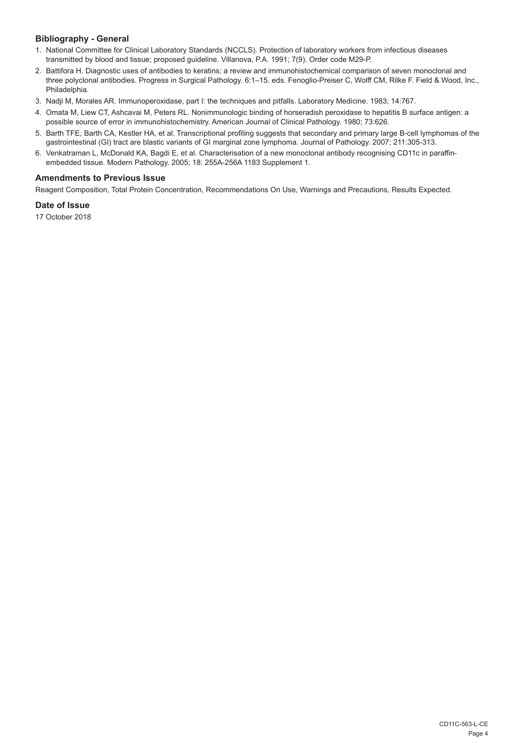## Bibliography - General

1. National Committee for Clinical Laboratory Standards (NCCLS). Protection of laboratory workers from infectious diseases transmitted by blood and tissue; proposed guideline. Villanova, P.A. 1991; 7(9). Order code M29-P.
2. Battifora H. Diagnostic uses of antibodies to keratins: a review and immunohistochemical comparison of seven monoclonal and three polyclonal antibodies. Progress in Surgical Pathology. 6:1–15. eds. Fenoglio-Preiser C, Wolff CM, Rilke F. Field & Wood, Inc., Philadelphia.
3. Nadji M, Morales AR. Immunoperoxidase, part I: the techniques and pitfalls. Laboratory Medicine. 1983; 14:767.
4. Omata M, Liew CT, Ashcavai M, Peters RL. Nonimmunologic binding of horseradish peroxidase to hepatitis B surface antigen: a possible source of error in immunohistochemistry. American Journal of Clinical Pathology. 1980; 73:626.
5. Barth TFE, Barth CA, Kestler HA, et al. Transcriptional profiling suggests that secondary and primary large B-cell lymphomas of the gastrointestinal (GI) tract are blastic variants of GI marginal zone lymphoma. Journal of Pathology. 2007; 211:305-313.
6. Venkatraman L, McDonald KA, Bagdi E, et al. Characterisation of a new monoclonal antibody recognising CD11c in paraffin-embedded tissue. Modern Pathology. 2005; 18: 255A-256A 1183 Supplement 1.

## Amendments to Previous Issue

Reagent Composition, Total Protein Concentration, Recommendations On Use, Warnings and Precautions, Results Expected.

## Date of Issue

17 October 2018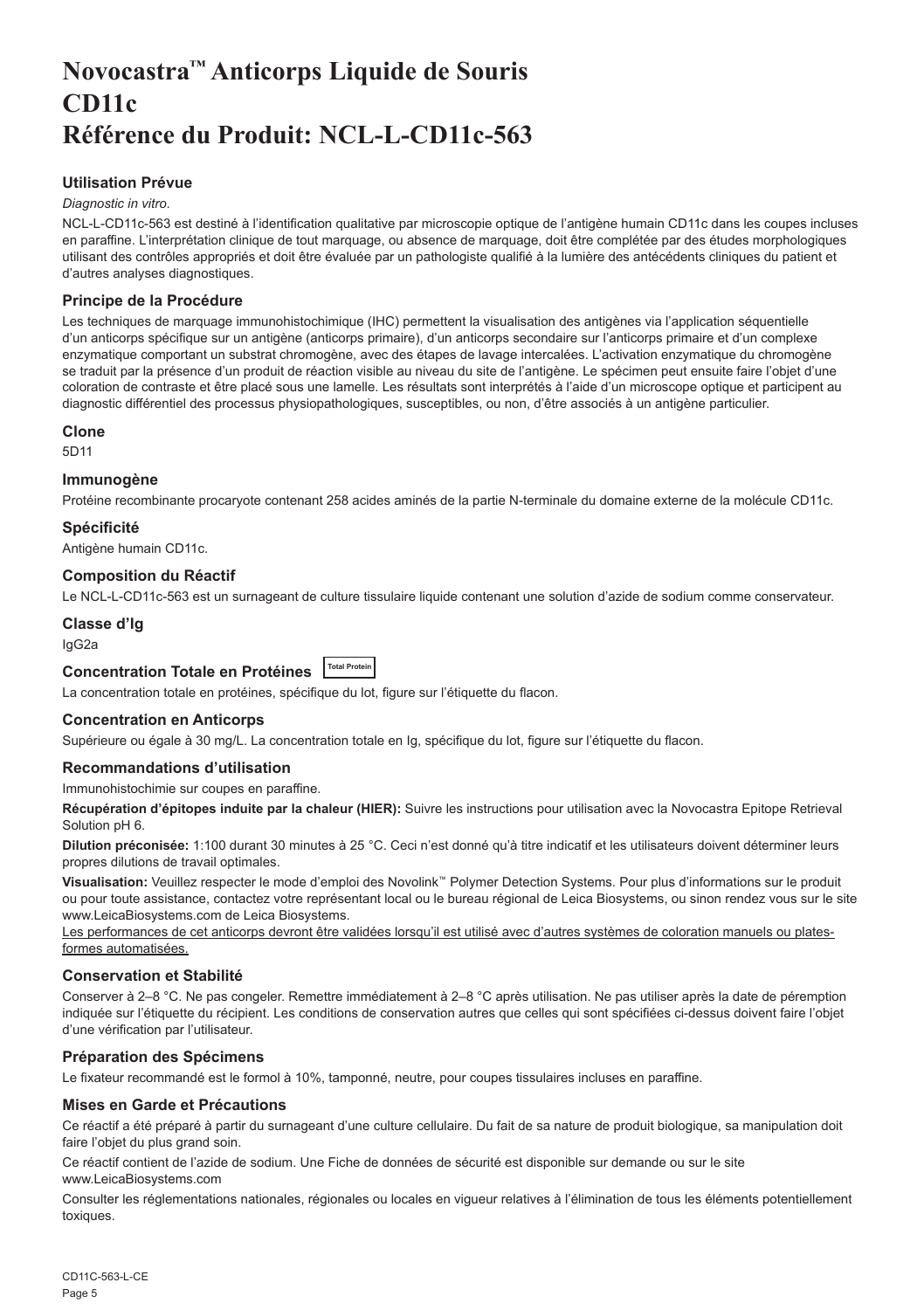# Novocastra™ Anticorps Liquide de Souris
# CD11c
# Référence du Produit: NCL-L-CD11c-563

### Utilisation Prévue

*Diagnostic in vitro*.

NCL-L-CD11c-563 est destiné à l'identification qualitative par microscopie optique de l'antigène humain CD11c dans les coupes incluses en paraffine. L'interprétation clinique de tout marquage, ou absence de marquage, doit être complétée par des études morphologiques utilisant des contrôles appropriés et doit être évaluée par un pathologiste qualifié à la lumière des antécédents cliniques du patient et d'autres analyses diagnostiques.

### Principe de la Procédure

Les techniques de marquage immunohistochimique (IHC) permettent la visualisation des antigènes via l'application séquentielle d'un anticorps spécifique sur un antigène (anticorps primaire), d'un anticorps secondaire sur l'anticorps primaire et d'un complexe enzymatique comportant un substrat chromogène, avec des étapes de lavage intercalées. L'activation enzymatique du chromogène se traduit par la présence d'un produit de réaction visible au niveau du site de l'antigène. Le spécimen peut ensuite faire l'objet d'une coloration de contraste et être placé sous une lamelle. Les résultats sont interprétés à l'aide d'un microscope optique et participent au diagnostic différentiel des processus physiopathologiques, susceptibles, ou non, d'être associés à un antigène particulier.

### Clone

5D11

### Immunogène

Protéine recombinante procaryote contenant 258 acides aminés de la partie N-terminale du domaine externe de la molécule CD11c.

### Spécificité

Antigène humain CD11c.

### Composition du Réactif

Le NCL-L-CD11c-563 est un surnageant de culture tissulaire liquide contenant une solution d'azide de sodium comme conservateur.

### Classe d'Ig

IgG2a

### Concentration Totale en Protéines Total Protein

La concentration totale en protéines, spécifique du lot, figure sur l'étiquette du flacon.

### Concentration en Anticorps

Supérieure ou égale à 30 mg/L. La concentration totale en Ig, spécifique du lot, figure sur l'étiquette du flacon.

### Recommandations d'utilisation

Immunohistochimie sur coupes en paraffine.

**Récupération d'épitopes induite par la chaleur (HIER):** Suivre les instructions pour utilisation avec la Novocastra Epitope Retrieval Solution pH 6.

**Dilution préconisée:** 1:100 durant 30 minutes à 25 °C. Ceci n'est donné qu'à titre indicatif et les utilisateurs doivent déterminer leurs propres dilutions de travail optimales.

**Visualisation:** Veuillez respecter le mode d'emploi des Novolink™ Polymer Detection Systems. Pour plus d'informations sur le produit ou pour toute assistance, contactez votre représentant local ou le bureau régional de Leica Biosystems, ou sinon rendez vous sur le site www.LeicaBiosystems.com de Leica Biosystems.

Les performances de cet anticorps devront être validées lorsqu'il est utilisé avec d'autres systèmes de coloration manuels ou plates-formes automatisées.

### Conservation et Stabilité

Conserver à 2–8 °C. Ne pas congeler. Remettre immédiatement à 2–8 °C après utilisation. Ne pas utiliser après la date de péremption indiquée sur l'étiquette du récipient. Les conditions de conservation autres que celles qui sont spécifiées ci-dessus doivent faire l'objet d'une vérification par l'utilisateur.

### Préparation des Spécimens

Le fixateur recommandé est le formol à 10%, tamponné, neutre, pour coupes tissulaires incluses en paraffine.

### Mises en Garde et Précautions

Ce réactif a été préparé à partir du surnageant d'une culture cellulaire. Du fait de sa nature de produit biologique, sa manipulation doit faire l'objet du plus grand soin.

Ce réactif contient de l'azide de sodium. Une Fiche de données de sécurité est disponible sur demande ou sur le site www.LeicaBiosystems.com

Consulter les réglementations nationales, régionales ou locales en vigueur relatives à l'élimination de tous les éléments potentiellement toxiques.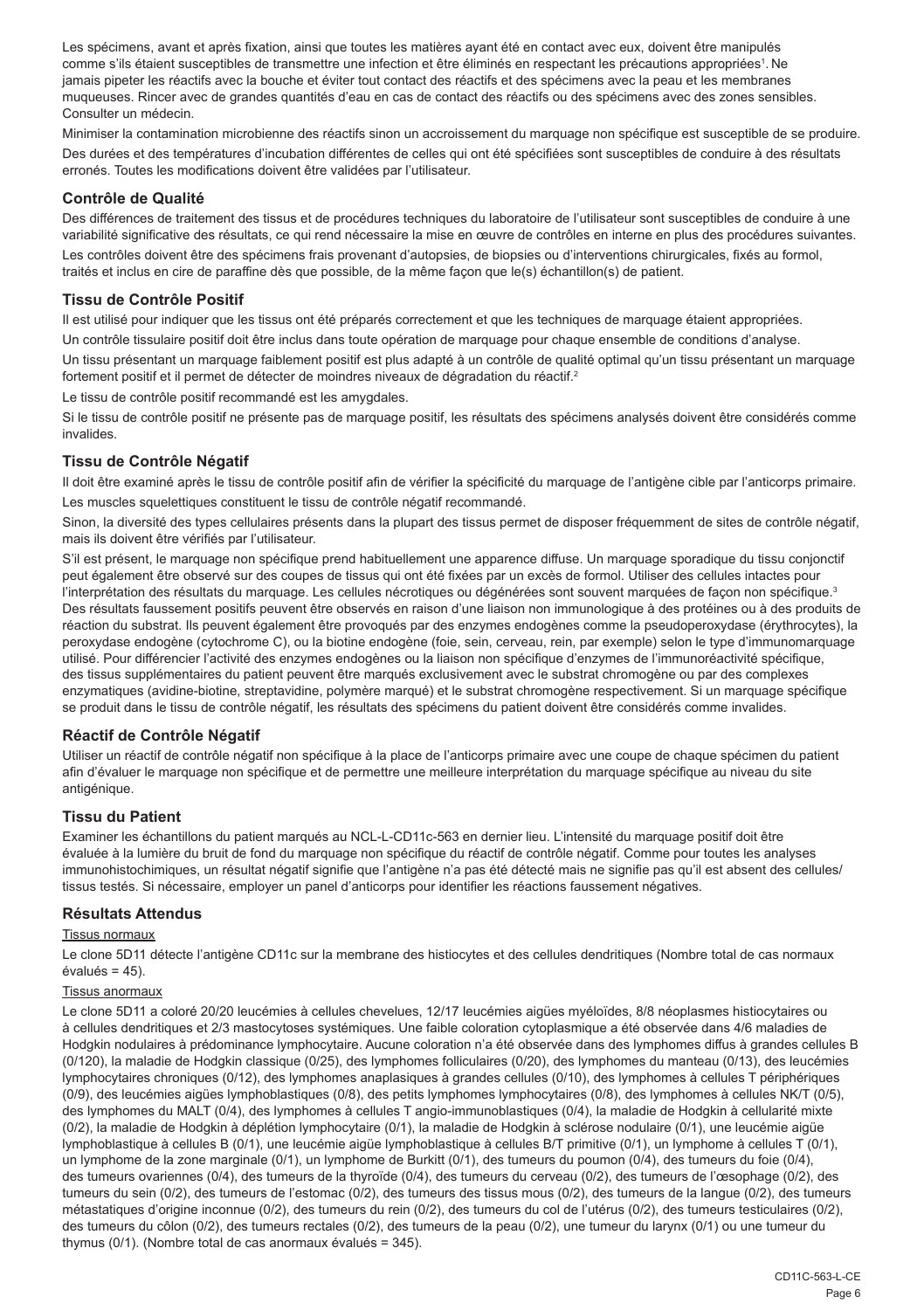Les spécimens, avant et après fixation, ainsi que toutes les matières ayant été en contact avec eux, doivent être manipulés comme s'ils étaient susceptibles de transmettre une infection et être éliminés en respectant les précautions appropriées[1]. Ne jamais pipeter les réactifs avec la bouche et éviter tout contact des réactifs et des spécimens avec la peau et les membranes muqueuses. Rincer avec de grandes quantités d'eau en cas de contact des réactifs ou des spécimens avec des zones sensibles. Consulter un médecin.

Minimiser la contamination microbienne des réactifs sinon un accroissement du marquage non spécifique est susceptible de se produire.

Des durées et des températures d'incubation différentes de celles qui ont été spécifiées sont susceptibles de conduire à des résultats erronés. Toutes les modifications doivent être validées par l'utilisateur.

## Contrôle de Qualité

Des différences de traitement des tissus et de procédures techniques du laboratoire de l'utilisateur sont susceptibles de conduire à une variabilité significative des résultats, ce qui rend nécessaire la mise en œuvre de contrôles en interne en plus des procédures suivantes.

Les contrôles doivent être des spécimens frais provenant d'autopsies, de biopsies ou d'interventions chirurgicales, fixés au formol, traités et inclus en cire de paraffine dès que possible, de la même façon que le(s) échantillon(s) de patient.

## Tissu de Contrôle Positif

Il est utilisé pour indiquer que les tissus ont été préparés correctement et que les techniques de marquage étaient appropriées.

Un contrôle tissulaire positif doit être inclus dans toute opération de marquage pour chaque ensemble de conditions d'analyse.

Un tissu présentant un marquage faiblement positif est plus adapté à un contrôle de qualité optimal qu'un tissu présentant un marquage fortement positif et il permet de détecter de moindres niveaux de dégradation du réactif.[2]

Le tissu de contrôle positif recommandé est les amygdales.

Si le tissu de contrôle positif ne présente pas de marquage positif, les résultats des spécimens analysés doivent être considérés comme invalides.

## Tissu de Contrôle Négatif

Il doit être examiné après le tissu de contrôle positif afin de vérifier la spécificité du marquage de l'antigène cible par l'anticorps primaire.

Les muscles squelettiques constituent le tissu de contrôle négatif recommandé.

Sinon, la diversité des types cellulaires présents dans la plupart des tissus permet de disposer fréquemment de sites de contrôle négatif, mais ils doivent être vérifiés par l'utilisateur.

S'il est présent, le marquage non spécifique prend habituellement une apparence diffuse. Un marquage sporadique du tissu conjonctif peut également être observé sur des coupes de tissus qui ont été fixées par un excès de formol. Utiliser des cellules intactes pour l'interprétation des résultats du marquage. Les cellules nécrotiques ou dégénérées sont souvent marquées de façon non spécifique.[3] Des résultats faussement positifs peuvent être observés en raison d'une liaison non immunologique à des protéines ou à des produits de réaction du substrat. Ils peuvent également être provoqués par des enzymes endogènes comme la pseudoperoxydase (érythrocytes), la peroxydase endogène (cytochrome C), ou la biotine endogène (foie, sein, cerveau, rein, par exemple) selon le type d'immunomarquage utilisé. Pour différencier l'activité des enzymes endogènes ou la liaison non spécifique d'enzymes de l'immunoréactivité spécifique, des tissus supplémentaires du patient peuvent être marqués exclusivement avec le substrat chromogène ou par des complexes enzymatiques (avidine-biotine, streptavidine, polymère marqué) et le substrat chromogène respectivement. Si un marquage spécifique se produit dans le tissu de contrôle négatif, les résultats des spécimens du patient doivent être considérés comme invalides.

## Réactif de Contrôle Négatif

Utiliser un réactif de contrôle négatif non spécifique à la place de l'anticorps primaire avec une coupe de chaque spécimen du patient afin d'évaluer le marquage non spécifique et de permettre une meilleure interprétation du marquage spécifique au niveau du site antigénique.

## Tissu du Patient

Examiner les échantillons du patient marqués au NCL-L-CD11c-563 en dernier lieu. L'intensité du marquage positif doit être évaluée à la lumière du bruit de fond du marquage non spécifique du réactif de contrôle négatif. Comme pour toutes les analyses immunohistochimiques, un résultat négatif signifie que l'antigène n'a pas été détecté mais ne signifie pas qu'il est absent des cellules/tissus testés. Si nécessaire, employer un panel d'anticorps pour identifier les réactions faussement négatives.

## Résultats Attendus

Tissus normaux

Le clone 5D11 détecte l'antigène CD11c sur la membrane des histiocytes et des cellules dendritiques (Nombre total de cas normaux évalués = 45).

Tissus anormaux

Le clone 5D11 a coloré 20/20 leucémies à cellules chevelues, 12/17 leucémies aigües myéloïdes, 8/8 néoplasmes histiocytaires ou à cellules dendritiques et 2/3 mastocytoses systémiques. Une faible coloration cytoplasmique a été observée dans 4/6 maladies de Hodgkin nodulaires à prédominance lymphocytaire. Aucune coloration n'a été observée dans des lymphomes diffus à grandes cellules B (0/120), la maladie de Hodgkin classique (0/25), des lymphomes folliculaires (0/20), des lymphomes du manteau (0/13), des leucémies lymphocytaires chroniques (0/12), des lymphomes anaplasiques à grandes cellules (0/10), des lymphomes à cellules T périphériques (0/9), des leucémies aigües lymphoblastiques (0/8), des petits lymphomes lymphocytaires (0/8), des lymphomes à cellules NK/T (0/5), des lymphomes du MALT (0/4), des lymphomes à cellules T angio-immunoblastiques (0/4), la maladie de Hodgkin à cellularité mixte (0/2), la maladie de Hodgkin à déplétion lymphocytaire (0/1), la maladie de Hodgkin à sclérose nodulaire (0/1), une leucémie aigüe lymphoblastique à cellules B (0/1), une leucémie aigüe lymphoblastique à cellules B/T primitive (0/1), un lymphome à cellules T (0/1), un lymphome de la zone marginale (0/1), un lymphome de Burkitt (0/1), des tumeurs du poumon (0/4), des tumeurs du foie (0/4), des tumeurs ovariennes (0/4), des tumeurs de la thyroïde (0/4), des tumeurs du cerveau (0/2), des tumeurs de l'œsophage (0/2), des tumeurs du sein (0/2), des tumeurs de l'estomac (0/2), des tumeurs des tissus mous (0/2), des tumeurs de la langue (0/2), des tumeurs métastatiques d'origine inconnue (0/2), des tumeurs du rein (0/2), des tumeurs du col de l'utérus (0/2), des tumeurs testiculaires (0/2), des tumeurs du côlon (0/2), des tumeurs rectales (0/2), des tumeurs de la peau (0/2), une tumeur du larynx (0/1) ou une tumeur du thymus (0/1). (Nombre total de cas anormaux évalués = 345).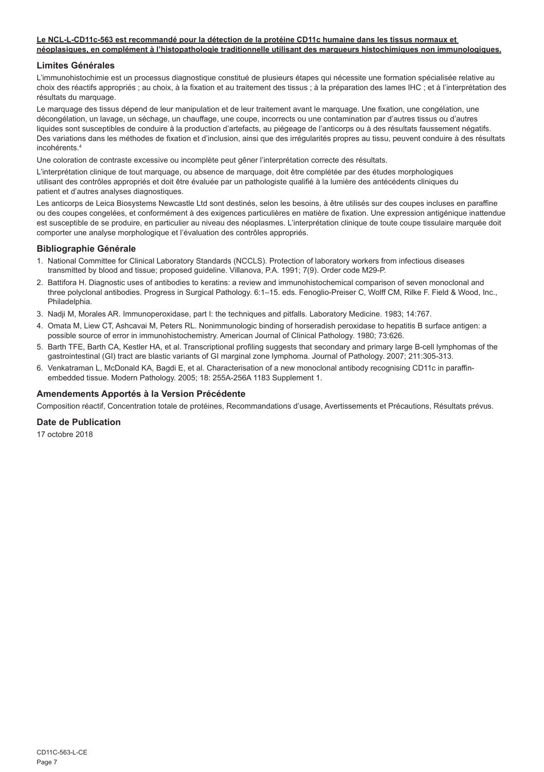**Le NCL-L-CD11c-563 est recommandé pour la détection de la protéine CD11c humaine dans les tissus normaux et néoplasiques, en complément à l'histopathologie traditionnelle utilisant des marqueurs histochimiques non immunologiques.**

## Limites Générales

L'immunohistochimie est un processus diagnostique constitué de plusieurs étapes qui nécessite une formation spécialisée relative au choix des réactifs appropriés ; au choix, à la fixation et au traitement des tissus ; à la préparation des lames IHC ; et à l'interprétation des résultats du marquage.

Le marquage des tissus dépend de leur manipulation et de leur traitement avant le marquage. Une fixation, une congélation, une décongélation, un lavage, un séchage, un chauffage, une coupe, incorrects ou une contamination par d'autres tissus ou d'autres liquides sont susceptibles de conduire à la production d'artefacts, au piégeage de l'anticorps ou à des résultats faussement négatifs. Des variations dans les méthodes de fixation et d'inclusion, ainsi que des irrégularités propres au tissu, peuvent conduire à des résultats incohérents.[4]

Une coloration de contraste excessive ou incomplète peut gêner l'interprétation correcte des résultats.

L'interprétation clinique de tout marquage, ou absence de marquage, doit être complétée par des études morphologiques utilisant des contrôles appropriés et doit être évaluée par un pathologiste qualifié à la lumière des antécédents cliniques du patient et d'autres analyses diagnostiques.

Les anticorps de Leica Biosystems Newcastle Ltd sont destinés, selon les besoins, à être utilisés sur des coupes incluses en paraffine ou des coupes congelées, et conformément à des exigences particulières en matière de fixation. Une expression antigénique inattendue est susceptible de se produire, en particulier au niveau des néoplasmes. L'interprétation clinique de toute coupe tissulaire marquée doit comporter une analyse morphologique et l'évaluation des contrôles appropriés.

## Bibliographie Générale

1. National Committee for Clinical Laboratory Standards (NCCLS). Protection of laboratory workers from infectious diseases transmitted by blood and tissue; proposed guideline. Villanova, P.A. 1991; 7(9). Order code M29-P.
2. Battifora H. Diagnostic uses of antibodies to keratins: a review and immunohistochemical comparison of seven monoclonal and three polyclonal antibodies. Progress in Surgical Pathology. 6:1–15. eds. Fenoglio-Preiser C, Wolff CM, Rilke F. Field & Wood, Inc., Philadelphia.
3. Nadji M, Morales AR. Immunoperoxidase, part I: the techniques and pitfalls. Laboratory Medicine. 1983; 14:767.
4. Omata M, Liew CT, Ashcavai M, Peters RL. Nonimmunologic binding of horseradish peroxidase to hepatitis B surface antigen: a possible source of error in immunohistochemistry. American Journal of Clinical Pathology. 1980; 73:626.
5. Barth TFE, Barth CA, Kestler HA, et al. Transcriptional profiling suggests that secondary and primary large B-cell lymphomas of the gastrointestinal (GI) tract are blastic variants of GI marginal zone lymphoma. Journal of Pathology. 2007; 211:305-313.
6. Venkatraman L, McDonald KA, Bagdi E, et al. Characterisation of a new monoclonal antibody recognising CD11c in paraffin-embedded tissue. Modern Pathology. 2005; 18: 255A-256A 1183 Supplement 1.

## Amendements Apportés à la Version Précédente

Composition réactif, Concentration totale de protéines, Recommandations d'usage, Avertissements et Précautions, Résultats prévus.

## Date de Publication

17 octobre 2018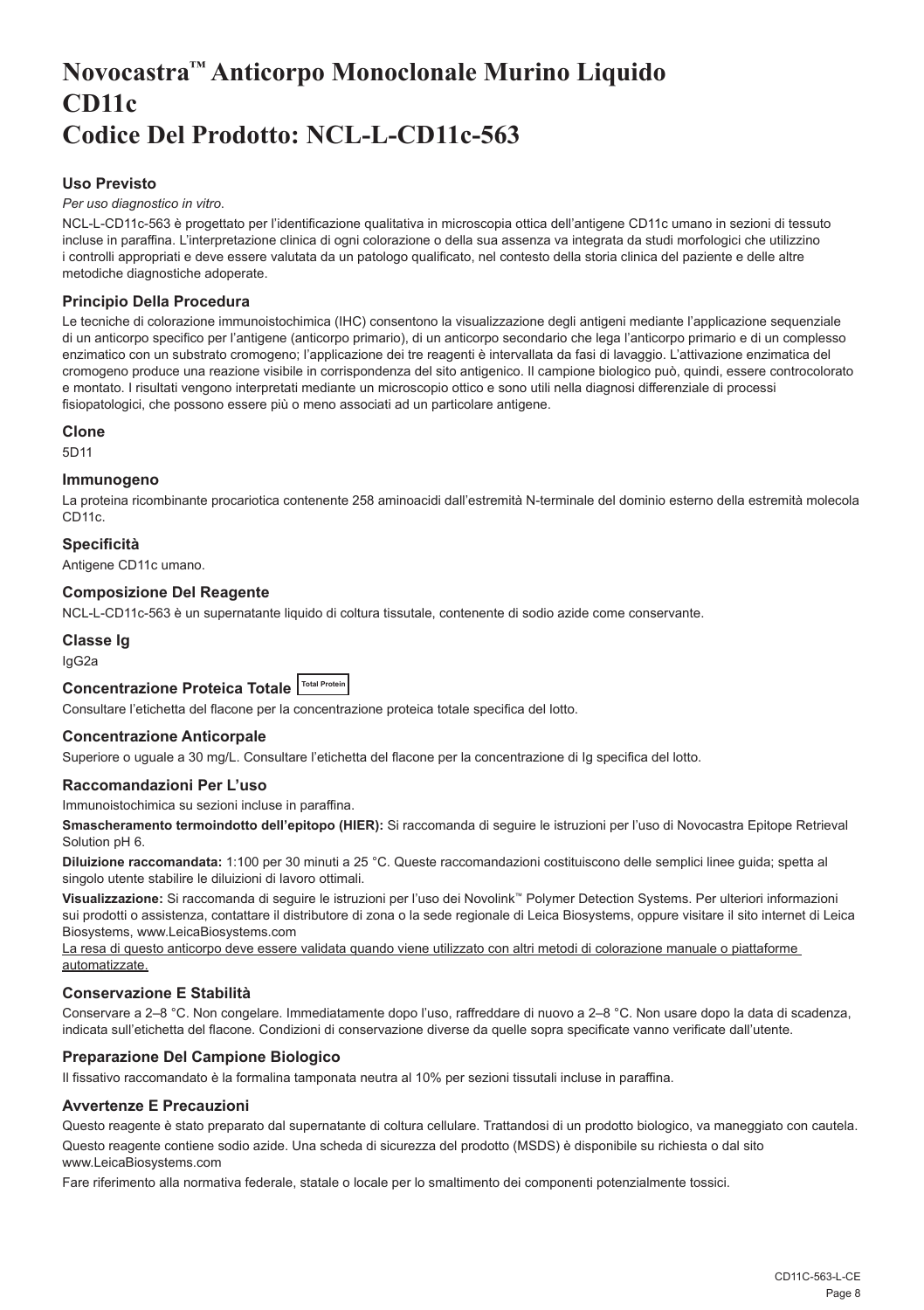# Novocastra™ Anticorpo Monoclonale Murino Liquido CD11c Codice Del Prodotto: NCL-L-CD11c-563

## Uso Previsto

*Per uso diagnostico in vitro*.

NCL-L-CD11c-563 è progettato per l'identificazione qualitativa in microscopia ottica dell'antigene CD11c umano in sezioni di tessuto incluse in paraffina. L'interpretazione clinica di ogni colorazione o della sua assenza va integrata da studi morfologici che utilizzino i controlli appropriati e deve essere valutata da un patologo qualificato, nel contesto della storia clinica del paziente e delle altre metodiche diagnostiche adoperate.

## Principio Della Procedura

Le tecniche di colorazione immunoistochimica (IHC) consentono la visualizzazione degli antigeni mediante l'applicazione sequenziale di un anticorpo specifico per l'antigene (anticorpo primario), di un anticorpo secondario che lega l'anticorpo primario e di un complesso enzimatico con un substrato cromogeno; l'applicazione dei tre reagenti è intervallata da fasi di lavaggio. L'attivazione enzimatica del cromogeno produce una reazione visibile in corrispondenza del sito antigenico. Il campione biologico può, quindi, essere controcolorato e montato. I risultati vengono interpretati mediante un microscopio ottico e sono utili nella diagnosi differenziale di processi fisiopatologici, che possono essere più o meno associati ad un particolare antigene.

## Clone

5D11

## Immunogeno

La proteina ricombinante procariotica contenente 258 aminoacidi dall'estremità N-terminale del dominio esterno della estremità molecola CD11c.

## Specificità

Antigene CD11c umano.

## Composizione Del Reagente

NCL-L-CD11c-563 è un supernatante liquido di coltura tissutale, contenente di sodio azide come conservante.

## Classe Ig

IgG2a

## Concentrazione Proteica Totale Total Protein

Consultare l'etichetta del flacone per la concentrazione proteica totale specifica del lotto.

## Concentrazione Anticorpale

Superiore o uguale a 30 mg/L. Consultare l'etichetta del flacone per la concentrazione di Ig specifica del lotto.

## Raccomandazioni Per L'uso

Immunoistochimica su sezioni incluse in paraffina.

**Smascheramento termoindotto dell'epitopo (HIER):** Si raccomanda di seguire le istruzioni per l'uso di Novocastra Epitope Retrieval Solution pH 6.

**Diluizione raccomandata:** 1:100 per 30 minuti a 25 °C. Queste raccomandazioni costituiscono delle semplici linee guida; spetta al singolo utente stabilire le diluizioni di lavoro ottimali.

**Visualizzazione:** Si raccomanda di seguire le istruzioni per l'uso dei Novolink™ Polymer Detection Systems. Per ulteriori informazioni sui prodotti o assistenza, contattare il distributore di zona o la sede regionale di Leica Biosystems, oppure visitare il sito internet di Leica Biosystems, www.LeicaBiosystems.com

<u>La resa di questo anticorpo deve essere validata quando viene utilizzato con altri metodi di colorazione manuale o piattaforme automatizzate.</u>

## Conservazione E Stabilità

Conservare a 2–8 °C. Non congelare. Immediatamente dopo l'uso, raffreddare di nuovo a 2–8 °C. Non usare dopo la data di scadenza, indicata sull'etichetta del flacone. Condizioni di conservazione diverse da quelle sopra specificate vanno verificate dall'utente.

## Preparazione Del Campione Biologico

Il fissativo raccomandato è la formalina tamponata neutra al 10% per sezioni tissutali incluse in paraffina.

## Avvertenze E Precauzioni

Questo reagente è stato preparato dal supernatante di coltura cellulare. Trattandosi di un prodotto biologico, va maneggiato con cautela.

Questo reagente contiene sodio azide. Una scheda di sicurezza del prodotto (MSDS) è disponibile su richiesta o dal sito www.LeicaBiosystems.com

Fare riferimento alla normativa federale, statale o locale per lo smaltimento dei componenti potenzialmente tossici.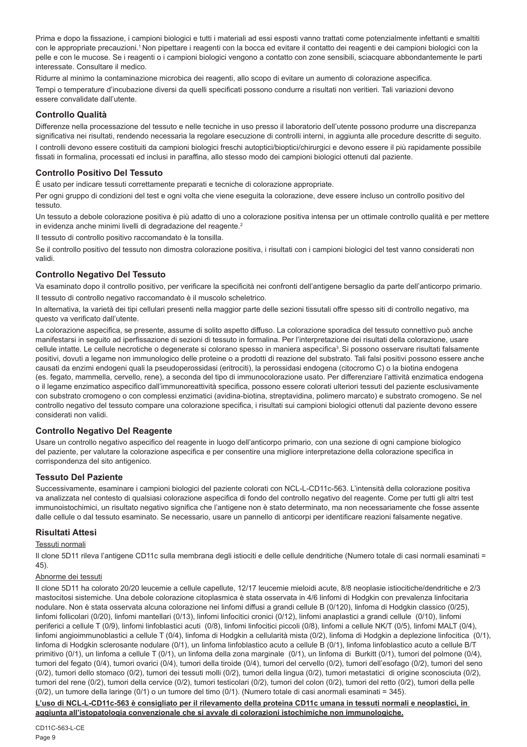Prima e dopo la fissazione, i campioni biologici e tutti i materiali ad essi esposti vanno trattati come potenzialmente infettanti e smaltiti con le appropriate precauzioni.[1] Non pipettare i reagenti con la bocca ed evitare il contatto dei reagenti e dei campioni biologici con la pelle e con le mucose. Se i reagenti o i campioni biologici vengono a contatto con zone sensibili, sciacquare abbondantemente le parti interessate. Consultare il medico.

Ridurre al minimo la contaminazione microbica dei reagenti, allo scopo di evitare un aumento di colorazione aspecifica.

Tempi o temperature d'incubazione diversi da quelli specificati possono condurre a risultati non veritieri. Tali variazioni devono essere convalidate dall'utente.

## Controllo Qualità

Differenze nella processazione del tessuto e nelle tecniche in uso presso il laboratorio dell'utente possono produrre una discrepanza significativa nei risultati, rendendo necessaria la regolare esecuzione di controlli interni, in aggiunta alle procedure descritte di seguito.

I controlli devono essere costituiti da campioni biologici freschi autoptici/bioptici/chirurgici e devono essere il più rapidamente possibile fissati in formalina, processati ed inclusi in paraffina, allo stesso modo dei campioni biologici ottenuti dal paziente.

## Controllo Positivo Del Tessuto

È usato per indicare tessuti correttamente preparati e tecniche di colorazione appropriate.

Per ogni gruppo di condizioni del test e ogni volta che viene eseguita la colorazione, deve essere incluso un controllo positivo del tessuto.

Un tessuto a debole colorazione positiva è più adatto di uno a colorazione positiva intensa per un ottimale controllo qualità e per mettere in evidenza anche minimi livelli di degradazione del reagente.[2]

Il tessuto di controllo positivo raccomandato è la tonsilla.

Se il controllo positivo del tessuto non dimostra colorazione positiva, i risultati con i campioni biologici del test vanno considerati non validi.

## Controllo Negativo Del Tessuto

Va esaminato dopo il controllo positivo, per verificare la specificità nei confronti dell'antigene bersaglio da parte dell'anticorpo primario.

Il tessuto di controllo negativo raccomandato è il muscolo scheletrico.

In alternativa, la varietà dei tipi cellulari presenti nella maggior parte delle sezioni tissutali offre spesso siti di controllo negativo, ma questo va verificato dall'utente.

La colorazione aspecifica, se presente, assume di solito aspetto diffuso. La colorazione sporadica del tessuto connettivo può anche manifestarsi in seguito ad iperfissazione di sezioni di tessuto in formalina. Per l'interpretazione dei risultati della colorazione, usare cellule intatte. Le cellule necrotiche o degenerate si colorano spesso in maniera aspecifica[3]. Si possono osservare risultati falsamente positivi, dovuti a legame non immunologico delle proteine o a prodotti di reazione del substrato. Tali falsi positivi possono essere anche causati da enzimi endogeni quali la pseudoperossidasi (eritrociti), la perossidasi endogena (citocromo C) o la biotina endogena (es. fegato, mammella, cervello, rene), a seconda del tipo di immunocolorazione usato. Per differenziare l'attività enzimatica endogena o il legame enzimatico aspecifico dall'immunoreattività specifica, possono essere colorati ulteriori tessuti del paziente esclusivamente con substrato cromogeno o con complessi enzimatici (avidina-biotina, streptavidina, polimero marcato) e substrato cromogeno. Se nel controllo negativo del tessuto compare una colorazione specifica, i risultati sui campioni biologici ottenuti dal paziente devono essere considerati non validi.

## Controllo Negativo Del Reagente

Usare un controllo negativo aspecifico del reagente in luogo dell'anticorpo primario, con una sezione di ogni campione biologico del paziente, per valutare la colorazione aspecifica e per consentire una migliore interpretazione della colorazione specifica in corrispondenza del sito antigenico.

## Tessuto Del Paziente

Successivamente, esaminare i campioni biologici del paziente colorati con NCL-L-CD11c-563. L'intensità della colorazione positiva va analizzata nel contesto di qualsiasi colorazione aspecifica di fondo del controllo negativo del reagente. Come per tutti gli altri test immunoistochimici, un risultato negativo significa che l'antigene non è stato determinato, ma non necessariamente che fosse assente dalle cellule o dal tessuto esaminato. Se necessario, usare un pannello di anticorpi per identificare reazioni falsamente negative.

## Risultati Attesi

Tessuti normali

Il clone 5D11 rileva l'antigene CD11c sulla membrana degli istiociti e delle cellule dendritiche (Numero totale di casi normali esaminati = 45).

Abnorme dei tessuti

Il clone 5D11 ha colorato 20/20 leucemie a cellule capellute, 12/17 leucemie mieloidi acute, 8/8 neoplasie istiocitiche/dendritiche e 2/3 mastocitosi sistemiche. Una debole colorazione citoplasmica è stata osservata in 4/6 linfomi di Hodgkin con prevalenza linfocitaria nodulare. Non è stata osservata alcuna colorazione nei linfomi diffusi a grandi cellule B (0/120), linfoma di Hodgkin classico (0/25), linfomi follicolari (0/20), linfomi mantellari (0/13), linfomi linfocitici cronici (0/12), linfomi anaplastici a grandi cellule (0/10), linfomi periferici a cellule T (0/9), linfomi linfoblastici acuti (0/8), linfomi linfocitici piccoli (0/8), linfomi a cellule NK/T (0/5), linfomi MALT (0/4), linfomi angioimmunoblastici a cellule T (0/4), linfoma di Hodgkin a cellularità mista (0/2), linfoma di Hodgkin a deplezione linfocitica (0/1), linfoma di Hodgkin sclerosante nodulare (0/1), un linfoma linfoblastico acuto a cellule B (0/1), linfoma linfoblastico acuto a cellule B/T primitivo (0/1), un linfoma a cellule T (0/1), un linfoma della zona marginale (0/1), un linfoma di Burkitt (0/1), tumori del polmone (0/4), tumori del fegato (0/4), tumori ovarici (0/4), tumori della tiroide (0/4), tumori del cervello (0/2), tumori dell'esofago (0/2), tumori del seno (0/2), tumori dello stomaco (0/2), tumori dei tessuti molli (0/2), tumori della lingua (0/2), tumori metastatici di origine sconosciuta (0/2), tumori del rene (0/2), tumori della cervice (0/2), tumori testicolari (0/2), tumori del colon (0/2), tumori del retto (0/2), tumori della pelle (0/2), un tumore della laringe (0/1) o un tumore del timo (0/1). (Numero totale di casi anormali esaminati = 345).

**L'uso di NCL-L-CD11c-563 è consigliato per il rilevamento della proteina CD11c umana in tessuti normali e neoplastici, in aggiunta all'istopatologia convenzionale che si avvale di colorazioni istochimiche non immunologiche.**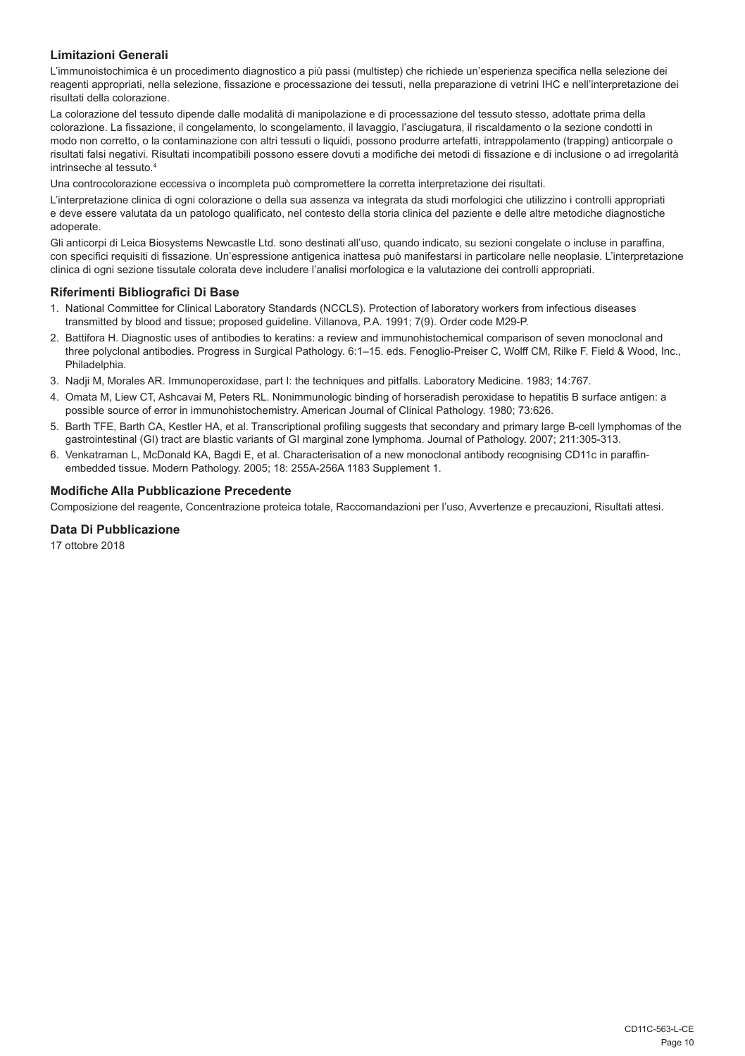## Limitazioni Generali

L'immunoistochimica è un procedimento diagnostico a più passi (multistep) che richiede un'esperienza specifica nella selezione dei reagenti appropriati, nella selezione, fissazione e processazione dei tessuti, nella preparazione di vetrini IHC e nell'interpretazione dei risultati della colorazione.

La colorazione del tessuto dipende dalle modalità di manipolazione e di processazione del tessuto stesso, adottate prima della colorazione. La fissazione, il congelamento, lo scongelamento, il lavaggio, l'asciugatura, il riscaldamento o la sezione condotti in modo non corretto, o la contaminazione con altri tessuti o liquidi, possono produrre artefatti, intrappolamento (trapping) anticorpale o risultati falsi negativi. Risultati incompatibili possono essere dovuti a modifiche dei metodi di fissazione e di inclusione o ad irregolarità intrinseche al tessuto.[4]

Una controcolorazione eccessiva o incompleta può compromettere la corretta interpretazione dei risultati.

L'interpretazione clinica di ogni colorazione o della sua assenza va integrata da studi morfologici che utilizzino i controlli appropriati e deve essere valutata da un patologo qualificato, nel contesto della storia clinica del paziente e delle altre metodiche diagnostiche adoperate.

Gli anticorpi di Leica Biosystems Newcastle Ltd. sono destinati all'uso, quando indicato, su sezioni congelate o incluse in paraffina, con specifici requisiti di fissazione. Un'espressione antigenica inattesa può manifestarsi in particolare nelle neoplasie. L'interpretazione clinica di ogni sezione tissutale colorata deve includere l'analisi morfologica e la valutazione dei controlli appropriati.

## Riferimenti Bibliografici Di Base

1. National Committee for Clinical Laboratory Standards (NCCLS). Protection of laboratory workers from infectious diseases transmitted by blood and tissue; proposed guideline. Villanova, P.A. 1991; 7(9). Order code M29-P.
2. Battifora H. Diagnostic uses of antibodies to keratins: a review and immunohistochemical comparison of seven monoclonal and three polyclonal antibodies. Progress in Surgical Pathology. 6:1–15. eds. Fenoglio-Preiser C, Wolff CM, Rilke F. Field & Wood, Inc., Philadelphia.
3. Nadji M, Morales AR. Immunoperoxidase, part I: the techniques and pitfalls. Laboratory Medicine. 1983; 14:767.
4. Omata M, Liew CT, Ashcavai M, Peters RL. Nonimmunologic binding of horseradish peroxidase to hepatitis B surface antigen: a possible source of error in immunohistochemistry. American Journal of Clinical Pathology. 1980; 73:626.
5. Barth TFE, Barth CA, Kestler HA, et al. Transcriptional profiling suggests that secondary and primary large B-cell lymphomas of the gastrointestinal (GI) tract are blastic variants of GI marginal zone lymphoma. Journal of Pathology. 2007; 211:305-313.
6. Venkatraman L, McDonald KA, Bagdi E, et al. Characterisation of a new monoclonal antibody recognising CD11c in paraffin-embedded tissue. Modern Pathology. 2005; 18: 255A-256A 1183 Supplement 1.

## Modifiche Alla Pubblicazione Precedente

Composizione del reagente, Concentrazione proteica totale, Raccomandazioni per l'uso, Avvertenze e precauzioni, Risultati attesi.

## Data Di Pubblicazione

17 ottobre 2018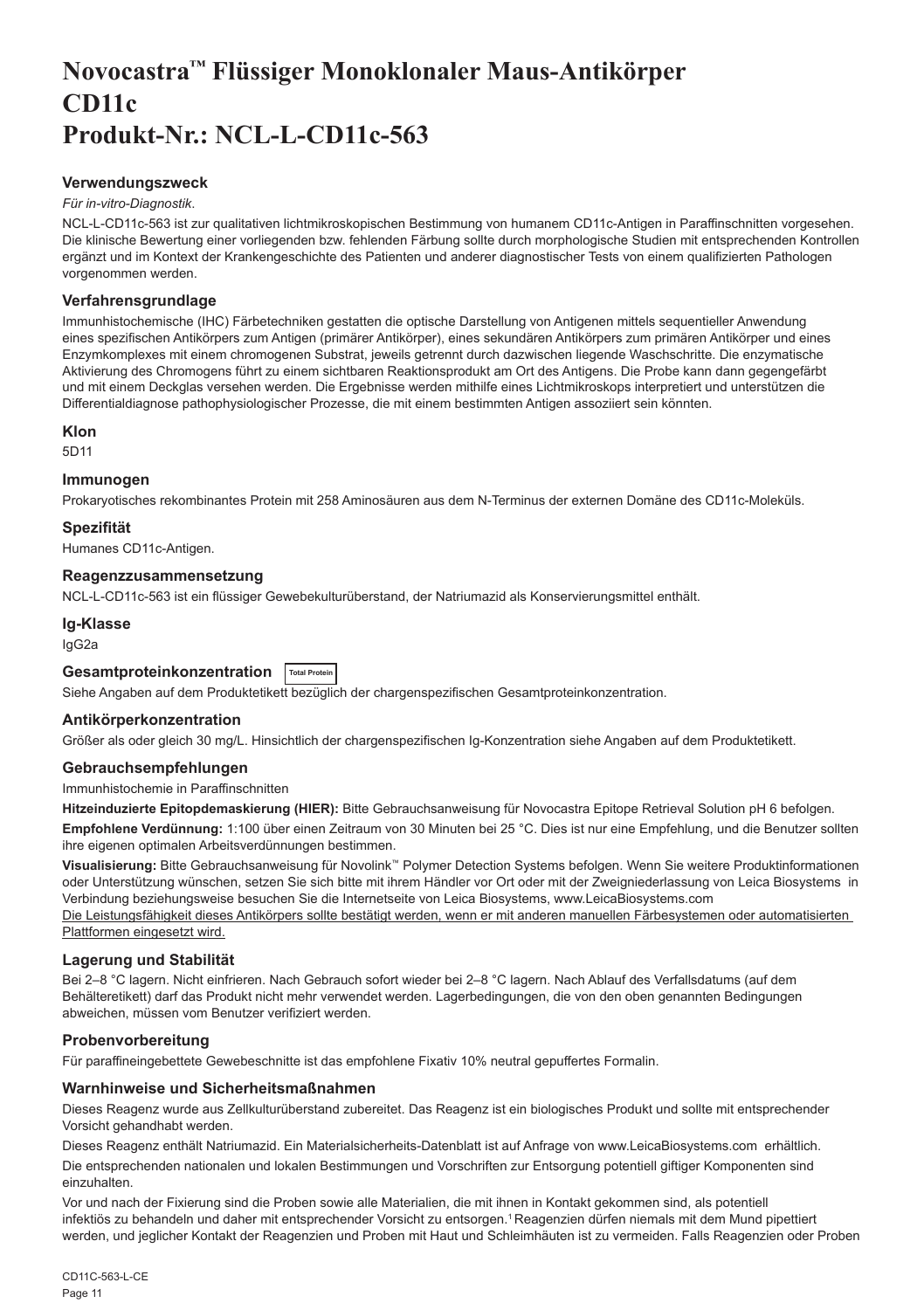# Novocastra™ Flüssiger Monoklonaler Maus-Antikörper CD11c Produkt-Nr.: NCL-L-CD11c-563

### Verwendungszweck

*Für in-vitro-Diagnostik*.

NCL-L-CD11c-563 ist zur qualitativen lichtmikroskopischen Bestimmung von humanem CD11c-Antigen in Paraffinschnitten vorgesehen. Die klinische Bewertung einer vorliegenden bzw. fehlenden Färbung sollte durch morphologische Studien mit entsprechenden Kontrollen ergänzt und im Kontext der Krankengeschichte des Patienten und anderer diagnostischer Tests von einem qualifizierten Pathologen vorgenommen werden.

### Verfahrensgrundlage

Immunhistochemische (IHC) Färbetechniken gestatten die optische Darstellung von Antigenen mittels sequentieller Anwendung eines spezifischen Antikörpers zum Antigen (primärer Antikörper), eines sekundären Antikörpers zum primären Antikörper und eines Enzymkomplexes mit einem chromogenen Substrat, jeweils getrennt durch dazwischen liegende Waschschritte. Die enzymatische Aktivierung des Chromogens führt zu einem sichtbaren Reaktionsprodukt am Ort des Antigens. Die Probe kann dann gegengefärbt und mit einem Deckglas versehen werden. Die Ergebnisse werden mithilfe eines Lichtmikroskops interpretiert und unterstützen die Differentialdiagnose pathophysiologischer Prozesse, die mit einem bestimmten Antigen assoziiert sein könnten.

### Klon

5D11

### Immunogen

Prokaryotisches rekombinantes Protein mit 258 Aminosäuren aus dem N-Terminus der externen Domäne des CD11c-Moleküls.

### Spezifität

Humanes CD11c-Antigen.

### Reagenzzusammensetzung

NCL-L-CD11c-563 ist ein flüssiger Gewebekulturüberstand, der Natriumazid als Konservierungsmittel enthält.

### Ig-Klasse

IgG2a

### Gesamtproteinkonzentration Total Protein

Siehe Angaben auf dem Produktetikett bezüglich der chargenspezifischen Gesamtproteinkonzentration.

### Antikörperkonzentration

Größer als oder gleich 30 mg/L. Hinsichtlich der chargenspezifischen Ig-Konzentration siehe Angaben auf dem Produktetikett.

### Gebrauchsempfehlungen

Immunhistochemie in Paraffinschnitten

**Hitzeinduzierte Epitopdemaskierung (HIER):** Bitte Gebrauchsanweisung für Novocastra Epitope Retrieval Solution pH 6 befolgen.

**Empfohlene Verdünnung:** 1:100 über einen Zeitraum von 30 Minuten bei 25 °C. Dies ist nur eine Empfehlung, und die Benutzer sollten ihre eigenen optimalen Arbeitsverdünnungen bestimmen.

**Visualisierung:** Bitte Gebrauchsanweisung für Novolink™ Polymer Detection Systems befolgen. Wenn Sie weitere Produktinformationen oder Unterstützung wünschen, setzen Sie sich bitte mit ihrem Händler vor Ort oder mit der Zweigniederlassung von Leica Biosystems in Verbindung beziehungsweise besuchen Sie die Internetseite von Leica Biosystems, www.LeicaBiosystems.com

Die Leistungsfähigkeit dieses Antikörpers sollte bestätigt werden, wenn er mit anderen manuellen Färbesystemen oder automatisierten Plattformen eingesetzt wird.

### Lagerung und Stabilität

Bei 2–8 °C lagern. Nicht einfrieren. Nach Gebrauch sofort wieder bei 2–8 °C lagern. Nach Ablauf des Verfallsdatums (auf dem Behälteretikett) darf das Produkt nicht mehr verwendet werden. Lagerbedingungen, die von den oben genannten Bedingungen abweichen, müssen vom Benutzer verifiziert werden.

### Probenvorbereitung

Für paraffineingebettete Gewebeschnitte ist das empfohlene Fixativ 10% neutral gepuffertes Formalin.

### Warnhinweise und Sicherheitsmaßnahmen

Dieses Reagenz wurde aus Zellkulturüberstand zubereitet. Das Reagenz ist ein biologisches Produkt und sollte mit entsprechender Vorsicht gehandhabt werden.

Dieses Reagenz enthält Natriumazid. Ein Materialsicherheits-Datenblatt ist auf Anfrage von www.LeicaBiosystems.com erhältlich.

Die entsprechenden nationalen und lokalen Bestimmungen und Vorschriften zur Entsorgung potentiell giftiger Komponenten sind einzuhalten.

Vor und nach der Fixierung sind die Proben sowie alle Materialien, die mit ihnen in Kontakt gekommen sind, als potentiell infektiös zu behandeln und daher mit entsprechender Vorsicht zu entsorgen.[1] Reagenzien dürfen niemals mit dem Mund pipettiert werden, und jeglicher Kontakt der Reagenzien und Proben mit Haut und Schleimhäuten ist zu vermeiden. Falls Reagenzien oder Proben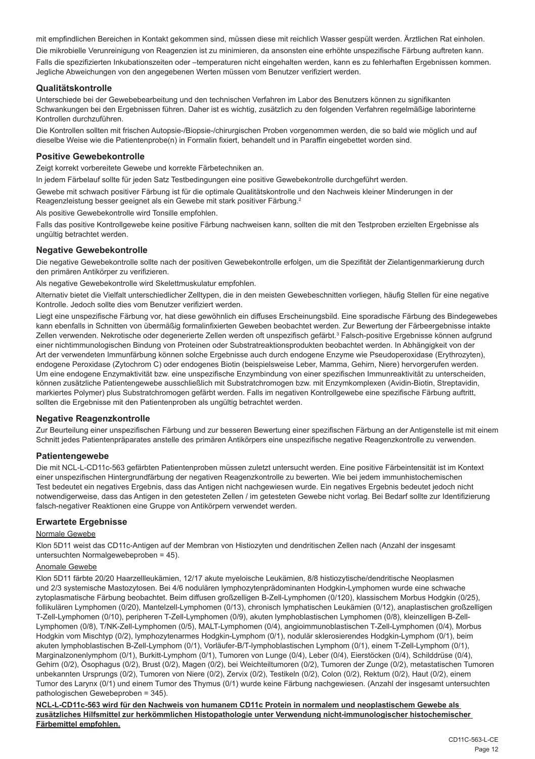mit empfindlichen Bereichen in Kontakt gekommen sind, müssen diese mit reichlich Wasser gespült werden. Ärztlichen Rat einholen.

Die mikrobielle Verunreinigung von Reagenzien ist zu minimieren, da ansonsten eine erhöhte unspezifische Färbung auftreten kann.

Falls die spezifizierten Inkubationszeiten oder –temperaturen nicht eingehalten werden, kann es zu fehlerhaften Ergebnissen kommen. Jegliche Abweichungen von den angegebenen Werten müssen vom Benutzer verifiziert werden.

## Qualitätskontrolle

Unterschiede bei der Gewebebearbeitung und den technischen Verfahren im Labor des Benutzers können zu signifikanten Schwankungen bei den Ergebnissen führen. Daher ist es wichtig, zusätzlich zu den folgenden Verfahren regelmäßige laborinterne Kontrollen durchzuführen.

Die Kontrollen sollten mit frischen Autopsie-/Biopsie-/chirurgischen Proben vorgenommen werden, die so bald wie möglich und auf dieselbe Weise wie die Patientenprobe(n) in Formalin fixiert, behandelt und in Paraffin eingebettet worden sind.

## Positive Gewebekontrolle

Zeigt korrekt vorbereitete Gewebe und korrekte Färbetechniken an.

In jedem Färbelauf sollte für jeden Satz Testbedingungen eine positive Gewebekontrolle durchgeführt werden.

Gewebe mit schwach positiver Färbung ist für die optimale Qualitätskontrolle und den Nachweis kleiner Minderungen in der Reagenzleistung besser geeignet als ein Gewebe mit stark positiver Färbung.[2]

Als positive Gewebekontrolle wird Tonsille empfohlen.

Falls das positive Kontrollgewebe keine positive Färbung nachweisen kann, sollten die mit den Testproben erzielten Ergebnisse als ungültig betrachtet werden.

## Negative Gewebekontrolle

Die negative Gewebekontrolle sollte nach der positiven Gewebekontrolle erfolgen, um die Spezifität der Zielantigenmarkierung durch den primären Antikörper zu verifizieren.

Als negative Gewebekontrolle wird Skelettmuskulatur empfohlen.

Alternativ bietet die Vielfalt unterschiedlicher Zelltypen, die in den meisten Gewebeschnitten vorliegen, häufig Stellen für eine negative Kontrolle. Jedoch sollte dies vom Benutzer verifiziert werden.

Liegt eine unspezifische Färbung vor, hat diese gewöhnlich ein diffuses Erscheinungsbild. Eine sporadische Färbung des Bindegewebes kann ebenfalls in Schnitten von übermäßig formalinfixierten Geweben beobachtet werden. Zur Bewertung der Färbeergebnisse intakte Zellen verwenden. Nekrotische oder degenerierte Zellen werden oft unspezifisch gefärbt.[3] Falsch-positive Ergebnisse können aufgrund einer nichtimmunologischen Bindung von Proteinen oder Substratreaktionsprodukten beobachtet werden. In Abhängigkeit von der Art der verwendeten Immunfärbung können solche Ergebnisse auch durch endogene Enzyme wie Pseudoperoxidase (Erythrozyten), endogene Peroxidase (Zytochrom C) oder endogenes Biotin (beispielsweise Leber, Mamma, Gehirn, Niere) hervorgerufen werden. Um eine endogene Enzymaktivität bzw. eine unspezifische Enzymbindung von einer spezifischen Immunreaktivität zu unterscheiden, können zusätzliche Patientengewebe ausschließlich mit Substratchromogen bzw. mit Enzymkomplexen (Avidin-Biotin, Streptavidin, markiertes Polymer) plus Substratchromogen gefärbt werden. Falls im negativen Kontrollgewebe eine spezifische Färbung auftritt, sollten die Ergebnisse mit den Patientenproben als ungültig betrachtet werden.

## Negative Reagenzkontrolle

Zur Beurteilung einer unspezifischen Färbung und zur besseren Bewertung einer spezifischen Färbung an der Antigenstelle ist mit einem Schnitt jedes Patientenpräparates anstelle des primären Antikörpers eine unspezifische negative Reagenzkontrolle zu verwenden.

## Patientengewebe

Die mit NCL-L-CD11c-563 gefärbten Patientenproben müssen zuletzt untersucht werden. Eine positive Färbeintensität ist im Kontext einer unspezifischen Hintergrundfärbung der negativen Reagenzkontrolle zu bewerten. Wie bei jedem immunhistochemischen Test bedeutet ein negatives Ergebnis, dass das Antigen nicht nachgewiesen wurde. Ein negatives Ergebnis bedeutet jedoch nicht notwendigerweise, dass das Antigen in den getesteten Zellen / im getesteten Gewebe nicht vorlag. Bei Bedarf sollte zur Identifizierung falsch-negativer Reaktionen eine Gruppe von Antikörpern verwendet werden.

## Erwartete Ergebnisse

Normale Gewebe

Klon 5D11 weist das CD11c-Antigen auf der Membran von Histiozyten und dendritischen Zellen nach (Anzahl der insgesamt untersuchten Normalgewebeproben = 45).

Anomale Gewebe

Klon 5D11 färbte 20/20 Haarzellleukämien, 12/17 akute myeloische Leukämien, 8/8 histiozytische/dendritische Neoplasmen und 2/3 systemische Mastozytosen. Bei 4/6 nodulären lymphozytenprädominanten Hodgkin-Lymphomen wurde eine schwache zytoplasmatische Färbung beobachtet. Beim diffusen großzelligen B-Zell-Lymphomen (0/120), klassischem Morbus Hodgkin (0/25), follikulären Lymphomen (0/20), Mantelzell-Lymphomen (0/13), chronisch lymphatischen Leukämien (0/12), anaplastischen großzelligen T-Zell-Lymphomen (0/10), peripheren T-Zell-Lymphomen (0/9), akuten lymphoblastischen Lymphomen (0/8), kleinzelligen B-Zell-Lymphomen (0/8), T/NK-Zell-Lymphomen (0/5), MALT-Lymphomen (0/4), angioimmunoblastischen T-Zell-Lymphomen (0/4), Morbus Hodgkin vom Mischtyp (0/2), lymphozytenarmes Hodgkin-Lymphom (0/1), nodulär sklerosierendes Hodgkin-Lymphom (0/1), beim akuten lymphoblastischen B-Zell-Lymphom (0/1), Vorläufer-B/T-lymphoblastischen Lymphom (0/1), einem T-Zell-Lymphom (0/1), Marginalzonenlymphom (0/1), Burkitt-Lymphom (0/1), Tumoren von Lunge (0/4), Leber (0/4), Eierstöcken (0/4), Schilddrüse (0/4), Gehirn (0/2), Ösophagus (0/2), Brust (0/2), Magen (0/2), bei Weichteiltumoren (0/2), Tumoren der Zunge (0/2), metastatischen Tumoren unbekannten Ursprungs (0/2), Tumoren von Niere (0/2), Zervix (0/2), Testikeln (0/2), Colon (0/2), Rektum (0/2), Haut (0/2), einem Tumor des Larynx (0/1) und einem Tumor des Thymus (0/1) wurde keine Färbung nachgewiesen. (Anzahl der insgesamt untersuchten pathologischen Gewebeproben = 345).

**NCL-L-CD11c-563 wird für den Nachweis von humanem CD11c Protein in normalem und neoplastischem Gewebe als zusätzliches Hilfsmittel zur herkömmlichen Histopathologie unter Verwendung nicht-immunologischer histochemischer Färbemittel empfohlen.**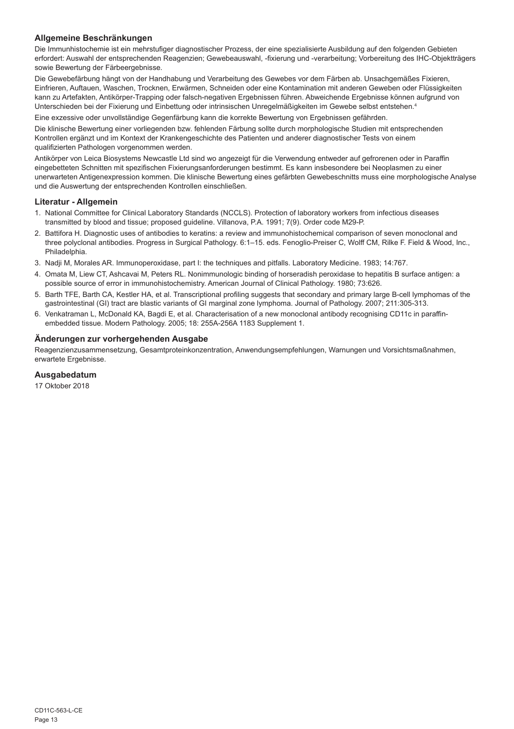## Allgemeine Beschränkungen

Die Immunhistochemie ist ein mehrstufiger diagnostischer Prozess, der eine spezialisierte Ausbildung auf den folgenden Gebieten erfordert: Auswahl der entsprechenden Reagenzien; Gewebeauswahl, -fixierung und -verarbeitung; Vorbereitung des IHC-Objektträgers sowie Bewertung der Färbeergebnisse.

Die Gewebefärbung hängt von der Handhabung und Verarbeitung des Gewebes vor dem Färben ab. Unsachgemäßes Fixieren, Einfrieren, Auftauen, Waschen, Trocknen, Erwärmen, Schneiden oder eine Kontamination mit anderen Geweben oder Flüssigkeiten kann zu Artefakten, Antikörper-Trapping oder falsch-negativen Ergebnissen führen. Abweichende Ergebnisse können aufgrund von Unterschieden bei der Fixierung und Einbettung oder intrinsischen Unregelmäßigkeiten im Gewebe selbst entstehen.[4]

Eine exzessive oder unvollständige Gegenfärbung kann die korrekte Bewertung von Ergebnissen gefährden.

Die klinische Bewertung einer vorliegenden bzw. fehlenden Färbung sollte durch morphologische Studien mit entsprechenden Kontrollen ergänzt und im Kontext der Krankengeschichte des Patienten und anderer diagnostischer Tests von einem qualifizierten Pathologen vorgenommen werden.

Antikörper von Leica Biosystems Newcastle Ltd sind wo angezeigt für die Verwendung entweder auf gefrorenen oder in Paraffin eingebetteten Schnitten mit spezifischen Fixierungsanforderungen bestimmt. Es kann insbesondere bei Neoplasmen zu einer unerwarteten Antigenexpression kommen. Die klinische Bewertung eines gefärbten Gewebeschnitts muss eine morphologische Analyse und die Auswertung der entsprechenden Kontrollen einschließen.

## Literatur - Allgemein

1. National Committee for Clinical Laboratory Standards (NCCLS). Protection of laboratory workers from infectious diseases transmitted by blood and tissue; proposed guideline. Villanova, P.A. 1991; 7(9). Order code M29-P.
2. Battifora H. Diagnostic uses of antibodies to keratins: a review and immunohistochemical comparison of seven monoclonal and three polyclonal antibodies. Progress in Surgical Pathology. 6:1–15. eds. Fenoglio-Preiser C, Wolff CM, Rilke F. Field & Wood, Inc., Philadelphia.
3. Nadji M, Morales AR. Immunoperoxidase, part I: the techniques and pitfalls. Laboratory Medicine. 1983; 14:767.
4. Omata M, Liew CT, Ashcavai M, Peters RL. Nonimmunologic binding of horseradish peroxidase to hepatitis B surface antigen: a possible source of error in immunohistochemistry. American Journal of Clinical Pathology. 1980; 73:626.
5. Barth TFE, Barth CA, Kestler HA, et al. Transcriptional profiling suggests that secondary and primary large B-cell lymphomas of the gastrointestinal (GI) tract are blastic variants of GI marginal zone lymphoma. Journal of Pathology. 2007; 211:305-313.
6. Venkatraman L, McDonald KA, Bagdi E, et al. Characterisation of a new monoclonal antibody recognising CD11c in paraffin-embedded tissue. Modern Pathology. 2005; 18: 255A-256A 1183 Supplement 1.

## Änderungen zur vorhergehenden Ausgabe

Reagenzienzusammensetzung, Gesamtproteinkonzentration, Anwendungsempfehlungen, Warnungen und Vorsichtsmaßnahmen, erwartete Ergebnisse.

## Ausgabedatum

17 Oktober 2018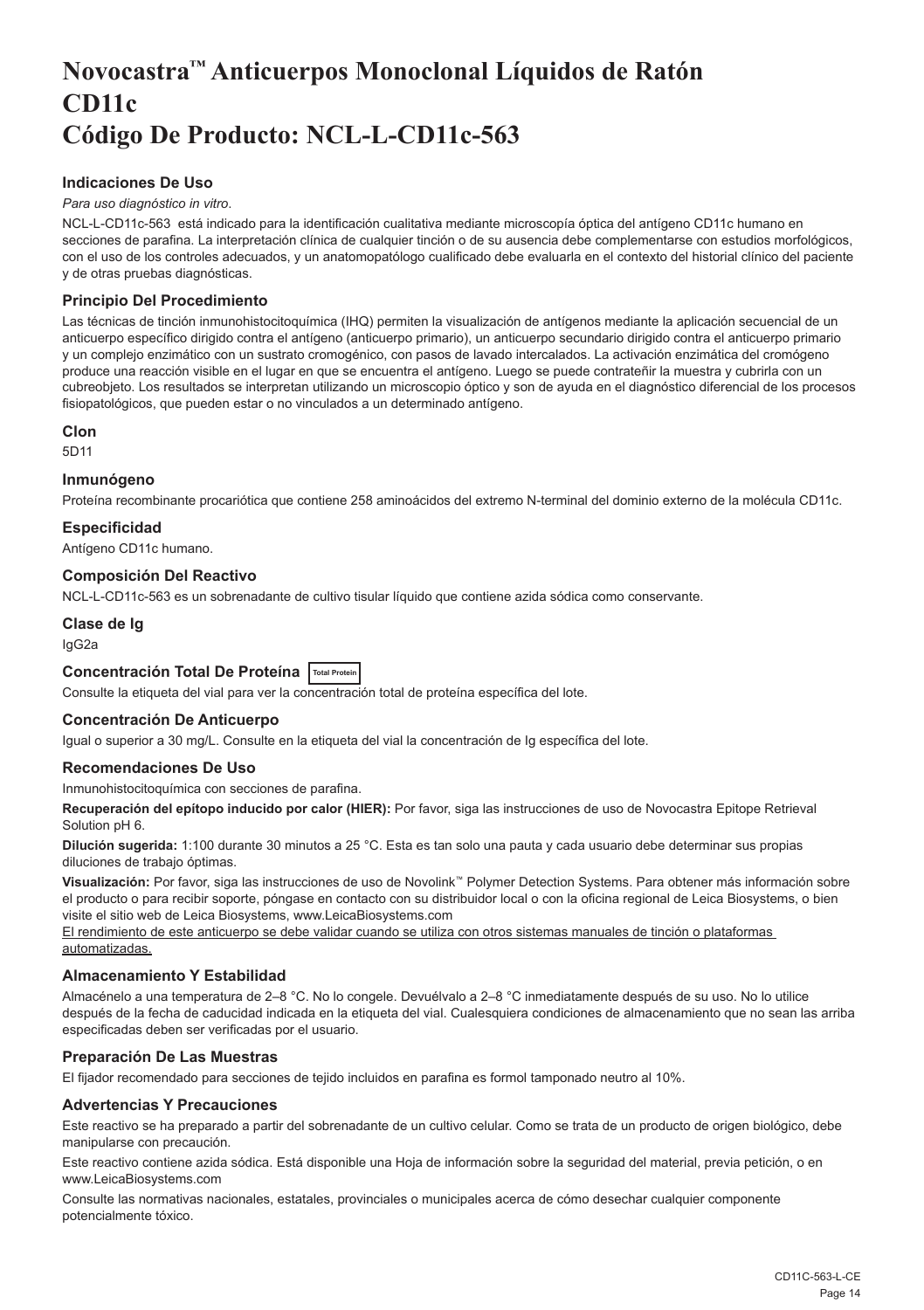# Novocastra™ Anticuerpos Monoclonal Líquidos de Ratón CD11c Código De Producto: NCL-L-CD11c-563

### Indicaciones De Uso

*Para uso diagnóstico in vitro*.

NCL-L-CD11c-563 está indicado para la identificación cualitativa mediante microscopía óptica del antígeno CD11c humano en secciones de parafina. La interpretación clínica de cualquier tinción o de su ausencia debe complementarse con estudios morfológicos, con el uso de los controles adecuados, y un anatomopatólogo cualificado debe evaluarla en el contexto del historial clínico del paciente y de otras pruebas diagnósticas.

### Principio Del Procedimiento

Las técnicas de tinción inmunohistocitoquímica (IHQ) permiten la visualización de antígenos mediante la aplicación secuencial de un anticuerpo específico dirigido contra el antígeno (anticuerpo primario), un anticuerpo secundario dirigido contra el anticuerpo primario y un complejo enzimático con un sustrato cromogénico, con pasos de lavado intercalados. La activación enzimática del cromógeno produce una reacción visible en el lugar en que se encuentra el antígeno. Luego se puede contrateñir la muestra y cubrirla con un cubreobjeto. Los resultados se interpretan utilizando un microscopio óptico y son de ayuda en el diagnóstico diferencial de los procesos fisiopatológicos, que pueden estar o no vinculados a un determinado antígeno.

### Clon

5D11

### Inmunógeno

Proteína recombinante procariótica que contiene 258 aminoácidos del extremo N-terminal del dominio externo de la molécula CD11c.

### Especificidad

Antígeno CD11c humano.

### Composición Del Reactivo

NCL-L-CD11c-563 es un sobrenadante de cultivo tisular líquido que contiene azida sódica como conservante.

### Clase de Ig

IgG2a

### Concentración Total De Proteína Total Protein

Consulte la etiqueta del vial para ver la concentración total de proteína específica del lote.

### Concentración De Anticuerpo

Igual o superior a 30 mg/L. Consulte en la etiqueta del vial la concentración de Ig específica del lote.

### Recomendaciones De Uso

Inmunohistocitoquímica con secciones de parafina.

**Recuperación del epítopo inducido por calor (HIER):** Por favor, siga las instrucciones de uso de Novocastra Epitope Retrieval Solution pH 6.

**Dilución sugerida:** 1:100 durante 30 minutos a 25 °C. Esta es tan solo una pauta y cada usuario debe determinar sus propias diluciones de trabajo óptimas.

**Visualización:** Por favor, siga las instrucciones de uso de Novolink™ Polymer Detection Systems. Para obtener más información sobre el producto o para recibir soporte, póngase en contacto con su distribuidor local o con la oficina regional de Leica Biosystems, o bien visite el sitio web de Leica Biosystems, www.LeicaBiosystems.com

El rendimiento de este anticuerpo se debe validar cuando se utiliza con otros sistemas manuales de tinción o plataformas automatizadas.

### Almacenamiento Y Estabilidad

Almacénelo a una temperatura de 2–8 °C. No lo congele. Devuélvalo a 2–8 °C inmediatamente después de su uso. No lo utilice después de la fecha de caducidad indicada en la etiqueta del vial. Cualesquiera condiciones de almacenamiento que no sean las arriba especificadas deben ser verificadas por el usuario.

### Preparación De Las Muestras

El fijador recomendado para secciones de tejido incluidos en parafina es formol tamponado neutro al 10%.

### Advertencias Y Precauciones

Este reactivo se ha preparado a partir del sobrenadante de un cultivo celular. Como se trata de un producto de origen biológico, debe manipularse con precaución.

Este reactivo contiene azida sódica. Está disponible una Hoja de información sobre la seguridad del material, previa petición, o en www.LeicaBiosystems.com

Consulte las normativas nacionales, estatales, provinciales o municipales acerca de cómo desechar cualquier componente potencialmente tóxico.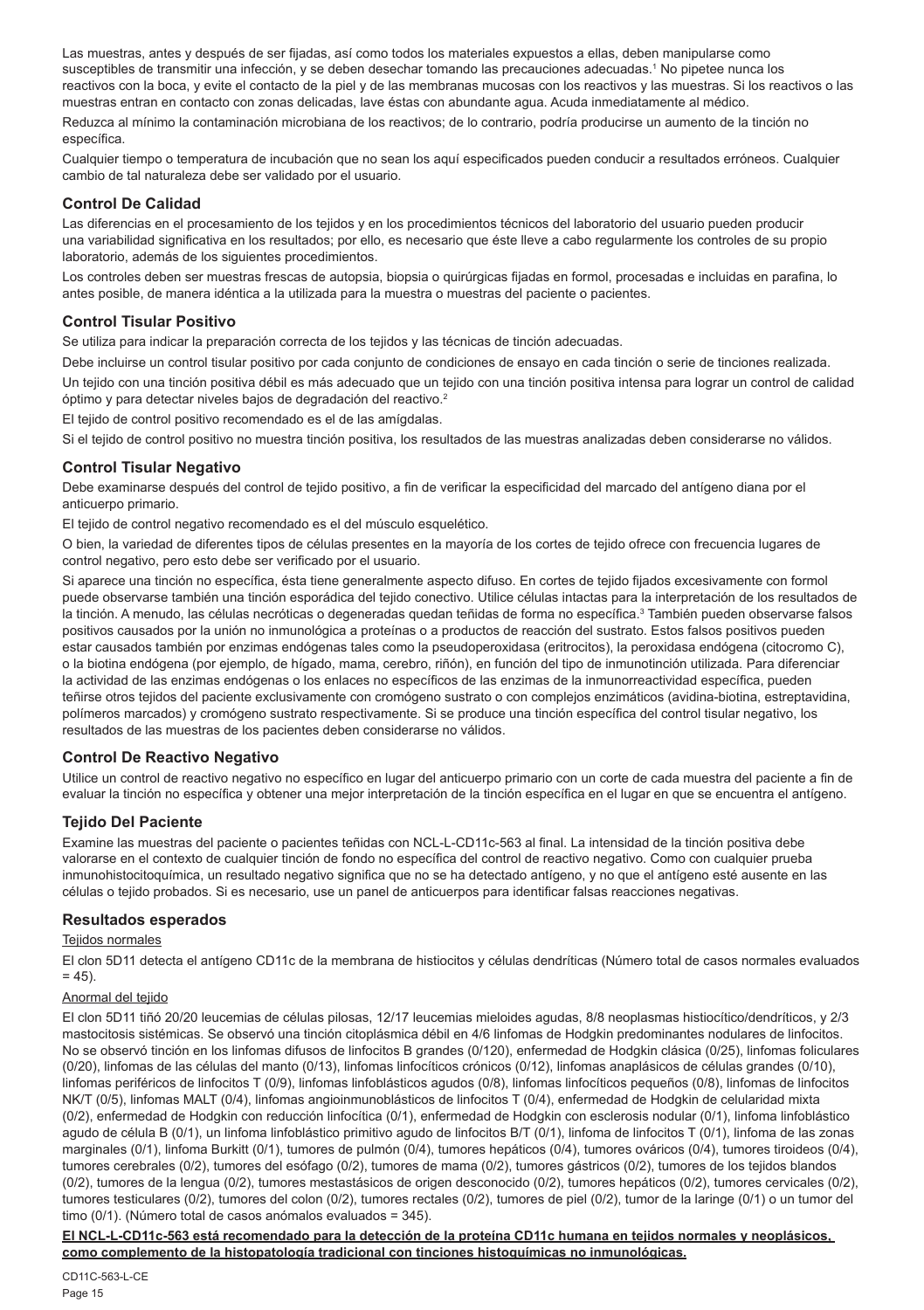Las muestras, antes y después de ser fijadas, así como todos los materiales expuestos a ellas, deben manipularse como susceptibles de transmitir una infección, y se deben desechar tomando las precauciones adecuadas.[1] No pipetee nunca los reactivos con la boca, y evite el contacto de la piel y de las membranas mucosas con los reactivos y las muestras. Si los reactivos o las muestras entran en contacto con zonas delicadas, lave éstas con abundante agua. Acuda inmediatamente al médico.

Reduzca al mínimo la contaminación microbiana de los reactivos; de lo contrario, podría producirse un aumento de la tinción no específica.

Cualquier tiempo o temperatura de incubación que no sean los aquí especificados pueden conducir a resultados erróneos. Cualquier cambio de tal naturaleza debe ser validado por el usuario.

### Control De Calidad

Las diferencias en el procesamiento de los tejidos y en los procedimientos técnicos del laboratorio del usuario pueden producir una variabilidad significativa en los resultados; por ello, es necesario que éste lleve a cabo regularmente los controles de su propio laboratorio, además de los siguientes procedimientos.

Los controles deben ser muestras frescas de autopsia, biopsia o quirúrgicas fijadas en formol, procesadas e incluidas en parafina, lo antes posible, de manera idéntica a la utilizada para la muestra o muestras del paciente o pacientes.

### Control Tisular Positivo

Se utiliza para indicar la preparación correcta de los tejidos y las técnicas de tinción adecuadas.

Debe incluirse un control tisular positivo por cada conjunto de condiciones de ensayo en cada tinción o serie de tinciones realizada.

Un tejido con una tinción positiva débil es más adecuado que un tejido con una tinción positiva intensa para lograr un control de calidad óptimo y para detectar niveles bajos de degradación del reactivo.[2]

El tejido de control positivo recomendado es el de las amígdalas.

Si el tejido de control positivo no muestra tinción positiva, los resultados de las muestras analizadas deben considerarse no válidos.

### Control Tisular Negativo

Debe examinarse después del control de tejido positivo, a fin de verificar la especificidad del marcado del antígeno diana por el anticuerpo primario.

El tejido de control negativo recomendado es el del músculo esquelético.

O bien, la variedad de diferentes tipos de células presentes en la mayoría de los cortes de tejido ofrece con frecuencia lugares de control negativo, pero esto debe ser verificado por el usuario.

Si aparece una tinción no específica, ésta tiene generalmente aspecto difuso. En cortes de tejido fijados excesivamente con formol puede observarse también una tinción esporádica del tejido conectivo. Utilice células intactas para la interpretación de los resultados de la tinción. A menudo, las células necróticas o degeneradas quedan teñidas de forma no específica.[3] También pueden observarse falsos positivos causados por la unión no inmunológica a proteínas o a productos de reacción del sustrato. Estos falsos positivos pueden estar causados también por enzimas endógenas tales como la pseudoperoxidasa (eritrocitos), la peroxidasa endógena (citocromo C), o la biotina endógena (por ejemplo, de hígado, mama, cerebro, riñón), en función del tipo de inmunotinción utilizada. Para diferenciar la actividad de las enzimas endógenas o los enlaces no específicos de las enzimas de la inmunorreactividad específica, pueden teñirse otros tejidos del paciente exclusivamente con cromógeno sustrato o con complejos enzimáticos (avidina-biotina, estreptavidina, polímeros marcados) y cromógeno sustrato respectivamente. Si se produce una tinción específica del control tisular negativo, los resultados de las muestras de los pacientes deben considerarse no válidos.

### Control De Reactivo Negativo

Utilice un control de reactivo negativo no específico en lugar del anticuerpo primario con un corte de cada muestra del paciente a fin de evaluar la tinción no específica y obtener una mejor interpretación de la tinción específica en el lugar en que se encuentra el antígeno.

### Tejido Del Paciente

Examine las muestras del paciente o pacientes teñidas con NCL-L-CD11c-563 al final. La intensidad de la tinción positiva debe valorarse en el contexto de cualquier tinción de fondo no específica del control de reactivo negativo. Como con cualquier prueba inmunohistocitoquímica, un resultado negativo significa que no se ha detectado antígeno, y no que el antígeno esté ausente en las células o tejido probados. Si es necesario, use un panel de anticuerpos para identificar falsas reacciones negativas.

### Resultados esperados

Tejidos normales

El clon 5D11 detecta el antígeno CD11c de la membrana de histiocitos y células dendríticas (Número total de casos normales evaluados = 45).

Anormal del tejido

El clon 5D11 tiñó 20/20 leucemias de células pilosas, 12/17 leucemias mieloides agudas, 8/8 neoplasmas histiocítico/dendríticos, y 2/3 mastocitosis sistémicas. Se observó una tinción citoplásmica débil en 4/6 linfomas de Hodgkin predominantes nodulares de linfocitos. No se observó tinción en los linfomas difusos de linfocitos B grandes (0/120), enfermedad de Hodgkin clásica (0/25), linfomas foliculares (0/20), linfomas de las células del manto (0/13), linfomas linfocíticos crónicos (0/12), linfomas anaplásicos de células grandes (0/10), linfomas periféricos de linfocitos T (0/9), linfomas linfoblásticos agudos (0/8), linfomas linfocíticos pequeños (0/8), linfomas de linfocitos NK/T (0/5), linfomas MALT (0/4), linfomas angioinmunoblásticos de linfocitos T (0/4), enfermedad de Hodgkin de celularidad mixta (0/2), enfermedad de Hodgkin con reducción linfocítica (0/1), enfermedad de Hodgkin con esclerosis nodular (0/1), linfoma linfoblástico agudo de célula B (0/1), un linfoma linfoblástico primitivo agudo de linfocitos B/T (0/1), linfoma de linfocitos T (0/1), linfoma de las zonas marginales (0/1), linfoma Burkitt (0/1), tumores de pulmón (0/4), tumores hepáticos (0/4), tumores ováricos (0/4), tumores tiroideos (0/4), tumores cerebrales (0/2), tumores del esófago (0/2), tumores de mama (0/2), tumores gástricos (0/2), tumores de los tejidos blandos (0/2), tumores de la lengua (0/2), tumores mestastásicos de origen desconocido (0/2), tumores hepáticos (0/2), tumores cervicales (0/2), tumores testiculares (0/2), tumores del colon (0/2), tumores rectales (0/2), tumores de piel (0/2), tumor de la laringe (0/1) o un tumor del timo (0/1). (Número total de casos anómalos evaluados = 345).

**El NCL-L-CD11c-563 está recomendado para la detección de la proteína CD11c humana en tejidos normales y neoplásicos, como complemento de la histopatología tradicional con tinciones histoquímicas no inmunológicas.**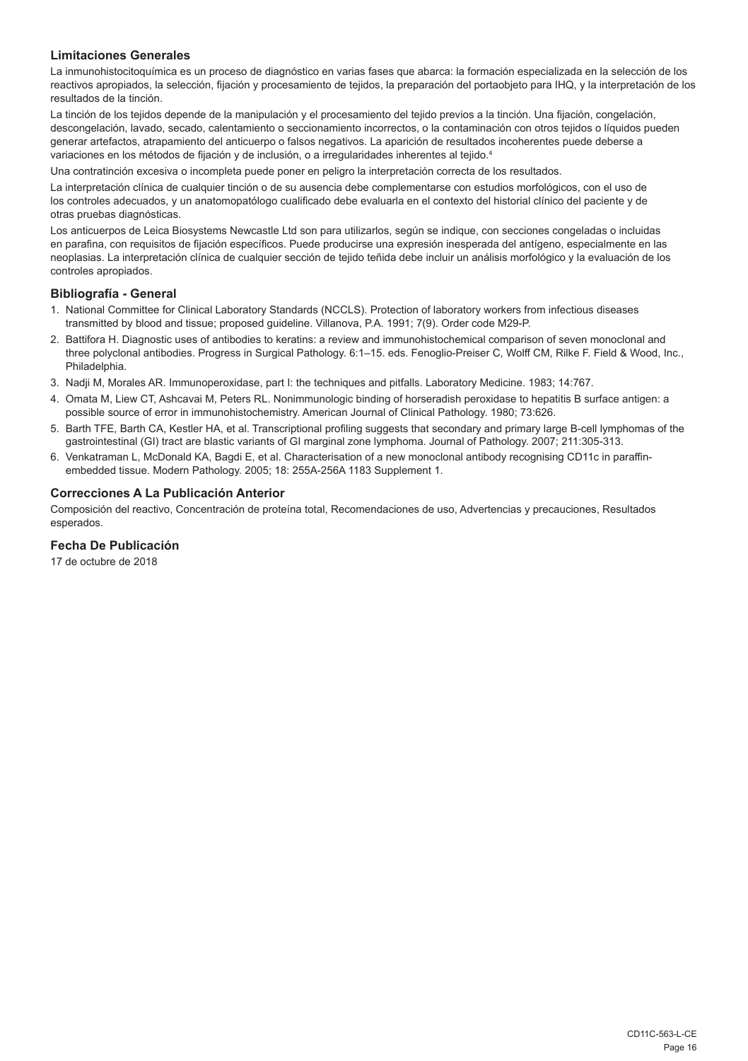## Limitaciones Generales

La inmunohistocitoquímica es un proceso de diagnóstico en varias fases que abarca: la formación especializada en la selección de los reactivos apropiados, la selección, fijación y procesamiento de tejidos, la preparación del portaobjeto para IHQ, y la interpretación de los resultados de la tinción.

La tinción de los tejidos depende de la manipulación y el procesamiento del tejido previos a la tinción. Una fijación, congelación, descongelación, lavado, secado, calentamiento o seccionamiento incorrectos, o la contaminación con otros tejidos o líquidos pueden generar artefactos, atrapamiento del anticuerpo o falsos negativos. La aparición de resultados incoherentes puede deberse a variaciones en los métodos de fijación y de inclusión, o a irregularidades inherentes al tejido.[4]

Una contratinción excesiva o incompleta puede poner en peligro la interpretación correcta de los resultados.

La interpretación clínica de cualquier tinción o de su ausencia debe complementarse con estudios morfológicos, con el uso de los controles adecuados, y un anatomopatólogo cualificado debe evaluarla en el contexto del historial clínico del paciente y de otras pruebas diagnósticas.

Los anticuerpos de Leica Biosystems Newcastle Ltd son para utilizarlos, según se indique, con secciones congeladas o incluidas en parafina, con requisitos de fijación específicos. Puede producirse una expresión inesperada del antígeno, especialmente en las neoplasias. La interpretación clínica de cualquier sección de tejido teñida debe incluir un análisis morfológico y la evaluación de los controles apropiados.

## Bibliografía - General

1. National Committee for Clinical Laboratory Standards (NCCLS). Protection of laboratory workers from infectious diseases transmitted by blood and tissue; proposed guideline. Villanova, P.A. 1991; 7(9). Order code M29-P.
2. Battifora H. Diagnostic uses of antibodies to keratins: a review and immunohistochemical comparison of seven monoclonal and three polyclonal antibodies. Progress in Surgical Pathology. 6:1–15. eds. Fenoglio-Preiser C, Wolff CM, Rilke F. Field & Wood, Inc., Philadelphia.
3. Nadji M, Morales AR. Immunoperoxidase, part I: the techniques and pitfalls. Laboratory Medicine. 1983; 14:767.
4. Omata M, Liew CT, Ashcavai M, Peters RL. Nonimmunologic binding of horseradish peroxidase to hepatitis B surface antigen: a possible source of error in immunohistochemistry. American Journal of Clinical Pathology. 1980; 73:626.
5. Barth TFE, Barth CA, Kestler HA, et al. Transcriptional profiling suggests that secondary and primary large B-cell lymphomas of the gastrointestinal (GI) tract are blastic variants of GI marginal zone lymphoma. Journal of Pathology. 2007; 211:305-313.
6. Venkatraman L, McDonald KA, Bagdi E, et al. Characterisation of a new monoclonal antibody recognising CD11c in paraffin-embedded tissue. Modern Pathology. 2005; 18: 255A-256A 1183 Supplement 1.

## Correcciones A La Publicación Anterior

Composición del reactivo, Concentración de proteína total, Recomendaciones de uso, Advertencias y precauciones, Resultados esperados.

## Fecha De Publicación

17 de octubre de 2018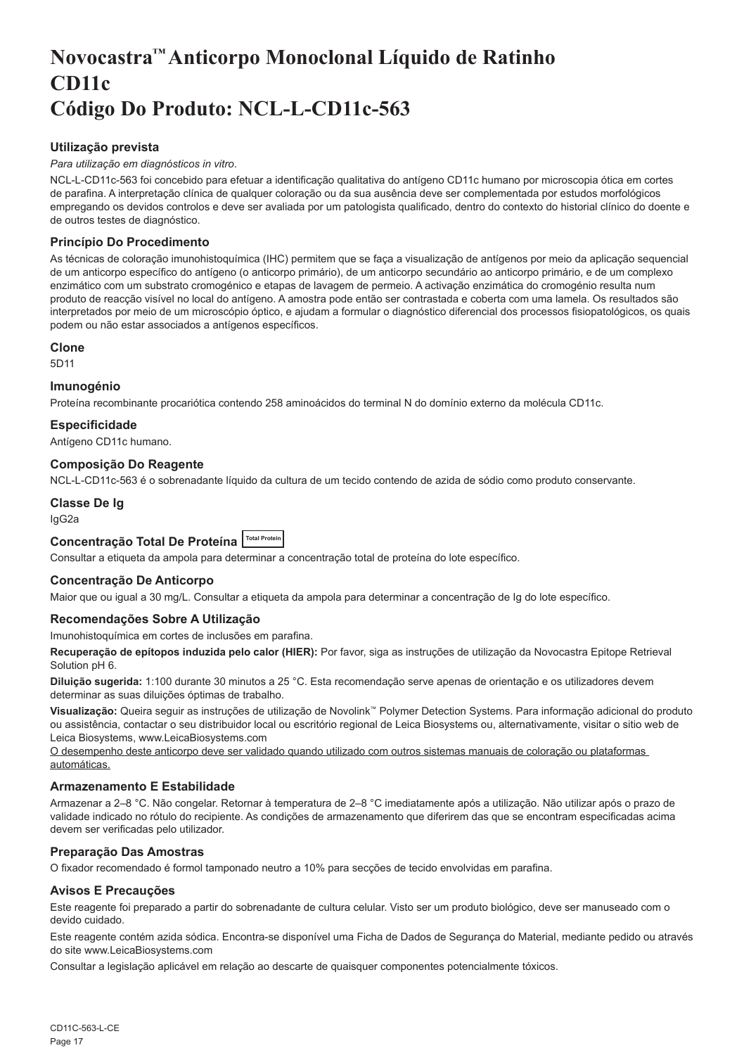# Novocastra™ Anticorpo Monoclonal Líquido de Ratinho CD11c Código Do Produto: NCL-L-CD11c-563

### Utilização prevista

*Para utilização em diagnósticos in vitro.*

NCL-L-CD11c-563 foi concebido para efetuar a identificação qualitativa do antígeno CD11c humano por microscopia ótica em cortes de parafina. A interpretação clínica de qualquer coloração ou da sua ausência deve ser complementada por estudos morfológicos empregando os devidos controlos e deve ser avaliada por um patologista qualificado, dentro do contexto do historial clínico do doente e de outros testes de diagnóstico.

### Princípio Do Procedimento

As técnicas de coloração imunohistoquímica (IHC) permitem que se faça a visualização de antígenos por meio da aplicação sequencial de um anticorpo específico do antígeno (o anticorpo primário), de um anticorpo secundário ao anticorpo primário, e de um complexo enzimático com um substrato cromogénico e etapas de lavagem de permeio. A activação enzimática do cromogénio resulta num produto de reacção visível no local do antígeno. A amostra pode então ser contrastada e coberta com uma lamela. Os resultados são interpretados por meio de um microscópio óptico, e ajudam a formular o diagnóstico diferencial dos processos fisiopatológicos, os quais podem ou não estar associados a antígenos específicos.

### Clone

5D11

### Imunogénio

Proteína recombinante procariótica contendo 258 aminoácidos do terminal N do domínio externo da molécula CD11c.

### Especificidade

Antígeno CD11c humano.

### Composição Do Reagente

NCL-L-CD11c-563 é o sobrenadante líquido da cultura de um tecido contendo de azida de sódio como produto conservante.

### Classe De Ig

IgG2a

### Concentração Total De Proteína Total Protein

Consultar a etiqueta da ampola para determinar a concentração total de proteína do lote específico.

### Concentração De Anticorpo

Maior que ou igual a 30 mg/L. Consultar a etiqueta da ampola para determinar a concentração de Ig do lote específico.

### Recomendações Sobre A Utilização

Imunohistoquímica em cortes de inclusões em parafina.

**Recuperação de epítopos induzida pelo calor (HIER):** Por favor, siga as instruções de utilização da Novocastra Epitope Retrieval Solution pH 6.

**Diluição sugerida:** 1:100 durante 30 minutos a 25 °C. Esta recomendação serve apenas de orientação e os utilizadores devem determinar as suas diluições óptimas de trabalho.

**Visualização:** Queira seguir as instruções de utilização de Novolink™ Polymer Detection Systems. Para informação adicional do produto ou assistência, contactar o seu distribuidor local ou escritório regional de Leica Biosystems ou, alternativamente, visitar o sitio web de Leica Biosystems, www.LeicaBiosystems.com

<u>O desempenho deste anticorpo deve ser validado quando utilizado com outros sistemas manuais de coloração ou plataformas automáticas.</u>

### Armazenamento E Estabilidade

Armazenar a 2–8 °C. Não congelar. Retornar à temperatura de 2–8 °C imediatamente após a utilização. Não utilizar após o prazo de validade indicado no rótulo do recipiente. As condições de armazenamento que diferirem das que se encontram especificadas acima devem ser verificadas pelo utilizador.

### Preparação Das Amostras

O fixador recomendado é formol tamponado neutro a 10% para secções de tecido envolvidas em parafina.

### Avisos E Precauções

Este reagente foi preparado a partir do sobrenadante de cultura celular. Visto ser um produto biológico, deve ser manuseado com o devido cuidado.

Este reagente contém azida sódica. Encontra-se disponível uma Ficha de Dados de Segurança do Material, mediante pedido ou através do site www.LeicaBiosystems.com

Consultar a legislação aplicável em relação ao descarte de quaisquer componentes potencialmente tóxicos.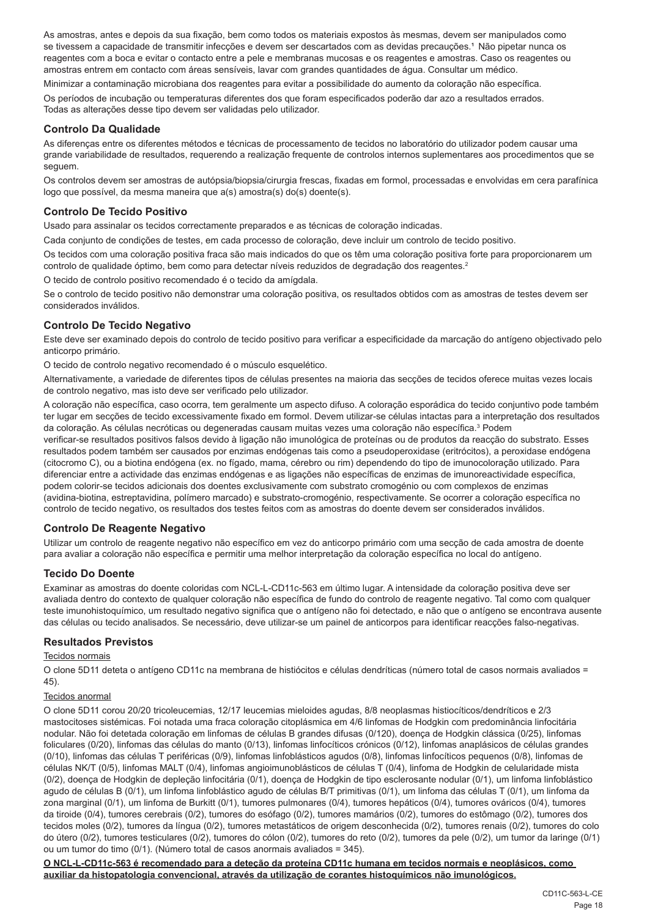As amostras, antes e depois da sua fixação, bem como todos os materiais expostos às mesmas, devem ser manipulados como se tivessem a capacidade de transmitir infecções e devem ser descartados com as devidas precauções.[1] Não pipetar nunca os reagentes com a boca e evitar o contacto entre a pele e membranas mucosas e os reagentes e amostras. Caso os reagentes ou amostras entrem em contacto com áreas sensíveis, lavar com grandes quantidades de água. Consultar um médico.

Minimizar a contaminação microbiana dos reagentes para evitar a possibilidade do aumento da coloração não específica.

Os períodos de incubação ou temperaturas diferentes dos que foram especificados poderão dar azo a resultados errados. Todas as alterações desse tipo devem ser validadas pelo utilizador.

### Controlo Da Qualidade

As diferenças entre os diferentes métodos e técnicas de processamento de tecidos no laboratório do utilizador podem causar uma grande variabilidade de resultados, requerendo a realização frequente de controlos internos suplementares aos procedimentos que se seguem.

Os controlos devem ser amostras de autópsia/biopsia/cirurgia frescas, fixadas em formol, processadas e envolvidas em cera parafínica logo que possível, da mesma maneira que a(s) amostra(s) do(s) doente(s).

### Controlo De Tecido Positivo

Usado para assinalar os tecidos correctamente preparados e as técnicas de coloração indicadas.

Cada conjunto de condições de testes, em cada processo de coloração, deve incluir um controlo de tecido positivo.

Os tecidos com uma coloração positiva fraca são mais indicados do que os têm uma coloração positiva forte para proporcionarem um controlo de qualidade óptimo, bem como para detectar níveis reduzidos de degradação dos reagentes.[2]

O tecido de controlo positivo recomendado é o tecido da amígdala.

Se o controlo de tecido positivo não demonstrar uma coloração positiva, os resultados obtidos com as amostras de testes devem ser considerados inválidos.

### Controlo De Tecido Negativo

Este deve ser examinado depois do controlo de tecido positivo para verificar a especificidade da marcação do antígeno objectivado pelo anticorpo primário.

O tecido de controlo negativo recomendado é o músculo esquelético.

Alternativamente, a variedade de diferentes tipos de células presentes na maioria das secções de tecidos oferece muitas vezes locais de controlo negativo, mas isto deve ser verificado pelo utilizador.

A coloração não específica, caso ocorra, tem geralmente um aspecto difuso. A coloração esporádica do tecido conjuntivo pode também ter lugar em secções de tecido excessivamente fixado em formol. Devem utilizar-se células intactas para a interpretação dos resultados da coloração. As células necróticas ou degeneradas causam muitas vezes uma coloração não específica.[3] Podem verificar-se resultados positivos falsos devido à ligação não imunológica de proteínas ou de produtos da reacção do substrato. Esses resultados podem também ser causados por enzimas endógenas tais como a pseudoperoxidase (eritrócitos), a peroxidase endógena (citocromo C), ou a biotina endógena (ex. no fígado, mama, cérebro ou rim) dependendo do tipo de imunocoloração utilizado. Para diferenciar entre a actividade das enzimas endógenas e as ligações não específicas de enzimas de imunoreactividade específica, podem colorir-se tecidos adicionais dos doentes exclusivamente com substrato cromogénio ou com complexos de enzimas (avidina-biotina, estreptavidina, polímero marcado) e substrato-cromogénio, respectivamente. Se ocorrer a coloração específica no controlo de tecido negativo, os resultados dos testes feitos com as amostras do doente devem ser considerados inválidos.

### Controlo De Reagente Negativo

Utilizar um controlo de reagente negativo não específico em vez do anticorpo primário com uma secção de cada amostra de doente para avaliar a coloração não específica e permitir uma melhor interpretação da coloração específica no local do antígeno.

### Tecido Do Doente

Examinar as amostras do doente coloridas com NCL-L-CD11c-563 em último lugar. A intensidade da coloração positiva deve ser avaliada dentro do contexto de qualquer coloração não específica de fundo do controlo de reagente negativo. Tal como com qualquer teste imunohistoquímico, um resultado negativo significa que o antígeno não foi detectado, e não que o antígeno se encontrava ausente das células ou tecido analisados. Se necessário, deve utilizar-se um painel de anticorpos para identificar reacções falso-negativas.

### Resultados Previstos

Tecidos normais

O clone 5D11 deteta o antígeno CD11c na membrana de histiócitos e células dendríticas (número total de casos normais avaliados = 45).

Tecidos anormal

O clone 5D11 corou 20/20 tricoleucemias, 12/17 leucemias mieloides agudas, 8/8 neoplasmas histiocíticos/dendríticos e 2/3 mastocitoses sistémicas. Foi notada uma fraca coloração citoplásmica em 4/6 linfomas de Hodgkin com predominância linfocitária nodular. Não foi detetada coloração em linfomas de células B grandes difusas (0/120), doença de Hodgkin clássica (0/25), linfomas foliculares (0/20), linfomas das células do manto (0/13), linfomas linfocíticos crónicos (0/12), linfomas anaplásicos de células grandes (0/10), linfomas das células T periféricas (0/9), linfomas linfoblásticos agudos (0/8), linfomas linfocíticos pequenos (0/8), linfomas de células NK/T (0/5), linfomas MALT (0/4), linfomas angioimunoblásticos de células T (0/4), linfoma de Hodgkin de celularidade mista (0/2), doença de Hodgkin de depleção linfocitária (0/1), doença de Hodgkin de tipo esclerosante nodular (0/1), um linfoma linfoblástico agudo de células B (0/1), um linfoma linfoblástico agudo de células B/T primitivas (0/1), um linfoma das células T (0/1), um linfoma da zona marginal (0/1), um linfoma de Burkitt (0/1), tumores pulmonares (0/4), tumores hepáticos (0/4), tumores ováricos (0/4), tumores da tiroide (0/4), tumores cerebrais (0/2), tumores do esófago (0/2), tumores mamários (0/2), tumores do estômago (0/2), tumores dos tecidos moles (0/2), tumores da língua (0/2), tumores metastáticos de origem desconhecida (0/2), tumores renais (0/2), tumores do colo do útero (0/2), tumores testiculares (0/2), tumores do cólon (0/2), tumores do reto (0/2), tumores da pele (0/2), um tumor da laringe (0/1) ou um tumor do timo (0/1). (Número total de casos anormais avaliados = 345).

**O NCL-L-CD11c-563 é recomendado para a deteção da proteína CD11c humana em tecidos normais e neoplásicos, como auxiliar da histopatologia convencional, através da utilização de corantes histoquímicos não imunológicos.**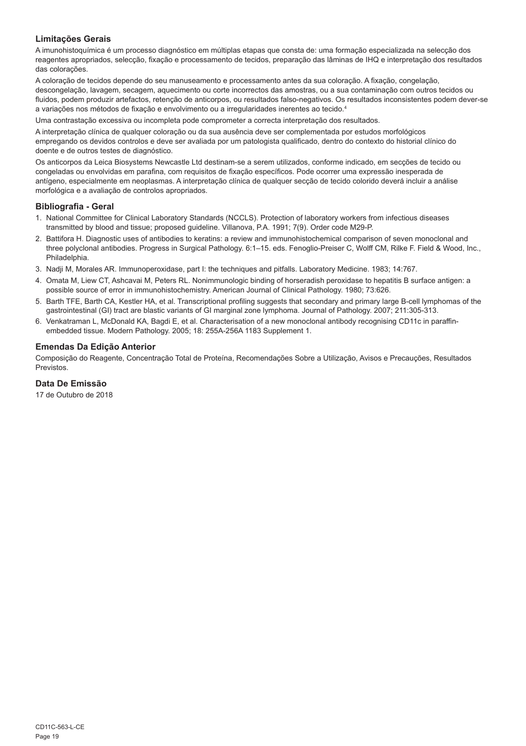### Limitações Gerais

A imunohistoquímica é um processo diagnóstico em múltiplas etapas que consta de: uma formação especializada na selecção dos reagentes apropriados, selecção, fixação e processamento de tecidos, preparação das lâminas de IHQ e interpretação dos resultados das colorações.

A coloração de tecidos depende do seu manuseamento e processamento antes da sua coloração. A fixação, congelação, descongelação, lavagem, secagem, aquecimento ou corte incorrectos das amostras, ou a sua contaminação com outros tecidos ou fluidos, podem produzir artefactos, retenção de anticorpos, ou resultados falso-negativos. Os resultados inconsistentes podem dever-se a variações nos métodos de fixação e envolvimento ou a irregularidades inerentes ao tecido.[4]

Uma contrastação excessiva ou incompleta pode comprometer a correcta interpretação dos resultados.

A interpretação clínica de qualquer coloração ou da sua ausência deve ser complementada por estudos morfológicos empregando os devidos controlos e deve ser avaliada por um patologista qualificado, dentro do contexto do historial clínico do doente e de outros testes de diagnóstico.

Os anticorpos da Leica Biosystems Newcastle Ltd destinam-se a serem utilizados, conforme indicado, em secções de tecido ou congeladas ou envolvidas em parafina, com requisitos de fixação específicos. Pode ocorrer uma expressão inesperada de antígeno, especialmente em neoplasmas. A interpretação clínica de qualquer secção de tecido colorido deverá incluir a análise morfológica e a avaliação de controlos apropriados.

### Bibliografia - Geral

1. National Committee for Clinical Laboratory Standards (NCCLS). Protection of laboratory workers from infectious diseases transmitted by blood and tissue; proposed guideline. Villanova, P.A. 1991; 7(9). Order code M29-P.
2. Battifora H. Diagnostic uses of antibodies to keratins: a review and immunohistochemical comparison of seven monoclonal and three polyclonal antibodies. Progress in Surgical Pathology. 6:1–15. eds. Fenoglio-Preiser C, Wolff CM, Rilke F. Field & Wood, Inc., Philadelphia.
3. Nadji M, Morales AR. Immunoperoxidase, part I: the techniques and pitfalls. Laboratory Medicine. 1983; 14:767.
4. Omata M, Liew CT, Ashcavai M, Peters RL. Nonimmunologic binding of horseradish peroxidase to hepatitis B surface antigen: a possible source of error in immunohistochemistry. American Journal of Clinical Pathology. 1980; 73:626.
5. Barth TFE, Barth CA, Kestler HA, et al. Transcriptional profiling suggests that secondary and primary large B-cell lymphomas of the gastrointestinal (GI) tract are blastic variants of GI marginal zone lymphoma. Journal of Pathology. 2007; 211:305-313.
6. Venkatraman L, McDonald KA, Bagdi E, et al. Characterisation of a new monoclonal antibody recognising CD11c in paraffin-embedded tissue. Modern Pathology. 2005; 18: 255A-256A 1183 Supplement 1.

### Emendas Da Edição Anterior

Composição do Reagente, Concentração Total de Proteína, Recomendações Sobre a Utilização, Avisos e Precauções, Resultados Previstos.

### Data De Emissão

17 de Outubro de 2018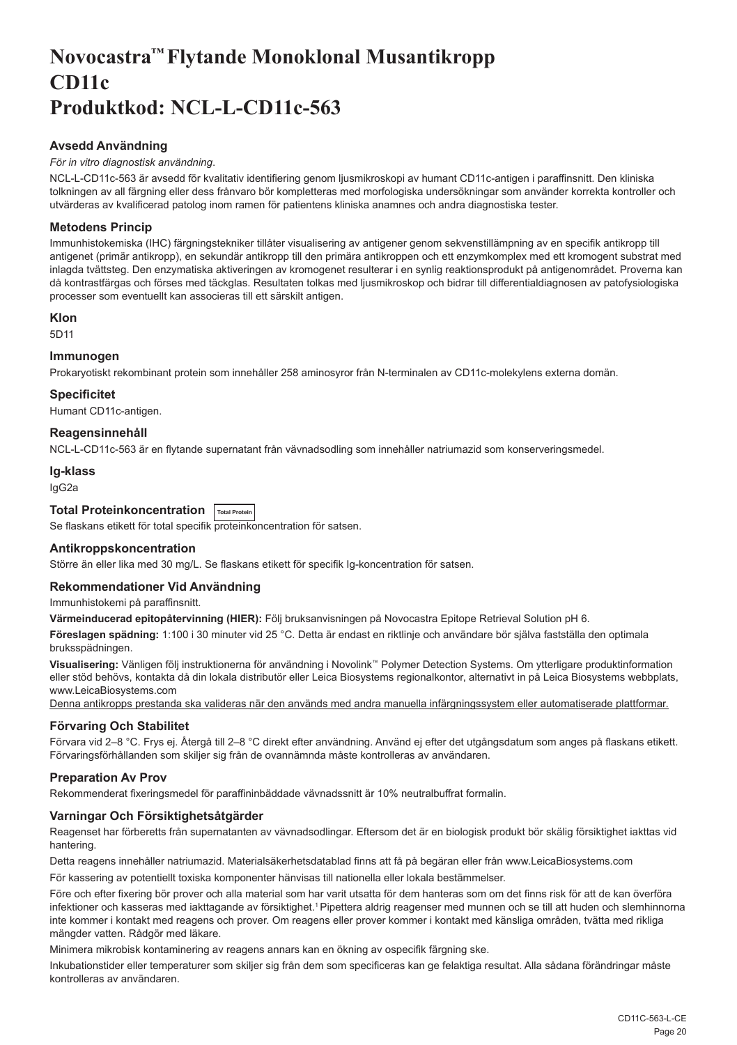# Novocastra™ Flytande Monoklonal Musantikropp CD11c Produktkod: NCL-L-CD11c-563

### Avsedd Användning

*För in vitro diagnostisk användning.*

NCL-L-CD11c-563 är avsedd för kvalitativ identifiering genom ljusmikroskopi av humant CD11c-antigen i paraffinsnitt. Den kliniska tolkningen av all färgning eller dess frånvaro bör kompletteras med morfologiska undersökningar som använder korrekta kontroller och utvärderas av kvalificerad patolog inom ramen för patientens kliniska anamnes och andra diagnostiska tester.

### Metodens Princip

Immunhistokemiska (IHC) färgningstekniker tillåter visualisering av antigener genom sekvenstillämpning av en specifik antikropp till antigenet (primär antikropp), en sekundär antikropp till den primära antikroppen och ett enzymkomplex med ett kromogent substrat med inlagda tvättsteg. Den enzymatiska aktiveringen av kromogenet resulterar i en synlig reaktionsprodukt på antigenområdet. Proverna kan då kontrastfärgas och förses med täckglas. Resultaten tolkas med ljusmikroskop och bidrar till differentialdiagnosen av patofysiologiska processer som eventuellt kan associeras till ett särskilt antigen.

### Klon

5D11

### Immunogen

Prokaryotiskt rekombinant protein som innehåller 258 aminosyror från N-terminalen av CD11c-molekylens externa domän.

### Specificitet

Humant CD11c-antigen.

### Reagensinnehåll

NCL-L-CD11c-563 är en flytande supernatant från vävnadsodling som innehåller natriumazid som konserveringsmedel.

### Ig-klass

IgG2a

### Total Proteinkoncentration Total Protein

Se flaskans etikett för total specifik proteinkoncentration för satsen.

### Antikroppskoncentration

Större än eller lika med 30 mg/L. Se flaskans etikett för specifik Ig-koncentration för satsen.

### Rekommendationer Vid Användning

Immunhistokemi på paraffinsnitt.

**Värmeinducerad epitopåtervinning (HIER):** Följ bruksanvisningen på Novocastra Epitope Retrieval Solution pH 6.

**Föreslagen spädning:** 1:100 i 30 minuter vid 25 °C. Detta är endast en riktlinje och användare bör själva fastställa den optimala bruksspädningen.

**Visualisering:** Vänligen följ instruktionerna för användning i Novolink™ Polymer Detection Systems. Om ytterligare produktinformation eller stöd behövs, kontakta då din lokala distributör eller Leica Biosystems regionalkontor, alternativt in på Leica Biosystems webbplats, www.LeicaBiosystems.com

Denna antikropps prestanda ska valideras när den används med andra manuella infärgningssystem eller automatiserade plattformar.

### Förvaring Och Stabilitet

Förvara vid 2–8 °C. Frys ej. Återgå till 2–8 °C direkt efter användning. Använd ej efter det utgångsdatum som anges på flaskans etikett. Förvaringsförhållanden som skiljer sig från de ovannämnda måste kontrolleras av användaren.

### Preparation Av Prov

Rekommenderat fixeringsmedel för paraffininbäddade vävnadssnitt är 10% neutralbuffrat formalin.

### Varningar Och Försiktighetsåtgärder

Reagenset har förberetts från supernatanten av vävnadsodlingar. Eftersom det är en biologisk produkt bör skälig försiktighet iakttas vid hantering.

Detta reagens innehåller natriumazid. Materialsäkerhetsdatablad finns att få på begäran eller från www.LeicaBiosystems.com

För kassering av potentiellt toxiska komponenter hänvisas till nationella eller lokala bestämmelser.

Före och efter fixering bör prover och alla material som har varit utsatta för dem hanteras som om det finns risk för att de kan överföra infektioner och kasseras med iakttagande av försiktighet.[1] Pipettera aldrig reagenser med munnen och se till att huden och slemhinnorna inte kommer i kontakt med reagens och prover. Om reagens eller prover kommer i kontakt med känsliga områden, tvätta med rikliga mängder vatten. Rådgör med läkare.

Minimera mikrobisk kontaminering av reagens annars kan en ökning av ospecifik färgning ske.

Inkubationstider eller temperaturer som skiljer sig från dem som specificeras kan ge felaktiga resultat. Alla sådana förändringar måste kontrolleras av användaren.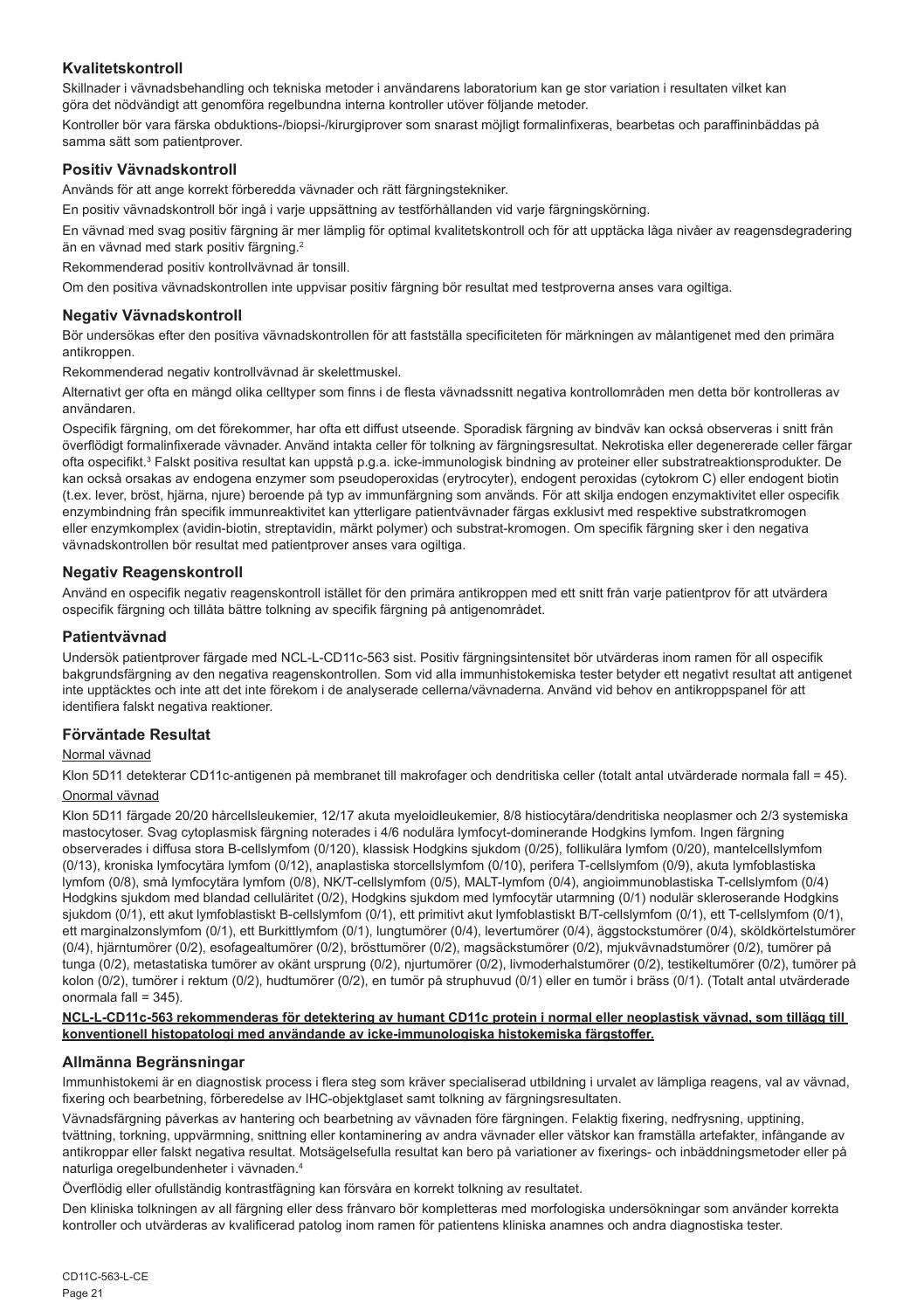## Kvalitetskontroll

Skillnader i vävnadsbehandling och tekniska metoder i användarens laboratorium kan ge stor variation i resultaten vilket kan göra det nödvändigt att genomföra regelbundna interna kontroller utöver följande metoder.

Kontroller bör vara färska obduktions-/biopsi-/kirurgiprover som snarast möjligt formalinfixeras, bearbetas och paraffininbäddas på samma sätt som patientprover.

## Positiv Vävnadskontroll

Används för att ange korrekt förberedda vävnader och rätt färgningstekniker.

En positiv vävnadskontroll bör ingå i varje uppsättning av testförhållanden vid varje färgningskörning.

En vävnad med svag positiv färgning är mer lämplig för optimal kvalitetskontroll och för att upptäcka låga nivåer av reagensdegradering än en vävnad med stark positiv färgning.[2]

Rekommenderad positiv kontrollvävnad är tonsill.

Om den positiva vävnadskontrollen inte uppvisar positiv färgning bör resultat med testproverna anses vara ogiltiga.

## Negativ Vävnadskontroll

Bör undersökas efter den positiva vävnadskontrollen för att fastställa specificiteten för märkningen av målantigenet med den primära antikroppen.

Rekommenderad negativ kontrollvävnad är skelettmuskel.

Alternativt ger ofta en mängd olika celltyper som finns i de flesta vävnadssnitt negativa kontrollområden men detta bör kontrolleras av användaren.

Ospecifik färgning, om det förekommer, har ofta ett diffust utseende. Sporadisk färgning av bindväv kan också observeras i snitt från överflödigt formalinfixerade vävnader. Använd intakta celler för tolkning av färgningsresultat. Nekrotiska eller degenererade celler färgar ofta ospecifikt.[3] Falskt positiva resultat kan uppstå p.g.a. icke-immunologisk bindning av proteiner eller substratreaktionsprodukter. De kan också orsakas av endogena enzymer som pseudoperoxidas (erytrocyter), endogent peroxidas (cytokrom C) eller endogent biotin (t.ex. lever, bröst, hjärna, njure) beroende på typ av immunfärgning som används. För att skilja endogen enzymaktivitet eller ospecifik enzymbindning från specifik immunreaktivitet kan ytterligare patientvävnader färgas exklusivt med respektive substratkromogen eller enzymkomplex (avidin-biotin, streptavidin, märkt polymer) och substrat-kromogen. Om specifik färgning sker i den negativa vävnadskontrollen bör resultat med patientprover anses vara ogiltiga.

## Negativ Reagenskontroll

Använd en ospecifik negativ reagenskontroll istället för den primära antikroppen med ett snitt från varje patientprov för att utvärdera ospecifik färgning och tillåta bättre tolkning av specifik färgning på antigenområdet.

## Patientvävnad

Undersök patientprover färgade med NCL-L-CD11c-563 sist. Positiv färgningsintensitet bör utvärderas inom ramen för all ospecifik bakgrundsfärgning av den negativa reagenskontrollen. Som vid alla immunhistokemiska tester betyder ett negativt resultat att antigenet inte upptäcktes och inte att det inte förekom i de analyserade cellerna/vävnaderna. Använd vid behov en antikroppspanel för att identifiera falskt negativa reaktioner.

## Förväntade Resultat

Normal vävnad

Klon 5D11 detekterar CD11c-antigenen på membranet till makrofager och dendritiska celler (totalt antal utvärderade normala fall = 45).

Onormal vävnad

Klon 5D11 färgade 20/20 hårcellsleukemier, 12/17 akuta myeloidleukemier, 8/8 histiocytära/dendritiska neoplasmer och 2/3 systemiska mastocytoser. Svag cytoplasmisk färgning noterades i 4/6 nodulära lymfocyt-dominerande Hodgkins lymfom. Ingen färgning observerades i diffusa stora B-cellslymfom (0/120), klassisk Hodgkins sjukdom (0/25), follikulära lymfom (0/20), mantelcellslymfom (0/13), kroniska lymfocytära lymfom (0/12), anaplastiska storcellslymfom (0/10), perifera T-cellslymfom (0/9), akuta lymfoblastiska lymfom (0/8), små lymfocytära lymfom (0/8), NK/T-cellslymfom (0/5), MALT-lymfom (0/4), angioimmunoblastiska T-cellslymfom (0/4) Hodgkins sjukdom med blandad cellularitet (0/2), Hodgkins sjukdom med lymfocytär utarmning (0/1) nodulär skleroserande Hodgkins sjukdom (0/1), ett akut lymfoblastiskt B-cellslymfom (0/1), ett primitivt akut lymfoblastiskt B/T-cellslymfom (0/1), ett T-cellslymfom (0/1), ett marginalzonslymfom (0/1), ett Burkittlymfom (0/1), lungtumörer (0/4), levertumörer (0/4), äggstockstumörer (0/4), sköldkörtelstumörer (0/4), hjärntumörer (0/2), esofagealtumörer (0/2), brösttumörer (0/2), magsäckstumörer (0/2), mjukvävnadstumörer (0/2), tumörer på tunga (0/2), metastatiska tumörer av okänt ursprung (0/2), njurtumörer (0/2), livmoderhalstumörer (0/2), testikeltumörer (0/2), tumörer på kolon (0/2), tumörer i rektum (0/2), hudtumörer (0/2), en tumör på struphuvud (0/1) eller en tumör i bräss (0/1). (Totalt antal utvärderade onormala fall = 345).

**NCL-L-CD11c-563 rekommenderas för detektering av humant CD11c protein i normal eller neoplastisk vävnad, som tillägg till konventionell histopatologi med användande av icke-immunologiska histokemiska färgstoffer.**

## Allmänna Begränsningar

Immunhistokemi är en diagnostisk process i flera steg som kräver specialiserad utbildning i urvalet av lämpliga reagens, val av vävnad, fixering och bearbetning, förberedelse av IHC-objektglaset samt tolkning av färgningsresultaten.

Vävnadsfärgning påverkas av hantering och bearbetning av vävnaden före färgningen. Felaktig fixering, nedfrysning, upptining, tvättning, torkning, uppvärmning, snittning eller kontaminering av andra vävnader eller vätskor kan framställa artefakter, infångande av antikroppar eller falskt negativa resultat. Motsägelsefulla resultat kan bero på variationer av fixerings- och inbäddningsmetoder eller på naturliga oregelbundenheter i vävnaden.[4]

Överflödig eller ofullständig kontrastfägning kan försvåra en korrekt tolkning av resultatet.

Den kliniska tolkningen av all färgning eller dess frånvaro bör kompletteras med morfologiska undersökningar som använder korrekta kontroller och utvärderas av kvalificerad patolog inom ramen för patientens kliniska anamnes och andra diagnostiska tester.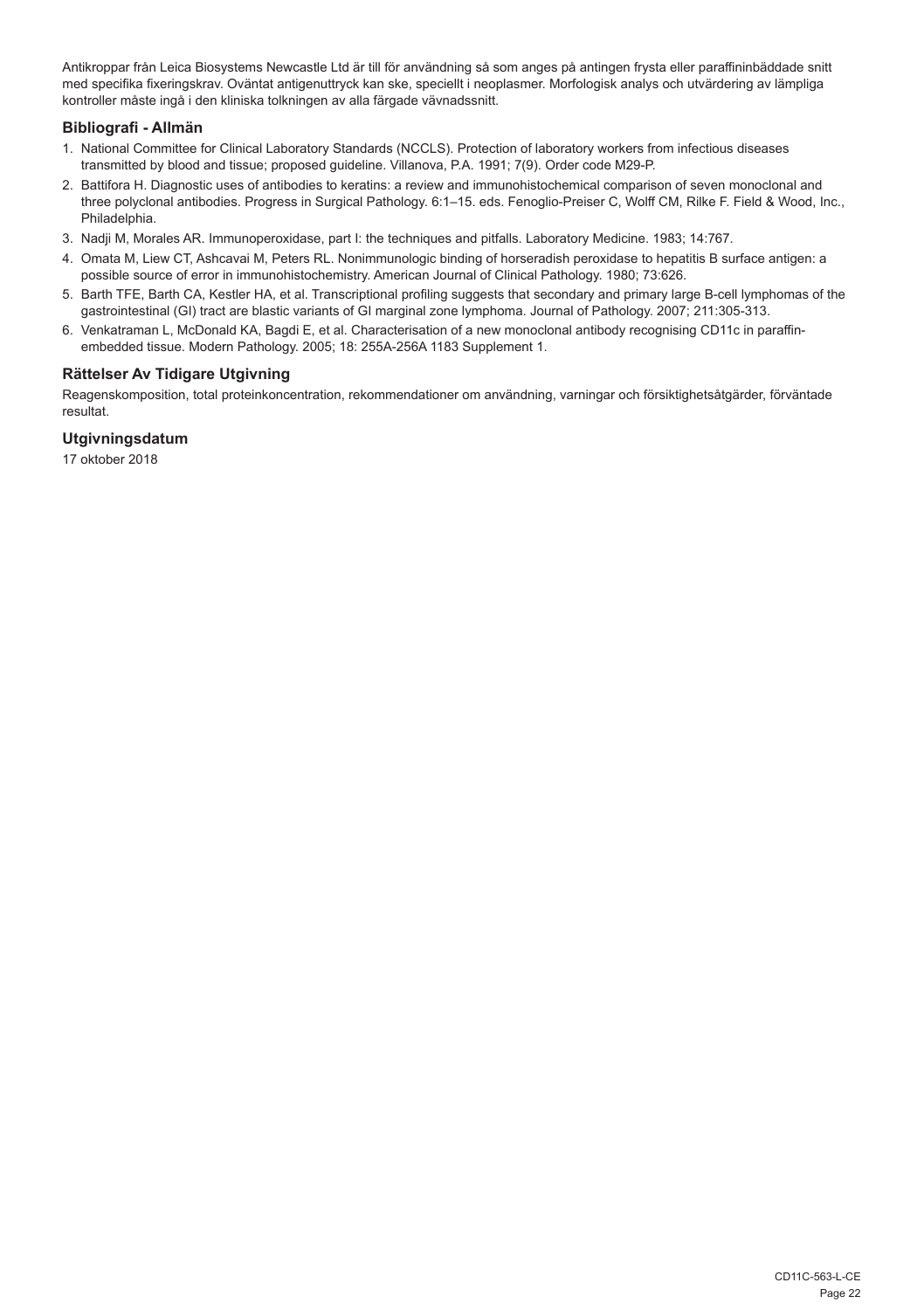Antikroppar från Leica Biosystems Newcastle Ltd är till för användning så som anges på antingen frysta eller paraffininbäddade snitt med specifika fixeringskrav. Oväntat antigenuttryck kan ske, speciellt i neoplasmer. Morfologisk analys och utvärdering av lämpliga kontroller måste ingå i den kliniska tolkningen av alla färgade vävnadssnitt.

## Bibliografi - Allmän

1. National Committee for Clinical Laboratory Standards (NCCLS). Protection of laboratory workers from infectious diseases transmitted by blood and tissue; proposed guideline. Villanova, P.A. 1991; 7(9). Order code M29-P.
2. Battifora H. Diagnostic uses of antibodies to keratins: a review and immunohistochemical comparison of seven monoclonal and three polyclonal antibodies. Progress in Surgical Pathology. 6:1–15. eds. Fenoglio-Preiser C, Wolff CM, Rilke F. Field & Wood, Inc., Philadelphia.
3. Nadji M, Morales AR. Immunoperoxidase, part I: the techniques and pitfalls. Laboratory Medicine. 1983; 14:767.
4. Omata M, Liew CT, Ashcavai M, Peters RL. Nonimmunologic binding of horseradish peroxidase to hepatitis B surface antigen: a possible source of error in immunohistochemistry. American Journal of Clinical Pathology. 1980; 73:626.
5. Barth TFE, Barth CA, Kestler HA, et al. Transcriptional profiling suggests that secondary and primary large B-cell lymphomas of the gastrointestinal (GI) tract are blastic variants of GI marginal zone lymphoma. Journal of Pathology. 2007; 211:305-313.
6. Venkatraman L, McDonald KA, Bagdi E, et al. Characterisation of a new monoclonal antibody recognising CD11c in paraffin-embedded tissue. Modern Pathology. 2005; 18: 255A-256A 1183 Supplement 1.

## Rättelser Av Tidigare Utgivning

Reagenskomposition, total proteinkoncentration, rekommendationer om användning, varningar och försiktighetsåtgärder, förväntade resultat.

## Utgivningsdatum

17 oktober 2018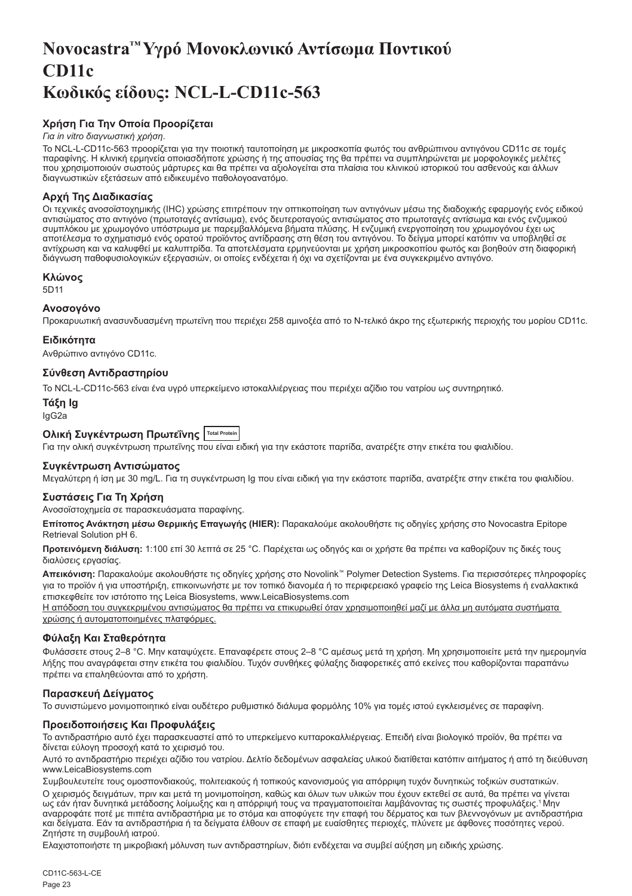# Novocastra™ Υγρό Μονοκλωνικό Αντίσωμα Ποντικού CD11c Κωδικός είδους: NCL-L-CD11c-563

### Χρήση Για Την Οποία Προορίζεται

*Για in vitro διαγνωστική χρήση*.

Το NCL-L-CD11c-563 προορίζεται για την ποιοτική ταυτοποίηση με μικροσκοπία φωτός του ανθρώπινου αντιγόνου CD11c σε τομές παραφίνης. Η κλινική ερμηνεία οποιασδήποτε χρώσης ή της απουσίας της θα πρέπει να συμπληρώνεται με μορφολογικές μελέτες που χρησιμοποιούν σωστούς μάρτυρες και θα πρέπει να αξιολογείται στα πλαίσια του κλινικού ιστορικού του ασθενούς και άλλων διαγνωστικών εξετάσεων από ειδικευμένο παθολογοανατόμο.

### Αρχή Της Διαδικασίας

Οι τεχνικές ανοσοϊστοχημικής (IHC) χρώσης επιτρέπουν την οπτικοποίηση των αντιγόνων μέσω της διαδοχικής εφαρμογής ενός ειδικού αντισώματος στο αντιγόνο (πρωτοταγές αντίσωμα), ενός δευτεροταγούς αντισώματος στο πρωτοταγές αντίσωμα και ενός ενζυμικού συμπλόκου με χρωμογόνο υπόστρωμα με παρεμβαλλόμενα βήματα πλύσης. Η ενζυμική ενεργοποίηση του χρωμογόνου έχει ως αποτέλεσμα το σχηματισμό ενός ορατού προϊόντος αντίδρασης στη θέση του αντιγόνου. Το δείγμα μπορεί κατόπιν να υποβληθεί σε αντίχρωση και να καλυφθεί με καλυπτρίδα. Τα αποτελέσματα ερμηνεύονται με χρήση μικροσκοπίου φωτός και βοηθούν στη διαφορική διάγνωση παθοφυσιολογικών εξεργασιών, οι οποίες ενδέχεται ή όχι να σχετίζονται με ένα συγκεκριμένο αντιγόνο.

### Κλώνος

5D11

### Ανοσογόνο

Προκαρυωτική ανασυνδυασμένη πρωτεΐνη που περιέχει 258 αμινοξέα από το N-τελικό άκρο της εξωτερικής περιοχής του μορίου CD11c.

### Ειδικότητα

Ανθρώπινο αντιγόνο CD11c.

### Σύνθεση Αντιδραστηρίου

Το NCL-L-CD11c-563 είναι ένα υγρό υπερκείμενο ιστοκαλλιέργειας που περιέχει αζίδιο του νατρίου ως συντηρητικό.

### Τάξη Ig

IgG2a

### Ολική Συγκέντρωση Πρωτεΐνης Total Protein

Για την ολική συγκέντρωση πρωτεΐνης που είναι ειδική για την εκάστοτε παρτίδα, ανατρέξτε στην ετικέτα του φιαλιδίου.

### Συγκέντρωση Αντισώματος

Μεγαλύτερη ή ίση με 30 mg/L. Για τη συγκέντρωση Ig που είναι ειδική για την εκάστοτε παρτίδα, ανατρέξτε στην ετικέτα του φιαλιδίου.

### Συστάσεις Για Τη Χρήση

Ανοσοϊστοχημεία σε παρασκευάσματα παραφίνης.

**Επίτοπος Ανάκτηση μέσω Θερμικής Επαγωγής (HIER):** Παρακαλούμε ακολουθήστε τις οδηγίες χρήσης στο Novocastra Epitope Retrieval Solution pH 6.

**Προτεινόμενη διάλυση:** 1:100 επί 30 λεπτά σε 25 °C. Παρέχεται ως οδηγός και οι χρήστες θα πρέπει να καθορίζουν τις δικές τους διαλύσεις εργασίας.

**Απεικόνιση:** Παρακαλούμε ακολουθήστε τις οδηγίες χρήσης στο Novolink™ Polymer Detection Systems. Για περισσότερες πληροφορίες για το προϊόν ή για υποστήριξη, επικοινωνήστε με τον τοπικό διανομέα ή το περιφερειακό γραφείο της Leica Biosystems ή εναλλακτικά επισκεφθείτε τον ιστότοπο της Leica Biosystems, www.LeicaBiosystems.com

Η απόδοση του συγκεκριμένου αντισώματος θα πρέπει να επικυρωθεί όταν χρησιμοποιηθεί μαζί με άλλα μη αυτόματα συστήματα χρώσης ή αυτοματοποιημένες πλατφόρμες.

### Φύλαξη Και Σταθερότητα

Φυλάσσετε στους 2–8 °C. Μην καταψύχετε. Επαναφέρετε στους 2–8 °C αμέσως μετά τη χρήση. Μη χρησιμοποιείτε μετά την ημερομηνία λήξης που αναγράφεται στην ετικέτα του φιαλιδίου. Τυχόν συνθήκες φύλαξης διαφορετικές από εκείνες που καθορίζονται παραπάνω πρέπει να επαληθεύονται από το χρήστη.

### Παρασκευή Δείγματος

Το συνιστώμενο μονιμοποιητικό είναι ουδέτερο ρυθμιστικό διάλυμα φορμόλης 10% για τομές ιστού εγκλεισμένες σε παραφίνη.

### Προειδοποιήσεις Και Προφυλάξεις

Το αντιδραστήριο αυτό έχει παρασκευαστεί από το υπερκείμενο κυτταροκαλλιέργειας. Επειδή είναι βιολογικό προϊόν, θα πρέπει να δίνεται εύλογη προσοχή κατά το χειρισμό του.

Αυτό το αντιδραστήριο περιέχει αζίδιο του νατρίου. Δελτίο δεδομένων ασφαλείας υλικού διατίθεται κατόπιν αιτήματος ή από τη διεύθυνση www.LeicaBiosystems.com

Συμβουλευτείτε τους ομοσπονδιακούς, πολιτειακούς ή τοπικούς κανονισμούς για απόρριψη τυχόν δυνητικώς τοξικών συστατικών.

Ο χειρισμός δειγμάτων, πριν και μετά τη μονιμοποίηση, καθώς και όλων των υλικών που έχουν εκτεθεί σε αυτά, θα πρέπει να γίνεται ως εάν ήταν δυνητικά μετάδοσης λοίμωξης και η απόρριψή τους να πραγματοποιείται λαμβάνοντας τις σωστές προφυλάξεις.[1] Μην αναρροφάτε ποτέ με πιπέτα αντιδραστήρια με το στόμα και αποφύγετε την επαφή του δέρματος και των βλεννογόνων με αντιδραστήρια και δείγματα. Εάν τα αντιδραστήρια ή τα δείγματα έλθουν σε επαφή με ευαίσθητες περιοχές, πλύνετε με άφθονες ποσότητες νερού. Ζητήστε τη συμβουλή ιατρού.

Ελαχιστοποιήστε τη μικροβιακή μόλυνση των αντιδραστηρίων, διότι ενδέχεται να συμβεί αύξηση μη ειδικής χρώσης.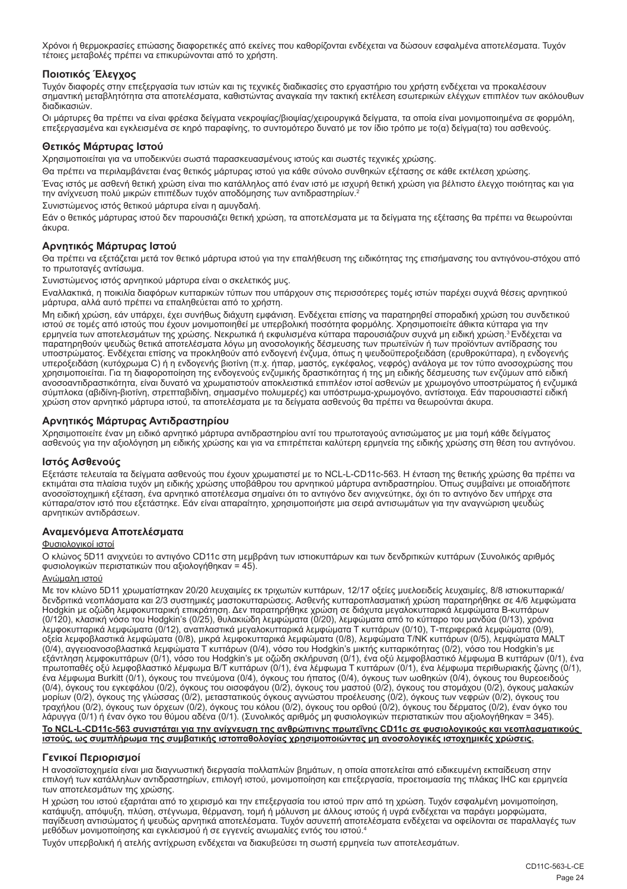Χρόνοι ή θερμοκρασίες επώασης διαφορετικές από εκείνες που καθορίζονται ενδέχεται να δώσουν εσφαλμένα αποτελέσματα. Τυχόν τέτοιες μεταβολές πρέπει να επικυρώνονται από το χρήστη.

## Ποιοτικός Έλεγχος

Τυχόν διαφορές στην επεξεργασία των ιστών και τις τεχνικές διαδικασίες στο εργαστήριο του χρήστη ενδέχεται να προκαλέσουν σημαντική μεταβλητότητα στα αποτελέσματα, καθιστώντας αναγκαία την τακτική εκτέλεση εσωτερικών ελέγχων επιπλέον των ακόλουθων διαδικασιών.

Οι μάρτυρες θα πρέπει να είναι φρέσκα δείγματα νεκροψίας/βιοψίας/χειρουργικά δείγματα, τα οποία είναι μονιμοποιημένα σε φορμόλη, επεξεργασμένα και εγκλεισμένα σε κηρό παραφίνης, το συντομότερο δυνατό με τον ίδιο τρόπο με το(α) δείγμα(τα) του ασθενούς.

## Θετικός Μάρτυρας Ιστού

Χρησιμοποιείται για να υποδεικνύει σωστά παρασκευασμένους ιστούς και σωστές τεχνικές χρώσης.

Θα πρέπει να περιλαμβάνεται ένας θετικός μάρτυρας ιστού για κάθε σύνολο συνθηκών εξέτασης σε κάθε εκτέλεση χρώσης.

Ένας ιστός με ασθενή θετική χρώση είναι πιο κατάλληλος από έναν ιστό με ισχυρή θετική χρώση για βέλτιστο έλεγχο ποιότητας και για την ανίχνευση πολύ μικρών επιπέδων τυχόν αποδόμησης των αντιδραστηρίων.[2]

Συνιστώμενος ιστός θετικού μάρτυρα είναι η αμυγδαλή.

Εάν ο θετικός μάρτυρας ιστού δεν παρουσιάζει θετική χρώση, τα αποτελέσματα με τα δείγματα της εξέτασης θα πρέπει να θεωρούνται άκυρα.

## Αρνητικός Μάρτυρας Ιστού

Θα πρέπει να εξετάζεται μετά τον θετικό μάρτυρα ιστού για την επαλήθευση της ειδικότητας της επισήμανσης του αντιγόνου-στόχου από το πρωτοταγές αντίσωμα.

Συνιστώμενος ιστός αρνητικού μάρτυρα είναι ο σκελετικός μυς.

Εναλλακτικά, η ποικιλία διαφόρων κυτταρικών τύπων που υπάρχουν στις περισσότερες τομές ιστών παρέχει συχνά θέσεις αρνητικού μάρτυρα, αλλά αυτό πρέπει να επαληθεύεται από το χρήστη.

Μη ειδική χρώση, εάν υπάρχει, έχει συνήθως διάχυτη εμφάνιση. Ενδέχεται επίσης να παρατηρηθεί σποραδική χρώση του συνδετικού ιστού σε τομές από ιστούς που έχουν μονιμοποιηθεί με υπερβολική ποσότητα φορμόλης. Χρησιμοποιείτε άθικτα κύτταρα για την ερμηνεία των αποτελεσμάτων της χρώσης. Νεκρωτικά ή εκφυλισμένα κύτταρα παρουσιάζουν συχνά μη ειδική χρώση.[3] Ενδέχεται να παρατηρηθούν ψευδώς θετικά αποτελέσματα λόγω μη ανοσολογικής δέσμευσης των πρωτεϊνών ή των προϊόντων αντίδρασης του υποστρώματος. Ενδέχεται επίσης να προκληθούν από ενδογενή ένζυμα, όπως η ψευδοϋπεροξειδάση (ερυθροκύτταρα), η ενδογενής υπεροξειδάση (κυτόχρωμα C) ή η ενδογενής βιοτίνη (π.χ. ήπαρ, μαστός, εγκέφαλος, νεφρός) ανάλογα με τον τύπο ανοσοχρώσης που χρησιμοποιείται. Για τη διαφοροποίηση της ενδογενούς ενζυμικής δραστικότητας ή της μη ειδικής δέσμευσης των ενζύμων από ειδική ανοσοαντιδραστικότητα, είναι δυνατό να χρωματιστούν αποκλειστικά επιπλέον ιστοί ασθενών με χρωμογόνο υποστρώματος ή ενζυμικά σύμπλοκα (αβιδίνη-βιοτίνη, στρεπταβιδίνη, σημασμένο πολυμερές) και υπόστρωμα-χρωμογόνο, αντίστοιχα. Εάν παρουσιαστεί ειδική χρώση στον αρνητικό μάρτυρα ιστού, τα αποτελέσματα με τα δείγματα ασθενούς θα πρέπει να θεωρούνται άκυρα.

## Αρνητικός Μάρτυρας Αντιδραστηρίου

Χρησιμοποιήστε έναν μη ειδικό αρνητικό μάρτυρα αντιδραστηρίου αντί του πρωτοταγούς αντισώματος με μια τομή κάθε δείγματος ασθενούς για την αξιολόγηση μη ειδικής χρώσης και για να επιτρέπεται καλύτερη ερμηνεία της ειδικής χρώσης στη θέση του αντιγόνου.

## Ιστός Ασθενούς

Εξετάστε τελευταία τα δείγματα ασθενούς που έχουν χρωματιστεί με το NCL-L-CD11c-563. Η ένταση της θετικής χρώσης θα πρέπει να εκτιμάται στα πλαίσια τυχόν μη ειδικής χρώσης υποβάθρου του αρνητικού μάρτυρα αντιδραστηρίου. Όπως συμβαίνει με οποιαδήποτε ανοσοϊστοχημική εξέταση, ένα αρνητικό αποτέλεσμα σημαίνει ότι το αντιγόνο δεν ανιχνεύτηκε, όχι ότι το αντιγόνο δεν υπήρχε στα κύτταρα/στον ιστό που εξετάστηκε. Εάν είναι απαραίτητο, χρησιμοποιήστε μια σειρά αντισωμάτων για την αναγνώριση ψευδώς αρνητικών αντιδράσεων.

## Αναμενόμενα Αποτελέσματα

Φυσιολογικοί ιστοί

Ο κλώνος 5D11 ανιχνεύει το αντιγόνο CD11c στη μεμβράνη των ιστιοκυττάρων και των δενδριτικών κυττάρων (Συνολικός αριθμός φυσιολογικών περιστατικών που αξιολογήθηκαν = 45).

Ανώμαλη ιστού

Με τον κλώνο 5D11 χρωματίστηκαν 20/20 λευχαιμίες εκ τριχωτών κυττάρων, 12/17 οξείες μυελοειδείς λευχαιμίες, 8/8 ιστιοκυτταρικά/ δενδριτικά νεοπλάσματα και 2/3 συστηματικές μαστοκυτταρώσεις. Ασθενής κυτταροπλασματική χρώση παρατηρήθηκε σε 4/6 λεμφώματα Hodgkin με οζώδη λεμφοκυτταρική επικράτηση. Δεν παρατηρήθηκε χρώση σε διάχυτα μεγαλοκυτταρικά λεμφώματα Β-κυττάρων (0/120), κλασική νόσο του Hodgkin's (0/25), θυλακιώδη λεμφώματα (0/20), λεμφώματα από το κύτταρο του μανδύα (0/13), χρόνια λεμφοκυτταρικά λεμφώματα (0/12), αναπλαστικά μεγαλοκυτταρικά λεμφώματα Τ κυττάρων (0/10), Τ-περιφερικά λεμφώματα (0/9), οξεία λεμφοβλαστικά λεμφώματα (0/8), μικρά λεμφοκυτταρικά λεμφώματα (0/8), λεμφώματα T/NK κυττάρων (0/5), λεμφώματα MALT (0/4), αγγειοανοσοβλαστικά λεμφώματα Τ κυττάρων (0/4), νόσο του Hodgkin's μικτής κυτταρικότητας (0/2), νόσο του Hodgkin's με εξάντληση λεμφοκυττάρων (0/1), νόσο του Hodgkin's με οζώδη σκλήρυνση (0/1), ένα οξύ λεμφοβλαστικό λέμφωμα Β κυττάρων (0/1), ένα πρωτοπαθές οξύ λεμφοβλαστικό λέμφωμα B/T κυττάρων (0/1), ένα λέμφωμα Τ κυττάρων (0/1), ένα λέμφωμα περιθωριακής ζώνης (0/1), ένα λέμφωμα Burkitt (0/1), όγκους του πνεύμονα (0/4), όγκους του ήπατος (0/4), όγκους των ωοθηκών (0/4), όγκους του θυρεοειδούς (0/4), όγκους του εγκεφάλου (0/2), όγκους του οισοφάγου (0/2), όγκους του μαστού (0/2), όγκους του στομάχου (0/2), όγκους μαλακών μορίων (0/2), όγκους της γλώσσας (0/2), μεταστατικούς όγκους αγνώστου προέλευσης (0/2), όγκους των νεφρών (0/2), όγκους του τραχήλου (0/2), όγκους των όρχεων (0/2), όγκους του κόλου (0/2), όγκους του ορθού (0/2), όγκους του δέρματος (0/2), έναν όγκο του λάρυγγα (0/1) ή έναν όγκο του θύμου αδένα (0/1). (Συνολικός αριθμός μη φυσιολογικών περιστατικών που αξιολογήθηκαν = 345).

**Το NCL-L-CD11c-563 συνιστάται για την ανίχνευση της ανθρώπινης πρωτεΐνης CD11c σε φυσιολογικούς και νεοπλασματικούς ιστούς, ως συμπλήρωμα της συμβατικής ιστοπαθολογίας χρησιμοποιώντας μη ανοσολογικές ιστοχημικές χρώσεις.**

## Γενικοί Περιορισμοί

Η ανοσοϊστοχημεία είναι μια διαγνωστική διεργασία πολλαπλών βημάτων, η οποία αποτελείται από ειδικευμένη εκπαίδευση στην επιλογή των κατάλληλων αντιδραστηρίων, επιλογή ιστού, μονιμοποίηση και επεξεργασία, προετοιμασία της πλάκας IHC και ερμηνεία των αποτελεσμάτων της χρώσης.

Η χρώση του ιστού εξαρτάται από το χειρισμό και την επεξεργασία του ιστού πριν από τη χρώση. Τυχόν εσφαλμένη μονιμοποίηση, κατάψυξη, απόψυξη, πλύση, στέγνωμα, θέρμανση, τομή ή μόλυνση με άλλους ιστούς ή υγρά ενδέχεται να παράγει μορφώματα, παγίδευση αντισώματος ή ψευδώς αρνητικά αποτελέσματα. Τυχόν ασυνεπή αποτελέσματα ενδέχεται να οφείλονται σε παραλλαγές των μεθόδων μονιμοποίησης και εγκλεισμού ή σε εγγενείς ανωμαλίες εντός του ιστού.[4]

Τυχόν υπερβολική ή ατελής αντίχρωση ενδέχεται να διακυβεύσει τη σωστή ερμηνεία των αποτελεσμάτων.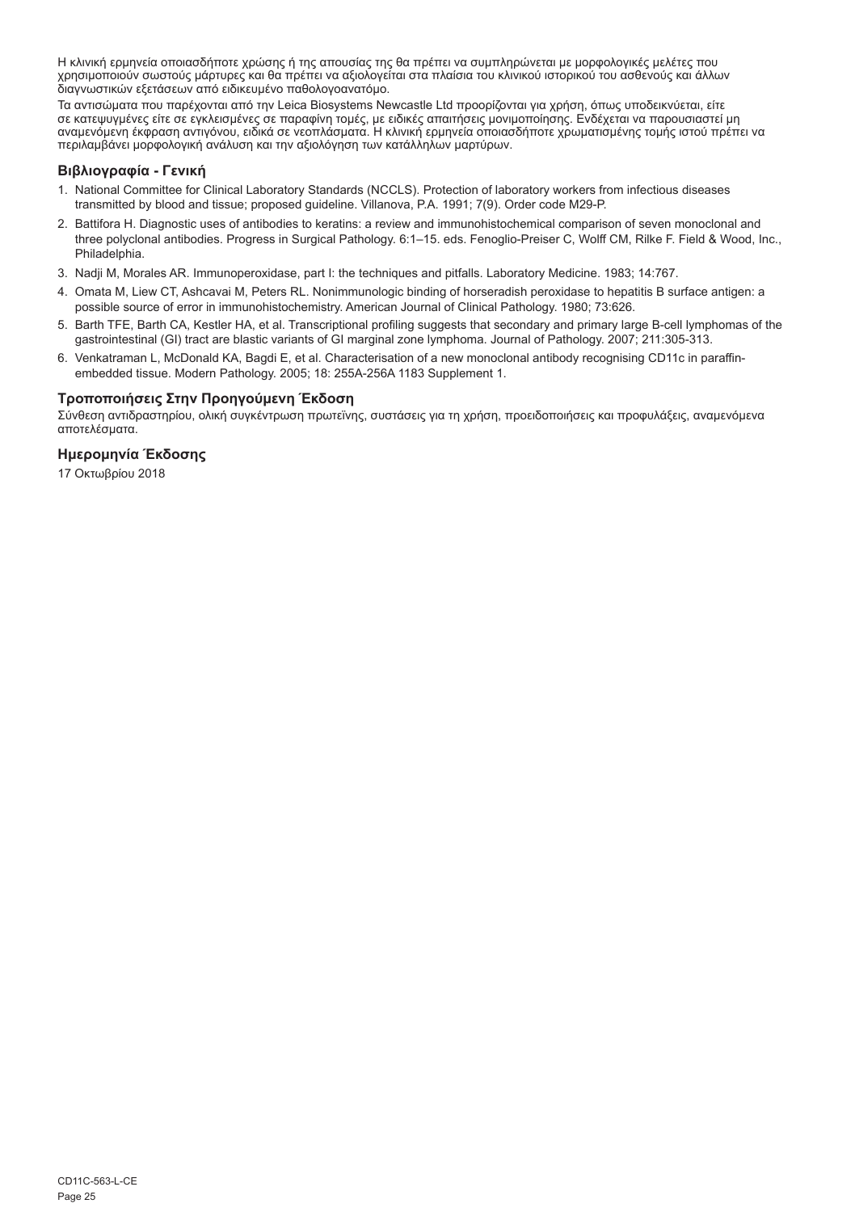Η κλινική ερμηνεία οποιασδήποτε χρώσης ή της απουσίας της θα πρέπει να συμπληρώνεται με μορφολογικές μελέτες που χρησιμοποιούν σωστούς μάρτυρες και θα πρέπει να αξιολογείται στα πλαίσια του κλινικού ιστορικού του ασθενούς και άλλων διαγνωστικών εξετάσεων από ειδικευμένο παθολογοανατόμο.

Τα αντισώματα που παρέχονται από την Leica Biosystems Newcastle Ltd προορίζονται για χρήση, όπως υποδεικνύεται, είτε σε κατεψυγμένες είτε σε εγκλεισμένες σε παραφίνη τομές, με ειδικές απαιτήσεις μονιμοποίησης. Ενδέχεται να παρουσιαστεί μη αναμενόμενη έκφραση αντιγόνου, ειδικά σε νεοπλάσματα. Η κλινική ερμηνεία οποιασδήποτε χρωματισμένης τομής ιστού πρέπει να περιλαμβάνει μορφολογική ανάλυση και την αξιολόγηση των κατάλληλων μαρτύρων.

## Βιβλιογραφία - Γενική

1. National Committee for Clinical Laboratory Standards (NCCLS). Protection of laboratory workers from infectious diseases transmitted by blood and tissue; proposed guideline. Villanova, P.A. 1991; 7(9). Order code M29-P.
2. Battifora H. Diagnostic uses of antibodies to keratins: a review and immunohistochemical comparison of seven monoclonal and three polyclonal antibodies. Progress in Surgical Pathology. 6:1–15. eds. Fenoglio-Preiser C, Wolff CM, Rilke F. Field & Wood, Inc., Philadelphia.
3. Nadji M, Morales AR. Immunoperoxidase, part I: the techniques and pitfalls. Laboratory Medicine. 1983; 14:767.
4. Omata M, Liew CT, Ashcavai M, Peters RL. Nonimmunologic binding of horseradish peroxidase to hepatitis B surface antigen: a possible source of error in immunohistochemistry. American Journal of Clinical Pathology. 1980; 73:626.
5. Barth TFE, Barth CA, Kestler HA, et al. Transcriptional profiling suggests that secondary and primary large B-cell lymphomas of the gastrointestinal (GI) tract are blastic variants of GI marginal zone lymphoma. Journal of Pathology. 2007; 211:305-313.
6. Venkatraman L, McDonald KA, Bagdi E, et al. Characterisation of a new monoclonal antibody recognising CD11c in paraffin-embedded tissue. Modern Pathology. 2005; 18: 255A-256A 1183 Supplement 1.

## Τροποποιήσεις Στην Προηγούμενη Έκδοση

Σύνθεση αντιδραστηρίου, ολική συγκέντρωση πρωτεΐνης, συστάσεις για τη χρήση, προειδοποιήσεις και προφυλάξεις, αναμενόμενα αποτελέσματα.

## Ημερομηνία Έκδοσης

17 Οκτωβρίου 2018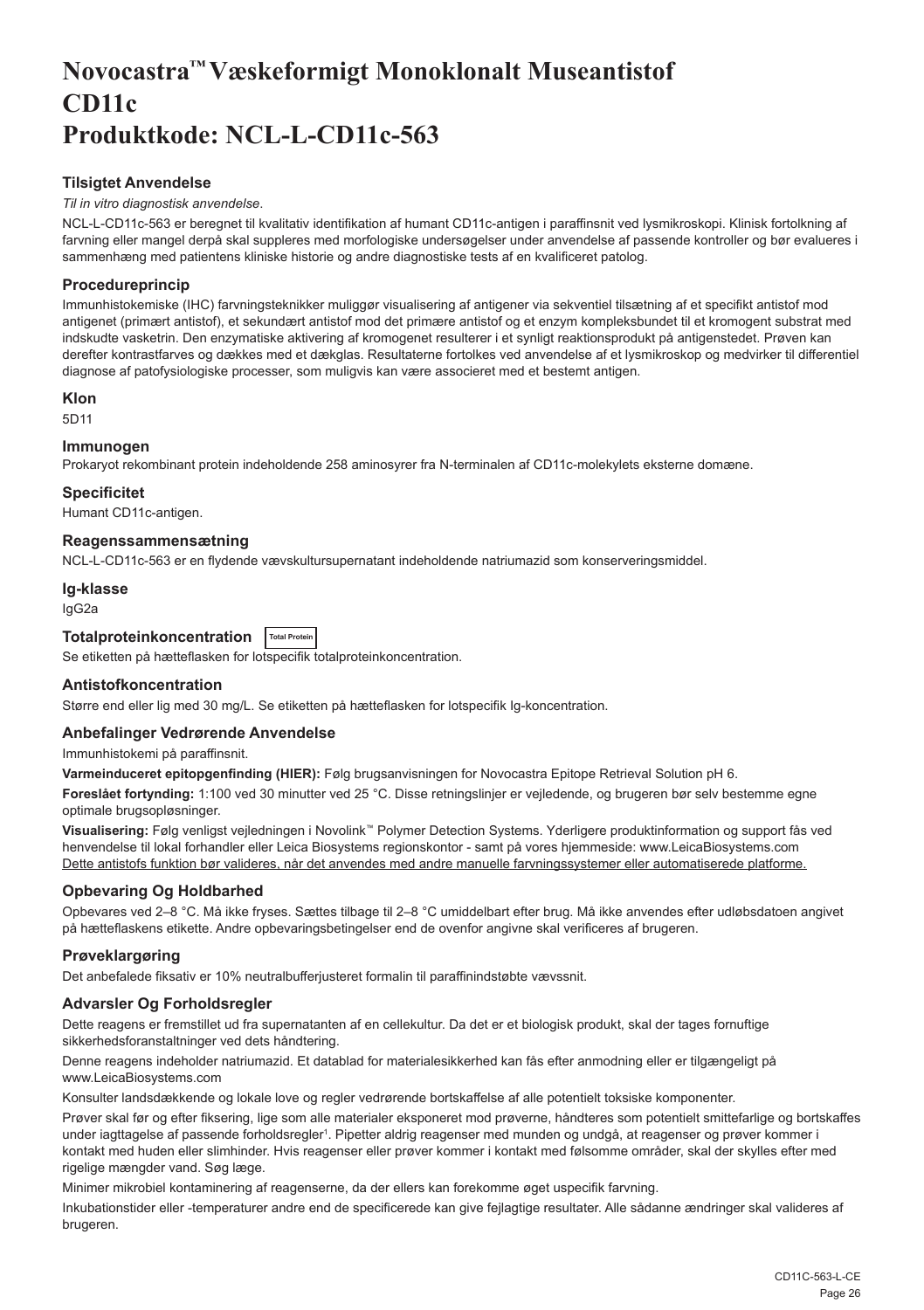# Novocastra™ Væskeformigt Monoklonalt Museantistof CD11c Produktkode: NCL-L-CD11c-563

### Tilsigtet Anvendelse

*Til in vitro diagnostisk anvendelse*.

NCL-L-CD11c-563 er beregnet til kvalitativ identifikation af humant CD11c-antigen i paraffinsnit ved lysmikroskopi. Klinisk fortolkning af farvning eller mangel derpå skal suppleres med morfologiske undersøgelser under anvendelse af passende kontroller og bør evalueres i sammenhæng med patientens kliniske historie og andre diagnostiske tests af en kvalificeret patolog.

### Procedureprincip

Immunhistokemiske (IHC) farvningsteknikker muliggør visualisering af antigener via sekventiel tilsætning af et specifikt antistof mod antigenet (primært antistof), et sekundært antistof mod det primære antistof og et enzym kompleksbundet til et kromogent substrat med indskudte vasketrin. Den enzymatiske aktivering af kromogenet resulterer i et synligt reaktionsprodukt på antigenstedet. Prøven kan derefter kontrastfarves og dækkes med et dækglas. Resultaterne fortolkes ved anvendelse af et lysmikroskop og medvirker til differentiel diagnose af patofysiologiske processer, som muligvis kan være associeret med et bestemt antigen.

### Klon

5D11

### Immunogen

Prokaryot rekombinant protein indeholdende 258 aminosyrer fra N-terminalen af CD11c-molekylets eksterne domæne.

### Specificitet

Humant CD11c-antigen.

### Reagenssammensætning

NCL-L-CD11c-563 er en flydende vævskultursupernatant indeholdende natriumazid som konserveringsmiddel.

### Ig-klasse

IgG2a

### Totalproteinkoncentration Total Protein

Se etiketten på hætteflasken for lotspecifik totalproteinkoncentration.

### Antistofkoncentration

Større end eller lig med 30 mg/L. Se etiketten på hætteflasken for lotspecifik Ig-koncentration.

### Anbefalinger Vedrørende Anvendelse

Immunhistokemi på paraffinsnit.

**Varmeinduceret epitopgenfinding (HIER):** Følg brugsanvisningen for Novocastra Epitope Retrieval Solution pH 6.

**Foreslået fortynding:** 1:100 ved 30 minutter ved 25 °C. Disse retningslinjer er vejledende, og brugeren bør selv bestemme egne optimale brugsopløsninger.

**Visualisering:** Følg venligst vejledningen i Novolink™ Polymer Detection Systems. Yderligere produktinformation og support fås ved henvendelse til lokal forhandler eller Leica Biosystems regionskontor - samt på vores hjemmeside: www.LeicaBiosystems.com
Dette antistofs funktion bør valideres, når det anvendes med andre manuelle farvningssystemer eller automatiserede platforme.

### Opbevaring Og Holdbarhed

Opbevares ved 2–8 °C. Må ikke fryses. Sættes tilbage til 2–8 °C umiddelbart efter brug. Må ikke anvendes efter udløbsdatoen angivet på hætteflaskens etikette. Andre opbevaringsbetingelser end de ovenfor angivne skal verificeres af brugeren.

### Prøveklargøring

Det anbefalede fiksativ er 10% neutralbufferjusteret formalin til paraffinindstøbte vævssnit.

### Advarsler Og Forholdsregler

Dette reagens er fremstillet ud fra supernatanten af en cellekultur. Da det er et biologisk produkt, skal der tages fornuftige sikkerhedsforanstaltninger ved dets håndtering.

Denne reagens indeholder natriumazid. Et datablad for materialesikkerhed kan fås efter anmodning eller er tilgængeligt på www.LeicaBiosystems.com

Konsulter landsdækkende og lokale love og regler vedrørende bortskaffelse af alle potentielt toksiske komponenter.

Prøver skal før og efter fiksering, lige som alle materialer eksponeret mod prøverne, håndteres som potentielt smittefarlige og bortskaffes under iagttagelse af passende forholdsregler[1]. Pipetter aldrig reagenser med munden og undgå, at reagenser og prøver kommer i kontakt med huden eller slimhinder. Hvis reagenser eller prøver kommer i kontakt med følsomme områder, skal der skylles efter med rigelige mængder vand. Søg læge.

Minimer mikrobiel kontaminering af reagenserne, da der ellers kan forekomme øget uspecifik farvning.

Inkubationstider eller -temperaturer andre end de specificerede kan give fejlagtige resultater. Alle sådanne ændringer skal valideres af brugeren.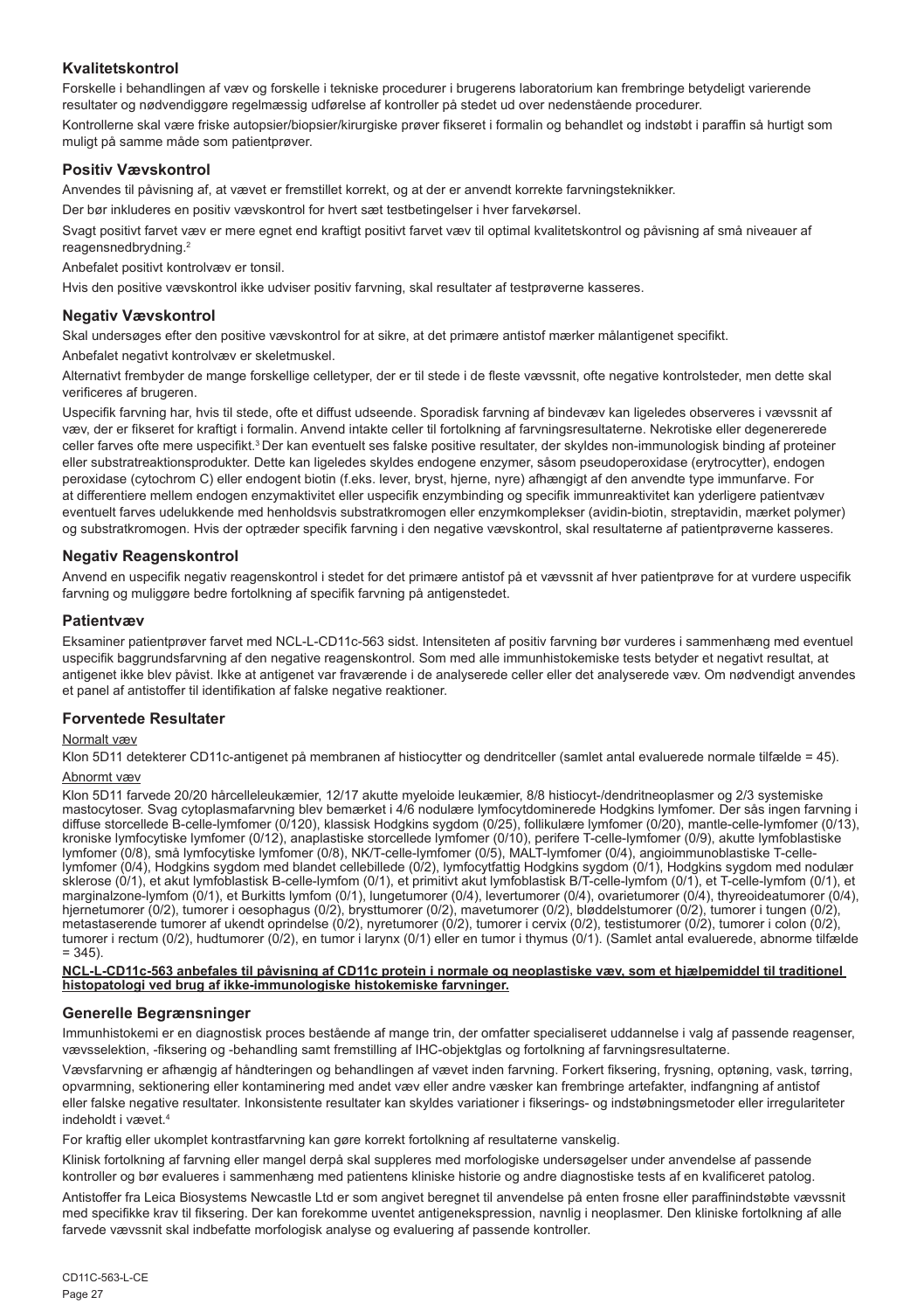## Kvalitetskontrol

Forskelle i behandlingen af væv og forskelle i tekniske procedurer i brugerens laboratorium kan frembringe betydeligt varierende resultater og nødvendiggøre regelmæssig udførelse af kontroller på stedet ud over nedenstående procedurer.

Kontrollerne skal være friske autopsier/biopsier/kirurgiske prøver fikseret i formalin og behandlet og indstøbt i paraffin så hurtigt som muligt på samme måde som patientprøver.

## Positiv Vævskontrol

Anvendes til påvisning af, at vævet er fremstillet korrekt, og at der er anvendt korrekte farvningsteknikker.

Der bør inkluderes en positiv vævskontrol for hvert sæt testbetingelser i hver farvekørsel.

Svagt positivt farvet væv er mere egnet end kraftigt positivt farvet væv til optimal kvalitetskontrol og påvisning af små niveauer af reagensnedbrydning.[2]

Anbefalet positivt kontrolvæv er tonsil.

Hvis den positive vævskontrol ikke udviser positiv farvning, skal resultater af testprøverne kasseres.

## Negativ Vævskontrol

Skal undersøges efter den positive vævskontrol for at sikre, at det primære antistof mærker målantigenet specifikt.

Anbefalet negativt kontrolvæv er skeletmuskel.

Alternativt frembyder de mange forskellige celletyper, der er til stede i de fleste vævssnit, ofte negative kontrolsteder, men dette skal verificeres af brugeren.

Uspecifik farvning har, hvis til stede, ofte et diffust udseende. Sporadisk farvning af bindevæv kan ligeledes observeres i vævssnit af væv, der er fikseret for kraftigt i formalin. Anvend intakte celler til fortolkning af farvningsresultaterne. Nekrotiske eller degenererede celler farves ofte mere uspecifikt.[3] Der kan eventuelt ses falske positive resultater, der skyldes non-immunologisk binding af proteiner eller substratreaktionsprodukter. Dette kan ligeledes skyldes endogene enzymer, såsom pseudoperoxidase (erytrocytter), endogen peroxidase (cytochrom C) eller endogent biotin (f.eks. lever, bryst, hjerne, nyre) afhængigt af den anvendte type immunfarve. For at differentiere mellem endogen enzymaktivitet eller uspecifik enzymbinding og specifik immunreaktivitet kan yderligere patientvæv eventuelt farves udelukkende med henholdsvis substratkromogen eller enzymkomplekser (avidin-biotin, streptavidin, mærket polymer) og substratkromogen. Hvis der optræder specifik farvning i den negative vævskontrol, skal resultaterne af patientprøverne kasseres.

## Negativ Reagenskontrol

Anvend en uspecifik negativ reagenskontrol i stedet for det primære antistof på et vævssnit af hver patientprøve for at vurdere uspecifik farvning og muliggøre bedre fortolkning af specifik farvning på antigenstedet.

## Patientvæv

Eksaminer patientprøver farvet med NCL-L-CD11c-563 sidst. Intensiteten af positiv farvning bør vurderes i sammenhæng med eventuel uspecifik baggrundsfarvning af den negative reagenskontrol. Som med alle immunhistokemiske tests betyder et negativt resultat, at antigenet ikke blev påvist. Ikke at antigenet var fraværende i de analyserede celler eller det analyserede væv. Om nødvendigt anvendes et panel af antistoffer til identifikation af falske negative reaktioner.

## Forventede Resultater

Normalt væv

Klon 5D11 detekterer CD11c-antigenet på membranen af histiocytter og dendritceller (samlet antal evaluerede normale tilfælde = 45).

Abnormt væv

Klon 5D11 farvede 20/20 hårcelleleukæmier, 12/17 akutte myeloide leukæmier, 8/8 histiocyt-/dendritneoplasmer og 2/3 systemiske mastocytoser. Svag cytoplasmafarvning blev bemærket i 4/6 nodulære lymfocytdominerede Hodgkins lymfomer. Der sås ingen farvning i diffuse storcellede B-celle-lymfomer (0/120), klassisk Hodgkins sygdom (0/25), follikulære lymfomer (0/20), mantle-celle-lymfomer (0/13), kroniske lymfocytiske lymfomer (0/12), anaplastiske storcellede lymfomer (0/10), perifere T-celle-lymfomer (0/9), akutte lymfoblastiske lymfomer (0/8), små lymfocytiske lymfomer (0/8), NK/T-celle-lymfomer (0/5), MALT-lymfomer (0/4), angioimmunoblastiske T-celle-lymfomer (0/4), Hodgkins sygdom med blandet cellebillede (0/2), lymfocytfattig Hodgkins sygdom (0/1), Hodgkins sygdom med nodulær sklerose (0/1), et akut lymfoblastisk B-celle-lymfom (0/1), et primitivt akut lymfoblastisk B/T-celle-lymfom (0/1), et T-celle-lymfom (0/1), et marginalzone-lymfom (0/1), et Burkitts lymfom (0/1), lungetumorer (0/4), levertumorer (0/4), ovarietumorer (0/4), thyreoideatumorer (0/4), hjernetumorer (0/2), tumorer i oesophagus (0/2), brysttumorer (0/2), mavetumorer (0/2), bløddelstumorer (0/2), tumorer i tungen (0/2), metastaserende tumorer af ukendt oprindelse (0/2), nyretumorer (0/2), tumorer i cervix (0/2), testistumorer (0/2), tumorer i colon (0/2), tumorer i rectum (0/2), hudtumorer (0/2), en tumor i larynx (0/1) eller en tumor i thymus (0/1). (Samlet antal evaluerede, abnorme tilfælde = 345).

**NCL-L-CD11c-563 anbefales til påvisning af CD11c protein i normale og neoplastiske væv, som et hjælpemiddel til traditionel histopatologi ved brug af ikke-immunologiske histokemiske farvninger.**

## Generelle Begrænsninger

Immunhistokemi er en diagnostisk proces bestående af mange trin, der omfatter specialiseret uddannelse i valg af passende reagenser, vævsselektion, -fiksering og -behandling samt fremstilling af IHC-objektglas og fortolkning af farvningsresultaterne.

Vævsfarvning er afhængig af håndteringen og behandlingen af vævet inden farvning. Forkert fiksering, frysning, optøning, vask, tørring, opvarmning, sektionering eller kontaminering med andet væv eller andre væsker kan frembringe artefakter, indfangning af antistof eller falske negative resultater. Inkonsistente resultater kan skyldes variationer i fikserings- og indstøbningsmetoder eller irregulariteter indeholdt i vævet.[4]

For kraftig eller ukomplet kontrastfarvning kan gøre korrekt fortolkning af resultaterne vanskelig.

Klinisk fortolkning af farvning eller mangel derpå skal suppleres med morfologiske undersøgelser under anvendelse af passende kontroller og bør evalueres i sammenhæng med patientens kliniske historie og andre diagnostiske tests af en kvalificeret patolog.

Antistoffer fra Leica Biosystems Newcastle Ltd er som angivet beregnet til anvendelse på enten frosne eller paraffinindstøbte vævssnit med specifikke krav til fiksering. Der kan forekomme uventet antigenekspression, navnlig i neoplasmer. Den kliniske fortolkning af alle farvede vævssnit skal indbefatte morfologisk analyse og evaluering af passende kontroller.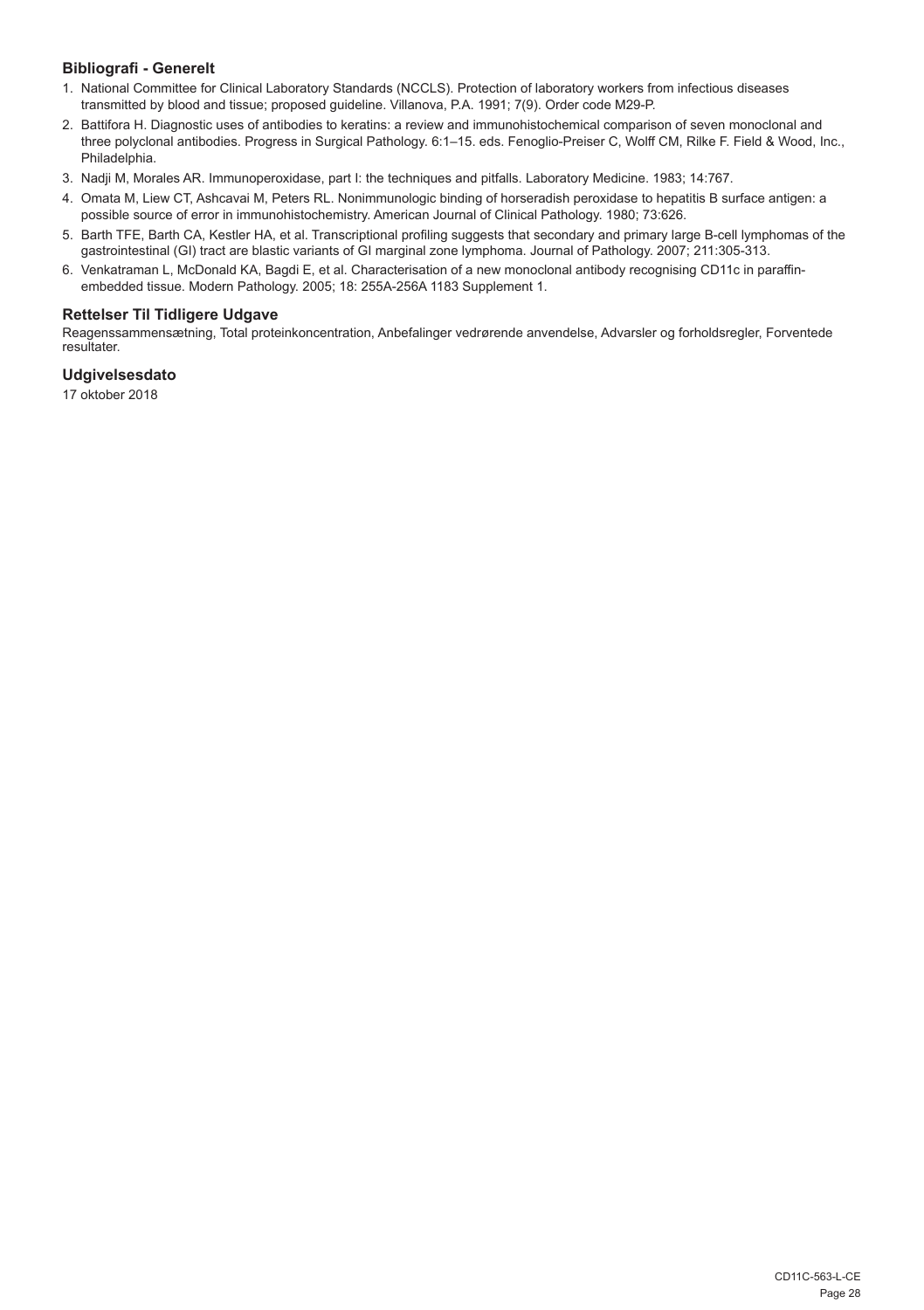### Bibliografi - Generelt

1. National Committee for Clinical Laboratory Standards (NCCLS). Protection of laboratory workers from infectious diseases transmitted by blood and tissue; proposed guideline. Villanova, P.A. 1991; 7(9). Order code M29-P.
2. Battifora H. Diagnostic uses of antibodies to keratins: a review and immunohistochemical comparison of seven monoclonal and three polyclonal antibodies. Progress in Surgical Pathology. 6:1–15. eds. Fenoglio-Preiser C, Wolff CM, Rilke F. Field & Wood, Inc., Philadelphia.
3. Nadji M, Morales AR. Immunoperoxidase, part I: the techniques and pitfalls. Laboratory Medicine. 1983; 14:767.
4. Omata M, Liew CT, Ashcavai M, Peters RL. Nonimmunologic binding of horseradish peroxidase to hepatitis B surface antigen: a possible source of error in immunohistochemistry. American Journal of Clinical Pathology. 1980; 73:626.
5. Barth TFE, Barth CA, Kestler HA, et al. Transcriptional profiling suggests that secondary and primary large B-cell lymphomas of the gastrointestinal (GI) tract are blastic variants of GI marginal zone lymphoma. Journal of Pathology. 2007; 211:305-313.
6. Venkatraman L, McDonald KA, Bagdi E, et al. Characterisation of a new monoclonal antibody recognising CD11c in paraffin-embedded tissue. Modern Pathology. 2005; 18: 255A-256A 1183 Supplement 1.

### Rettelser Til Tidligere Udgave

Reagenssammensætning, Total proteinkoncentration, Anbefalinger vedrørende anvendelse, Advarsler og forholdsregler, Forventede resultater.

### Udgivelsesdato

17 oktober 2018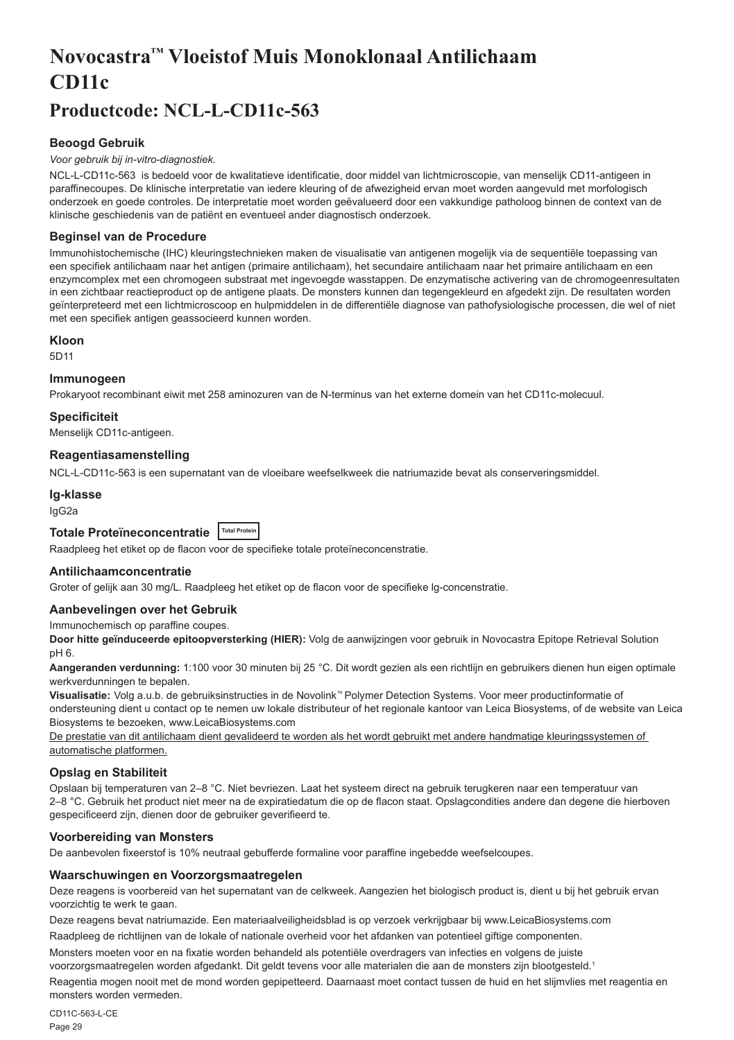# Novocastra™ Vloeistof Muis Monoklonaal Antilichaam CD11c

## Productcode: NCL-L-CD11c-563

### Beoogd Gebruik

*Voor gebruik bij in-vitro-diagnostiek.*

NCL-L-CD11c-563 is bedoeld voor de kwalitatieve identificatie, door middel van lichtmicroscopie, van menselijk CD11-antigeen in paraffinecoupes. De klinische interpretatie van iedere kleuring of de afwezigheid ervan moet worden aangevuld met morfologisch onderzoek en goede controles. De interpretatie moet worden geëvalueerd door een vakkundige patholoog binnen de context van de klinische geschiedenis van de patiënt en eventueel ander diagnostisch onderzoek.

### Beginsel van de Procedure

Immunohistochemische (IHC) kleuringstechnieken maken de visualisatie van antigenen mogelijk via de sequentiële toepassing van een specifiek antilichaam naar het antigen (primaire antilichaam), het secundaire antilichaam naar het primaire antilichaam en een enzymcomplex met een chromogeen substraat met ingevoegde wasstappen. De enzymatische activering van de chromogeenresultaten in een zichtbaar reactieproduct op de antigene plaats. De monsters kunnen dan tegengekleurd en afgedekt zijn. De resultaten worden geïnterpreteerd met een lichtmicroscoop en hulpmiddelen in de differentiële diagnose van pathofysiologische processen, die wel of niet met een specifiek antigen geassocieerd kunnen worden.

### Kloon

5D11

### Immunogeen

Prokaryoot recombinant eiwit met 258 aminozuren van de N-terminus van het externe domein van het CD11c-molecuul.

### Specificiteit

Menselijk CD11c-antigeen.

### Reagentiasamenstelling

NCL-L-CD11c-563 is een supernatant van de vloeibare weefselkweek die natriumazide bevat als conserveringsmiddel.

### Ig-klasse

IgG2a

### Totale Proteïneconcentratie Total Protein

Raadpleeg het etiket op de flacon voor de specifieke totale proteïneconcentratie.

### Antilichaamconcentratie

Groter of gelijk aan 30 mg/L. Raadpleeg het etiket op de flacon voor de specifieke lg-concentratie.

### Aanbevelingen over het Gebruik

Immunochemisch op paraffine coupes.

**Door hitte geïnduceerde epitoopversterking (HIER):** Volg de aanwijzingen voor gebruik in Novocastra Epitope Retrieval Solution pH 6.

**Aangeranden verdunning:** 1:100 voor 30 minuten bij 25 °C. Dit wordt gezien als een richtlijn en gebruikers dienen hun eigen optimale werkverdunningen te bepalen.

**Visualisatie:** Volg a.u.b. de gebruiksinstructies in de Novolink™ Polymer Detection Systems. Voor meer productinformatie of ondersteuning dient u contact op te nemen uw lokale distributeur of het regionale kantoor van Leica Biosystems, of de website van Leica Biosystems te bezoeken, www.LeicaBiosystems.com

De prestatie van dit antilichaam dient gevalideerd te worden als het wordt gebruikt met andere handmatige kleuringssystemen of automatische platformen.

### Opslag en Stabiliteit

Opslaan bij temperaturen van 2–8 °C. Niet bevriezen. Laat het systeem direct na gebruik terugkeren naar een temperatuur van 2–8 °C. Gebruik het product niet meer na de expiratiedatum die op de flacon staat. Opslagcondities andere dan degene die hierboven gespecificeerd zijn, dienen door de gebruiker geverifieerd te.

### Voorbereiding van Monsters

De aanbevolen fixeerstof is 10% neutraal gebufferde formaline voor paraffine ingebedde weefselcoupes.

### Waarschuwingen en Voorzorgsmaatregelen

Deze reagens is voorbereid van het supernatant van de celkweek. Aangezien het biologisch product is, dient u bij het gebruik ervan voorzichtig te werk te gaan.

Deze reagens bevat natriumazide. Een materiaalveiligheidsblad is op verzoek verkrijgbaar bij www.LeicaBiosystems.com

Raadpleeg de richtlijnen van de lokale of nationale overheid voor het afdanken van potentieel giftige componenten.

Monsters moeten voor en na fixatie worden behandeld als potentiële overdragers van infecties en volgens de juiste voorzorgsmaatregelen worden afgedankt. Dit geldt tevens voor alle materialen die aan de monsters zijn blootgesteld.[1]

Reagentia mogen nooit met de mond worden gepipetteerd. Daarnaast moet contact tussen de huid en het slijmvlies met reagentia en monsters worden vermeden.

CD11C-563-L-CE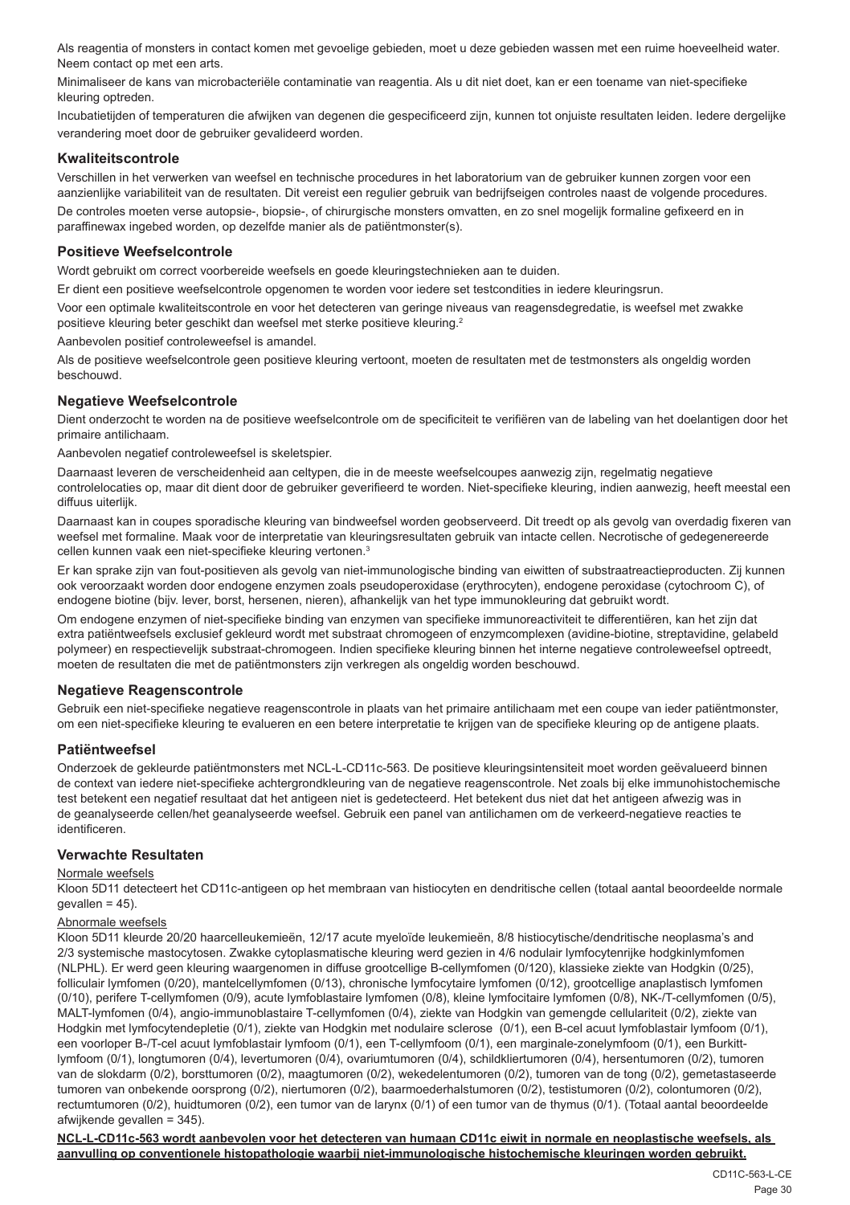Als reagentia of monsters in contact komen met gevoelige gebieden, moet u deze gebieden wassen met een ruime hoeveelheid water. Neem contact op met een arts.

Minimaliseer de kans van microbacteriële contaminatie van reagentia. Als u dit niet doet, kan er een toename van niet-specifieke kleuring optreden.

Incubatietijden of temperaturen die afwijken van degenen die gespecificeerd zijn, kunnen tot onjuiste resultaten leiden. Iedere dergelijke verandering moet door de gebruiker gevalideerd worden.

## Kwaliteitscontrole

Verschillen in het verwerken van weefsel en technische procedures in het laboratorium van de gebruiker kunnen zorgen voor een aanzienlijke variabiliteit van de resultaten. Dit vereist een regulier gebruik van bedrijfseigen controles naast de volgende procedures.

De controles moeten verse autopsie-, biopsie-, of chirurgische monsters omvatten, en zo snel mogelijk formaline gefixeerd en in paraffinewax ingebed worden, op dezelfde manier als de patiëntmonster(s).

## Positieve Weefselcontrole

Wordt gebruikt om correct voorbereide weefsels en goede kleuringstechnieken aan te duiden.

Er dient een positieve weefselcontrole opgenomen te worden voor iedere set testcondities in iedere kleuringsrun.

Voor een optimale kwaliteitscontrole en voor het detecteren van geringe niveaus van reagensdegradatie, is weefsel met zwakke positieve kleuring beter geschikt dan weefsel met sterke positieve kleuring.[2]

Aanbevolen positief controleweefsel is amandel.

Als de positieve weefselcontrole geen positieve kleuring vertoont, moeten de resultaten met de testmonsters als ongeldig worden beschouwd.

## Negatieve Weefselcontrole

Dient onderzocht te worden na de positieve weefselcontrole om de specificiteit te verifiëren van de labeling van het doelantigen door het primaire antilichaam.

Aanbevolen negatief controleweefsel is skeletspier.

Daarnaast leveren de verscheidenheid aan celtypen, die in de meeste weefselcoupes aanwezig zijn, regelmatig negatieve controlelocaties op, maar dit dient door de gebruiker geverifieerd te worden. Niet-specifieke kleuring, indien aanwezig, heeft meestal een diffuus uiterlijk.

Daarnaast kan in coupes sporadische kleuring van bindweefsel worden geobserveerd. Dit treedt op als gevolg van overdadig fixeren van weefsel met formaline. Maak voor de interpretatie van kleuringsresultaten gebruik van intacte cellen. Necrotische of gedegenereerde cellen kunnen vaak een niet-specifieke kleuring vertonen.[3]

Er kan sprake zijn van fout-positieven als gevolg van niet-immunologische binding van eiwitten of substraatreactieproducten. Zij kunnen ook veroorzaakt worden door endogene enzymen zoals pseudoperoxidase (erythrocyten), endogene peroxidase (cytochroom C), of endogene biotine (bijv. lever, borst, hersenen, nieren), afhankelijk van het type immunokleuring dat gebruikt wordt.

Om endogene enzymen of niet-specifieke binding van enzymen van specifieke immunoreactiviteit te differentiëren, kan het zijn dat extra patiëntweefsels exclusief gekleurd wordt met substraat chromogeen of enzymcomplexen (avidine-biotine, streptavidine, gelabeld polymeer) en respectievelijk substraat-chromogeen. Indien specifieke kleuring binnen het interne negatieve controleweefsel optreedt, moeten de resultaten die met de patiëntmonsters zijn verkregen als ongeldig worden beschouwd.

## Negatieve Reagenscontrole

Gebruik een niet-specifieke negatieve reagenscontrole in plaats van het primaire antilichaam met een coupe van ieder patiëntmonster, om een niet-specifieke kleuring te evalueren en een betere interpretatie te krijgen van de specifieke kleuring op de antigene plaats.

## Patiëntweefsel

Onderzoek de gekleurde patiëntmonsters met NCL-L-CD11c-563. De positieve kleuringsintensiteit moet worden geëvalueerd binnen de context van iedere niet-specifieke achtergrondkleuring van de negatieve reagenscontrole. Net zoals bij elke immunohistochemische test betekent een negatief resultaat dat het antigeen niet is gedetecteerd. Het betekent dus niet dat het antigeen afwezig was in de geanalyseerde cellen/het geanalyseerde weefsel. Gebruik een panel van antilichamen om de verkeerd-negatieve reacties te identificeren.

## Verwachte Resultaten

Normale weefsels

Kloon 5D11 detecteert het CD11c-antigeen op het membraan van histiocyten en dendritische cellen (totaal aantal beoordeelde normale gevallen = 45).

Abnormale weefsels

Kloon 5D11 kleurde 20/20 haarcelleukemieën, 12/17 acute myeloïde leukemieën, 8/8 histiocytische/dendritische neoplasma's and 2/3 systemische mastocytosen. Zwakke cytoplasmatische kleuring werd gezien in 4/6 nodulair lymfocytenrijke hodgkinlymfomen (NLPHL). Er werd geen kleuring waargenomen in diffuse grootcellige B-cellymfomen (0/120), klassieke ziekte van Hodgkin (0/25), folliculair lymfomen (0/20), mantelcellymfomen (0/13), chronische lymfocytaire lymfomen (0/12), grootcellige anaplastisch lymfomen (0/10), perifere T-cellymfomen (0/9), acute lymfoblastaire lymfomen (0/8), kleine lymfocitaire lymfomen (0/8), NK-/T-cellymfomen (0/5), MALT-lymfomen (0/4), angio-immunoblastaire T-cellymfomen (0/4), ziekte van Hodgkin van gemengde cellulariteit (0/2), ziekte van Hodgkin met lymfocytendepletie (0/1), ziekte van Hodgkin met nodulaire sclerose (0/1), een B-cel acuut lymfoblastair lymfoom (0/1), een voorloper B-/T-cel acuut lymfoblastair lymfoom (0/1), een T-cellymfoom (0/1), een marginale-zonelymfoom (0/1), een Burkitt-lymfoom (0/1), longtumoren (0/4), levertumoren (0/4), ovariumtumoren (0/4), schildkliertumoren (0/4), hersentumoren (0/2), tumoren van de slokdarm (0/2), borsttumoren (0/2), maagtumoren (0/2), wekedelentumoren (0/2), tumoren van de tong (0/2), gemetastaseerde tumoren van onbekende oorsprong (0/2), niertumoren (0/2), baarmoederhalstumoren (0/2), testistumoren (0/2), colontumoren (0/2), rectumtumoren (0/2), huidtumoren (0/2), een tumor van de larynx (0/1) of een tumor van de thymus (0/1). (Totaal aantal beoordeelde afwijkende gevallen = 345).

**NCL-L-CD11c-563 wordt aanbevolen voor het detecteren van humaan CD11c eiwit in normale en neoplastische weefsels, als aanvulling op conventionele histopathologie waarbij niet-immunologische histochemische kleuringen worden gebruikt.**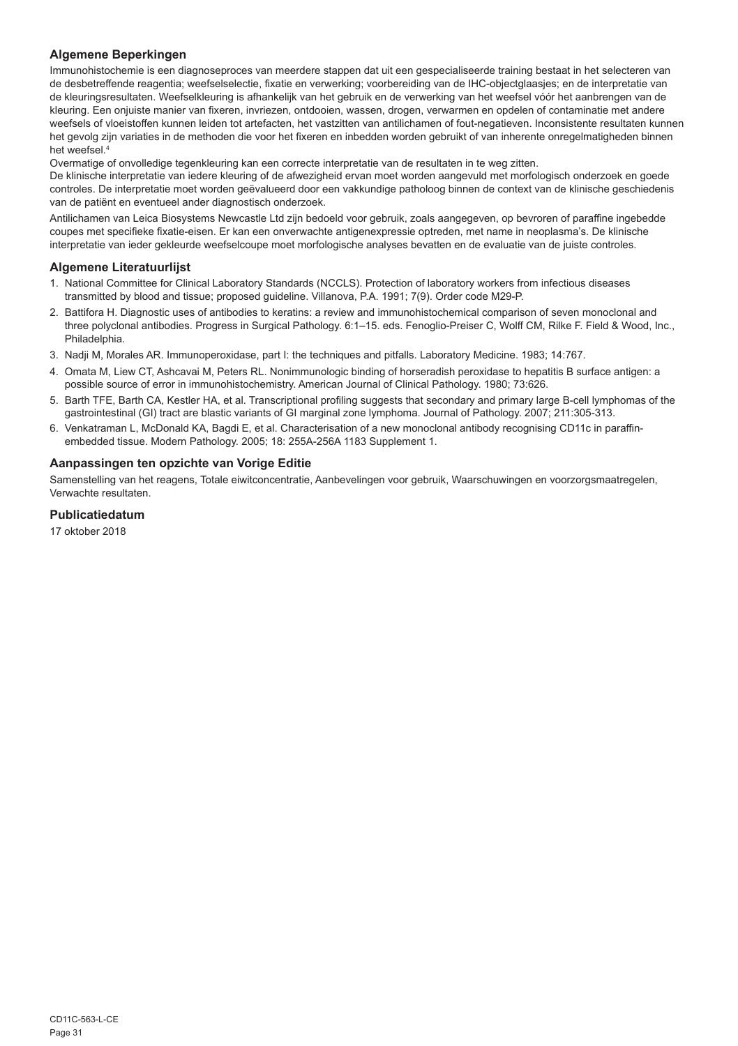## Algemene Beperkingen

Immunohistochemie is een diagnoseproces van meerdere stappen dat uit een gespecialiseerde training bestaat in het selecteren van de desbetreffende reagentia; weefselselectie, fixatie en verwerking; voorbereiding van de IHC-objectglaasjes; en de interpretatie van de kleuringsresultaten. Weefselkleuring is afhankelijk van het gebruik en de verwerking van het weefsel vóór het aanbrengen van de kleuring. Een onjuiste manier van fixeren, invriezen, ontdooien, wassen, drogen, verwarmen en opdelen of contaminatie met andere weefsels of vloeistoffen kunnen leiden tot artefacten, het vastzitten van antilichamen of fout-negatieven. Inconsistente resultaten kunnen het gevolg zijn variaties in de methoden die voor het fixeren en inbedden worden gebruikt of van inherente onregelmatigheden binnen het weefsel.[4]

Overmatige of onvolledige tegenkleuring kan een correcte interpretatie van de resultaten in te weg zitten.

De klinische interpretatie van iedere kleuring of de afwezigheid ervan moet worden aangevuld met morfologisch onderzoek en goede controles. De interpretatie moet worden geëvalueerd door een vakkundige patholoog binnen de context van de klinische geschiedenis van de patiënt en eventueel ander diagnostisch onderzoek.

Antilichamen van Leica Biosystems Newcastle Ltd zijn bedoeld voor gebruik, zoals aangegeven, op bevroren of paraffine ingebedde coupes met specifieke fixatie-eisen. Er kan een onverwachte antigenexpressie optreden, met name in neoplasma's. De klinische interpretatie van ieder gekleurde weefselcoupe moet morfologische analyses bevatten en de evaluatie van de juiste controles.

## Algemene Literatuurlijst

1. National Committee for Clinical Laboratory Standards (NCCLS). Protection of laboratory workers from infectious diseases transmitted by blood and tissue; proposed guideline. Villanova, P.A. 1991; 7(9). Order code M29-P.
2. Battifora H. Diagnostic uses of antibodies to keratins: a review and immunohistochemical comparison of seven monoclonal and three polyclonal antibodies. Progress in Surgical Pathology. 6:1–15. eds. Fenoglio-Preiser C, Wolff CM, Rilke F. Field & Wood, Inc., Philadelphia.
3. Nadji M, Morales AR. Immunoperoxidase, part I: the techniques and pitfalls. Laboratory Medicine. 1983; 14:767.
4. Omata M, Liew CT, Ashcavai M, Peters RL. Nonimmunologic binding of horseradish peroxidase to hepatitis B surface antigen: a possible source of error in immunohistochemistry. American Journal of Clinical Pathology. 1980; 73:626.
5. Barth TFE, Barth CA, Kestler HA, et al. Transcriptional profiling suggests that secondary and primary large B-cell lymphomas of the gastrointestinal (GI) tract are blastic variants of GI marginal zone lymphoma. Journal of Pathology. 2007; 211:305-313.
6. Venkatraman L, McDonald KA, Bagdi E, et al. Characterisation of a new monoclonal antibody recognising CD11c in paraffin-embedded tissue. Modern Pathology. 2005; 18: 255A-256A 1183 Supplement 1.

## Aanpassingen ten opzichte van Vorige Editie

Samenstelling van het reagens, Totale eiwitconcentratie, Aanbevelingen voor gebruik, Waarschuwingen en voorzorgsmaatregelen, Verwachte resultaten.

## Publicatiedatum

17 oktober 2018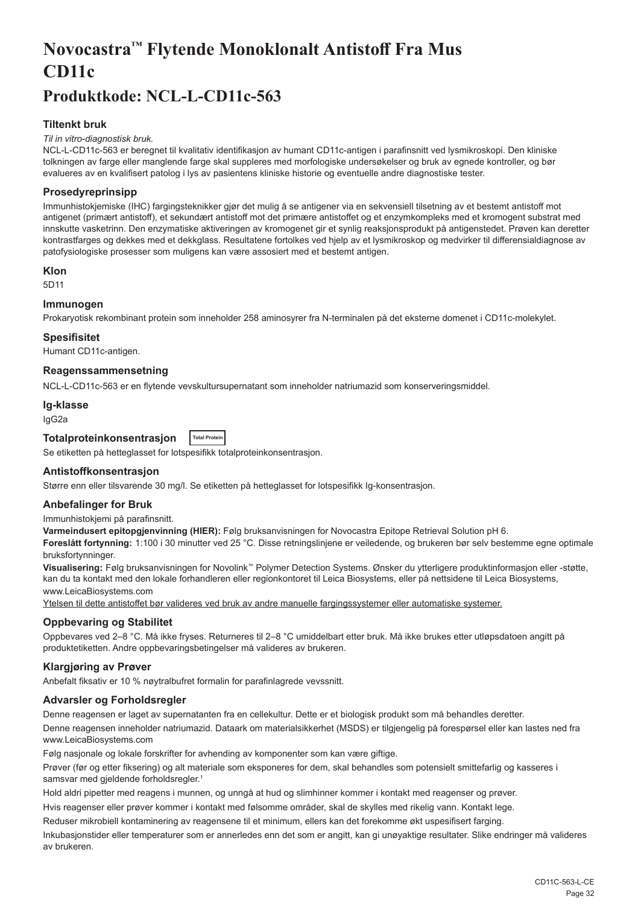# Novocastra™ Flytende Monoklonalt Antistoff Fra Mus CD11c

## Produktkode: NCL-L-CD11c-563

### Tiltenkt bruk

*Til in vitro-diagnostisk bruk.*

NCL-L-CD11c-563 er beregnet til kvalitativ identifikasjon av humant CD11c-antigen i parafinsnitt ved lysmikroskopi. Den kliniske tolkningen av farge eller manglende farge skal suppleres med morfologiske undersøkelser og bruk av egnede kontroller, og bør evalueres av en kvalifisert patolog i lys av pasientens kliniske historie og eventuelle andre diagnostiske tester.

### Prosedyreprinsipp

Immunhistokjemiske (IHC) fargingsteknikker gjør det mulig å se antigener via en sekvensiell tilsetning av et bestemt antistoff mot antigenet (primært antistoff), et sekundært antistoff mot det primære antistoffet og et enzymkompleks med et kromogent substrat med innskutte vasketrinn. Den enzymatiske aktiveringen av kromogenet gir et synlig reaksjonsprodukt på antigenstedet. Prøven kan deretter kontrastfarges og dekkes med et dekkglass. Resultatene fortolkes ved hjelp av et lysmikroskop og medvirker til differensialdiagnose av patofysiologiske prosesser som muligens kan være assosiert med et bestemt antigen.

### Klon

5D11

### Immunogen

Prokaryotisk rekombinant protein som inneholder 258 aminosyrer fra N-terminalen på det eksterne domenet i CD11c-molekylet.

### Spesifisitet

Humant CD11c-antigen.

### Reagenssammensetning

NCL-L-CD11c-563 er en flytende vevskultursupernatant som inneholder natriumazid som konserveringsmiddel.

### Ig-klasse

IgG2a

### Totalproteinkonsentrasjon

Total Protein

Se etiketten på hetteglasset for lotspesifikk totalproteinkonsentrasjon.

### Antistoffkonsentrasjon

Større enn eller tilsvarende 30 mg/l. Se etiketten på hetteglasset for lotspesifikk Ig-konsentrasjon.

### Anbefalinger for Bruk

Immunhistokjemi på parafinsnitt.

**Varmeindusert epitopgjenvinning (HIER):** Følg bruksanvisningen for Novocastra Epitope Retrieval Solution pH 6.

**Foreslått fortynning:** 1:100 i 30 minutter ved 25 °C. Disse retningslinjene er veiledende, og brukeren bør selv bestemme egne optimale bruksfortynninger.

**Visualisering:** Følg bruksanvisningen for Novolink™ Polymer Detection Systems. Ønsker du ytterligere produktinformasjon eller -støtte, kan du ta kontakt med den lokale forhandleren eller regionkontoret til Leica Biosystems, eller på nettsidene til Leica Biosystems, www.LeicaBiosystems.com

Ytelsen til dette antistoffet bør valideres ved bruk av andre manuelle fargingssystemer eller automatiske systemer.

### Oppbevaring og Stabilitet

Oppbevares ved 2–8 °C. Må ikke fryses. Returneres til 2–8 °C umiddelbart etter bruk. Må ikke brukes etter utløpsdatoen angitt på produktetiketten. Andre oppbevaringsbetingelser må valideres av brukeren.

### Klargjøring av Prøver

Anbefalt fiksativ er 10 % nøytralbufret formalin for parafinlagrede vevssnitt.

### Advarsler og Forholdsregler

Denne reagensen er laget av supernatanten fra en cellekultur. Dette er et biologisk produkt som må behandles deretter.

Denne reagensen inneholder natriumazid. Dataark om materialsikkerhet (MSDS) er tilgjengelig på forespørsel eller kan lastes ned fra www.LeicaBiosystems.com

Følg nasjonale og lokale forskrifter for avhending av komponenter som kan være giftige.

Prøver (før og etter fiksering) og alt materiale som eksponeres for dem, skal behandles som potensielt smittefarlig og kasseres i samsvar med gjeldende forholdsregler.[1]

Hold aldri pipetter med reagens i munnen, og unngå at hud og slimhinner kommer i kontakt med reagenser og prøver.

Hvis reagenser eller prøver kommer i kontakt med følsomme områder, skal de skylles med rikelig vann. Kontakt lege.

Reduser mikrobiell kontaminering av reagensene til et minimum, ellers kan det forekomme økt uspesifisert farging.

Inkubasjonstider eller temperaturer som er annerledes enn det som er angitt, kan gi unøyaktige resultater. Slike endringer må valideres av brukeren.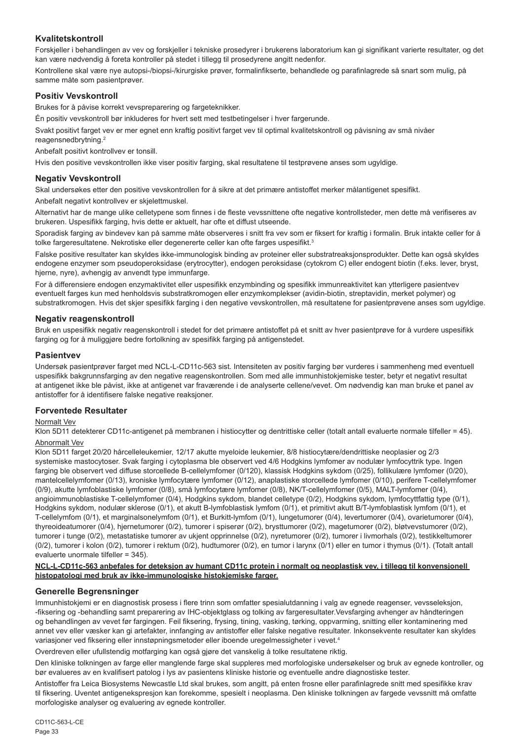## Kvalitetskontroll

Forskjeller i behandlingen av vev og forskjeller i tekniske prosedyrer i brukerens laboratorium kan gi signifikant varierte resultater, og det kan være nødvendig å foreta kontroller på stedet i tillegg til prosedyrene angitt nedenfor.

Kontrollene skal være nye autopsi-/biopsi-/kirurgiske prøver, formalinfikserte, behandlede og parafinlagrede så snart som mulig, på samme måte som pasientprøver.

## Positiv Vevskontroll

Brukes for å påvise korrekt vevspreparering og fargeteknikker.

Én positiv vevskontroll bør inkluderes for hvert sett med testbetingelser i hver fargerunde.

Svakt positivt farget vev er mer egnet enn kraftig positivt farget vev til optimal kvalitetskontroll og påvisning av små nivåer reagensnedbrytning.[2]

Anbefalt positivt kontrollvev er tonsill.

Hvis den positive vevskontrollen ikke viser positiv farging, skal resultatene til testprøvene anses som ugyldige.

## Negativ Vevskontroll

Skal undersøkes etter den positive vevskontrollen for å sikre at det primære antistoffet merker målantigenet spesifikt.

Anbefalt negativt kontrollvev er skjelettmuskel.

Alternativt har de mange ulike celletypene som finnes i de fleste vevssnittene ofte negative kontrollsteder, men dette må verifiseres av brukeren. Uspesifikk farging, hvis dette er aktuelt, har ofte et diffust utseende.

Sporadisk farging av bindevev kan på samme måte observeres i snitt fra vev som er fiksert for kraftig i formalin. Bruk intakte celler for å tolke fargeresultatene. Nekrotiske eller degenererte celler kan ofte farges uspesifikt.[3]

Falske positive resultater kan skyldes ikke-immunologisk binding av proteiner eller substratreaksjonsprodukter. Dette kan også skyldes endogene enzymer som pseudoperoksidase (erytrocytter), endogen peroksidase (cytokrom C) eller endogent biotin (f.eks. lever, bryst, hjerne, nyre), avhengig av anvendt type immunfarge.

For å differensiere endogen enzymaktivitet eller uspesifikk enzymbinding og spesifikk immunreaktivitet kan ytterligere pasientvev eventuelt farges kun med henholdsvis substratkromogen eller enzymkomplekser (avidin-biotin, streptavidin, merket polymer) og substratkromogen. Hvis det skjer spesifikk farging i den negative vevskontrollen, må resultatene for pasientprøvene anses som ugyldige.

## Negativ reagenskontroll

Bruk en uspesifikk negativ reagenskontroll i stedet for det primære antistoffet på et snitt av hver pasientprøve for å vurdere uspesifikk farging og for å muliggjøre bedre fortolkning av spesifikk farging på antigenstedet.

## Pasientvev

Undersøk pasientprøver farget med NCL-L-CD11c-563 sist. Intensiteten av positiv farging bør vurderes i sammenheng med eventuell uspesifikk bakgrunnsfarging av den negative reagenskontrollen. Som med alle immunhistokjemiske tester, betyr et negativt resultat at antigenet ikke ble påvist, ikke at antigenet var fraværende i de analyserte cellene/vevet. Om nødvendig kan man bruke et panel av antistoffer for å identifisere falske negative reaksjoner.

## Forventede Resultater

Normalt Vev

Klon 5D11 detekterer CD11c-antigenet på membranen i histiocytter og dentrittiske celler (totalt antall evaluerte normale tilfeller = 45).

Abnormalt Vev

Klon 5D11 farget 20/20 hårcelleleukemier, 12/17 akutte myeloide leukemier, 8/8 histiocytære/dendrittiske neoplasier og 2/3 systemiske mastocytoser. Svak farging i cytoplasma ble observert ved 4/6 Hodgkins lymfomer av nodulær lymfocyttrik type. Ingen farging ble observert ved diffuse storcellede B-cellelymfomer (0/120), klassisk Hodgkins sykdom (0/25), follikulære lymfomer (0/20), mantelcellelymfomer (0/13), kroniske lymfocytære lymfomer (0/12), anaplastiske storcellede lymfomer (0/10), perifere T-cellelymfomer (0/9), akutte lymfoblastiske lymfomer (0/8), små lymfocytære lymfomer (0/8), NK/T-cellelymfomer (0/5), MALT-lymfomer (0/4), angioimmunoblastiske T-cellelymfomer (0/4), Hodgkins sykdom, blandet celletype (0/2), Hodgkins sykdom, lymfocyttfattig type (0/1), Hodgkins sykdom, nodulær sklerose (0/1), et akutt B-lymfoblastisk lymfom (0/1), et primitivt akutt B/T-lymfoblastisk lymfom (0/1), et T-cellelymfom (0/1), et marginalsonelymfom (0/1), et Burkitt-lymfom (0/1), lungetumorer (0/4), levertumorer (0/4), ovarietumorer (0/4), thyreoideatumorer (0/4), hjernetumorer (0/2), tumorer i spiserør (0/2), brysttumorer (0/2), magetumorer (0/2), bløtvevstumorer (0/2), tumorer i tunge (0/2), metastatiske tumorer av ukjent opprinnelse (0/2), nyretumorer (0/2), tumorer i livmorhals (0/2), testikkeltumorer (0/2), tumorer i kolon (0/2), tumorer i rektum (0/2), hudtumorer (0/2), en tumor i larynx (0/1) eller en tumor i thymus (0/1). (Totalt antall evaluerte unormale tilfeller = 345).

**NCL-L-CD11c-563 anbefales for deteksjon av humant CD11c protein i normalt og neoplastisk vev, i tillegg til konvensjonell histopatologi med bruk av ikke-immunologiske histokjemiske farger.**

## Generelle Begrensninger

Immunhistokjemi er en diagnostisk prosess i flere trinn som omfatter spesialutdanning i valg av egnede reagenser, vevsseleksjon, -fiksering og -behandling samt preparering av IHC-objektglass og tolking av fargeresultater.Vevsfarging avhenger av håndteringen og behandlingen av vevet før fargingen. Feil fiksering, frysing, tining, vasking, tørking, oppvarming, snitting eller kontaminering med annet vev eller væsker kan gi artefakter, innfanging av antistoffer eller falske negative resultater. Inkonsekvente resultater kan skyldes variasjoner ved fiksering eller innstøpningsmetoder eller iboende uregelmessigheter i vevet.[4]

Overdreven eller ufullstendig motfarging kan også gjøre det vanskelig å tolke resultatene riktig.

Den kliniske tolkningen av farge eller manglende farge skal suppleres med morfologiske undersøkelser og bruk av egnede kontroller, og bør evalueres av en kvalifisert patolog i lys av pasientens kliniske historie og eventuelle andre diagnostiske tester.

Antistoffer fra Leica Biosystems Newcastle Ltd skal brukes, som angitt, på enten frosne eller parafinlagrede snitt med spesifikke krav til fiksering. Uventet antigenekspresjon kan forekomme, spesielt i neoplasma. Den kliniske tolkningen av fargede vevssnitt må omfatte morfologiske analyser og evaluering av egnede kontroller.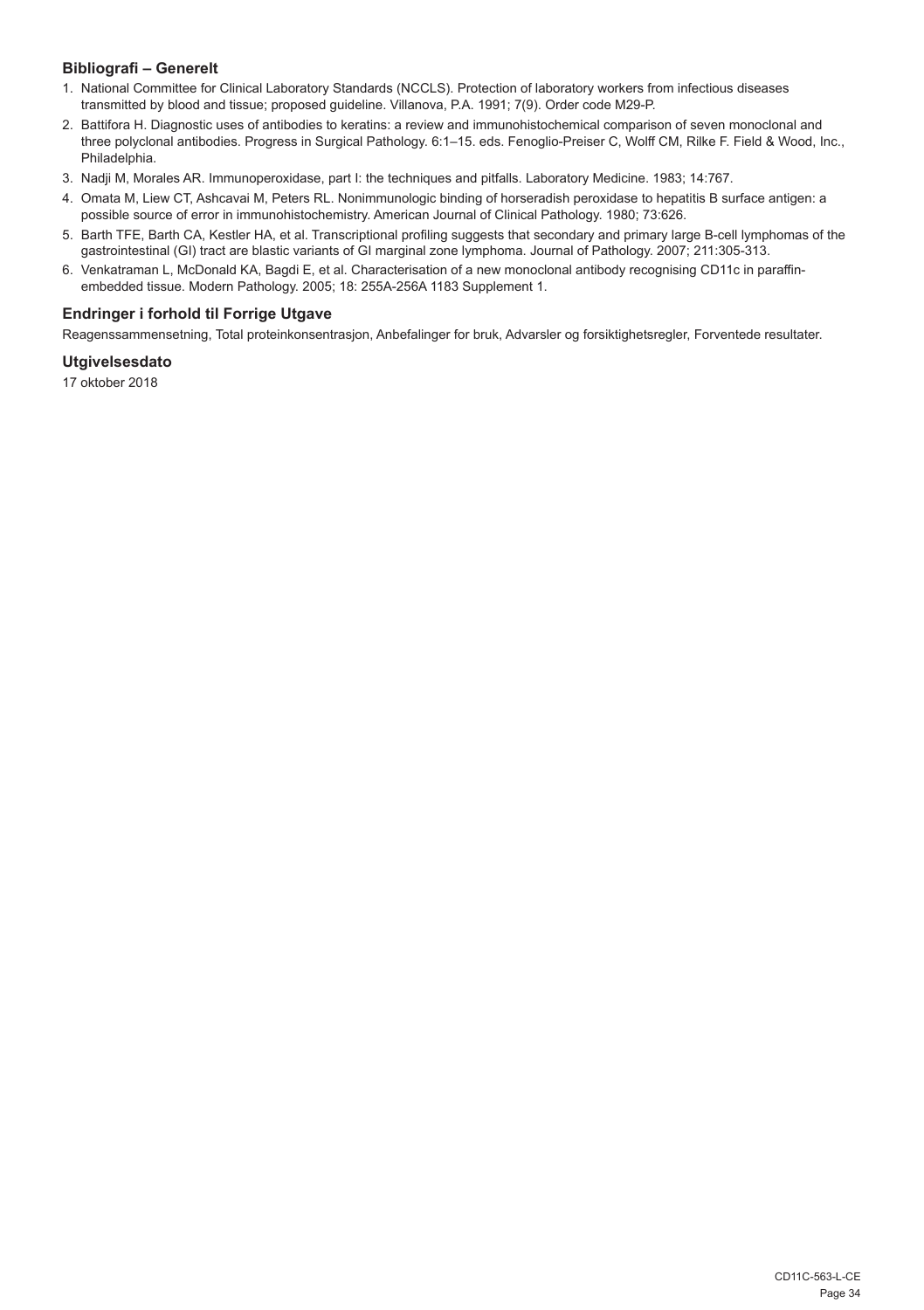### Bibliografi – Generelt

1. National Committee for Clinical Laboratory Standards (NCCLS). Protection of laboratory workers from infectious diseases transmitted by blood and tissue; proposed guideline. Villanova, P.A. 1991; 7(9). Order code M29-P.
2. Battifora H. Diagnostic uses of antibodies to keratins: a review and immunohistochemical comparison of seven monoclonal and three polyclonal antibodies. Progress in Surgical Pathology. 6:1–15. eds. Fenoglio-Preiser C, Wolff CM, Rilke F. Field & Wood, Inc., Philadelphia.
3. Nadji M, Morales AR. Immunoperoxidase, part I: the techniques and pitfalls. Laboratory Medicine. 1983; 14:767.
4. Omata M, Liew CT, Ashcavai M, Peters RL. Nonimmunologic binding of horseradish peroxidase to hepatitis B surface antigen: a possible source of error in immunohistochemistry. American Journal of Clinical Pathology. 1980; 73:626.
5. Barth TFE, Barth CA, Kestler HA, et al. Transcriptional profiling suggests that secondary and primary large B-cell lymphomas of the gastrointestinal (GI) tract are blastic variants of GI marginal zone lymphoma. Journal of Pathology. 2007; 211:305-313.
6. Venkatraman L, McDonald KA, Bagdi E, et al. Characterisation of a new monoclonal antibody recognising CD11c in paraffin-embedded tissue. Modern Pathology. 2005; 18: 255A-256A 1183 Supplement 1.

### Endringer i forhold til Forrige Utgave

Reagenssammensetning, Total proteinkonsentrasjon, Anbefalinger for bruk, Advarsler og forsiktighetsregler, Forventede resultater.

### Utgivelsesdato

17 oktober 2018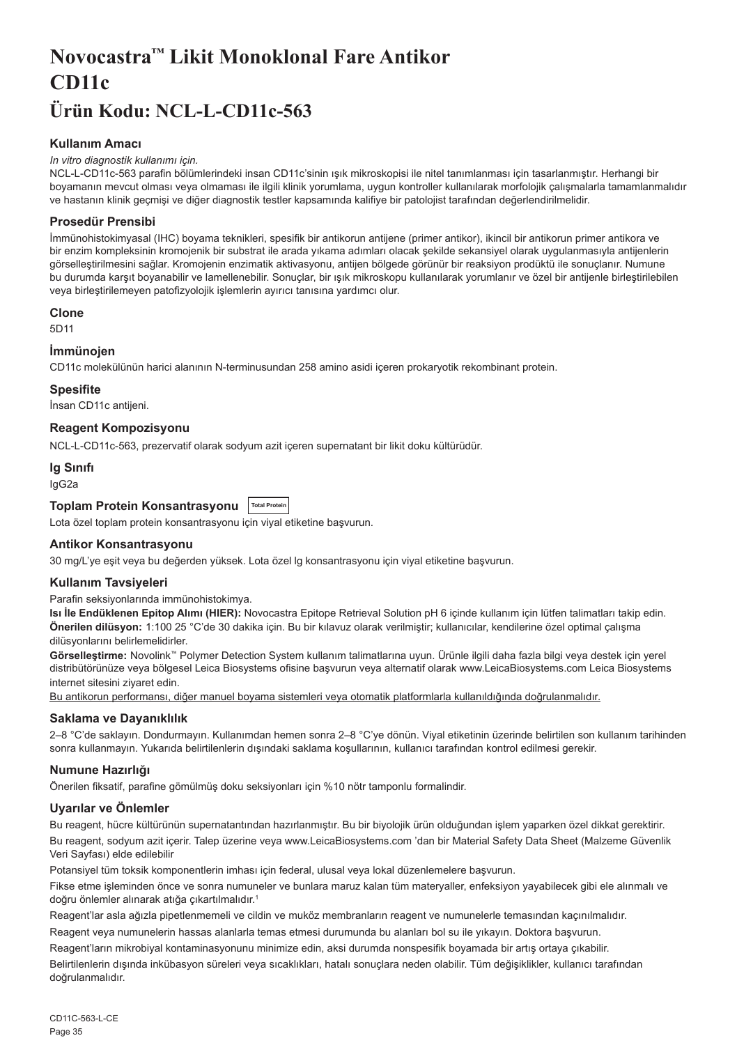# Novocastra™ Likit Monoklonal Fare Antikor CD11c

# Ürün Kodu: NCL-L-CD11c-563

### Kullanım Amacı

*In vitro diagnostik kullanımı için.*

NCL-L-CD11c-563 parafin bölümlerindeki insan CD11c'sinin ışık mikroskopisi ile nitel tanımlanması için tasarlanmıştır. Herhangi bir boyamanın mevcut olması veya olmaması ile ilgili klinik yorumlama, uygun kontroller kullanılarak morfolojik çalışmalarla tamamlanmalıdır ve hastanın klinik geçmişi ve diğer diagnostik testler kapsamında kalifiye bir patolojist tarafından değerlendirilmelidir.

### Prosedür Prensibi

İmmünohistokimyasal (IHC) boyama teknikleri, spesifik bir antikorun antijene (primer antikor), ikincil bir antikorun primer antikora ve bir enzim kompleksinin kromojenik bir substrat ile arada yıkama adımları olacak şekilde sekansiyel olarak uygulanmasıyla antijenlerin görselleştirilmesini sağlar. Kromojenin enzimatik aktivasyonu, antijen bölgede görünür bir reaksiyon prodüktü ile sonuçlanır. Numune bu durumda karşıt boyanabilir ve lamellenebilir. Sonuçlar, bir ışık mikroskopu kullanılarak yorumlanır ve özel bir antijenle birleştirilebilen veya birleştirilemeyen patofizyolojik işlemlerin ayırıcı tanısına yardımcı olur.

### Clone

5D11

### İmmünojen

CD11c molekülünün harici alanının N-terminusundan 258 amino asidi içeren prokaryotik rekombinant protein.

### Spesifite

İnsan CD11c antijeni.

### Reagent Kompozisyonu

NCL-L-CD11c-563, prezervatif olarak sodyum azit içeren supernatant bir likit doku kültürüdür.

### Ig Sınıfı

IgG2a

### Toplam Protein Konsantrasyonu Total Protein

Lota özel toplam protein konsantrasyonu için viyal etiketine başvurun.

### Antikor Konsantrasyonu

30 mg/L'ye eşit veya bu değerden yüksek. Lota özel Ig konsantrasyonu için viyal etiketine başvurun.

### Kullanım Tavsiyeleri

Parafin seksiyonlarında immünohistokimya.

**Isı İle Endüklenen Epitop Alımı (HIER):** Novocastra Epitope Retrieval Solution pH 6 içinde kullanım için lütfen talimatları takip edin.

**Önerilen dilüsyon:** 1:100 25 °C'de 30 dakika için. Bu bir kılavuz olarak verilmiştir; kullanıcılar, kendilerine özel optimal çalışma dilüsyonlarını belirlemelidirler.

**Görselleştirme:** Novolink™ Polymer Detection System kullanım talimatlarına uyun. Ürünle ilgili daha fazla bilgi veya destek için yerel distribütörünüze veya bölgesel Leica Biosystems ofisine başvurun veya alternatif olarak www.LeicaBiosystems.com Leica Biosystems internet sitesini ziyaret edin.

<u>Bu antikorun performansı, diğer manuel boyama sistemleri veya otomatik platformlarla kullanıldığında doğrulanmalıdır.</u>

### Saklama ve Dayanıklılık

2–8 °C'de saklayın. Dondurmayın. Kullanımdan hemen sonra 2–8 °C'ye dönün. Viyal etiketinin üzerinde belirtilen son kullanım tarihinden sonra kullanmayın. Yukarıda belirtilenlerin dışındaki saklama koşullarının, kullanıcı tarafından kontrol edilmesi gerekir.

### Numune Hazırlığı

Önerilen fiksatif, parafine gömülmüş doku seksiyonları için %10 nötr tamponlu formalindir.

### Uyarılar ve Önlemler

Bu reagent, hücre kültürünün supernatantından hazırlanmıştır. Bu bir biyolojik ürün olduğundan işlem yaparken özel dikkat gerektirir.

Bu reagent, sodyum azit içerir. Talep üzerine veya www.LeicaBiosystems.com 'dan bir Material Safety Data Sheet (Malzeme Güvenlik Veri Sayfası) elde edilebilir

Potansiyel tüm toksik komponentlerin imhası için federal, ulusal veya lokal düzenlemelere başvurun.

Fikse etme işleminden önce ve sonra numuneler ve bunlara maruz kalan tüm materyaller, enfeksiyon yayabilecek gibi ele alınmalı ve doğru önlemler alınarak atığa çıkartılmalıdır.[1]

Reagent'lar asla ağızla pipetlenmemeli ve cildin ve muköz membranların reagent ve numunelerle temasından kaçınılmalıdır.

Reagent veya numunelerin hassas alanlarla temas etmesi durumunda bu alanları bol su ile yıkayın. Doktora başvurun.

Reagent'ların mikrobiyal kontaminasyonunu minimize edin, aksi durumda nonspesifik boyamada bir artış ortaya çıkabilir.

Belirtilenlerin dışında inkübasyon süreleri veya sıcaklıkları, hatalı sonuçlara neden olabilir. Tüm değişiklikler, kullanıcı tarafından doğrulanmalıdır.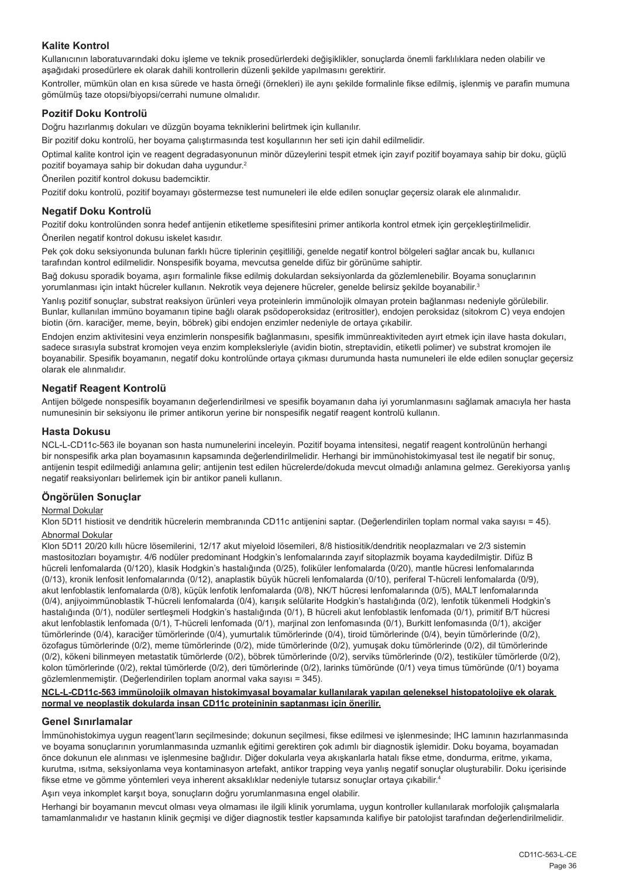## Kalite Kontrol

Kullanıcının laboratuvarındaki doku işleme ve teknik prosedürlerdeki değişiklikler, sonuçlarda önemli farklılıklara neden olabilir ve aşağıdaki prosedürlere ek olarak dahili kontrollerin düzenli şekilde yapılmasını gerektirir.

Kontroller, mümkün olan en kısa sürede ve hasta örneği (örnekleri) ile aynı şekilde formalinle fikse edilmiş, işlenmiş ve parafin mumuna gömülmüş taze otopsi/biyopsi/cerrahi numune olmalıdır.

## Pozitif Doku Kontrolü

Doğru hazırlanmış dokuları ve düzgün boyama tekniklerini belirtmek için kullanılır.

Bir pozitif doku kontrolü, her boyama çalıştırmasında test koşullarının her seti için dahil edilmelidir.

Optimal kalite kontrol için ve reagent degradasyonunun minör düzeylerini tespit etmek için zayıf pozitif boyamaya sahip bir doku, güçlü pozitif boyamaya sahip bir dokudan daha uygundur.[2]

Önerilen pozitif kontrol dokusu bademciktir.

Pozitif doku kontrolü, pozitif boyamayı göstermezse test numuneleri ile elde edilen sonuçlar geçersiz olarak ele alınmalıdır.

## Negatif Doku Kontrolü

Pozitif doku kontrolünden sonra hedef antijenin etiketleme spesifitesini primer antikorla kontrol etmek için gerçekleştirilmelidir.

Önerilen negatif kontrol dokusu iskelet kasıdır.

Pek çok doku seksiyonunda bulunan farklı hücre tiplerinin çeşitliliği, genelde negatif kontrol bölgeleri sağlar ancak bu, kullanıcı tarafından kontrol edilmelidir. Nonspesifik boyama, mevcutsa genelde difüz bir görünüme sahiptir.

Bağ dokusu sporadik boyama, aşırı formalinle fikse edilmiş dokulardan seksiyonlarda da gözlemlenebilir. Boyama sonuçlarının yorumlanması için intakt hücreler kullanın. Nekrotik veya dejenere hücreler, genelde belirsiz şekilde boyanabilir.[3]

Yanlış pozitif sonuçlar, substrat reaksiyon ürünleri veya proteinlerin immünolojik olmayan protein bağlanması nedeniyle görülebilir. Bunlar, kullanılan immüno boyamanın tipine bağlı olarak psödoperoksidaz (eritrositler), endojen peroksidaz (sitokrom C) veya endojen biotin (örn. karaciğer, meme, beyin, böbrek) gibi endojen enzimler nedeniyle de ortaya çıkabilir.

Endojen enzim aktivitesini veya enzimlerin nonspesifik bağlanmasını, spesifik immünreaktiviteden ayırt etmek için ilave hasta dokuları, sadece sırasıyla substrat kromojen veya enzim kompleksleriyle (avidin biotin, streptavidin, etiketli polimer) ve substrat kromojen ile boyanabilir. Spesifik boyamanın, negatif doku kontrolünde ortaya çıkması durumunda hasta numuneleri ile elde edilen sonuçlar geçersiz olarak ele alınmalıdır.

## Negatif Reagent Kontrolü

Antijen bölgede nonspesifik boyamanın değerlendirilmesi ve spesifik boyamanın daha iyi yorumlanmasını sağlamak amacıyla her hasta numunesinin bir seksiyonu ile primer antikorun yerine bir nonspesifik negatif reagent kontrolü kullanın.

## Hasta Dokusu

NCL-L-CD11c-563 ile boyanan son hasta numunelerini inceleyin. Pozitif boyama intensitesi, negatif reagent kontrolünün herhangi bir nonspesifik arka plan boyamasının kapsamında değerlendirilmelidir. Herhangi bir immünohistokimyasal test ile negatif bir sonuç, antijenin tespit edilmediği anlamına gelir; antijenin test edilen hücrelerde/dokuda mevcut olmadığı anlamına gelmez. Gerekiyorsa yanlış negatif reaksiyonları belirlemek için bir antikor paneli kullanın.

## Öngörülen Sonuçlar

Normal Dokular

Klon 5D11 histiosit ve dendritik hücrelerin membranında CD11c antijenini saptar. (Değerlendirilen toplam normal vaka sayısı = 45).

Abnormal Dokular

Klon 5D11 20/20 kıllı hücre lösemilerini, 12/17 akut miyeloid lösemileri, 8/8 histiositik/dendritik neoplazmaları ve 2/3 sistemin mastositozları boyamıştır. 4/6 nodüler predominant Hodgkin's lenfomalarında zayıf sitoplazmik boyama kaydedilmiştir. Difüz B hücreli lenfomalarda (0/120), klasik Hodgkin's hastalığında (0/25), foliküler lenfomalarda (0/20), mantle hücresi lenfomalarında (0/13), kronik lenfosit lenfomalarında (0/12), anaplastik büyük hücreli lenfomalarda (0/10), periferal T-hücreli lenfomalarda (0/9), akut lenfoblastik lenfomalarda (0/8), küçük lenfotik lenfomalarda (0/8), NK/T hücresi lenfomalarında (0/5), MALT lenfomalarında (0/4), anjiyoimmünoblastik T-hücreli lenfomalarda (0/4), karışık selülarite Hodgkin's hastalığında (0/2), lenfotik tükenmeli Hodgkin's hastalığında (0/1), nodüler sertleşmeli Hodgkin's hastalığında (0/1), B hücreli akut lenfoblastik lenfomada (0/1), primitif B/T hücresi akut lenfoblastik lenfomada (0/1), T-hücreli lenfomada (0/1), marjinal zon lenfomasında (0/1), Burkitt lenfomasında (0/1), akciğer tümörlerinde (0/4), karaciğer tümörlerinde (0/4), yumurtalık tümörlerinde (0/4), tiroid tümörlerinde (0/4), beyin tümörlerinde (0/2), özofagus tümörlerinde (0/2), meme tümörlerinde (0/2), mide tümörlerinde (0/2), yumuşak doku tümörlerinde (0/2), dil tümörlerinde (0/2), kökeni bilinmeyen metastatik tümörlerde (0/2), böbrek tümörlerinde (0/2), serviks tümörlerinde (0/2), testiküler tümörlerde (0/2), kolon tümörlerinde (0/2), rektal tümörlerde (0/2), deri tümörlerinde (0/2), larinks tümöründe (0/1) veya timus tümöründe (0/1) boyama gözlemlenmemiştir. (Değerlendirilen toplam anormal vaka sayısı = 345).

**NCL-L-CD11c-563 immünolojik olmayan histokimyasal boyamalar kullanılarak yapılan geleneksel histopatolojiye ek olarak normal ve neoplastik dokularda insan CD11c proteininin saptanması için önerilir.**

## Genel Sınırlamalar

İmmünohistokimya uygun reagent'ların seçilmesinde; dokunun seçilmesi, fikse edilmesi ve işlenmesinde; IHC lamının hazırlanmasında ve boyama sonuçlarının yorumlanmasında uzmanlık eğitimi gerektiren çok adımlı bir diagnostik işlemidir. Doku boyama, boyamadan önce dokunun ele alınması ve işlenmesine bağlıdır. Diğer dokularla veya akışkanlarla hatalı fikse etme, dondurma, eritme, yıkama, kurutma, ısıtma, seksiyonlama veya kontaminasyon artefakt, antikor trapping veya yanlış negatif sonuçlar oluşturabilir. Doku içerisinde fikse etme ve gömme yöntemleri veya inherent aksaklıklar nedeniyle tutarsız sonuçlar ortaya çıkabilir.[4]

Aşırı veya inkomplet karşıt boya, sonuçların doğru yorumlanmasına engel olabilir.

Herhangi bir boyamanın mevcut olması veya olmaması ile ilgili klinik yorumlama, uygun kontroller kullanılarak morfolojik çalışmalarla tamamlanmalıdır ve hastanın klinik geçmişi ve diğer diagnostik testler kapsamında kalifiye bir patolojist tarafından değerlendirilmelidir.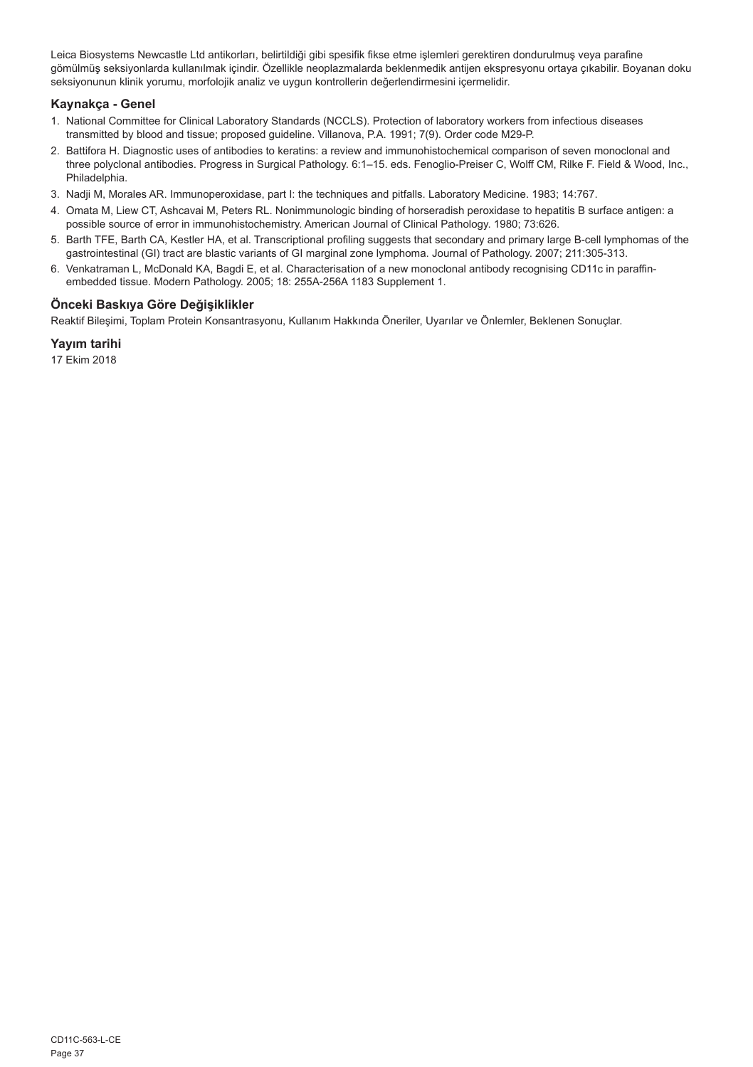Leica Biosystems Newcastle Ltd antikorları, belirtildiği gibi spesifik fikse etme işlemleri gerektiren dondurulmuş veya parafine gömülmüş seksiyonlarda kullanılmak içindir. Özellikle neoplazmalarda beklenmedik antijen ekspresyonu ortaya çıkabilir. Boyanan doku seksiyonunun klinik yorumu, morfolojik analiz ve uygun kontrollerin değerlendirmesini içermelidir.

## Kaynakça - Genel

1. National Committee for Clinical Laboratory Standards (NCCLS). Protection of laboratory workers from infectious diseases transmitted by blood and tissue; proposed guideline. Villanova, P.A. 1991; 7(9). Order code M29-P.
2. Battifora H. Diagnostic uses of antibodies to keratins: a review and immunohistochemical comparison of seven monoclonal and three polyclonal antibodies. Progress in Surgical Pathology. 6:1–15. eds. Fenoglio-Preiser C, Wolff CM, Rilke F. Field & Wood, Inc., Philadelphia.
3. Nadji M, Morales AR. Immunoperoxidase, part I: the techniques and pitfalls. Laboratory Medicine. 1983; 14:767.
4. Omata M, Liew CT, Ashcavai M, Peters RL. Nonimmunologic binding of horseradish peroxidase to hepatitis B surface antigen: a possible source of error in immunohistochemistry. American Journal of Clinical Pathology. 1980; 73:626.
5. Barth TFE, Barth CA, Kestler HA, et al. Transcriptional profiling suggests that secondary and primary large B-cell lymphomas of the gastrointestinal (GI) tract are blastic variants of GI marginal zone lymphoma. Journal of Pathology. 2007; 211:305-313.
6. Venkatraman L, McDonald KA, Bagdi E, et al. Characterisation of a new monoclonal antibody recognising CD11c in paraffin-embedded tissue. Modern Pathology. 2005; 18: 255A-256A 1183 Supplement 1.

## Önceki Baskıya Göre Değişiklikler

Reaktif Bileşimi, Toplam Protein Konsantrasyonu, Kullanım Hakkında Öneriler, Uyarılar ve Önlemler, Beklenen Sonuçlar.

## Yayım tarihi

17 Ekim 2018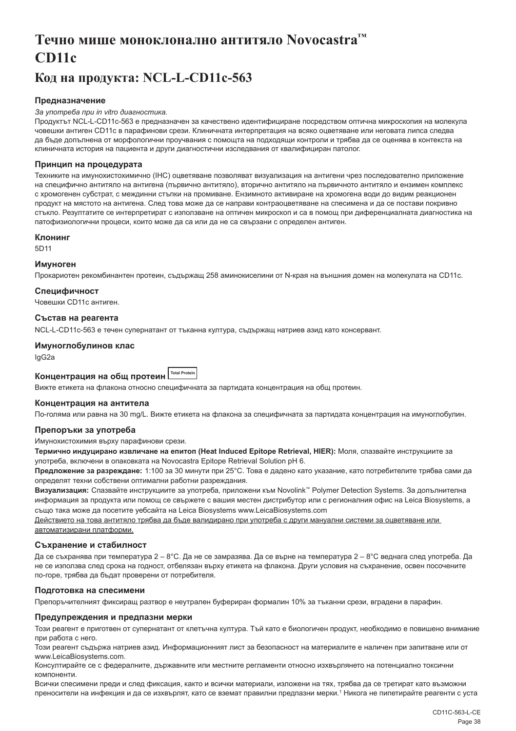# Течно мише моноклонално антитяло Novocastra™ CD11c

## Код на продукта: NCL-L-CD11c-563

### Предназначение

*За употреба при in vitro диагностика.*

Продуктът NCL-L-CD11c-563 е предназначен за качествено идентифициране посредством оптична микроскопия на молекула човешки антиген CD11c в парафинови срези. Клиничната интерпретация на всяко оцветяване или неговата липса следва да бъде допълнена от морфологични проучвания с помощта на подходящи контроли и трябва да се оценява в контекста на клиничната история на пациента и други диагностични изследвания от квалифициран патолог.

### Принцип на процедурата

Техниките на имунохистохимично (IHC) оцветяване позволяват визуализация на антигени чрез последователно приложение на специфично антитяло на антигена (първично антитяло), вторично антитяло на първичното антитяло и ензимен комплекс с хромогенен субстрат, с междинни стъпки на промиване. Ензимното активиране на хромогена води до видим реакционен продукт на мястото на антигена. След това може да се направи контраоцветяване на спесимена и да се постави покривно стъкло. Резултатите се интерпретират с използване на оптичен микроскоп и са в помощ при диференциалната диагностика на патофизиологични процеси, които може да са или да не са свързани с определен антиген.

### Клонинг

5D11

### Имуноген

Прокариотен рекомбинантен протеин, съдържащ 258 аминокиселини от N-края на външния домен на молекулата на CD11c.

### Специфичност

Човешки CD11c антиген.

### Състав на реагента

NCL-L-CD11c-563 е течен супернатант от тъканна култура, съдържащ натриев азид като консервант.

### Имуноглобулинов клас

IgG2a

### Концентрация на общ протеин Total Protein

Вижте етикета на флакона относно специфичната за партидата концентрация на общ протеин.

### Концентрация на антитела

По-голяма или равна на 30 mg/L. Вижте етикета на флакона за специфичната за партидата концентрация на имуноглобулин.

### Препоръки за употреба

Имунохистохимия върху парафинови срези.

**Термично индуцирано извличане на епитоп (Heat Induced Epitope Retrieval, HIER):** Моля, спазвайте инструкциите за употреба, включени в опаковката на Novocastra Epitope Retrieval Solution pH 6.

**Предложение за разреждане:** 1:100 за 30 минути при 25°C. Това е дадено като указание, като потребителите трябва сами да определят техни собствени оптимални работни разреждания.

**Визуализация:** Спазвайте инструкциите за употреба, приложени към Novolink™ Polymer Detection Systems. За допълнителна информация за продукта или помощ се свържете с вашия местен дистрибутор или с регионалния офис на Leica Biosystems, а също така може да посетите уебсайта на Leica Biosystems www.LeicaBiosystems.com

Действието на това антитяло трябва да бъде валидирано при употреба с други мануални системи за оцветяване или автоматизирани платформи.

### Съхранение и стабилност

Да се съхранява при температура 2 – 8°C. Да не се замразява. Да се върне на температура 2 – 8°C веднага след употреба. Да не се използва след срока на годност, отбелязан върху етикета на флакона. Други условия на съхранение, освен посочените по-горе, трябва да бъдат проверени от потребителя.

### Подготовка на спесимени

Препоръчителният фиксиращ разтвор е неутрален буфериран формалин 10% за тъканни срези, вградени в парафин.

### Предупреждения и предпазни мерки

Този реагент е приготвен от супернатант от клетъчна култура. Тъй като е биологичен продукт, необходимо е повишено внимание при работа с него.

Този реагент съдържа натриев азид. Информационният лист за безопасност на материалите е наличен при запитване или от www.LeicaBiosystems.com.

Консултирайте се с федералните, държавните или местните регламенти относно изхвърлянето на потенциално токсични компоненти.

Всички спесимени преди и след фиксация, както и всички материали, изложени на тях, трябва да се третират като възможни преносители на инфекция и да се изхвърлят, като се вземат правилни предпазни мерки.[1] Никога не пипетирайте реагенти с уста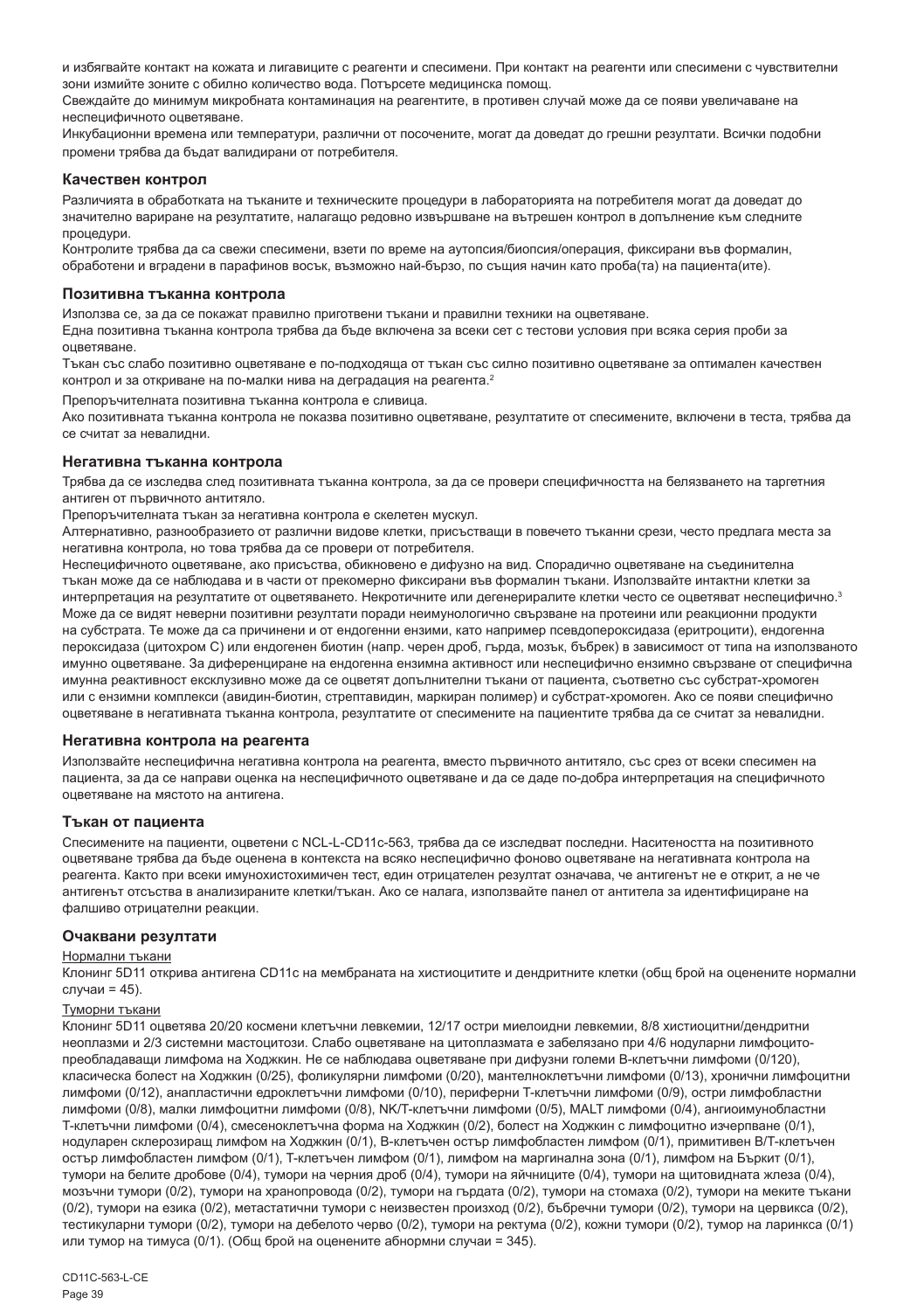и избягвайте контакт на кожата и лигавиците с реагенти и спесимени. При контакт на реагенти или спесимени с чувствителни зони измийте зоните с обилно количество вода. Потърсете медицинска помощ.

Свеждайте до минимум микробната контаминация на реагентите, в противен случай може да се появи увеличаване на неспецифичното оцветяване.

Инкубационни времена или температури, различни от посочените, могат да доведат до грешни резултати. Всички подобни промени трябва да бъдат валидирани от потребителя.

### Качествен контрол

Различията в обработката на тъканите и техническите процедури в лабораторията на потребителя могат да доведат до значително вариране на резултатите, налагащо редовно извършване на вътрешен контрол в допълнение към следните процедури.

Контролите трябва да са свежи спесимени, взети по време на аутопсия/биопсия/операция, фиксирани във формалин, обработени и вградени в парафинов восък, възможно най-бързо, по същия начин като проба(та) на пациента(ите).

### Позитивна тъканна контрола

Използва се, за да се покажат правилно приготвени тъкани и правилни техники на оцветяване.

Една позитивна тъканна контрола трябва да бъде включена за всеки сет с тестови условия при всяка серия проби за оцветяване.

Тъкан със слабо позитивно оцветяване е по-подходяща от тъкан със силно позитивно оцветяване за оптимален качествен контрол и за откриване на по-малки нива на деградация на реагента.[2]

Препоръчителната позитивна тъканна контрола е сливица.

Ако позитивната тъканна контрола не показва позитивно оцветяване, резултатите от спесимените, включени в теста, трябва да се считат за невалидни.

### Негативна тъканна контрола

Трябва да се изследва след позитивната тъканна контрола, за да се провери специфичността на белязването на таргетния антиген от първичното антитяло.

Препоръчителната тъкан за негативна контрола е скелетен мускул.

Алтернативно, разнообразието от различни видове клетки, присъстващи в повечето тъканни срези, често предлага места за негативна контрола, но това трябва да се провери от потребителя.

Неспецифичното оцветяване, ако присъства, обикновено е дифузно на вид. Спорадично оцветяване на съединителна тъкан може да се наблюдава и в части от прекомерно фиксирани във формалин тъкани. Използвайте интактни клетки за интерпретация на резултатите от оцветяването. Некротичните или дегенериралите клетки често се оцветяват неспецифично.[3] Може да се видят неверни позитивни резултати поради неимунологично свързване на протеини или реакционни продукти на субстрата. Те може да са причинени и от ендогенни ензими, като например псевдопероксидаза (еритроцити), ендогенна пероксидаза (цитохром C) или ендогенен биотин (напр. черен дроб, гърда, мозък, бъбрек) в зависимост от типа на използваното имунно оцветяване. За диференциране на ендогенна ензимна активност или неспецифично ензимно свързване от специфична имунна реактивност ексклузивно може да се оцветят допълнителни тъкани от пациента, съответно със субстрат-хромоген или с ензимни комплекси (авидин-биотин, стрептавидин, маркиран полимер) и субстрат-хромоген. Ако се появи специфично оцветяване в негативната тъканна контрола, резултатите от спесимените на пациентите трябва да се считат за невалидни.

### Негативна контрола на реагента

Използвайте неспецифична негативна контрола на реагента, вместо първичното антитяло, със срез от всеки спесимен на пациента, за да се направи оценка на неспецифичното оцветяване и да се даде по-добра интерпретация на специфичното оцветяване на мястото на антигена.

### Тъкан от пациента

Спесимените на пациенти, оцветени с NCL-L-CD11c-563, трябва да се изследват последни. Наситеността на позитивното оцветяване трябва да бъде оценена в контекста на всяко неспецифично фоново оцветяване на негативната контрола на реагента. Както при всеки имунохистохимичен тест, един отрицателен резултат означава, че антигенът не е открит, а не че антигенът отсъства в анализираните клетки/тъкан. Ако се налага, използвайте панел от антитела за идентифициране на фалшиво отрицателни реакции.

### Очаквани резултати

Нормални тъкани

Клонинг 5D11 открива антигена CD11c на мембраната на хистиоцитите и дендритните клетки (общ брой на оценените нормални случаи = 45).

Туморни тъкани

Клонинг 5D11 оцветява 20/20 космени клетъчни левкемии, 12/17 остри миелоидни левкемии, 8/8 хистиоцитни/дендритни неоплазми и 2/3 системни мастоцитози. Слабо оцветяване на цитоплазмата е забелязано при 4/6 нодуларни лимфоцито-преобладаващи лимфома на Ходжкин. Не се наблюдава оцветяване при дифузни големи В-клетъчни лимфоми (0/120), класическа болест на Ходжкин (0/25), фоликулярни лимфоми (0/20), мантелноклетъчни лимфоми (0/13), хронични лимфоцитни лимфоми (0/12), анапластични едроклетъчни лимфоми (0/10), периферни Т-клетъчни лимфоми (0/9), остри лимфобластни лимфоми (0/8), малки лимфоцитни лимфоми (0/8), NK/T-клетъчни лимфоми (0/5), MALT лимфоми (0/4), ангиоимунобластни Т-клетъчни лимфоми (0/4), смесеноклетъчна форма на Ходжкин (0/2), болест на Ходжкин с лимфоцитно изчерпване (0/1), нодуларен склерозиращ лимфом на Ходжкин (0/1), В-клетъчен остър лимфобластен лимфом (0/1), примитивен В/Т-клетъчен остър лимфобластен лимфом (0/1), Т-клетъчен лимфом (0/1), лимфом на маргинална зона (0/1), лимфом на Бъркит (0/1), тумори на белите дробове (0/4), тумори на черния дроб (0/4), тумори на яйчниците (0/4), тумори на щитовидната жлеза (0/4), мозъчни тумори (0/2), тумори на хранопровода (0/2), тумори на гърдата (0/2), тумори на стомаха (0/2), тумори на меките тъкани (0/2), тумори на езика (0/2), метастатични тумори с неизвестен произход (0/2), бъбречни тумори (0/2), тумори на цервикса (0/2), тестикуларни тумори (0/2), тумори на дебелото черво (0/2), тумори на ректума (0/2), кожни тумори (0/2), тумор на ларинкса (0/1) или тумор на тимуса (0/1). (Общ брой на оценените абнормни случаи = 345).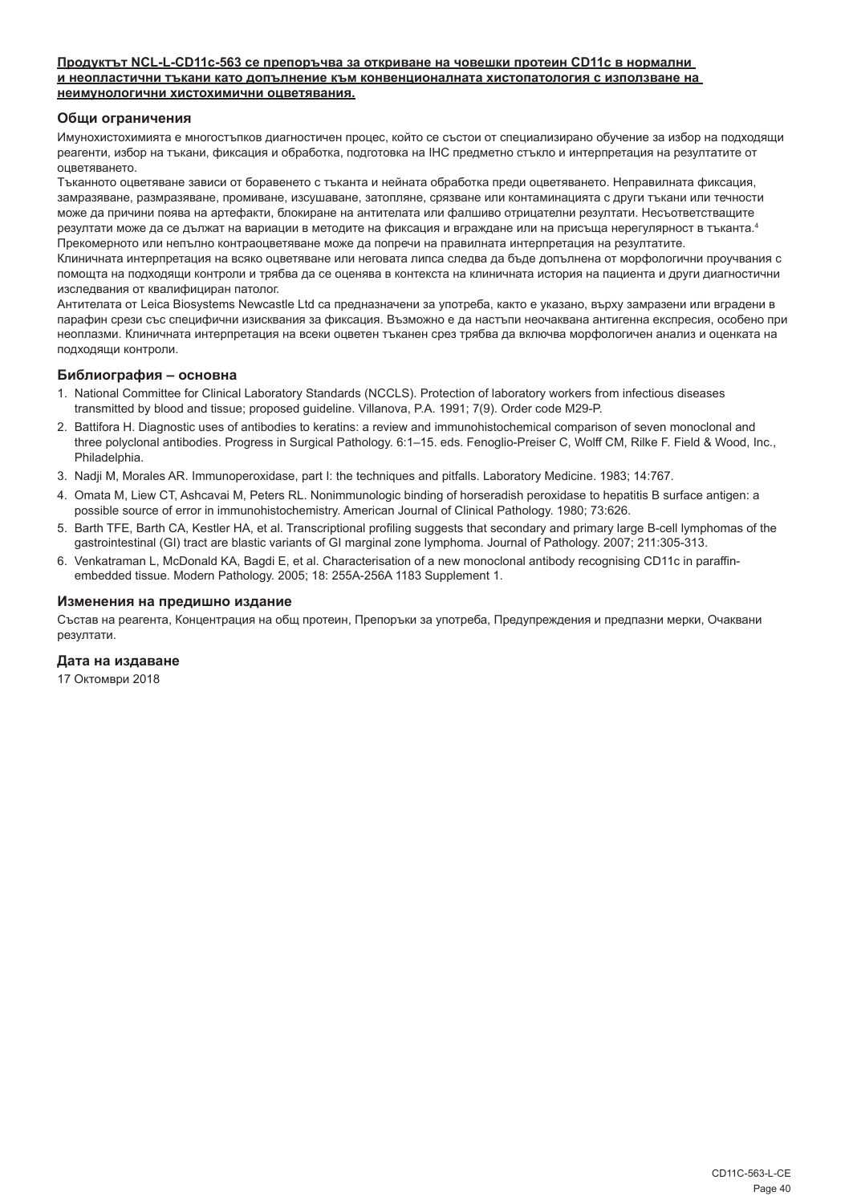**Продуктът NCL-L-CD11c-563 се препоръчва за откриване на човешки протеин CD11c в нормални и неопластични тъкани като допълнение към конвенционалната хистопатология с използване на неимунологични хистохимични оцветявания.**

## Общи ограничения

Имунохистохимията е многостъпков диагностичен процес, който се състои от специализирано обучение за избор на подходящи реагенти, избор на тъкани, фиксация и обработка, подготовка на IHC предметно стъкло и интерпретация на резултатите от оцветяването.

Тъканното оцветяване зависи от боравенето с тъканта и нейната обработка преди оцветяването. Неправилната фиксация, замразяване, размразяване, промиване, изсушаване, затопляне, срязване или контаминацията с други тъкани или течности може да причини поява на артефакти, блокиране на антителата или фалшиво отрицателни резултати. Несъответстващите резултати може да се дължат на вариации в методите на фиксация и вграждане или на присъща нерегулярност в тъканта.[4]

Прекомерното или непълно контраоцветяване може да попречи на правилната интерпретация на резултатите.

Клиничната интерпретация на всяко оцветяване или неговата липса следва да бъде допълнена от морфологични проучвания с помощта на подходящи контроли и трябва да се оценява в контекста на клиничната история на пациента и други диагностични изследвания от квалифициран патолог.

Антителата от Leica Biosystems Newcastle Ltd са предназначени за употреба, както е указано, върху замразени или вградени в парафин срези със специфични изисквания за фиксация. Възможно е да настъпи неочаквана антигенна експресия, особено при неоплазми. Клиничната интерпретация на всеки оцветен тъканен срез трябва да включва морфологичен анализ и оценката на подходящи контроли.

## Библиография – основна

1. National Committee for Clinical Laboratory Standards (NCCLS). Protection of laboratory workers from infectious diseases transmitted by blood and tissue; proposed guideline. Villanova, P.A. 1991; 7(9). Order code M29-P.
2. Battifora H. Diagnostic uses of antibodies to keratins: a review and immunohistochemical comparison of seven monoclonal and three polyclonal antibodies. Progress in Surgical Pathology. 6:1–15. eds. Fenoglio-Preiser C, Wolff CM, Rilke F. Field & Wood, Inc., Philadelphia.
3. Nadji M, Morales AR. Immunoperoxidase, part I: the techniques and pitfalls. Laboratory Medicine. 1983; 14:767.
4. Omata M, Liew CT, Ashcavai M, Peters RL. Nonimmunologic binding of horseradish peroxidase to hepatitis B surface antigen: a possible source of error in immunohistochemistry. American Journal of Clinical Pathology. 1980; 73:626.
5. Barth TFE, Barth CA, Kestler HA, et al. Transcriptional profiling suggests that secondary and primary large B-cell lymphomas of the gastrointestinal (GI) tract are blastic variants of GI marginal zone lymphoma. Journal of Pathology. 2007; 211:305-313.
6. Venkatraman L, McDonald KA, Bagdi E, et al. Characterisation of a new monoclonal antibody recognising CD11c in paraffin-embedded tissue. Modern Pathology. 2005; 18: 255A-256A 1183 Supplement 1.

## Изменения на предишно издание

Състав на реагента, Концентрация на общ протеин, Препоръки за употреба, Предупреждения и предпазни мерки, Очаквани резултати.

## Дата на издаване

17 Октомври 2018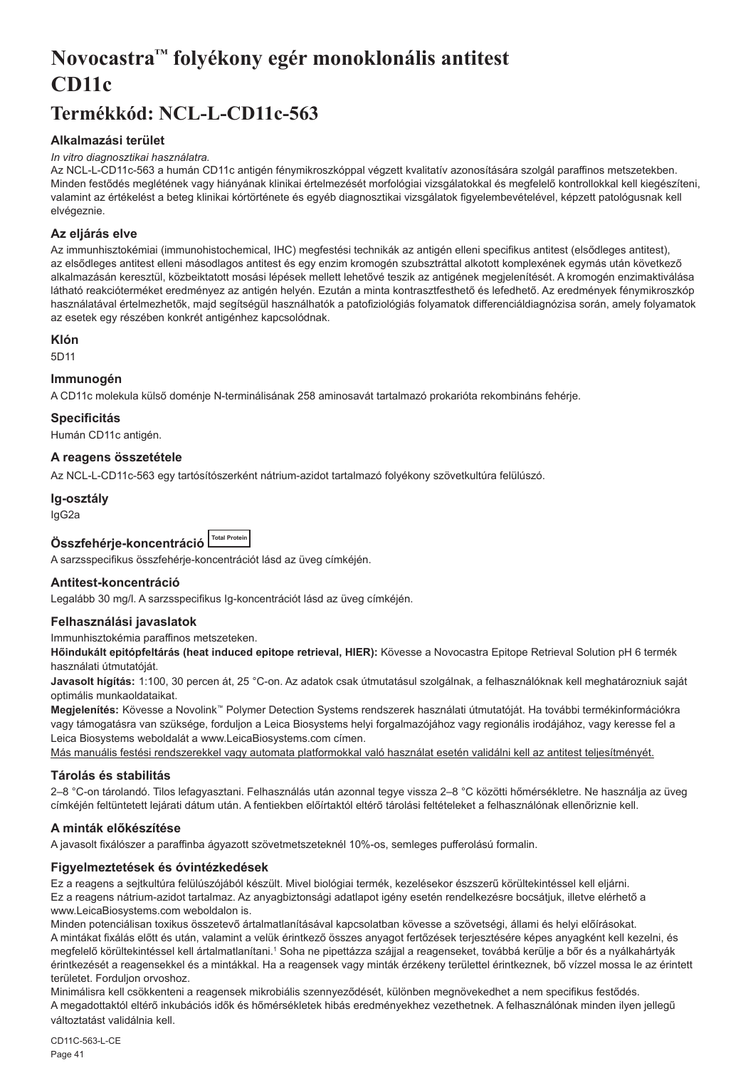# Novocastra™ folyékony egér monoklonális antitest CD11c

# Termékkód: NCL-L-CD11c-563

## Alkalmazási terület

*In vitro diagnosztikai használatra.*

Az NCL-L-CD11c-563 a humán CD11c antigén fénymikroszkóppal végzett kvalitatív azonosítására szolgál paraffinos metszetekben. Minden festődés meglétének vagy hiányának klinikai értelmezését morfológiai vizsgálatokkal és megfelelő kontrollokkal kell kiegészíteni, valamint az értékelést a beteg klinikai kórtörténete és egyéb diagnosztikai vizsgálatok figyelembevételével, képzett patológusnak kell elvégeznie.

## Az eljárás elve

Az immunhisztokémiai (immunohistochemical, IHC) megfestési technikák az antigén elleni specifikus antitest (elsődleges antitest), az elsődleges antitest elleni másodlagos antitest és egy enzim kromogén szubsztráttal alkotott komplexének egymás után következő alkalmazásán keresztül, közbeiktatott mosási lépések mellett lehetővé teszik az antigének megjelenítését. A kromogén enzimaktiválása látható reakcióterméket eredményez az antigén helyén. Ezután a minta kontrasztfesthető és lefedhető. Az eredmények fénymikroszkóp használatával értelmezhetők, majd segítségül használhatók a patofiziológiás folyamatok differenciáldiagnózisa során, amely folyamatok az esetek egy részében konkrét antigénhez kapcsolódnak.

## Klón

5D11

## Immunogén

A CD11c molekula külső doménje N-terminálisának 258 aminosavát tartalmazó prokarióta rekombináns fehérje.

## Specificitás

Humán CD11c antigén.

## A reagens összetétele

Az NCL-L-CD11c-563 egy tartósítószerként nátrium-azidot tartalmazó folyékony szövetkultúra felülúszó.

## Ig-osztály

IgG2a

## Összfehérje-koncentráció Total Protein

A sarzsspecifikus összfehérje-koncentrációt lásd az üveg címkéjén.

## Antitest-koncentráció

Legalább 30 mg/l. A sarzsspecifikus Ig-koncentrációt lásd az üveg címkéjén.

## Felhasználási javaslatok

Immunhisztokémia paraffinos metszeteken.

**Hőindukált epitópfeltárás (heat induced epitope retrieval, HIER):** Kövesse a Novocastra Epitope Retrieval Solution pH 6 termék használati útmutatóját.

**Javasolt hígítás:** 1:100, 30 percen át, 25 °C-on. Az adatok csak útmutatásul szolgálnak, a felhasználóknak kell meghatározniuk saját optimális munkaoldataikat.

**Megjelenítés:** Kövesse a Novolink™ Polymer Detection Systems rendszerek használati útmutatóját. Ha további termékinformációkra vagy támogatásra van szüksége, forduljon a Leica Biosystems helyi forgalmazójához vagy regionális irodájához, vagy keresse fel a Leica Biosystems weboldalát a www.LeicaBiosystems.com címen.

Más manuális festési rendszerekkel vagy automata platformokkal való használat esetén validálni kell az antitest teljesítményét.

## Tárolás és stabilitás

2–8 °C-on tárolandó. Tilos lefagyasztani. Felhasználás után azonnal tegye vissza 2–8 °C közötti hőmérsékletre. Ne használja az üveg címkéjén feltüntetett lejárati dátum után. A fentiekben előírtaktól eltérő tárolási feltételeket a felhasználónak ellenőriznie kell.

## A minták előkészítése

A javasolt fixálószer a paraffinba ágyazott szövetmetszeteknél 10%-os, semleges pufferolású formalin.

## Figyelmeztetések és óvintézkedések

Ez a reagens a sejtkultúra felülúszójából készült. Mivel biológiai termék, kezelésekor észszerű körültekintéssel kell eljárni.

Ez a reagens nátrium-azidot tartalmaz. Az anyagbiztonsági adatlapot igény esetén rendelkezésre bocsátjuk, illetve elérhető a www.LeicaBiosystems.com weboldalon is.

Minden potenciálisan toxikus összetevő ártalmatlanításával kapcsolatban kövesse a szövetségi, állami és helyi előírásokat.

A mintákat fixálás előtt és után, valamint a velük érintkező összes anyagot fertőzések terjesztésére képes anyagként kell kezelni, és megfelelő körültekintéssel kell ártalmatlanítani.[1] Soha ne pipettázza szájjal a reagenseket, továbbá kerülje a bőr és a nyálkahártyák érintkezését a reagensekkel és a mintákkal. Ha a reagensek vagy minták érzékeny területtel érintkeznek, bő vízzel mossa le az érintett területet. Forduljon orvoshoz.

Minimálisra kell csökkenteni a reagensek mikrobiális szennyeződését, különben megnövekedhet a nem specifikus festődés.

A megadottaktól eltérő inkubációs idők és hőmérsékletek hibás eredményekhez vezethetnek. A felhasználónak minden ilyen jellegű változtatást validálnia kell.

CD11C-563-L-CE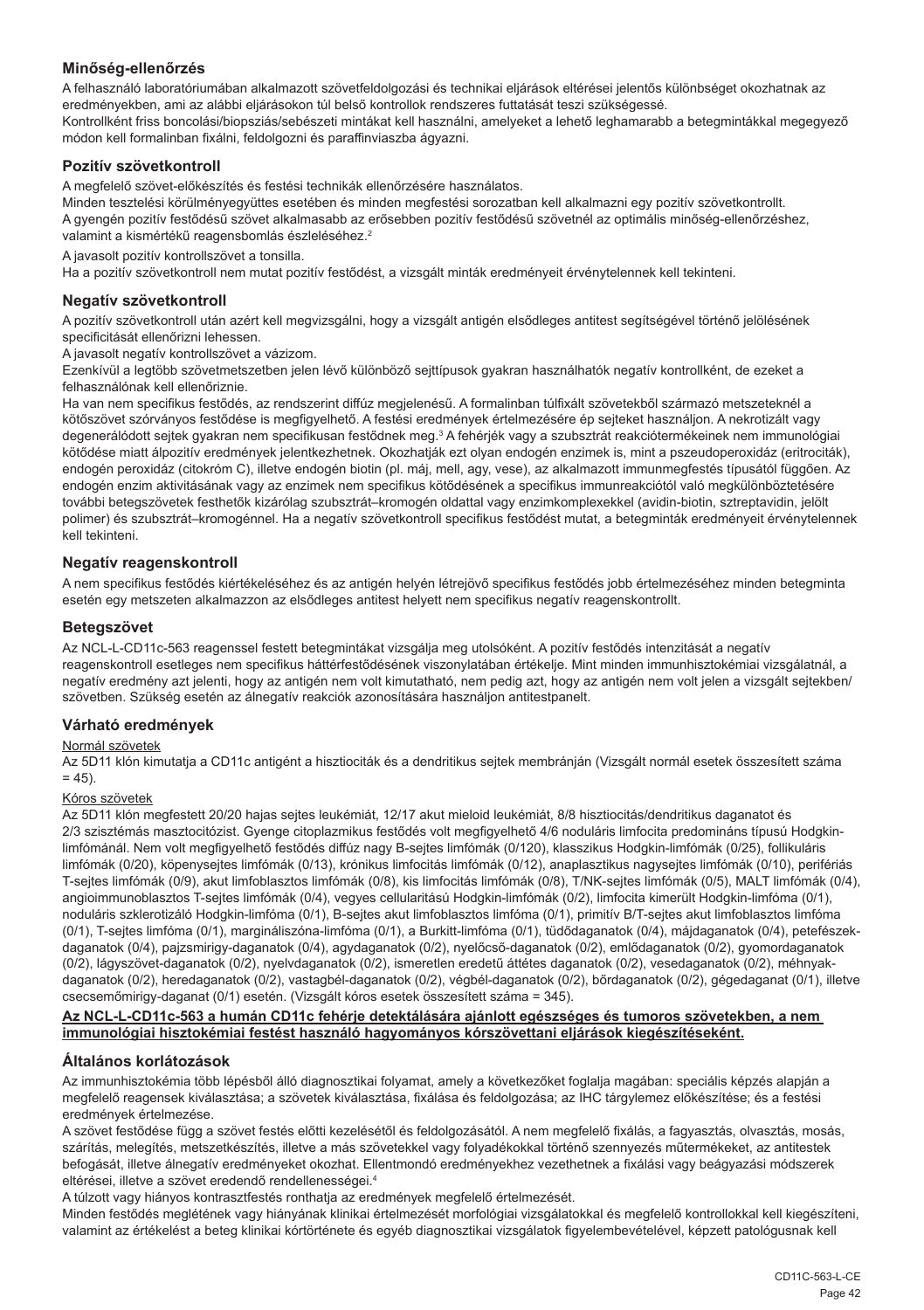## Minőség-ellenőrzés

A felhasználó laboratóriumában alkalmazott szövetfeldolgozási és technikai eljárások eltérései jelentős különbséget okozhatnak az eredményekben, ami az alábbi eljárásokon túl belső kontrollok rendszeres futtatását teszi szükségessé.
Kontrollként friss boncolási/biopsziás/sebészeti mintákat kell használni, amelyeket a lehető leghamarabb a betegmintákkal megegyező módon kell formalinban fixálni, feldolgozni és paraffinviaszba ágyazni.

### Pozitív szövetkontroll

A megfelelő szövet-előkészítés és festési technikák ellenőrzésére használatos.
Minden tesztelési körülményegyüttes esetében és minden megfestési sorozatban kell alkalmazni egy pozitív szövetkontrollt.
A gyengén pozitív festődésű szövet alkalmasabb az erősebben pozitív festődésű szövetnél az optimális minőség-ellenőrzéshez, valamint a kismértékű reagensbomlás észleléséhez.[2]

A javasolt pozitív kontrollszövet a tonsilla.
Ha a pozitív szövetkontroll nem mutat pozitív festődést, a vizsgált minták eredményeit érvénytelennek kell tekinteni.

### Negatív szövetkontroll

A pozitív szövetkontroll után azért kell megvizsgálni, hogy a vizsgált antigén elsődleges antitest segítségével történő jelölésének specificitását ellenőrizni lehessen.
A javasolt negatív kontrollszövet a vázizom.
Ezenkívül a legtöbb szövetmetszetben jelen lévő különböző sejttípusok gyakran használhatók negatív kontrollként, de ezeket a felhasználónak kell ellenőriznie.
Ha van nem specifikus festődés, az rendszerint diffúz megjelenésű. A formalinban túlfixált szövetekből származó metszeteknél a kötőszövet szórványos festődése is megfigyelhető. A festési eredmények értelmezésére ép sejteket használjon. A nekrotizált vagy degenerálódott sejtek gyakran nem specifikusan festődnek meg.[3] A fehérjék vagy a szubsztrát reakciótermékeinek nem immunológiai kötődése miatt álpozitív eredmények jelentkezhetnek. Okozhatják ezt olyan endogén enzimek is, mint a pszeudoperoxidáz (eritrociták), endogén peroxidáz (citokróm C), illetve endogén biotin (pl. máj, mell, agy, vese), az alkalmazott immunmegfestés típusától függően. Az endogén enzim aktivitásának vagy az enzimek nem specifikus kötődésének a specifikus immunreakciótól való megkülönböztetésére további betegszövetek festhetők kizárólag szubsztrát–kromogén oldattal vagy enzimkomplexekkel (avidin-biotin, sztreptavidin, jelölt polimer) és szubsztrát–kromogénnel. Ha a negatív szövetkontroll specifikus festődést mutat, a betegminták eredményeit érvénytelennek kell tekinteni.

### Negatív reagenskontroll

A nem specifikus festődés kiértékeléséhez és az antigén helyén létrejövő specifikus festődés jobb értelmezéséhez minden betegminta esetén egy metszeten alkalmazzon az elsődleges antitest helyett nem specifikus negatív reagenskontrollt.

### Betegszövet

Az NCL-L-CD11c-563 reagenssel festett betegmintákat vizsgálja meg utolsóként. A pozitív festődés intenzitását a negatív reagenskontroll esetleges nem specifikus háttérfestődésének viszonylatában értékelje. Mint minden immunhisztokémiai vizsgálatnál, a negatív eredmény azt jelenti, hogy az antigén nem volt kimutatható, nem pedig azt, hogy az antigén nem volt jelen a vizsgált sejtekben/szövetben. Szükség esetén az álnegatív reakciók azonosítására használjon antitestpanelt.

## Várható eredmények

Normál szövetek

Az 5D11 klón kimutatja a CD11c antigént a hisztiociták és a dendritikus sejtek membránján (Vizsgált normál esetek összesített száma = 45).

Kóros szövetek

Az 5D11 klón megfestett 20/20 hajas sejtes leukémiát, 12/17 akut mieloid leukémiát, 8/8 hisztiocitás/dendritikus daganatot és 2/3 szisztémás masztocitózist. Gyenge citoplazmikus festődés volt megfigyelhető 4/6 noduláris limfocita predomináns típusú Hodgkin-limfómánál. Nem volt megfigyelhető festődés diffúz nagy B-sejtes limfómák (0/120), klasszikus Hodgkin-limfómák (0/25), follikuláris limfómák (0/20), köpenysejtes limfómák (0/13), krónikus limfocitás limfómák (0/12), anaplasztikus nagysejtes limfómák (0/10), perifériás T-sejtes limfómák (0/9), akut limfoblasztos limfómák (0/8), kis limfocitás limfómák (0/8), T/NK-sejtes limfómák (0/5), MALT limfómák (0/4), angioimmunoblasztos T-sejtes limfómák (0/4), vegyes cellularitású Hodgkin-limfómák (0/2), limfocita kimerült Hodgkin-limfóma (0/1), noduláris szklerotizáló Hodgkin-limfóma (0/1), B-sejtes akut limfoblasztos limfóma (0/1), primitív B/T-sejtes akut limfoblasztos limfóma (0/1), T-sejtes limfóma (0/1), margináliszóna-limfóma (0/1), a Burkitt-limfóma (0/1), tüdődaganatok (0/4), májdaganatok (0/4), petefészek-daganatok (0/4), pajzsmirigy-daganatok (0/4), agydaganatok (0/2), nyelőcső-daganatok (0/2), emlődaganatok (0/2), gyomordaganatok (0/2), lágyszövet-daganatok (0/2), nyelvdaganatok (0/2), ismeretlen eredetű áttétes daganatok (0/2), vesedaganatok (0/2), méhnyak-daganatok (0/2), heredaganatok (0/2), vastagbél-daganatok (0/2), végbél-daganatok (0/2), bőrdaganatok (0/2), gégedaganat (0/1), illetve csecsemőmirigy-daganat (0/1) esetén. (Vizsgált kóros esetek összesített száma = 345).

**Az NCL-L-CD11c-563 a humán CD11c fehérje detektálására ajánlott egészséges és tumoros szövetekben, a nem immunológiai hisztokémiai festést használó hagyományos kórszövettani eljárások kiegészítéseként.**

## Általános korlátozások

Az immunhisztokémia több lépésből álló diagnosztikai folyamat, amely a következőket foglalja magában: speciális képzés alapján a megfelelő reagensek kiválasztása; a szövetek kiválasztása, fixálása és feldolgozása; az IHC tárgylemez előkészítése; és a festési eredmények értelmezése.
A szövet festődése függ a szövet festés előtti kezelésétől és feldolgozásától. A nem megfelelő fixálás, a fagyasztás, olvasztás, mosás, szárítás, melegítés, metszetkészítés, illetve a más szövetekkel vagy folyadékokkal történő szennyezés műtermékeket, az antitestek befogását, illetve álnegatív eredményeket okozhat. Ellentmondó eredményekhez vezethetnek a fixálási vagy beágyazási módszerek eltérései, illetve a szövet eredendő rendellenességei.[4]
A túlzott vagy hiányos kontrasztfestés ronthatja az eredmények megfelelő értelmezését.
Minden festődés meglétének vagy hiányának klinikai értelmezését morfológiai vizsgálatokkal és megfelelő kontrollokkal kell kiegészíteni, valamint az értékelést a beteg klinikai kórtörténete és egyéb diagnosztikai vizsgálatok figyelembevételével, képzett patológusnak kell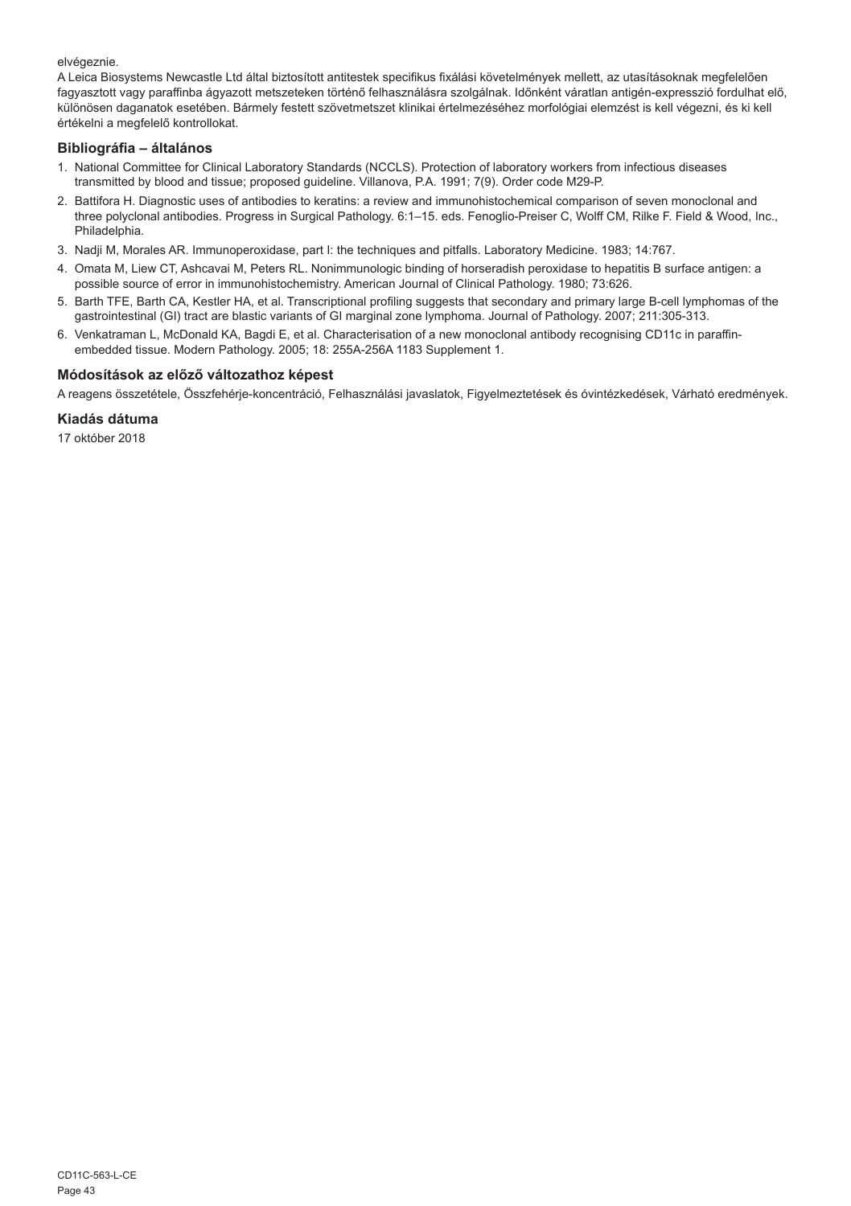elvégeznie.

A Leica Biosystems Newcastle Ltd által biztosított antitestek specifikus fixálási követelmények mellett, az utasításoknak megfelelően fagyasztott vagy paraffinba ágyazott metszeteken történő felhasználásra szolgálnak. Időnként váratlan antigén-expresszió fordulhat elő, különösen daganatok esetében. Bármely festett szövetmetszet klinikai értelmezéséhez morfológiai elemzést is kell végezni, és ki kell értékelni a megfelelő kontrollokat.

## Bibliográfia – általános

1. National Committee for Clinical Laboratory Standards (NCCLS). Protection of laboratory workers from infectious diseases transmitted by blood and tissue; proposed guideline. Villanova, P.A. 1991; 7(9). Order code M29-P.
2. Battifora H. Diagnostic uses of antibodies to keratins: a review and immunohistochemical comparison of seven monoclonal and three polyclonal antibodies. Progress in Surgical Pathology. 6:1–15. eds. Fenoglio-Preiser C, Wolff CM, Rilke F. Field & Wood, Inc., Philadelphia.
3. Nadji M, Morales AR. Immunoperoxidase, part I: the techniques and pitfalls. Laboratory Medicine. 1983; 14:767.
4. Omata M, Liew CT, Ashcavai M, Peters RL. Nonimmunologic binding of horseradish peroxidase to hepatitis B surface antigen: a possible source of error in immunohistochemistry. American Journal of Clinical Pathology. 1980; 73:626.
5. Barth TFE, Barth CA, Kestler HA, et al. Transcriptional profiling suggests that secondary and primary large B-cell lymphomas of the gastrointestinal (GI) tract are blastic variants of GI marginal zone lymphoma. Journal of Pathology. 2007; 211:305-313.
6. Venkatraman L, McDonald KA, Bagdi E, et al. Characterisation of a new monoclonal antibody recognising CD11c in paraffin-embedded tissue. Modern Pathology. 2005; 18: 255A-256A 1183 Supplement 1.

## Módosítások az előző változathoz képest

A reagens összetétele, Összfehérje-koncentráció, Felhasználási javaslatok, Figyelmeztetések és óvintézkedések, Várható eredmények.

## Kiadás dátuma

17 október 2018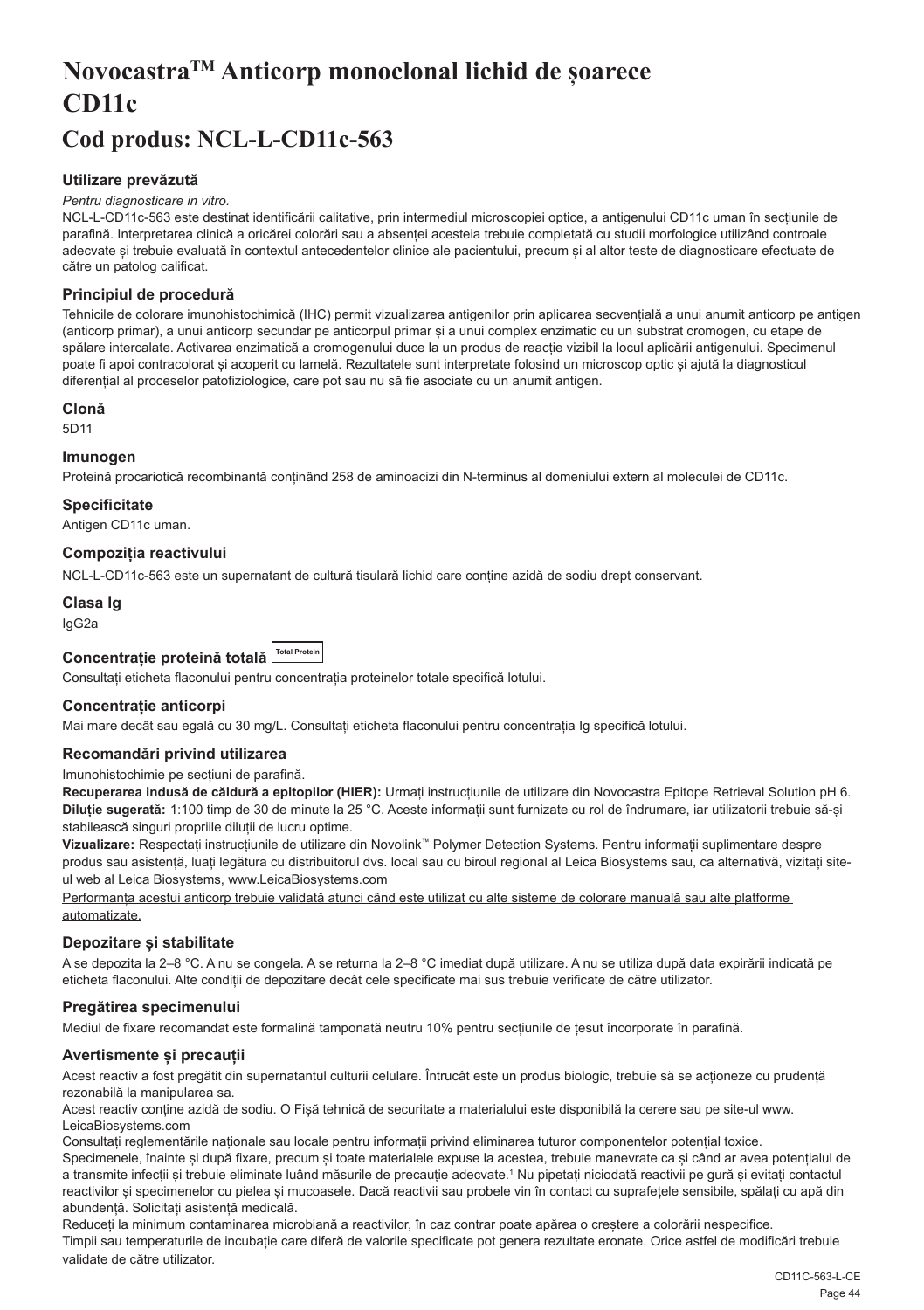# Novocastra™ Anticorp monoclonal lichid de șoarece CD11c

## Cod produs: NCL-L-CD11c-563

### Utilizare prevăzută

*Pentru diagnosticare in vitro.*

NCL-L-CD11c-563 este destinat identificării calitative, prin intermediul microscopiei optice, a antigenului CD11c uman în secțiunile de parafină. Interpretarea clinică a oricărei colorări sau a absenței acesteia trebuie completată cu studii morfologice utilizând controale adecvate și trebuie evaluată în contextul antecedentelor clinice ale pacientului, precum și al altor teste de diagnosticare efectuate de către un patolog calificat.

### Principiul de procedură

Tehnicile de colorare imunohistochimică (IHC) permit vizualizarea antigenilor prin aplicarea secvențială a unui anumit anticorp pe antigen (anticorp primar), a unui anticorp secundar pe anticorpul primar și a unui complex enzimatic cu un substrat cromogen, cu etape de spălare intercalate. Activarea enzimatică a cromogenului duce la un produs de reacție vizibil la locul aplicării antigenului. Specimenul poate fi apoi contracolorat și acoperit cu lamelă. Rezultatele sunt interpretate folosind un microscop optic și ajută la diagnosticul diferențial al proceselor patofiziologice, care pot sau nu să fie asociate cu un anumit antigen.

### Clonă

5D11

### Imunogen

Proteină procariotică recombinantă conținând 258 de aminoacizi din N-terminus al domeniului extern al moleculei de CD11c.

### Specificitate

Antigen CD11c uman.

### Compoziția reactivului

NCL-L-CD11c-563 este un supernatant de cultură tisulară lichid care conține azidă de sodiu drept conservant.

### Clasa Ig

IgG2a

### Concentrație proteină totală Total Protein

Consultați eticheta flaconului pentru concentrația proteinelor totale specifică lotului.

### Concentrație anticorpi

Mai mare decât sau egală cu 30 mg/L. Consultați eticheta flaconului pentru concentrația Ig specifică lotului.

### Recomandări privind utilizarea

Imunohistochimie pe secțiuni de parafină.

**Recuperarea indusă de căldură a epitopilor (HIER):** Urmați instrucțiunile de utilizare din Novocastra Epitope Retrieval Solution pH 6.

**Diluție sugerată:** 1:100 timp de 30 de minute la 25 °C. Aceste informații sunt furnizate cu rol de îndrumare, iar utilizatorii trebuie să-și stabilească singuri propriile diluții de lucru optime.

**Vizualizare:** Respectați instrucțiunile de utilizare din Novolink™ Polymer Detection Systems. Pentru informații suplimentare despre produs sau asistență, luați legătura cu distribuitorul dvs. local sau cu biroul regional al Leica Biosystems sau, ca alternativă, vizitați site-ul web al Leica Biosystems, www.LeicaBiosystems.com

Performanța acestui anticorp trebuie validată atunci când este utilizat cu alte sisteme de colorare manuală sau alte platforme automatizate.

### Depozitare și stabilitate

A se depozita la 2–8 °C. A nu se congela. A se returna la 2–8 °C imediat după utilizare. A nu se utiliza după data expirării indicată pe eticheta flaconului. Alte condiții de depozitare decât cele specificate mai sus trebuie verificate de către utilizator.

### Pregătirea specimenului

Mediul de fixare recomandat este formalină tamponată neutru 10% pentru secțiunile de țesut încorporate în parafină.

### Avertismente și precauții

Acest reactiv a fost pregătit din supernatantul culturii celulare. Întrucât este un produs biologic, trebuie să se acționeze cu prudență rezonabilă la manipularea sa.

Acest reactiv conține azidă de sodiu. O Fișă tehnică de securitate a materialului este disponibilă la cerere sau pe site-ul www.LeicaBiosystems.com

Consultați reglementările naționale sau locale pentru informații privind eliminarea tuturor componentelor potențial toxice.

Specimenele, înainte și după fixare, precum și toate materialele expuse la acestea, trebuie manevrate ca și când ar avea potențialul de a transmite infecții și trebuie eliminate luând măsurile de precauție adecvate.[1] Nu pipetați niciodată reactivii pe gură și evitați contactul reactivilor și specimenelor cu pielea și mucoasele. Dacă reactivii sau probele vin în contact cu suprafețele sensibile, spălați cu apă din abundență. Solicitați asistență medicală.

Reduceți la minimum contaminarea microbiană a reactivilor, în caz contrar poate apărea o creștere a colorării nespecifice.

Timpii sau temperaturile de incubație care diferă de valorile specificate pot genera rezultate eronate. Orice astfel de modificări trebuie validate de către utilizator.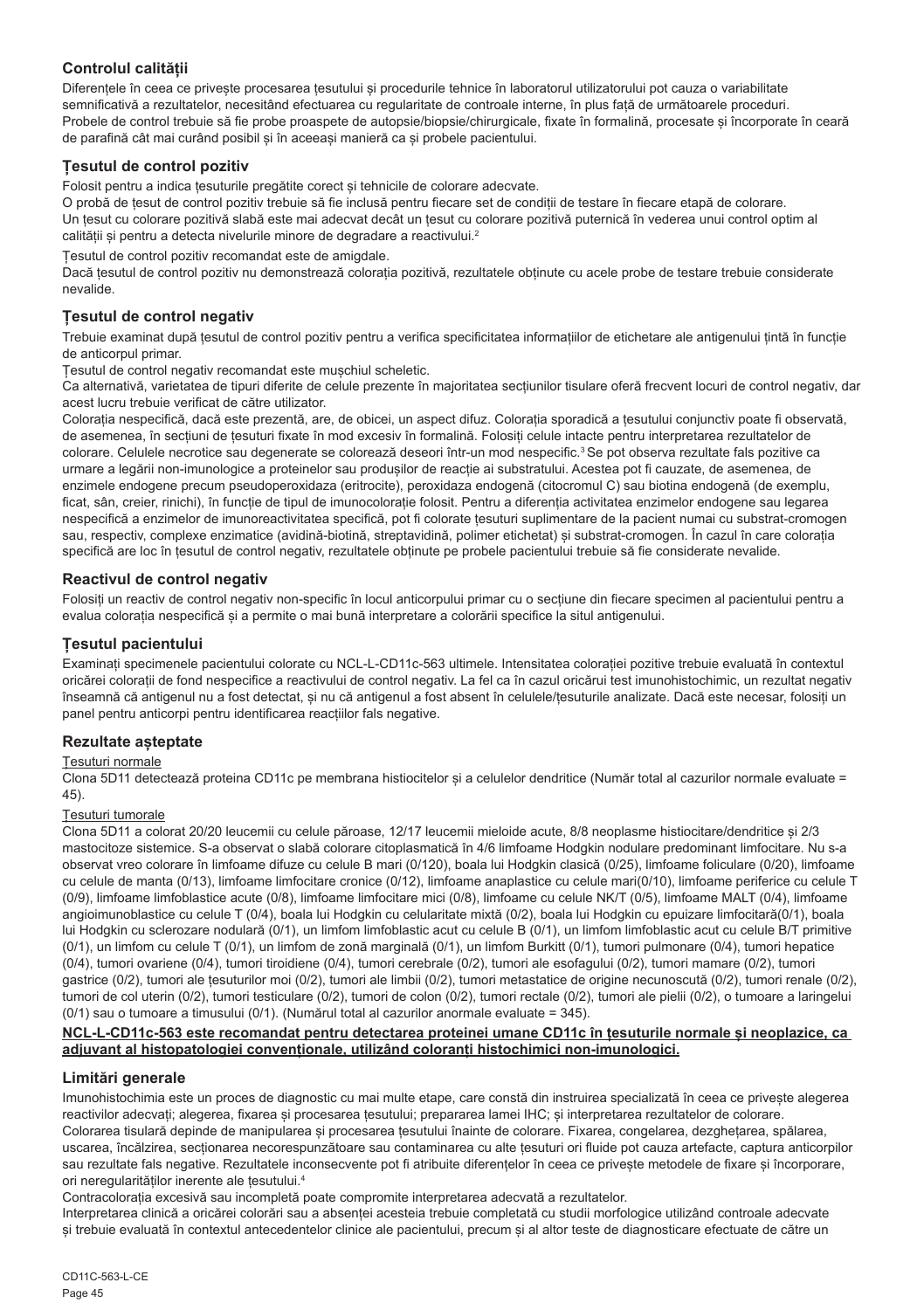## Controlul calității

Diferențele în ceea ce privește procesarea țesutului și procedurile tehnice în laboratorul utilizatorului pot cauza o variabilitate semnificativă a rezultatelor, necesitând efectuarea cu regularitate de controale interne, în plus față de următoarele proceduri. Probele de control trebuie să fie probe proaspete de autopsie/biopsie/chirurgicale, fixate în formalină, procesate și încorporate în ceară de parafină cât mai curând posibil și în aceeași manieră ca și probele pacientului.

## Țesutul de control pozitiv

Folosit pentru a indica țesuturile pregătite corect și tehnicile de colorare adecvate.

O probă de țesut de control pozitiv trebuie să fie inclusă pentru fiecare set de condiții de testare în fiecare etapă de colorare.

Un țesut cu colorare pozitivă slabă este mai adecvat decât un țesut cu colorare pozitivă puternică în vederea unui control optim al calității și pentru a detecta nivelurile minore de degradare a reactivului.[2]

Țesutul de control pozitiv recomandat este de amigdale.

Dacă țesutul de control pozitiv nu demonstrează colorația pozitivă, rezultatele obținute cu acele probe de testare trebuie considerate nevalide.

## Țesutul de control negativ

Trebuie examinat după țesutul de control pozitiv pentru a verifica specificitatea informațiilor de etichetare ale antigenului țintă în funcție de anticorpul primar.

Țesutul de control negativ recomandat este mușchiul scheletic.

Ca alternativă, varietatea de tipuri diferite de celule prezente în majoritatea secțiunilor tisulare oferă frecvent locuri de control negativ, dar acest lucru trebuie verificat de către utilizator.

Colorația nespecifică, dacă este prezentă, are, de obicei, un aspect difuz. Colorația sporadică a țesutului conjunctiv poate fi observată, de asemenea, în secțiuni de țesuturi fixate în mod excesiv în formalină. Folosiți celule intacte pentru interpretarea rezultatelor de colorare. Celulele necrotice sau degenerate se colorează deseori într-un mod nespecific.[3] Se pot observa rezultate fals pozitive ca urmare a legării non-imunologice a proteinelor sau produșilor de reacție ai substratului. Acestea pot fi cauzate, de asemenea, de enzimele endogene precum pseudoperoxidaza (eritrocite), peroxidaza endogenă (citocromul C) sau biotina endogenă (de exemplu, ficat, sân, creier, rinichi), în funcție de tipul de imunocolorație folosit. Pentru a diferenția activitatea enzimelor endogene sau legarea nespecifică a enzimelor de imunoreactivitatea specifică, pot fi colorate țesuturi suplimentare de la pacient numai cu substrat-cromogen sau, respectiv, complexe enzimatice (avidină-biotină, streptavidină, polimer etichetat) și substrat-cromogen. În cazul în care colorația specifică are loc în țesutul de control negativ, rezultatele obținute pe probele pacientului trebuie să fie considerate nevalide.

## Reactivul de control negativ

Folosiți un reactiv de control negativ non-specific în locul anticorpului primar cu o secțiune din fiecare specimen al pacientului pentru a evalua colorația nespecifică și a permite o mai bună interpretare a colorării specifice la situl antigenului.

## Țesutul pacientului

Examinați specimenele pacientului colorate cu NCL-L-CD11c-563 ultimele. Intensitatea colorației pozitive trebuie evaluată în contextul oricărei colorații de fond nespecifice a reactivului de control negativ. La fel ca în cazul oricărui test imunohistochimic, un rezultat negativ înseamnă că antigenul nu a fost detectat, și nu că antigenul a fost absent în celulele/țesuturile analizate. Dacă este necesar, folosiți un panel pentru anticorpi pentru identificarea reacțiilor fals negative.

## Rezultate așteptate

Țesuturi normale

Clona 5D11 detectează proteina CD11c pe membrana histiocitelor și a celulelor dendritice (Număr total al cazurilor normale evaluate = 45).

Țesuturi tumorale

Clona 5D11 a colorat 20/20 leucemii cu celule păroase, 12/17 leucemii mieloide acute, 8/8 neoplasme histiocitare/dendritice și 2/3 mastocitoze sistemice. S-a observat o slabă colorare citoplasmatică în 4/6 limfoame Hodgkin nodulare predominant limfocitare. Nu s-a observat vreo colorare în limfoame difuze cu celule B mari (0/120), boala lui Hodgkin clasică (0/25), limfoame foliculare (0/20), limfoame cu celule de manta (0/13), limfoame limfocitare cronice (0/12), limfoame anaplastice cu celule mari(0/10), limfoame periferice cu celule T (0/9), limfoame limfoblastice acute (0/8), limfoame limfocitare mici (0/8), limfoame cu celule NK/T (0/5), limfoame MALT (0/4), limfoame angioimunoblastice cu celule T (0/4), boala lui Hodgkin cu celularitate mixtă (0/2), boala lui Hodgkin cu epuizare limfocitară(0/1), boala lui Hodgkin cu sclerozare nodulară (0/1), un limfom limfoblastic acut cu celule B (0/1), un limfom limfoblastic acut cu celule B/T primitive (0/1), un limfom cu celule T (0/1), un limfom de zonă marginală (0/1), un limfom Burkitt (0/1), tumori pulmonare (0/4), tumori hepatice (0/4), tumori ovariene (0/4), tumori tiroidiene (0/4), tumori cerebrale (0/2), tumori ale esofagului (0/2), tumori mamare (0/2), tumori gastrice (0/2), tumori ale țesuturilor moi (0/2), tumori ale limbii (0/2), tumori metastatice de origine necunoscută (0/2), tumori renale (0/2), tumori de col uterin (0/2), tumori testiculare (0/2), tumori de colon (0/2), tumori rectale (0/2), tumori ale pielii (0/2), o tumoare a laringelui (0/1) sau o tumoare a timusului (0/1). (Numărul total al cazurilor anormale evaluate = 345).

**NCL-L-CD11c-563 este recomandat pentru detectarea proteinei umane CD11c în țesuturile normale și neoplazice, ca adjuvant al histopatologiei convenționale, utilizând coloranți histochimici non-imunologici.**

## Limitări generale

Imunohistochimia este un proces de diagnostic cu mai multe etape, care constă din instruirea specializată în ceea ce privește alegerea reactivilor adecvați; alegerea, fixarea și procesarea țesutului; prepararea lamei IHC; și interpretarea rezultatelor de colorare.

Colorarea tisulară depinde de manipularea și procesarea țesutului înainte de colorare. Fixarea, congelarea, dezghețarea, spălarea, uscarea, încălzirea, secționarea necorespunzătoare sau contaminarea cu alte țesuturi ori fluide pot cauza artefacte, captura anticorpilor sau rezultate fals negative. Rezultatele inconsecvente pot fi atribuite diferențelor în ceea ce privește metodele de fixare și încorporare, ori neregularităților inerente ale țesutului.[4]

Contracolorația excesivă sau incompletă poate compromite interpretarea adecvată a rezultatelor.

Interpretarea clinică a oricărei colorări sau a absenței acesteia trebuie completată cu studii morfologice utilizând controale adecvate și trebuie evaluată în contextul antecedentelor clinice ale pacientului, precum și al altor teste de diagnosticare efectuate de către un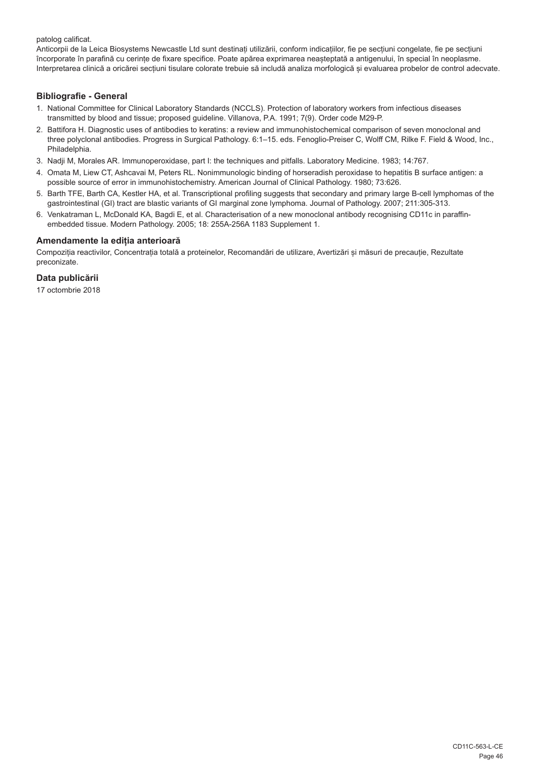patolog calificat.
Anticorpii de la Leica Biosystems Newcastle Ltd sunt destinați utilizării, conform indicațiilor, fie pe secțiuni congelate, fie pe secțiuni încorporate în parafină cu cerințe de fixare specifice. Poate apărea exprimarea neașteptată a antigenului, în special în neoplasme. Interpretarea clinică a oricărei secțiuni tisulare colorate trebuie să includă analiza morfologică și evaluarea probelor de control adecvate.

## Bibliografie - General

1. National Committee for Clinical Laboratory Standards (NCCLS). Protection of laboratory workers from infectious diseases transmitted by blood and tissue; proposed guideline. Villanova, P.A. 1991; 7(9). Order code M29-P.
2. Battifora H. Diagnostic uses of antibodies to keratins: a review and immunohistochemical comparison of seven monoclonal and three polyclonal antibodies. Progress in Surgical Pathology. 6:1–15. eds. Fenoglio-Preiser C, Wolff CM, Rilke F. Field & Wood, Inc., Philadelphia.
3. Nadji M, Morales AR. Immunoperoxidase, part I: the techniques and pitfalls. Laboratory Medicine. 1983; 14:767.
4. Omata M, Liew CT, Ashcavai M, Peters RL. Nonimmunologic binding of horseradish peroxidase to hepatitis B surface antigen: a possible source of error in immunohistochemistry. American Journal of Clinical Pathology. 1980; 73:626.
5. Barth TFE, Barth CA, Kestler HA, et al. Transcriptional profiling suggests that secondary and primary large B-cell lymphomas of the gastrointestinal (GI) tract are blastic variants of GI marginal zone lymphoma. Journal of Pathology. 2007; 211:305-313.
6. Venkatraman L, McDonald KA, Bagdi E, et al. Characterisation of a new monoclonal antibody recognising CD11c in paraffin-embedded tissue. Modern Pathology. 2005; 18: 255A-256A 1183 Supplement 1.

## Amendamente la ediția anterioară

Compoziția reactivilor, Concentrația totală a proteinelor, Recomandări de utilizare, Avertizări și măsuri de precauție, Rezultate preconizate.

## Data publicării

17 octombrie 2018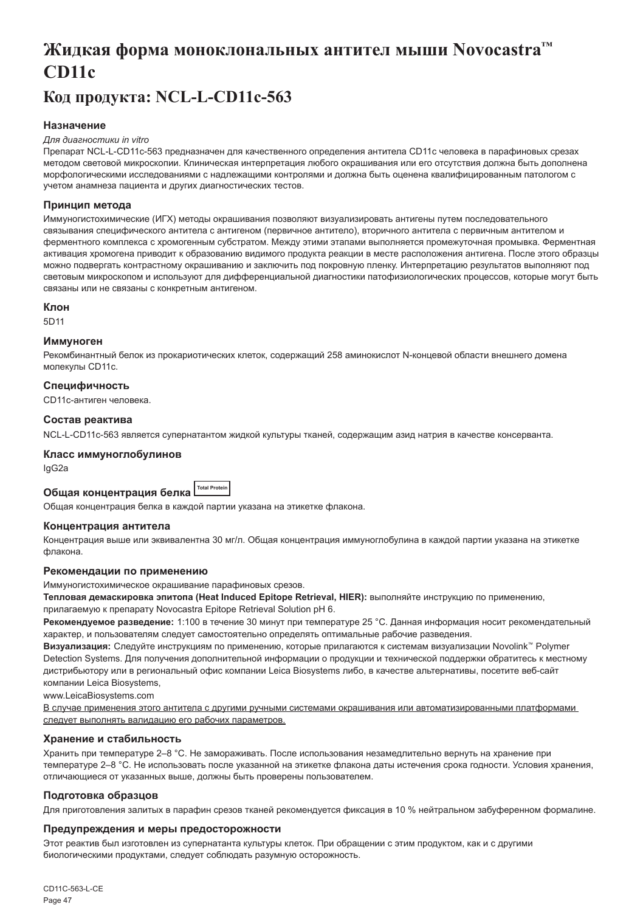# Жидкая форма моноклональных антител мыши Novocastra™ CD11c

## Код продукта: NCL-L-CD11c-563

### Назначение

*Для диагностики in vitro*

Препарат NCL-L-CD11c-563 предназначен для качественного определения антитела CD11c человека в парафиновых срезах методом световой микроскопии. Клиническая интерпретация любого окрашивания или его отсутствия должна быть дополнена морфологическими исследованиями с надлежащими контролями и должна быть оценена квалифицированным патологом с учетом анамнеза пациента и других диагностических тестов.

### Принцип метода

Иммуногистохимические (ИГХ) методы окрашивания позволяют визуализировать антигены путем последовательного связывания специфического антитела с антигеном (первичное антитело), вторичного антитела с первичным антителом и ферментного комплекса с хромогенным субстратом. Между этими этапами выполняется промежуточная промывка. Ферментная активация хромогена приводит к образованию видимого продукта реакции в месте расположения антигена. После этого образцы можно подвергать контрастному окрашиванию и заключить под покровную пленку. Интерпретацию результатов выполняют под световым микроскопом и используют для дифференциальной диагностики патофизиологических процессов, которые могут быть связаны или не связаны с конкретным антигеном.

### Клон

5D11

### Иммуноген

Рекомбинантный белок из прокариотических клеток, содержащий 258 аминокислот N-концевой области внешнего домена молекулы CD11c.

### Специфичность

CD11c-антиген человека.

### Состав реактива

NCL-L-CD11c-563 является супернатантом жидкой культуры тканей, содержащим азид натрия в качестве консерванта.

### Класс иммуноглобулинов

IgG2a

### Общая концентрация белка Total Protein

Общая концентрация белка в каждой партии указана на этикетке флакона.

### Концентрация антитела

Концентрация выше или эквивалентна 30 мг/л. Общая концентрация иммуноглобулина в каждой партии указана на этикетке флакона.

### Рекомендации по применению

Иммуногистохимическое окрашивание парафиновых срезов.

**Тепловая демаскировка эпитопа (Heat Induced Epitope Retrieval, HIER):** выполняйте инструкцию по применению, прилагаемую к препарату Novocastra Epitope Retrieval Solution pH 6.

**Рекомендуемое разведение:** 1:100 в течение 30 минут при температуре 25 °C. Данная информация носит рекомендательный характер, и пользователям следует самостоятельно определять оптимальные рабочие разведения.

**Визуализация:** Следуйте инструкциям по применению, которые прилагаются к системам визуализации Novolink™ Polymer Detection Systems. Для получения дополнительной информации о продукции и технической поддержки обратитесь к местному дистрибьютору или в региональный офис компании Leica Biosystems либо, в качестве альтернативы, посетите веб-сайт компании Leica Biosystems,

www.LeicaBiosystems.com

В случае применения этого антитела с другими ручными системами окрашивания или автоматизированными платформами следует выполнять валидацию его рабочих параметров.

### Хранение и стабильность

Хранить при температуре 2–8 °C. Не замораживать. После использования незамедлительно вернуть на хранение при температуре 2–8 °C. Не использовать после указанной на этикетке флакона даты истечения срока годности. Условия хранения, отличающиеся от указанных выше, должны быть проверены пользователем.

### Подготовка образцов

Для приготовления залитых в парафин срезов тканей рекомендуется фиксация в 10 % нейтральном забуференном формалине.

### Предупреждения и меры предосторожности

Этот реактив был изготовлен из супернатанта культуры клеток. При обращении с этим продуктом, как и с другими биологическими продуктами, следует соблюдать разумную осторожность.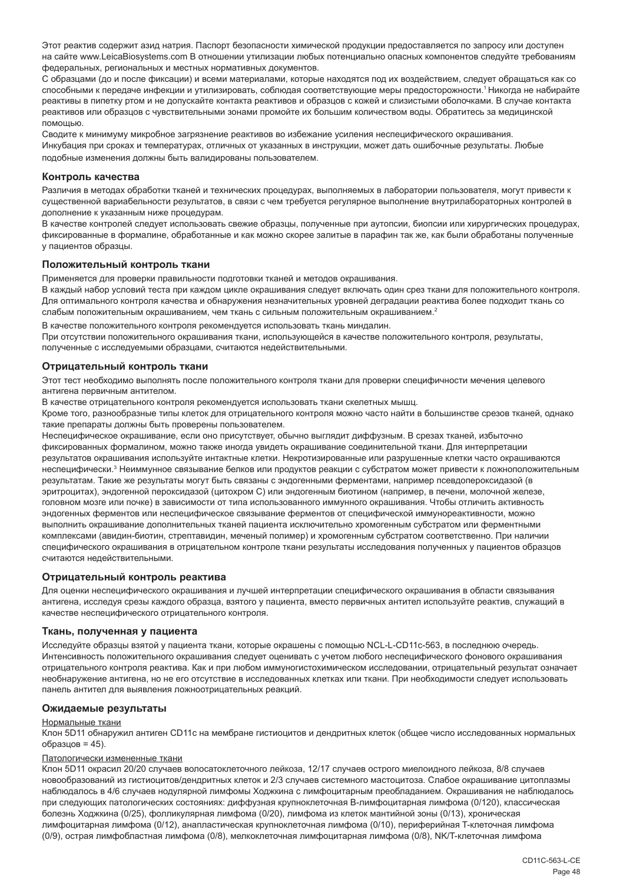Этот реактив содержит азид натрия. Паспорт безопасности химической продукции предоставляется по запросу или доступен на сайте www.LeicaBiosystems.com В отношении утилизации любых потенциально опасных компонентов следуйте требованиям федеральных, региональных и местных нормативных документов.

С образцами (до и после фиксации) и всеми материалами, которые находятся под их воздействием, следует обращаться как со способными к передаче инфекции и утилизировать, соблюдая соответствующие меры предосторожности.[1] Никогда не набирайте реактивы в пипетку ртом и не допускайте контакта реактивов и образцов с кожей и слизистыми оболочками. В случае контакта реактивов или образцов с чувствительными зонами промойте их большим количеством воды. Обратитесь за медицинской помощью.

Сводите к минимуму микробное загрязнение реактивов во избежание усиления неспецифического окрашивания.

Инкубация при сроках и температурах, отличных от указанных в инструкции, может дать ошибочные результаты. Любые подобные изменения должны быть валидированы пользователем.

### Контроль качества

Различия в методах обработки тканей и технических процедурах, выполняемых в лаборатории пользователя, могут привести к существенной вариабельности результатов, в связи с чем требуется регулярное выполнение внутрилабораторных контролей в дополнение к указанным ниже процедурам.

В качестве контролей следует использовать свежие образцы, полученные при аутопсии, биопсии или хирургических процедурах, фиксированные в формалине, обработанные и как можно скорее залитые в парафин так же, как были обработаны полученные у пациентов образцы.

### Положительный контроль ткани

Применяется для проверки правильности подготовки тканей и методов окрашивания.

В каждый набор условий теста при каждом цикле окрашивания следует включать один срез ткани для положительного контроля. Для оптимального контроля качества и обнаружения незначительных уровней деградации реактива более подходит ткань со слабым положительным окрашиванием, чем ткань с сильным положительным окрашиванием.[2]

В качестве положительного контроля рекомендуется использовать ткань миндалин.

При отсутствии положительного окрашивания ткани, использующейся в качестве положительного контроля, результаты, полученные с исследуемыми образцами, считаются недействительными.

### Отрицательный контроль ткани

Этот тест необходимо выполнять после положительного контроля ткани для проверки специфичности мечения целевого антигена первичным антителом.

В качестве отрицательного контроля рекомендуется использовать ткани скелетных мышц.

Кроме того, разнообразные типы клеток для отрицательного контроля можно часто найти в большинстве срезов тканей, однако такие препараты должны быть проверены пользователем.

Неспецифическое окрашивание, если оно присутствует, обычно выглядит диффузным. В срезах тканей, избыточно фиксированных формалином, можно также иногда увидеть окрашивание соединительной ткани. Для интерпретации результатов окрашивания используйте интактные клетки. Некротизированные или разрушенные клетки часто окрашиваются неспецифически.[3] Неиммунное связывание белков или продуктов реакции с субстратом может привести к ложноположительным результатам. Такие же результаты могут быть связаны с эндогенными ферментами, например псевдопероксидазой (в эритроцитах), эндогенной пероксидазой (цитохром C) или эндогенным биотином (например, в печени, молочной железе, головном мозге или почке) в зависимости от типа использованного иммунного окрашивания. Чтобы отличить активность эндогенных ферментов или неспецифическое связывание ферментов от специфической иммунореактивности, можно выполнить окрашивание дополнительных тканей пациента исключительно хромогенным субстратом или ферментными комплексами (авидин-биотин, стрептавидин, меченый полимер) и хромогенным субстратом соответственно. При наличии специфического окрашивания в отрицательном контроле ткани результаты исследования полученных у пациентов образцов считаются недействительными.

### Отрицательный контроль реактива

Для оценки неспецифического окрашивания и лучшей интерпретации специфического окрашивания в области связывания антигена, исследуя срезы каждого образца, взятого у пациента, вместо первичных антител используйте реактив, служащий в качестве неспецифического отрицательного контроля.

### Ткань, полученная у пациента

Исследуйте образцы взятой у пациента ткани, которые окрашены с помощью NCL-L-CD11c-563, в последнюю очередь. Интенсивность положительного окрашивания следует оценивать с учетом любого неспецифического фонового окрашивания отрицательного контроля реактива. Как и при любом иммуногистохимическом исследовании, отрицательный результат означает необнаружение антигена, но не его отсутствие в исследованных клетках или ткани. При необходимости следует использовать панель антител для выявления ложноотрицательных реакций.

### Ожидаемые результаты

Нормальные ткани

Клон 5D11 обнаружил антиген CD11c на мембране гистиоцитов и дендритных клеток (общее число исследованных нормальных образцов = 45).

Патологически измененные ткани

Клон 5D11 окрасил 20/20 случаев волосатоклеточного лейкоза, 12/17 случаев острого миелоидного лейкоза, 8/8 случаев новообразований из гистиоцитов/дендритных клеток и 2/3 случаев системного мастоцитоза. Слабое окрашивание цитоплазмы наблюдалось в 4/6 случаев нодулярной лимфомы Ходжкина с лимфоцитарным преобладанием. Окрашивания не наблюдалось при следующих патологических состояниях: диффузная крупноклеточная B-лимфоцитарная лимфома (0/120), классическая болезнь Ходжкина (0/25), фолликулярная лимфома (0/20), лимфома из клеток мантийной зоны (0/13), хроническая лимфоцитарная лимфома (0/12), анапластическая крупноклеточная лимфома (0/10), периферийная T-клеточная лимфома (0/9), острая лимфобластная лимфома (0/8), мелкоклеточная лимфоцитарная лимфома (0/8), NK/T-клеточная лимфома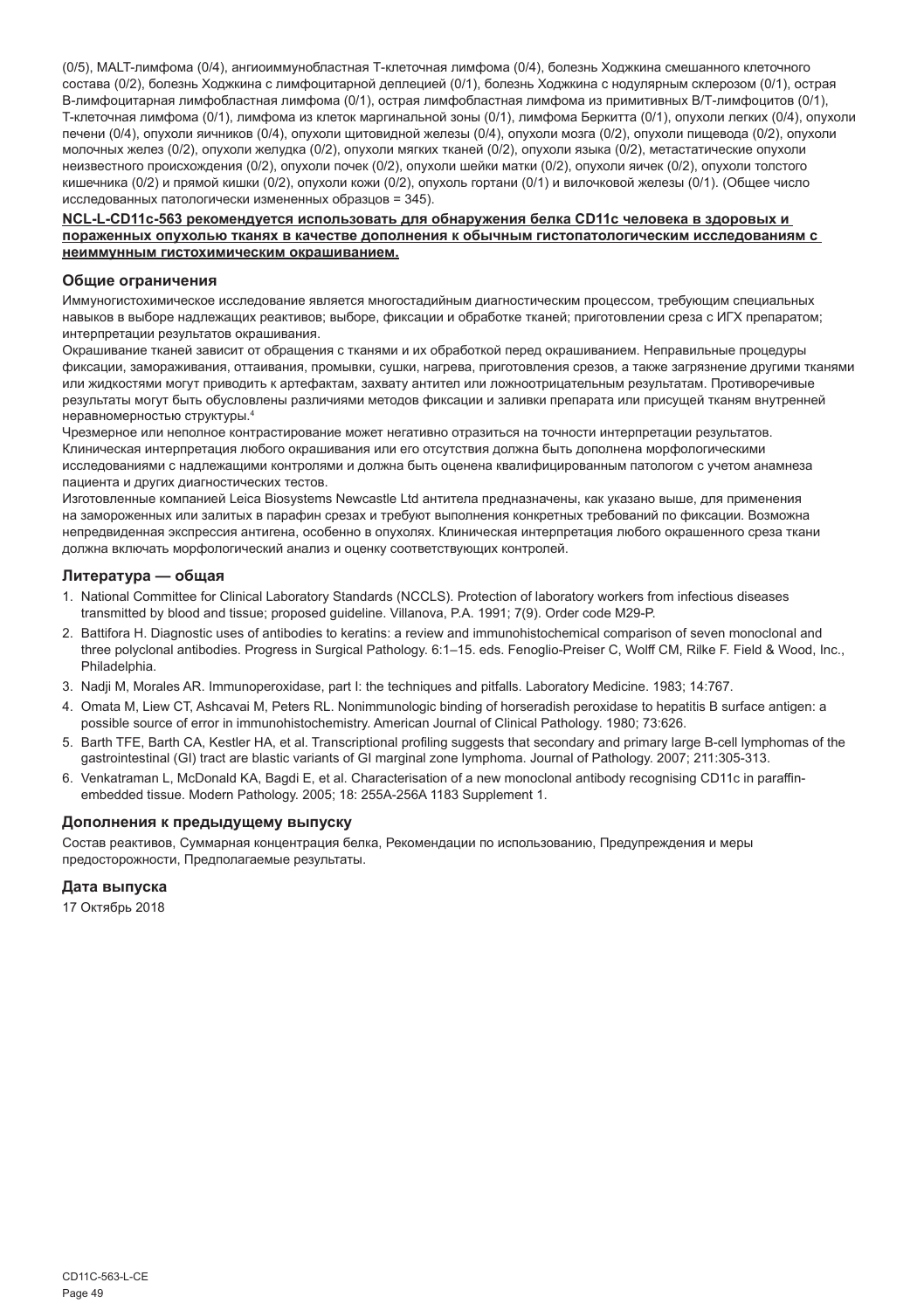(0/5), MALT-лимфома (0/4), ангиоиммунобластная Т-клеточная лимфома (0/4), болезнь Ходжкина смешанного клеточного состава (0/2), болезнь Ходжкина с лимфоцитарной деплецией (0/1), болезнь Ходжкина с нодулярным склерозом (0/1), острая В-лимфоцитарная лимфобластная лимфома (0/1), острая лимфобластная лимфома из примитивных В/Т-лимфоцитов (0/1), Т-клеточная лимфома (0/1), лимфома из клеток маргинальной зоны (0/1), лимфома Беркитта (0/1), опухоли легких (0/4), опухоли печени (0/4), опухоли яичников (0/4), опухоли щитовидной железы (0/4), опухоли мозга (0/2), опухоли пищевода (0/2), опухоли молочных желез (0/2), опухоли желудка (0/2), опухоли мягких тканей (0/2), опухоли языка (0/2), метастатические опухоли неизвестного происхождения (0/2), опухоли почек (0/2), опухоли шейки матки (0/2), опухоли яичек (0/2), опухоли толстого кишечника (0/2) и прямой кишки (0/2), опухоли кожи (0/2), опухоль гортани (0/1) и вилочковой железы (0/1). (Общее число исследованных патологически измененных образцов = 345).

**NCL-L-CD11c-563 рекомендуется использовать для обнаружения белка CD11c человека в здоровых и пораженных опухолью тканях в качестве дополнения к обычным гистопатологическим исследованиям с неиммунным гистохимическим окрашиванием.**

## Общие ограничения

Иммуногистохимическое исследование является многостадийным диагностическим процессом, требующим специальных навыков в выборе надлежащих реактивов; выборе, фиксации и обработке тканей; приготовлении среза с ИГХ препаратом; интерпретации результатов окрашивания.

Окрашивание тканей зависит от обращения с тканями и их обработкой перед окрашиванием. Неправильные процедуры фиксации, замораживания, оттаивания, промывки, сушки, нагрева, приготовления срезов, а также загрязнение другими тканями или жидкостями могут приводить к артефактам, захвату антител или ложноотрицательным результатам. Противоречивые результаты могут быть обусловлены различиями методов фиксации и заливки препарата или присущей тканям внутренней неравномерностью структуры.[4]

Чрезмерное или неполное контрастирование может негативно отразиться на точности интерпретации результатов.

Клиническая интерпретация любого окрашивания или его отсутствия должна быть дополнена морфологическими исследованиями с надлежащими контролями и должна быть оценена квалифицированным патологом с учетом анамнеза пациента и других диагностических тестов.

Изготовленные компанией Leica Biosystems Newcastle Ltd антитела предназначены, как указано выше, для применения на замороженных или залитых в парафин срезах и требуют выполнения конкретных требований по фиксации. Возможна непредвиденная экспрессия антигена, особенно в опухолях. Клиническая интерпретация любого окрашенного среза ткани должна включать морфологический анализ и оценку соответствующих контролей.

## Литература — общая

1. National Committee for Clinical Laboratory Standards (NCCLS). Protection of laboratory workers from infectious diseases transmitted by blood and tissue; proposed guideline. Villanova, P.A. 1991; 7(9). Order code M29-P.
2. Battifora H. Diagnostic uses of antibodies to keratins: a review and immunohistochemical comparison of seven monoclonal and three polyclonal antibodies. Progress in Surgical Pathology. 6:1–15. eds. Fenoglio-Preiser C, Wolff CM, Rilke F. Field & Wood, Inc., Philadelphia.
3. Nadji M, Morales AR. Immunoperoxidase, part I: the techniques and pitfalls. Laboratory Medicine. 1983; 14:767.
4. Omata M, Liew CT, Ashcavai M, Peters RL. Nonimmunologic binding of horseradish peroxidase to hepatitis B surface antigen: a possible source of error in immunohistochemistry. American Journal of Clinical Pathology. 1980; 73:626.
5. Barth TFE, Barth CA, Kestler HA, et al. Transcriptional profiling suggests that secondary and primary large B-cell lymphomas of the gastrointestinal (GI) tract are blastic variants of GI marginal zone lymphoma. Journal of Pathology. 2007; 211:305-313.
6. Venkatraman L, McDonald KA, Bagdi E, et al. Characterisation of a new monoclonal antibody recognising CD11c in paraffin-embedded tissue. Modern Pathology. 2005; 18: 255A-256A 1183 Supplement 1.

## Дополнения к предыдущему выпуску

Состав реактивов, Суммарная концентрация белка, Рекомендации по использованию, Предупреждения и меры предосторожности, Предполагаемые результаты.

## Дата выпуска

17 Октябрь 2018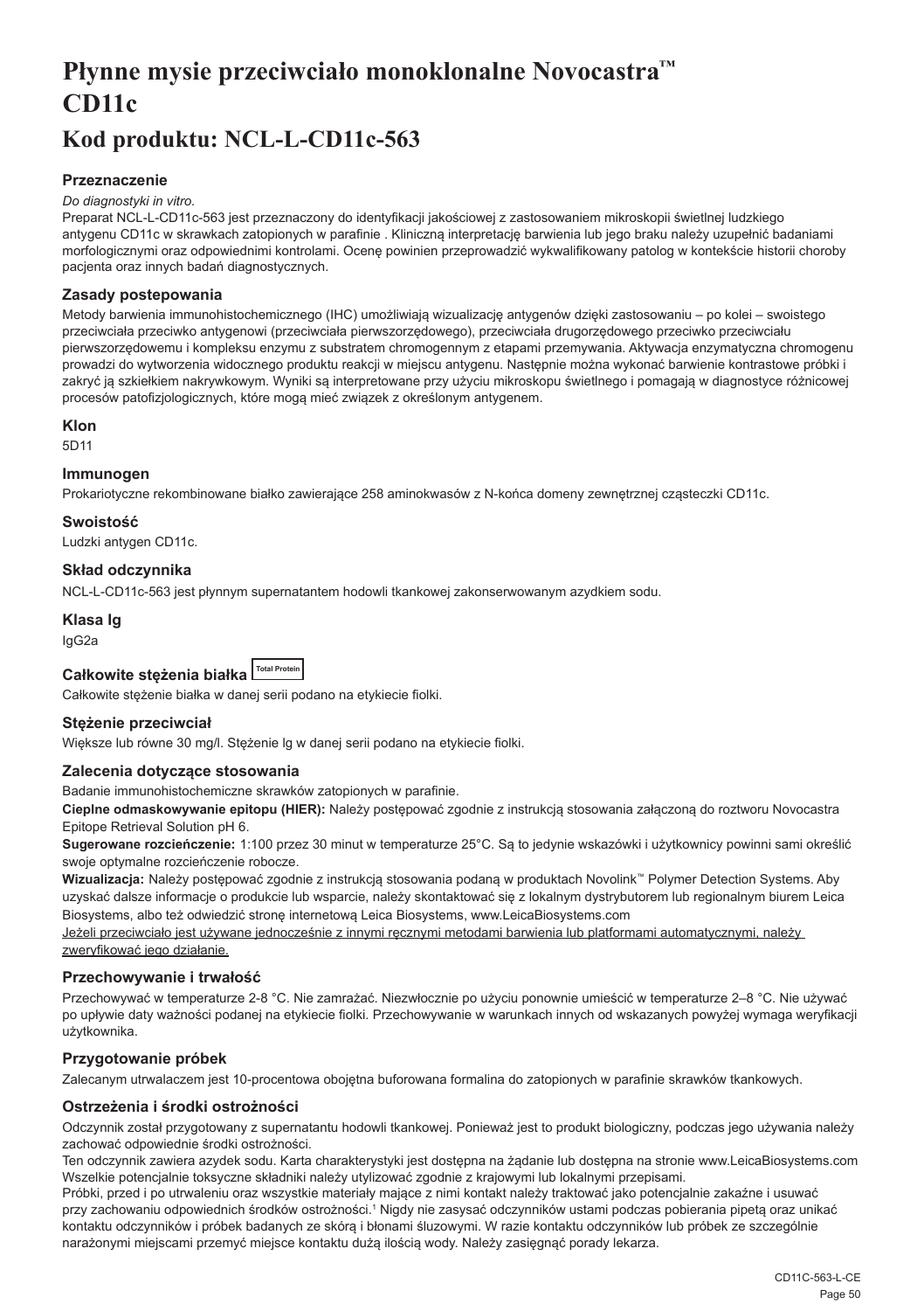# Płynne mysie przeciwciało monoklonalne Novocastra™ CD11c

## Kod produktu: NCL-L-CD11c-563

### Przeznaczenie

*Do diagnostyki in vitro.*

Preparat NCL-L-CD11c-563 jest przeznaczony do identyfikacji jakościowej z zastosowaniem mikroskopii świetlnej ludzkiego antygenu CD11c w skrawkach zatopionych w parafinie . Kliniczną interpretację barwienia lub jego braku należy uzupełnić badaniami morfologicznymi oraz odpowiednimi kontrolami. Ocenę powinien przeprowadzić wykwalifikowany patolog w kontekście historii choroby pacjenta oraz innych badań diagnostycznych.

### Zasady postepowania

Metody barwienia immunohistochemicznego (IHC) umożliwiają wizualizację antygenów dzięki zastosowaniu – po kolei – swoistego przeciwciała przeciwko antygenowi (przeciwciała pierwszorzędowego), przeciwciała drugorzędowego przeciwko przeciwciału pierwszorzędowemu i kompleksu enzymu z substratem chromogennym z etapami przemywania. Aktywacja enzymatyczna chromogenu prowadzi do wytworzenia widocznego produktu reakcji w miejscu antygenu. Następnie można wykonać barwienie kontrastowe próbki i zakryć ją szkiełkiem nakrywkowym. Wyniki są interpretowane przy użyciu mikroskopu świetlnego i pomagają w diagnostyce różnicowej procesów patofizjologicznych, które mogą mieć związek z określonym antygenem.

### Klon

5D11

### Immunogen

Prokariotyczne rekombinowane białko zawierające 258 aminokwasów z N-końca domeny zewnętrznej cząsteczki CD11c.

### Swoistość

Ludzki antygen CD11c.

### Skład odczynnika

NCL-L-CD11c-563 jest płynnym supernatantem hodowli tkankowej zakonserwowanym azydkiem sodu.

### Klasa Ig

IgG2a

### Całkowite stężenia białka Total Protein

Całkowite stężenie białka w danej serii podano na etykiecie fiolki.

### Stężenie przeciwciał

Większe lub równe 30 mg/l. Stężenie Ig w danej serii podano na etykiecie fiolki.

### Zalecenia dotyczące stosowania

Badanie immunohistochemiczne skrawków zatopionych w parafinie.

**Cieplne odmaskowywanie epitopu (HIER):** Należy postępować zgodnie z instrukcją stosowania załączoną do roztworu Novocastra Epitope Retrieval Solution pH 6.

**Sugerowane rozcieńczenie:** 1:100 przez 30 minut w temperaturze 25°C. Są to jedynie wskazówki i użytkownicy powinni sami określić swoje optymalne rozcieńczenie robocze.

**Wizualizacja:** Należy postępować zgodnie z instrukcją stosowania podaną w produktach Novolink™ Polymer Detection Systems. Aby uzyskać dalsze informacje o produkcie lub wsparcie, należy skontaktować się z lokalnym dystrybutorem lub regionalnym biurem Leica Biosystems, albo też odwiedzić stronę internetową Leica Biosystems, www.LeicaBiosystems.com

Jeżeli przeciwciało jest używane jednocześnie z innymi ręcznymi metodami barwienia lub platformami automatycznymi, należy zweryfikować jego działanie.

### Przechowywanie i trwałość

Przechowywać w temperaturze 2-8 °C. Nie zamrażać. Niezwłocznie po użyciu ponownie umieścić w temperaturze 2–8 °C. Nie używać po upływie daty ważności podanej na etykiecie fiolki. Przechowywanie w warunkach innych od wskazanych powyżej wymaga weryfikacji użytkownika.

### Przygotowanie próbek

Zalecanym utrwalaczem jest 10-procentowa obojętna buforowana formalina do zatopionych w parafinie skrawków tkankowych.

### Ostrzeżenia i środki ostrożności

Odczynnik został przygotowany z supernatantu hodowli tkankowej. Ponieważ jest to produkt biologiczny, podczas jego używania należy zachować odpowiednie środki ostrożności.

Ten odczynnik zawiera azydek sodu. Karta charakterystyki jest dostępna na żądanie lub dostępna na stronie www.LeicaBiosystems.com

Wszelkie potencjalnie toksyczne składniki należy utylizować zgodnie z krajowymi lub lokalnymi przepisami.

Próbki, przed i po utrwaleniu oraz wszystkie materiały mające z nimi kontakt należy traktować jako potencjalnie zakaźne i usuwać przy zachowaniu odpowiednich środków ostrożności.[1] Nigdy nie zasysać odczynników ustami podczas pobierania pipetą oraz unikać kontaktu odczynników i próbek badanych ze skórą i błonami śluzowymi. W razie kontaktu odczynników lub próbek ze szczególnie narażonymi miejscami przemyć miejsce kontaktu dużą ilością wody. Należy zasięgnąć porady lekarza.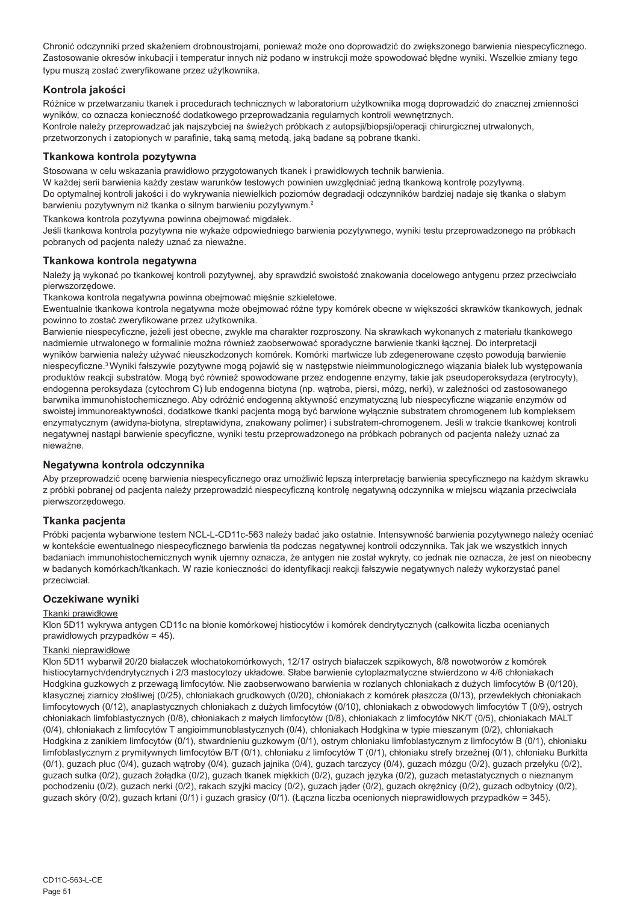Chronić odczynniki przed skażeniem drobnoustrojami, ponieważ może ono doprowadzić do zwiększonego barwienia niespecyficznego. Zastosowanie okresów inkubacji i temperatur innych niż podano w instrukcji może spowodować błędne wyniki. Wszelkie zmiany tego typu muszą zostać zweryfikowane przez użytkownika.

### Kontrola jakości

Różnice w przetwarzaniu tkanek i procedurach technicznych w laboratorium użytkownika mogą doprowadzić do znacznej zmienności wyników, co oznacza konieczność dodatkowego przeprowadzania regularnych kontroli wewnętrznych.
Kontrole należy przeprowadzać jak najszybciej na świeżych próbkach z autopsji/biopsji/operacji chirurgicznej utrwalonych, przetworzonych i zatopionych w parafinie, taką samą metodą, jaką badane są pobrane tkanki.

### Tkankowa kontrola pozytywna

Stosowana w celu wskazania prawidłowo przygotowanych tkanek i prawidłowych technik barwienia.
W każdej serii barwienia każdy zestaw warunków testowych powinien uwzględniać jedną tkankową kontrolę pozytywną.
Do optymalnej kontroli jakości i do wykrywania niewielkich poziomów degradacji odczynników bardziej nadaje się tkanka o słabym barwieniu pozytywnym niż tkanka o silnym barwieniu pozytywnym.[2]

Tkankowa kontrola pozytywna powinna obejmować migdałek.
Jeśli tkankowa kontrola pozytywna nie wykaże odpowiedniego barwienia pozytywnego, wyniki testu przeprowadzonego na próbkach pobranych od pacjenta należy uznać za nieważne.

### Tkankowa kontrola negatywna

Należy ją wykonać po tkankowej kontroli pozytywnej, aby sprawdzić swoistość znakowania docelowego antygenu przez przeciwciało pierwszorzędowe.
Tkankowa kontrola negatywna powinna obejmować mięśnie szkieletowe.
Ewentualnie tkankowa kontrola negatywna może obejmować różne typy komórek obecne w większości skrawków tkankowych, jednak powinno to zostać zweryfikowane przez użytkownika.
Barwienie niespecyficzne, jeżeli jest obecne, zwykle ma charakter rozproszony. Na skrawkach wykonanych z materiału tkankowego nadmiernie utrwalonego w formalinie można również zaobserwować sporadyczne barwienie tkanki łącznej. Do interpretacji wyników barwienia należy używać nieuszkodzonych komórek. Komórki martwicze lub zdegenerowane często powodują barwienie niespecyficzne.[3] Wyniki fałszywie pozytywne mogą pojawić się w następstwie nieimmunologicznego wiązania białek lub występowania produktów reakcji substratów. Mogą być również spowodowane przez endogenne enzymy, takie jak pseudoperoksydaza (erytrocyty), endogenna peroksydaza (cytochrom C) lub endogenna biotyna (np. wątroba, piersi, mózg, nerki), w zależności od zastosowanego barwnika immunohistochemicznego. Aby odróżnić endogenną aktywność enzymatyczną lub niespecyficzne wiązanie enzymów od swoistej immunoreaktywności, dodatkowe tkanki pacjenta mogą być barwione wyłącznie substratem chromogenem lub kompleksem enzymatycznym (awidyna-biotyna, streptawidyna, znakowany polimer) i substratem-chromogenem. Jeśli w trakcie tkankowej kontroli negatywnej nastąpi barwienie specyficzne, wyniki testu przeprowadzonego na próbkach pobranych od pacjenta należy uznać za nieważne.

### Negatywna kontrola odczynnika

Aby przeprowadzić ocenę barwienia niespecyficznego oraz umożliwić lepszą interpretację barwienia specyficznego na każdym skrawku z próbki pobranej od pacjenta należy przeprowadzić niespecyficzną kontrolę negatywną odczynnika w miejscu wiązania przeciwciała pierwszorzędowego.

### Tkanka pacjenta

Próbki pacjenta wybarwione testem NCL-L-CD11c-563 należy badać jako ostatnie. Intensywność barwienia pozytywnego należy oceniać w kontekście ewentualnego niespecyficznego barwienia tła podczas negatywnej kontroli odczynnika. Tak jak we wszystkich innych badaniach immunohistochemicznych wynik ujemny oznacza, że antygen nie został wykryty, co jednak nie oznacza, że jest on nieobecny w badanych komórkach/tkankach. W razie konieczności do identyfikacji reakcji fałszywie negatywnych należy wykorzystać panel przeciwciał.

### Oczekiwane wyniki

Tkanki prawidłowe

Klon 5D11 wykrywa antygen CD11c na błonie komórkowej histiocytów i komórek dendrytycznych (całkowita liczba ocenianych prawidłowych przypadków = 45).

Tkanki nieprawidłowe

Klon 5D11 wybarwił 20/20 białaczek włochatokomórkowych, 12/17 ostrych białaczek szpikowych, 8/8 nowotworów z komórek histiocytarnych/dendrytycznych i 2/3 mastocytozy układowe. Słabe barwienie cytoplazmatyczne stwierdzono w 4/6 chłoniakach Hodgkina guzkowych z przewagą limfocytów. Nie zaobserwowano barwienia w rozlanych chłoniakach z dużych limfocytów B (0/120), klasycznej ziarnicy złośliwej (0/25), chłoniakach grudkowych (0/20), chłoniakach z komórek płaszcza (0/13), przewlekłych chłoniakach limfocytowych (0/12), anaplastycznych chłoniakach z dużych limfocytów (0/10), chłoniakach z obwodowych limfocytów T (0/9), ostrych chłoniakach limfoblastycznych (0/8), chłoniakach z małych limfocytów (0/8), chłoniakach z limfocytów NK/T (0/5), chłoniakach MALT (0/4), chłoniakach z limfocytów T angioimmunoblastycznych (0/4), chłoniakach Hodgkina w typie mieszanym (0/2), chłoniakach Hodgkina z zanikiem limfocytów (0/1), stwardnieniu guzkowym (0/1), ostrym chłoniaku limfoblastycznym z limfocytów B (0/1), chłoniaku limfoblastycznym z prymitywnych limfocytów B/T (0/1), chłoniaku z limfocytów T (0/1), chłoniaku strefy brzeżnej (0/1), chłoniaku Burkitta (0/1), guzach płuc (0/4), guzach wątroby (0/4), guzach jajnika (0/4), guzach tarczycy (0/4), guzach mózgu (0/2), guzach przełyku (0/2), guzach sutka (0/2), guzach żołądka (0/2), guzach tkanek miękkich (0/2), guzach języka (0/2), guzach metastatycznych o nieznanym pochodzeniu (0/2), guzach nerki (0/2), rakach szyjki macicy (0/2), guzach jąder (0/2), guzach okrężnicy (0/2), guzach odbytnicy (0/2), guzach skóry (0/2), guzach krtani (0/1) i guzach grasicy (0/1). (Łączna liczba ocenionych nieprawidłowych przypadków = 345).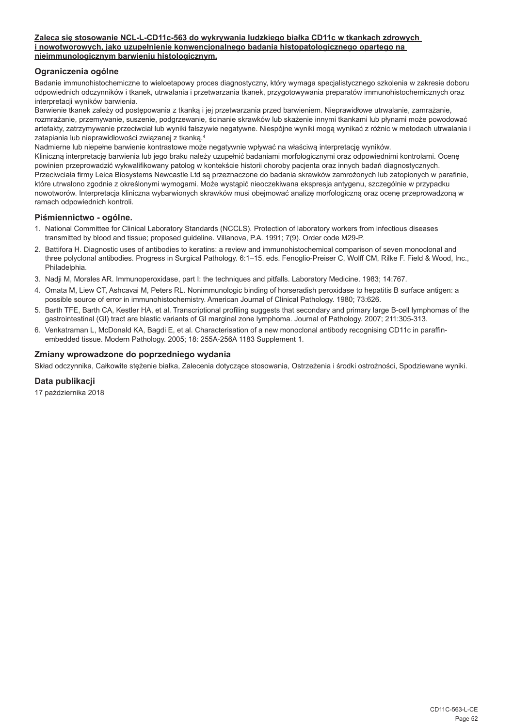**Zaleca się stosowanie NCL-L-CD11c-563 do wykrywania ludzkiego białka CD11c w tkankach zdrowych i nowotworowych, jako uzupełnienie konwencjonalnego badania histopatologicznego opartego na nieimmunologicznym barwieniu histologicznym.**

## Ograniczenia ogólne

Badanie immunohistochemiczne to wieloetapowy proces diagnostyczny, który wymaga specjalistycznego szkolenia w zakresie doboru odpowiednich odczynników i tkanek, utrwalania i przetwarzania tkanek, przygotowywania preparatów immunohistochemicznych oraz interpretacji wyników barwienia.

Barwienie tkanek zależy od postępowania z tkanką i jej przetwarzania przed barwieniem. Nieprawidłowe utrwalanie, zamrażanie, rozmrażanie, przemywanie, suszenie, podgrzewanie, ścinanie skrawków lub skażenie innymi tkankami lub płynami może powodować artefakty, zatrzymywanie przeciwciał lub wyniki fałszywie negatywne. Niespójne wyniki mogą wynikać z różnic w metodach utrwalania i zatapiania lub nieprawidłowości związanej z tkanką.[4]

Nadmierne lub niepełne barwienie kontrastowe może negatywnie wpływać na właściwą interpretację wyników.

Kliniczną interpretację barwienia lub jego braku należy uzupełnić badaniami morfologicznymi oraz odpowiednimi kontrolami. Ocenę powinien przeprowadzić wykwalifikowany patolog w kontekście historii choroby pacjenta oraz innych badań diagnostycznych.

Przeciwciała firmy Leica Biosystems Newcastle Ltd są przeznaczone do badania skrawków zamrożonych lub zatopionych w parafinie, które utrwalono zgodnie z określonymi wymogami. Może wystąpić nieoczekiwana ekspresja antygenu, szczególnie w przypadku nowotworów. Interpretacja kliniczna wybarwionych skrawków musi obejmować analizę morfologiczną oraz ocenę przeprowadzoną w ramach odpowiednich kontroli.

## Piśmiennictwo - ogólne.

1. National Committee for Clinical Laboratory Standards (NCCLS). Protection of laboratory workers from infectious diseases transmitted by blood and tissue; proposed guideline. Villanova, P.A. 1991; 7(9). Order code M29-P.
2. Battifora H. Diagnostic uses of antibodies to keratins: a review and immunohistochemical comparison of seven monoclonal and three polyclonal antibodies. Progress in Surgical Pathology. 6:1–15. eds. Fenoglio-Preiser C, Wolff CM, Rilke F. Field & Wood, Inc., Philadelphia.
3. Nadji M, Morales AR. Immunoperoxidase, part I: the techniques and pitfalls. Laboratory Medicine. 1983; 14:767.
4. Omata M, Liew CT, Ashcavai M, Peters RL. Nonimmunologic binding of horseradish peroxidase to hepatitis B surface antigen: a possible source of error in immunohistochemistry. American Journal of Clinical Pathology. 1980; 73:626.
5. Barth TFE, Barth CA, Kestler HA, et al. Transcriptional profiling suggests that secondary and primary large B-cell lymphomas of the gastrointestinal (GI) tract are blastic variants of GI marginal zone lymphoma. Journal of Pathology. 2007; 211:305-313.
6. Venkatraman L, McDonald KA, Bagdi E, et al. Characterisation of a new monoclonal antibody recognising CD11c in paraffin-embedded tissue. Modern Pathology. 2005; 18: 255A-256A 1183 Supplement 1.

## Zmiany wprowadzone do poprzedniego wydania

Skład odczynnika, Całkowite stężenie białka, Zalecenia dotyczące stosowania, Ostrzeżenia i środki ostrożności, Spodziewane wyniki.

## Data publikacji

17 października 2018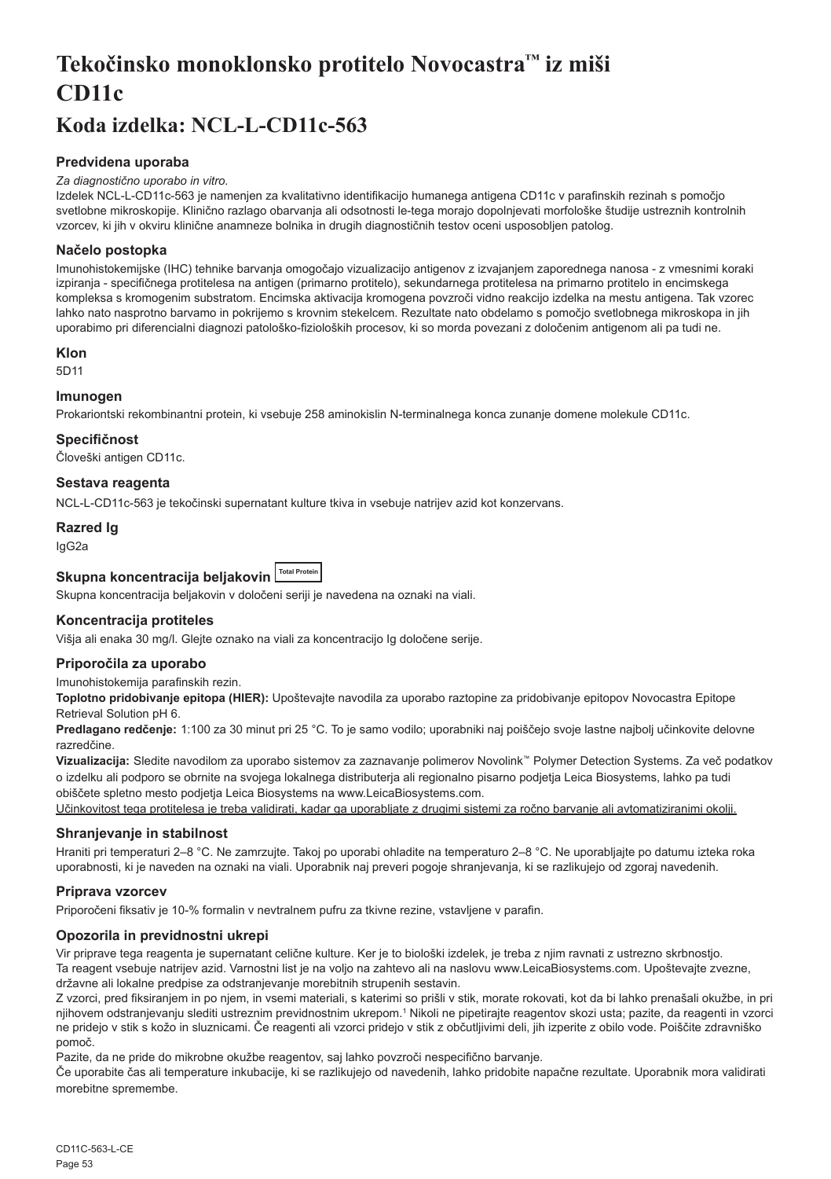# Tekočinsko monoklonsko protitelo Novocastra™ iz miši CD11c

## Koda izdelka: NCL-L-CD11c-563

### Predvidena uporaba

*Za diagnostično uporabo in vitro.*

Izdelek NCL-L-CD11c-563 je namenjen za kvalitativno identifikacijo humanega antigena CD11c v parafinskih rezinah s pomočjo svetlobne mikroskopije. Klinično razlago obarvanja ali odsotnosti le-tega morajo dopolnjevati morfološke študije ustreznih kontrolnih vzorcev, ki jih v okviru klinične anamneze bolnika in drugih diagnostičnih testov oceni usposobljen patolog.

### Načelo postopka

Imunohistokemijske (IHC) tehnike barvanja omogočajo vizualizacijo antigenov z izvajanjem zaporednega nanosa - z vmesnimi koraki izpiranja - specifičnega protitelesa na antigen (primarno protitelo), sekundarnega protitelesa na primarno protitelo in encimskega kompleksa s kromogenim substratom. Encimska aktivacija kromogena povzroči vidno reakcijo izdelka na mestu antigena. Tak vzorec lahko nato nasprotno barvamo in pokrijemo s krovnim stekelcem. Rezultate nato obdelamo s pomočjo svetlobnega mikroskopa in jih uporabimo pri diferencialni diagnozi patološko-fizioloških procesov, ki so morda povezani z določenim antigenom ali pa tudi ne.

### Klon

5D11

### Imunogen

Prokariontski rekombinantni protein, ki vsebuje 258 aminokislin N-terminalnega konca zunanje domene molekule CD11c.

### Specifičnost

Človeški antigen CD11c.

### Sestava reagenta

NCL-L-CD11c-563 je tekočinski supernatant kulture tkiva in vsebuje natrijev azid kot konzervans.

### Razred Ig

IgG2a

### Skupna koncentracija beljakovin Total Protein

Skupna koncentracija beljakovin v določeni seriji je navedena na oznaki na viali.

### Koncentracija protiteles

Višja ali enaka 30 mg/l. Glejte oznako na viali za koncentracijo Ig določene serije.

### Priporočila za uporabo

Imunohistokemija parafinskih rezin.

**Toplotno pridobivanje epitopa (HIER):** Upoštevajte navodila za uporabo raztopine za pridobivanje epitopov Novocastra Epitope Retrieval Solution pH 6.

**Predlagano redčenje:** 1:100 za 30 minut pri 25 °C. To je samo vodilo; uporabniki naj poiščejo svoje lastne najbolj učinkovite delovne razredčine.

**Vizualizacija:** Sledite navodilom za uporabo sistemov za zaznavanje polimerov Novolink™ Polymer Detection Systems. Za več podatkov o izdelku ali podporo se obrnite na svojega lokalnega distributerja ali regionalno pisarno podjetja Leica Biosystems, lahko pa tudi obiščete spletno mesto podjetja Leica Biosystems na www.LeicaBiosystems.com.

Učinkovitost tega protitelesa je treba validirati, kadar ga uporabljate z drugimi sistemi za ročno barvanje ali avtomatiziranimi okolji.

### Shranjevanje in stabilnost

Hraniti pri temperaturi 2–8 °C. Ne zamrzujte. Takoj po uporabi ohladite na temperaturo 2–8 °C. Ne uporabljajte po datumu izteka roka uporabnosti, ki je naveden na oznaki na viali. Uporabnik naj preveri pogoje shranjevanja, ki se razlikujejo od zgoraj navedenih.

### Priprava vzorcev

Priporočeni fiksativ je 10-% formalin v nevtralnem pufru za tkivne rezine, vstavljene v parafin.

### Opozorila in previdnostni ukrepi

Vir priprave tega reagenta je supernatant celične kulture. Ker je to biološki izdelek, je treba z njim ravnati z ustrezno skrbnostjo.

Ta reagent vsebuje natrijev azid. Varnostni list je na voljo na zahtevo ali na naslovu www.LeicaBiosystems.com. Upoštevajte zvezne, državne ali lokalne predpise za odstranjevanje morebitnih strupenih sestavin.

Z vzorci, pred fiksiranjem in po njem, in vsemi materiali, s katerimi so prišli v stik, morate rokovati, kot da bi lahko prenašali okužbe, in pri njihovem odstranjevanju slediti ustreznim previdnostnim ukrepom.[1] Nikoli ne pipetirajte reagentov skozi usta; pazite, da reagenti in vzorci ne pridejo v stik s kožo in sluznicami. Če reagenti ali vzorci pridejo v stik z občutljivimi deli, jih izperite z obilo vode. Poiščite zdravniško pomoč.

Pazite, da ne pride do mikrobne okužbe reagentov, saj lahko povzroči nespecifično barvanje.

Če uporabite čas ali temperature inkubacije, ki se razlikujejo od navedenih, lahko pridobite napačne rezultate. Uporabnik mora validirati morebitne spremembe.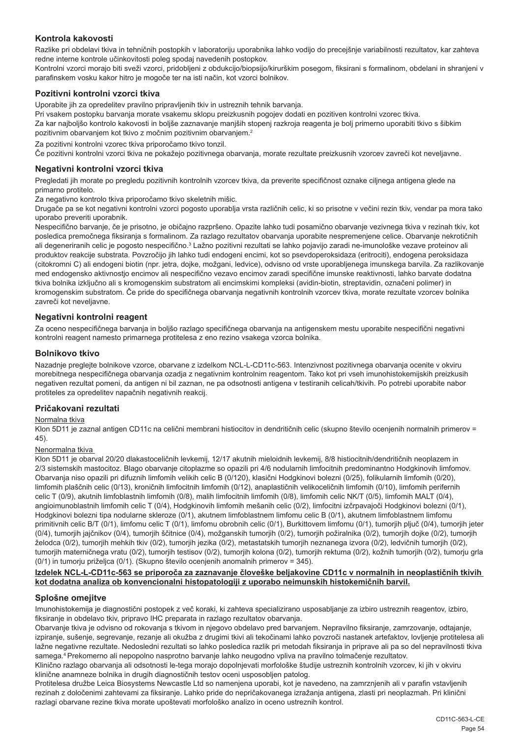## Kontrola kakovosti

Razlike pri obdelavi tkiva in tehničnih postopkih v laboratoriju uporabnika lahko vodijo do precejšnje variabilnosti rezultatov, kar zahteva redne interne kontrole učinkovitosti poleg spodaj navedenih postopkov.

Kontrolni vzorci morajo biti sveži vzorci, pridobljeni z obdukcijo/biopsijo/kirurškim posegom, fiksirani s formalinom, obdelani in shranjeni v parafinskem vosku kakor hitro je mogoče ter na isti način, kot vzorci bolnikov.

## Pozitivni kontrolni vzorci tkiva

Uporabite jih za opredelitev pravilno pripravljenih tkiv in ustreznih tehnik barvanja.

Pri vsakem postopku barvanja morate vsakemu sklopu preizkusnih pogojev dodati en pozitiven kontrolni vzorec tkiva.

Za kar najboljšo kontrolo kakovosti in boljše zaznavanje manjših stopenj razkroja reagenta je bolj primerno uporabiti tkivo s šibkim pozitivnim obarvanjem kot tkivo z močnim pozitivnim obarvanjem.[2]

Za pozitivni kontrolni vzorec tkiva priporočamo tkivo tonzil.

Če pozitivni kontrolni vzorci tkiva ne pokažejo pozitivnega obarvanja, morate rezultate preizkusnih vzorcev zavreči kot neveljavne.

## Negativni kontrolni vzorci tkiva

Pregledati jih morate po pregledu pozitivnih kontrolnih vzorcev tkiva, da preverite specifičnost oznake ciljnega antigena glede na primarno protitelo.

Za negativno kontrolo tkiva priporočamo tkivo skeletnih mišic.

Drugače pa se kot negativni kontrolni vzorci pogosto uporablja vrsta različnih celic, ki so prisotne v večini rezin tkiv, vendar pa mora tako uporabo preveriti uporabnik.

Nespecifično barvanje, če je prisotno, je običajno razpršeno. Opazite lahko tudi posamično obarvanje vezivnega tkiva v rezinah tkiv, kot posledica premočnega fiksiranja s formalinom. Za razlago rezultatov obarvanja uporabite nespremenjene celice. Obarvanje nekrotičnih ali degeneriranih celic je pogosto nespecifično.[3] Lažno pozitivni rezultati se lahko pojavijo zaradi ne-imunološke vezave proteinov ali produktov reakcije substrata. Povzročijo jih lahko tudi endogeni encimi, kot so psevdoperoksidaza (eritrociti), endogena peroksidaza (citokromi C) ali endogeni biotin (npr. jetra, dojke, možgani, ledvice), odvisno od vrste uporabljenega imunskega barvila. Za razlikovanje med endogensko aktivnostjo encimov ali nespecifično vezavo encimov zaradi specifične imunske reaktivnosti, lahko barvate dodatna tkiva bolnika izključno ali s kromogenskim substratom ali encimskimi kompleksi (avidin-biotin, streptavidin, označeni polimer) in kromogenskim substratom. Če pride do specifičnega obarvanja negativnih kontrolnih vzorcev tkiva, morate rezultate vzorcev bolnika zavreči kot neveljavne.

## Negativni kontrolni reagent

Za oceno nespecifičnega barvanja in boljšo razlago specifičnega obarvanja na antigenskem mestu uporabite nespecifični negativni kontrolni reagent namesto primarnega protitelesa z eno rezino vsakega vzorca bolnika.

## Bolnikovo tkivo

Nazadnje preglejte bolnikove vzorce, obarvane z izdelkom NCL-L-CD11c-563. Intenzivnost pozitivnega obarvanja ocenite v okviru morebitnega nespecifičnega obarvanja ozadja z negativnim kontrolnim reagentom. Tako kot pri vseh imunohistokemijskih preizkusih negativen rezultat pomeni, da antigen ni bil zaznan, ne pa odsotnosti antigena v testiranih celicah/tkivih. Po potrebi uporabite nabor protiteles za opredelitev napačnih negativnih reakcij.

## Pričakovani rezultati

Normalna tkiva

Klon 5D11 je zaznal antigen CD11c na celični membrani histiocitov in dendritičnih celic (skupno število ocenjenih normalnih primerov = 45).

Nenormalna tkiva

Klon 5D11 je obarval 20/20 dlakastoceličnih levkemij, 12/17 akutnih mieloidnih levkemij, 8/8 histiocitnih/dendritičnih neoplazem in 2/3 sistemskih mastocitoz. Blago obarvanje citoplazme so opazili pri 4/6 nodularnih limfocitnih predominantno Hodgkinovih limfomov. Obarvanja niso opazili pri difuznih limfomih velikih celic B (0/120), klasični Hodgkinovi bolezni (0/25), folikularnih limfomih (0/20), limfomih plaščnih celic (0/13), kroničnih limfocitnih limfomih (0/12), anaplastičnih velikoceličnih limfomih (0/10), limfomih perifernih celic T (0/9), akutnih limfoblastnih limfomih (0/8), malih limfocitnih limfomih (0/8), limfomih celic NK/T (0/5), limfomih MALT (0/4), angioimunoblastnih limfomih celic T (0/4), Hodgkinovih limfomih mešanih celic (0/2), limfocitni izčrpavajoči Hodgkinovi bolezni (0/1), Hodgkinovi bolezni tipa nodularne skleroze (0/1), akutnem limfoblastnem limfomu celic B (0/1), akutnem limfoblastnem limfomu primitivnih celic B/T (0/1), limfomu celic T (0/1), limfomu obrobnih celic (0/1), Burkittovem limfomu (0/1), tumorjih pljuč (0/4), tumorjih jeter (0/4), tumorjih jajčnikov (0/4), tumorjih ščitnice (0/4), možganskih tumorjih (0/2), tumorjih požiralnika (0/2), tumorjih dojke (0/2), tumorjih želodca (0/2), tumorjih mehkih tkiv (0/2), tumorjih jezika (0/2), metastatskih tumorjih neznanega izvora (0/2), ledvičnih tumorjih (0/2), tumorjih materničnega vratu (0/2), tumorjih testisov (0/2), tumorjih kolona (0/2), tumorjih rektuma (0/2), kožnih tumorjih (0/2), tumorju grla (0/1) in tumorju priželjca (0/1). (Skupno število ocenjenih anomalnih primerov = 345).

**Izdelek NCL-L-CD11c-563 se priporoča za zaznavanje človeške beljakovine CD11c v normalnih in neoplastičnih tkivih kot dodatna analiza ob konvencionalni histopatologiji z uporabo neimunskih histokemičnih barvil.**

## Splošne omejitve

Imunohistokemija je diagnostični postopek z več koraki, ki zahteva specializirano usposabljanje za izbiro ustreznih reagentov, izbiro, fiksiranje in obdelavo tkiv, pripravo IHC preparata in razlago rezultatov obarvanja.

Obarvanje tkiva je odvisno od rokovanja s tkivom in njegovo obdelavo pred barvanjem. Nepravilno fiksiranje, zamrzovanje, odtajanje, izpiranje, sušenje, segrevanje, rezanje ali okužba z drugimi tkivi ali tekočinami lahko povzroči nastanek artefaktov, lovljenje protitelesa ali lažne negativne rezultate. Nedosledni rezultati so lahko posledica razlik pri metodah fiksiranja in priprave ali pa so del nepravilnosti tkiva samega.[4] Prekomerno ali nepopolno nasprotno barvanje lahko neugodno vpliva na pravilno tolmačenje rezultatov.

Klinično razlago obarvanja ali odsotnosti le-tega morajo dopolnjevati morfološke študije ustreznih kontrolnih vzorcev, ki jih v okviru klinične anamneze bolnika in drugih diagnostičnih testov oceni usposobljen patolog.

Protitelesa družbe Leica Biosystems Newcastle Ltd so namenjena uporabi, kot je navedeno, na zamrznjenih ali v parafin vstavljenih rezinah z določenimi zahtevami za fiksiranje. Lahko pride do nepričakovanega izražanja antigena, zlasti pri neoplazmah. Pri klinični razlagi obarvane rezine tkiva morate upoštevati morfološko analizo in oceno ustreznih kontrol.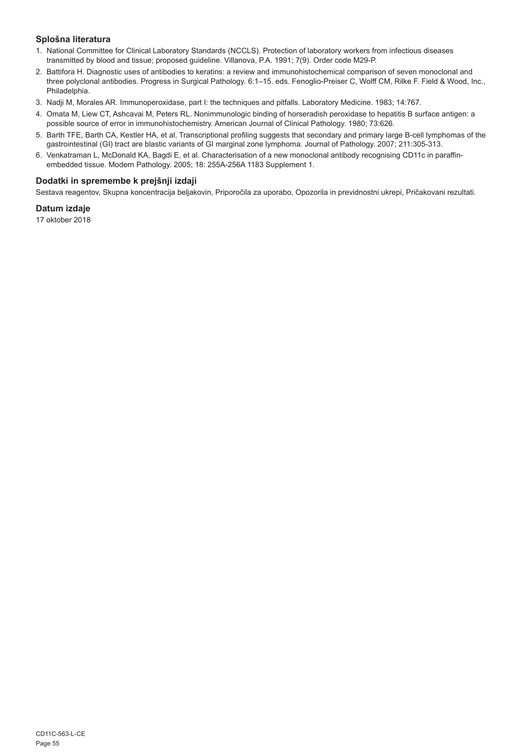### Splošna literatura

1. National Committee for Clinical Laboratory Standards (NCCLS). Protection of laboratory workers from infectious diseases transmitted by blood and tissue; proposed guideline. Villanova, P.A. 1991; 7(9). Order code M29-P.
2. Battifora H. Diagnostic uses of antibodies to keratins: a review and immunohistochemical comparison of seven monoclonal and three polyclonal antibodies. Progress in Surgical Pathology. 6:1–15. eds. Fenoglio-Preiser C, Wolff CM, Rilke F. Field & Wood, Inc., Philadelphia.
3. Nadji M, Morales AR. Immunoperoxidase, part I: the techniques and pitfalls. Laboratory Medicine. 1983; 14:767.
4. Omata M, Liew CT, Ashcavai M, Peters RL. Nonimmunologic binding of horseradish peroxidase to hepatitis B surface antigen: a possible source of error in immunohistochemistry. American Journal of Clinical Pathology. 1980; 73:626.
5. Barth TFE, Barth CA, Kestler HA, et al. Transcriptional profiling suggests that secondary and primary large B-cell lymphomas of the gastrointestinal (GI) tract are blastic variants of GI marginal zone lymphoma. Journal of Pathology. 2007; 211:305-313.
6. Venkatraman L, McDonald KA, Bagdi E, et al. Characterisation of a new monoclonal antibody recognising CD11c in paraffin-embedded tissue. Modern Pathology. 2005; 18: 255A-256A 1183 Supplement 1.

### Dodatki in spremembe k prejšnji izdaji

Sestava reagentov, Skupna koncentracija beljakovin, Priporočila za uporabo, Opozorila in previdnostni ukrepi, Pričakovani rezultati.

### Datum izdaje

17 oktober 2018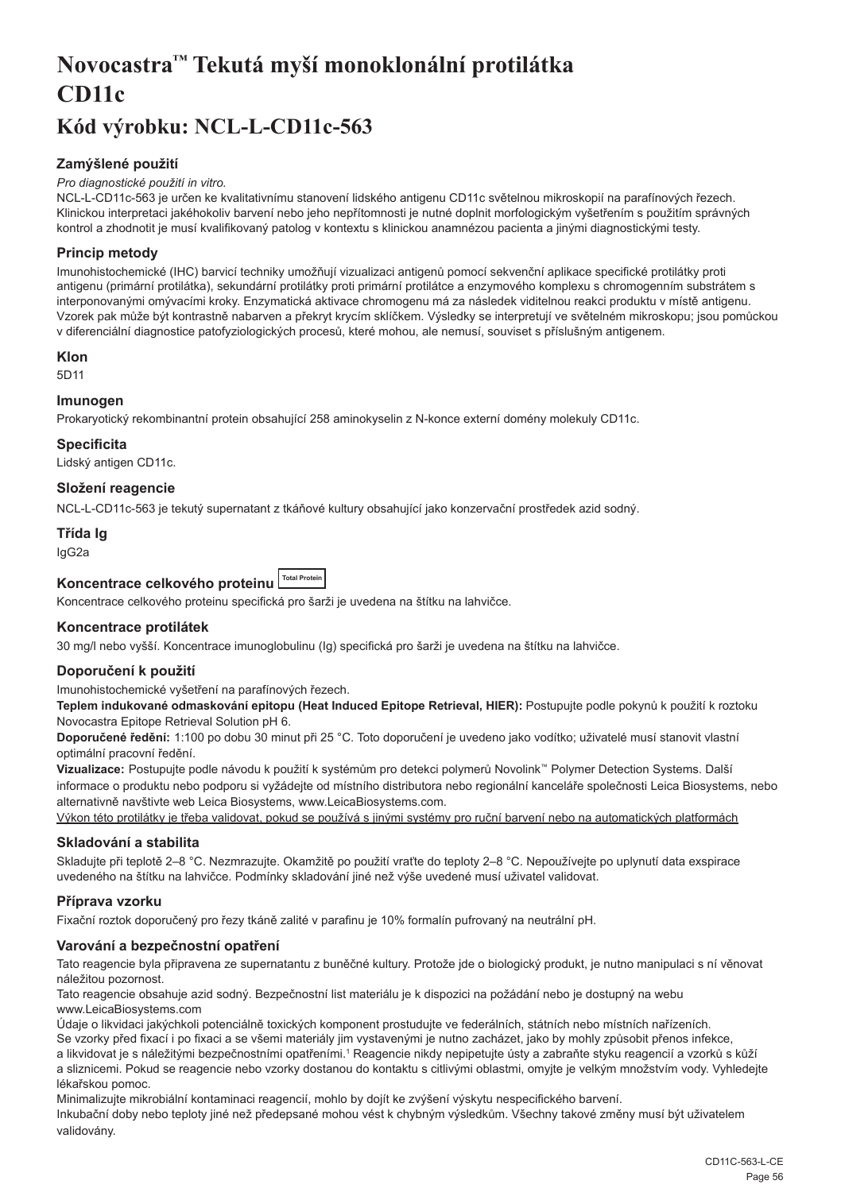# Novocastra™ Tekutá myší monoklonální protilátka CD11c

## Kód výrobku: NCL-L-CD11c-563

### Zamýšlené použití

*Pro diagnostické použití in vitro.*

NCL-L-CD11c-563 je určen ke kvalitativnímu stanovení lidského antigenu CD11c světelnou mikroskopií na parafínových řezech. Klinickou interpretaci jakéhokoliv barvení nebo jeho nepřítomnosti je nutné doplnit morfologickým vyšetřením s použitím správných kontrol a zhodnotit je musí kvalifikovaný patolog v kontextu s klinickou anamnézou pacienta a jinými diagnostickými testy.

### Princip metody

Imunohistochemické (IHC) barvicí techniky umožňují vizualizaci antigenů pomocí sekvenční aplikace specifické protilátky proti antigenu (primární protilátka), sekundární protilátky proti primární protilátce a enzymového komplexu s chromogenním substrátem s interponovanými omývacími kroky. Enzymatická aktivace chromogenu má za následek viditelnou reakci produktu v místě antigenu. Vzorek pak může být kontrastně nabarven a překryt krycím sklíčkem. Výsledky se interpretují ve světelném mikroskopu; jsou pomůckou v diferenciální diagnostice patofyziologických procesů, které mohou, ale nemusí, souviset s příslušným antigenem.

### Klon

5D11

### Imunogen

Prokaryotický rekombinantní protein obsahující 258 aminokyselin z N-konce externí domény molekuly CD11c.

### Specificita

Lidský antigen CD11c.

### Složení reagencie

NCL-L-CD11c-563 je tekutý supernatant z tkáňové kultury obsahující jako konzervační prostředek azid sodný.

### Třída Ig

IgG2a

### Koncentrace celkového proteinu Total Protein

Koncentrace celkového proteinu specifická pro šarži je uvedena na štítku na lahvičce.

### Koncentrace protilátek

30 mg/l nebo vyšší. Koncentrace imunoglobulinu (Ig) specifická pro šarži je uvedena na štítku na lahvičce.

### Doporučení k použití

Imunohistochemické vyšetření na parafínových řezech.

**Teplem indukované odmaskování epitopu (Heat Induced Epitope Retrieval, HIER):** Postupujte podle pokynů k použití k roztoku Novocastra Epitope Retrieval Solution pH 6.

**Doporučené ředění:** 1:100 po dobu 30 minut při 25 °C. Toto doporučení je uvedeno jako vodítko; uživatelé musí stanovit vlastní optimální pracovní ředění.

**Vizualizace:** Postupujte podle návodu k použití k systémům pro detekci polymerů Novolink™ Polymer Detection Systems. Další informace o produktu nebo podporu si vyžádejte od místního distributora nebo regionální kanceláře společnosti Leica Biosystems, nebo alternativně navštivte web Leica Biosystems, www.LeicaBiosystems.com.

<u>Výkon této protilátky je třeba validovat, pokud se používá s jinými systémy pro ruční barvení nebo na automatických platformách</u>

### Skladování a stabilita

Skladujte při teplotě 2–8 °C. Nezmrazujte. Okamžitě po použití vraťte do teploty 2–8 °C. Nepoužívejte po uplynutí data exspirace uvedeného na štítku na lahvičce. Podmínky skladování jiné než výše uvedené musí uživatel validovat.

### Příprava vzorku

Fixační roztok doporučený pro řezy tkáně zalité v parafinu je 10% formalín pufrovaný na neutrální pH.

### Varování a bezpečnostní opatření

Tato reagencie byla připravena ze supernatantu z buněčné kultury. Protože jde o biologický produkt, je nutno manipulaci s ní věnovat náležitou pozornost.

Tato reagencie obsahuje azid sodný. Bezpečnostní list materiálu je k dispozici na požádání nebo je dostupný na webu www.LeicaBiosystems.com

Údaje o likvidaci jakýchkoli potenciálně toxických komponent prostudujte ve federálních, státních nebo místních nařízeních.

Se vzorky před fixací i po fixaci a se všemi materiály jim vystavenými je nutno zacházet, jako by mohly způsobit přenos infekce, a likvidovat je s náležitými bezpečnostními opatřeními.[1] Reagencie nikdy nepipetujte ústy a zabraňte styku reagencií a vzorků s kůží a sliznicemi. Pokud se reagencie nebo vzorky dostanou do kontaktu s citlivými oblastmi, omyjte je velkým množstvím vody. Vyhledejte lékařskou pomoc.

Minimalizujte mikrobiální kontaminaci reagencií, mohlo by dojít ke zvýšení výskytu nespecifického barvení.

Inkubační doby nebo teploty jiné než předepsané mohou vést k chybným výsledkům. Všechny takové změny musí být uživatelem validovány.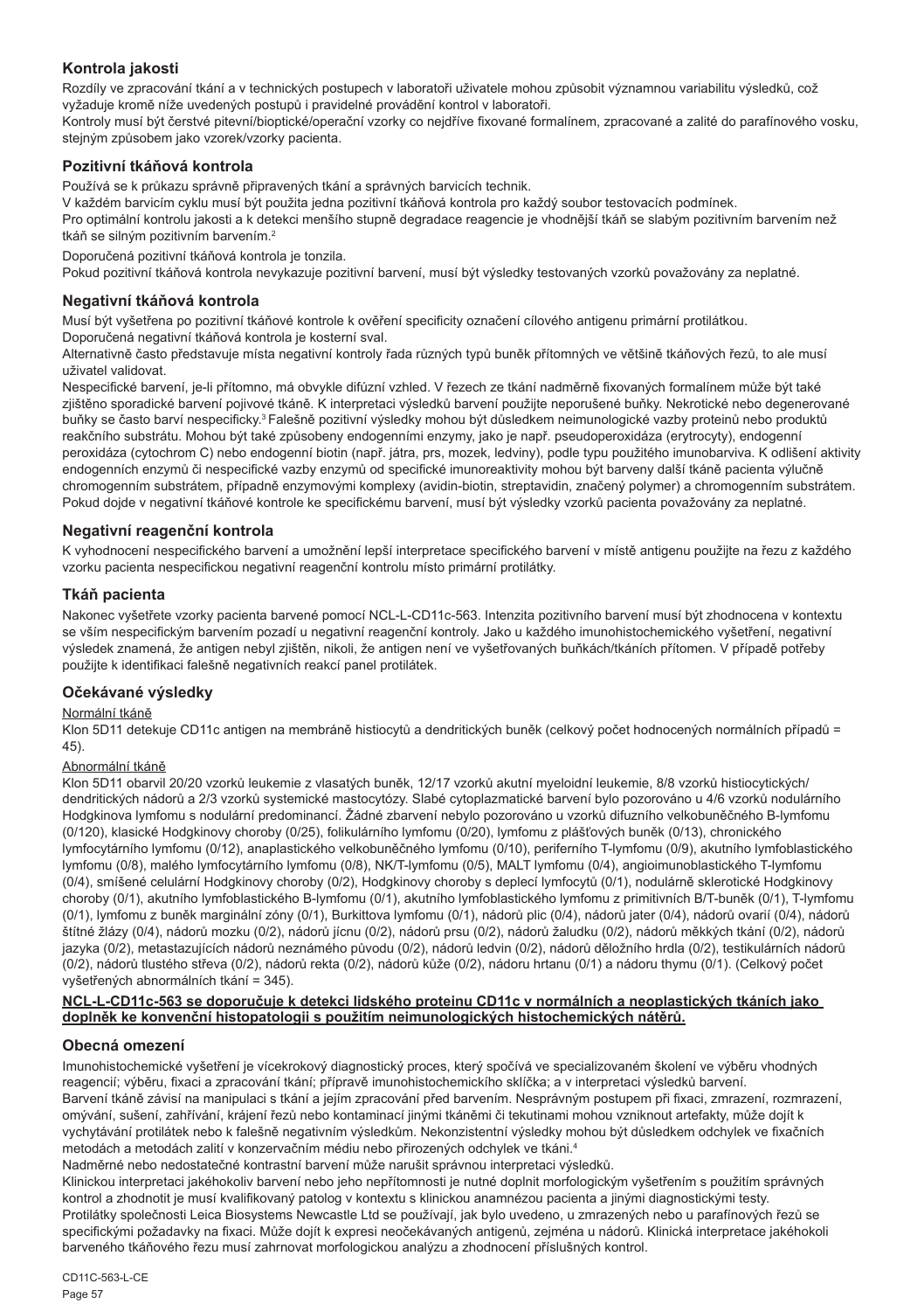## Kontrola jakosti

Rozdíly ve zpracování tkání a v technických postupech v laboratoři uživatele mohou způsobit významnou variabilitu výsledků, což vyžaduje kromě níže uvedených postupů i pravidelné provádění kontrol v laboratoři.

Kontroly musí být čerstvé pitevní/bioptické/operační vzorky co nejdříve fixované formalínem, zpracované a zalité do parafínového vosku, stejným způsobem jako vzorek/vzorky pacienta.

## Pozitivní tkáňová kontrola

Používá se k průkazu správně připravených tkání a správných barvicích technik.

V každém barvicím cyklu musí být použita jedna pozitivní tkáňová kontrola pro každý soubor testovacích podmínek.

Pro optimální kontrolu jakosti a k detekci menšího stupně degradace reagencie je vhodnější tkáň se slabým pozitivním barvením než tkáň se silným pozitivním barvením.[2]

Doporučená pozitivní tkáňová kontrola je tonzila.

Pokud pozitivní tkáňová kontrola nevykazuje pozitivní barvení, musí být výsledky testovaných vzorků považovány za neplatné.

## Negativní tkáňová kontrola

Musí být vyšetřena po pozitivní tkáňové kontrole k ověření specificity označení cílového antigenu primární protilátkou.

Doporučená negativní tkáňová kontrola je kosterní sval.

Alternativně často představuje místa negativní kontroly řada různých typů buněk přítomných ve většině tkáňových řezů, to ale musí uživatel validovat.

Nespecifické barvení, je-li přítomno, má obvykle difuzní vzhled. V řezech ze tkání nadměrně fixovaných formalínem může být také zjištěno sporadické barvení pojivové tkáně. K interpretaci výsledků barvení použijte neporušené buňky. Nekrotické nebo degenerované buňky se často barví nespecificky.[3] Falešně pozitivní výsledky mohou být důsledkem neimunologické vazby proteinů nebo produktů reakčního substrátu. Mohou být také způsobeny endogenními enzymy, jako je např. pseudoperoxidáza (erytrocyty), endogenní peroxidáza (cytochrom C) nebo endogenní biotin (např. játra, prs, mozek, ledviny), podle typu použitého imunobarviva. K odlišení aktivity endogenních enzymů či nespecifické vazby enzymů od specifické imunoreaktivity mohou být barveny další tkáně pacienta výlučně chromogenním substrátem, případně enzymovými komplexy (avidin-biotin, streptavidin, značený polymer) a chromogenním substrátem. Pokud dojde v negativní tkáňové kontrole ke specifickému barvení, musí být výsledky vzorků pacienta považovány za neplatné.

## Negativní reagenční kontrola

K vyhodnocení nespecifického barvení a umožnění lepší interpretace specifického barvení v místě antigenu použijte na řezu z každého vzorku pacienta nespecifickou negativní reagenční kontrolu místo primární protilátky.

## Tkáň pacienta

Nakonec vyšetřete vzorky pacienta barvené pomocí NCL-L-CD11c-563. Intenzita pozitivního barvení musí být zhodnocena v kontextu se vším nespecifickým barvením pozadí u negativní reagenční kontroly. Jako u každého imunohistochemického vyšetření, negativní výsledek znamená, že antigen nebyl zjištěn, nikoli, že antigen není ve vyšetřovaných buňkách/tkáních přítomen. V případě potřeby použijte k identifikaci falešně negativních reakcí panel protilátek.

## Očekávané výsledky

Normální tkáně

Klon 5D11 detekuje CD11c antigen na membráně histiocytů a dendritických buněk (celkový počet hodnocených normálních případů = 45).

Abnormální tkáně

Klon 5D11 obarvil 20/20 vzorků leukemie z vlasatých buněk, 12/17 vzorků akutní myeloidní leukemie, 8/8 vzorků histiocytických/dendritických nádorů a 2/3 vzorků systemické mastocytózy. Slabé cytoplazmatické barvení bylo pozorováno u 4/6 vzorků nodulárního Hodgkinova lymfomu s nodulární predominancí. Žádné zbarvení nebylo pozorováno u vzorků difuzního velkobuněčného B-lymfomu (0/120), klasické Hodgkinovy choroby (0/25), folikulárního lymfomu (0/20), lymfomu z plášťových buněk (0/13), chronického lymfocytárního lymfomu (0/12), anaplastického velkobuněčného lymfomu (0/10), periferního T-lymfomu (0/9), akutního lymfoblastického lymfomu (0/8), malého lymfocytárního lymfomu (0/8), NK/T-lymfomu (0/5), MALT lymfomu (0/4), angioimunoblastického T-lymfomu (0/4), smíšené celulární Hodgkinovy choroby (0/2), Hodgkinovy choroby s deplecí lymfocytů (0/1), nodulárně sklerotické Hodgkinovy choroby (0/1), akutního lymfoblastického B-lymfomu (0/1), akutního lymfoblastického lymfomu z primitivních B/T-buněk (0/1), T-lymfomu (0/1), lymfomu z buněk marginální zóny (0/1), Burkittova lymfomu (0/1), nádorů plic (0/4), nádorů jater (0/4), nádorů ovarií (0/4), nádorů štítné žlázy (0/4), nádorů mozku (0/2), nádorů jícnu (0/2), nádorů prsu (0/2), nádorů žaludku (0/2), nádorů měkkých tkání (0/2), nádorů jazyka (0/2), metastazujících nádorů neznámého původu (0/2), nádorů ledvin (0/2), nádorů děložního hrdla (0/2), testikulárních nádorů (0/2), nádorů tlustého střeva (0/2), nádorů rekta (0/2), nádorů kůže (0/2), nádoru hrtanu (0/1) a nádoru thymu (0/1). (Celkový počet vyšetřených abnormálních tkání = 345).

**NCL-L-CD11c-563 se doporučuje k detekci lidského proteinu CD11c v normálních a neoplastických tkáních jako doplněk ke konvenční histopatologii s použitím neimunologických histochemických nátěrů.**

## Obecná omezení

Imunohistochemické vyšetření je vícekrokový diagnostický proces, který spočívá ve specializovaném školení ve výběru vhodných reagencií; výběru, fixaci a zpracování tkání; přípravě imunohistochemického sklíčka; a v interpretaci výsledků barvení.

Barvení tkáně závisí na manipulaci s tkání a jejím zpracování před barvením. Nesprávným postupem při fixaci, zmrazení, rozmrazení, omývání, sušení, zahřívání, krájení řezů nebo kontaminací jinými tkáněmi či tekutinami mohou vzniknout artefakty, může dojít k vychytávání protilátek nebo k falešně negativním výsledkům. Nekonzistentní výsledky mohou být důsledkem odchylek ve fixačních metodách a metodách zalití v konzervačním médiu nebo přirozených odchylek ve tkáni.[4]

Nadměrné nebo nedostatečné kontrastní barvení může narušit správnou interpretaci výsledků.

Klinickou interpretaci jakéhokoliv barvení nebo jeho nepřítomnosti je nutné doplnit morfologickým vyšetřením s použitím správných kontrol a zhodnotit je musí kvalifikovaný patolog v kontextu s klinickou anamnézou pacienta a jinými diagnostickými testy.

Protilátky společnosti Leica Biosystems Newcastle Ltd se používají, jak bylo uvedeno, u zmrazených nebo u parafínových řezů se specifickými požadavky na fixaci. Může dojít k expresi neočekávaných antigenů, zejména u nádorů. Klinická interpretace jakéhokoli barveného tkáňového řezu musí zahrnovat morfologickou analýzu a zhodnocení příslušných kontrol.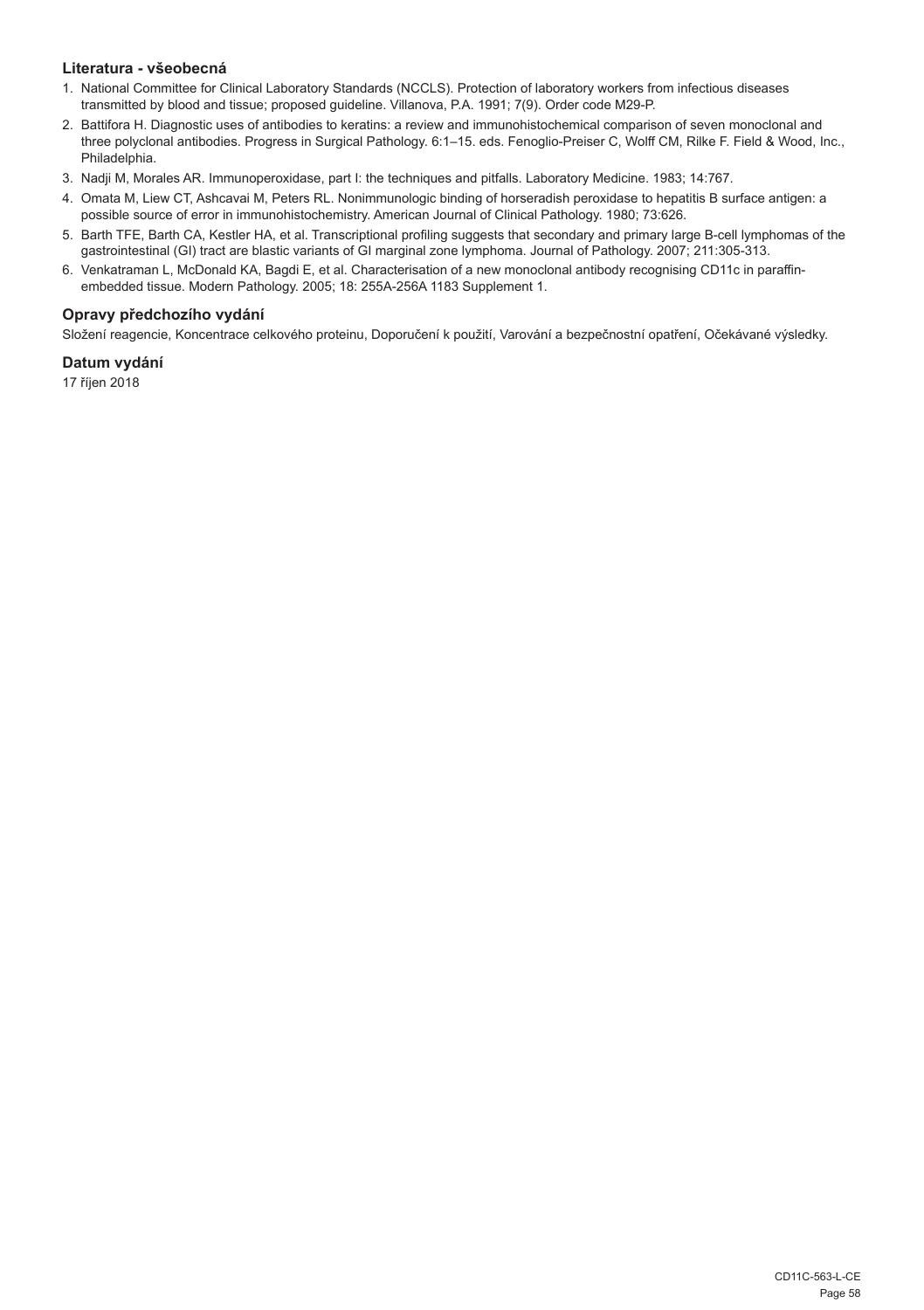### Literatura - všeobecná

1. National Committee for Clinical Laboratory Standards (NCCLS). Protection of laboratory workers from infectious diseases transmitted by blood and tissue; proposed guideline. Villanova, P.A. 1991; 7(9). Order code M29-P.
2. Battifora H. Diagnostic uses of antibodies to keratins: a review and immunohistochemical comparison of seven monoclonal and three polyclonal antibodies. Progress in Surgical Pathology. 6:1–15. eds. Fenoglio-Preiser C, Wolff CM, Rilke F. Field & Wood, Inc., Philadelphia.
3. Nadji M, Morales AR. Immunoperoxidase, part I: the techniques and pitfalls. Laboratory Medicine. 1983; 14:767.
4. Omata M, Liew CT, Ashcavai M, Peters RL. Nonimmunologic binding of horseradish peroxidase to hepatitis B surface antigen: a possible source of error in immunohistochemistry. American Journal of Clinical Pathology. 1980; 73:626.
5. Barth TFE, Barth CA, Kestler HA, et al. Transcriptional profiling suggests that secondary and primary large B-cell lymphomas of the gastrointestinal (GI) tract are blastic variants of GI marginal zone lymphoma. Journal of Pathology. 2007; 211:305-313.
6. Venkatraman L, McDonald KA, Bagdi E, et al. Characterisation of a new monoclonal antibody recognising CD11c in paraffin-embedded tissue. Modern Pathology. 2005; 18: 255A-256A 1183 Supplement 1.

### Opravy předchozího vydání

Složení reagencie, Koncentrace celkového proteinu, Doporučení k použití, Varování a bezpečnostní opatření, Očekávané výsledky.

### Datum vydání

17 říjen 2018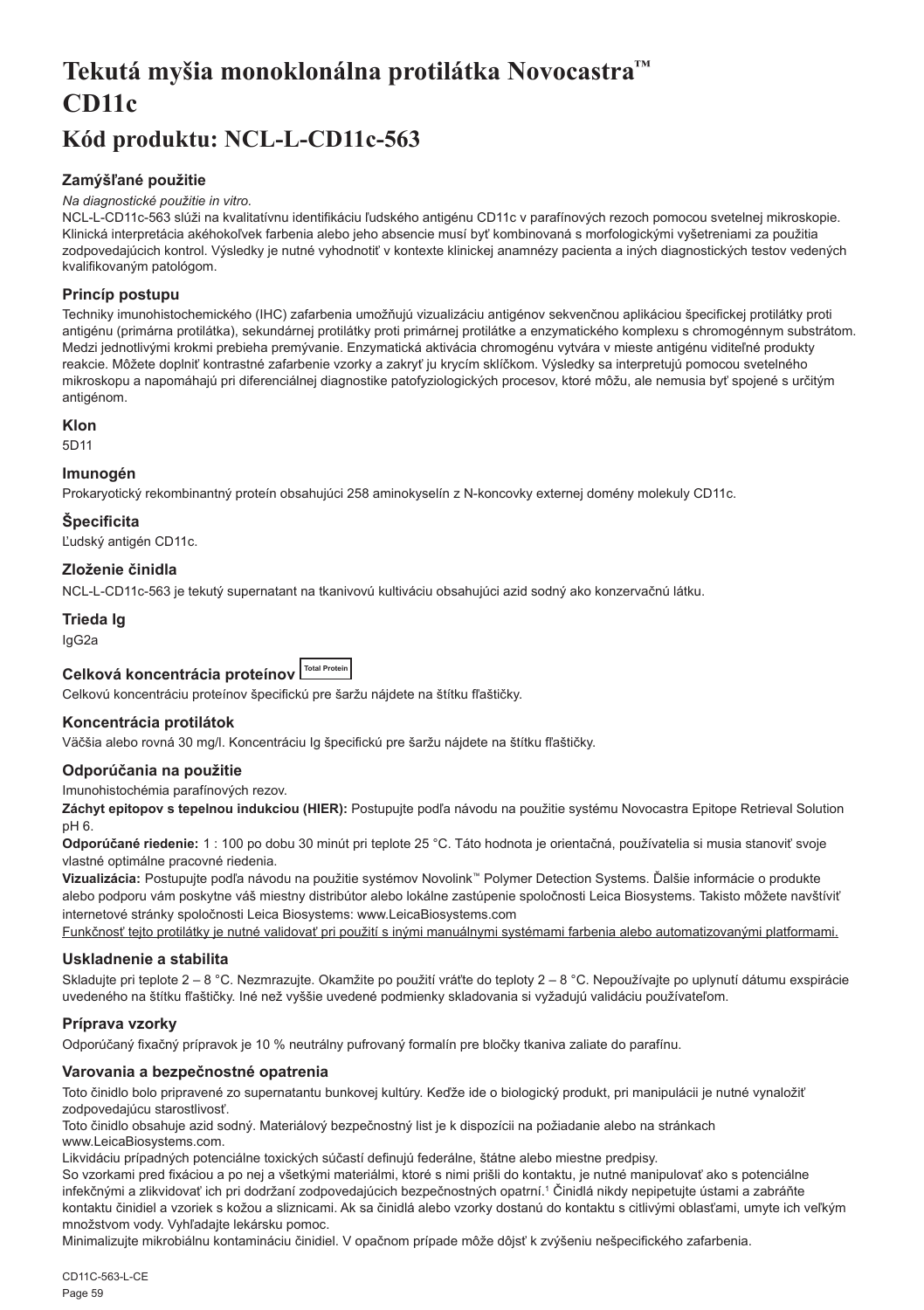# Tekutá myšia monoklonálna protilátka Novocastra™ CD11c

## Kód produktu: NCL-L-CD11c-563

### Zamýšľané použitie

*Na diagnostické použitie in vitro.*

NCL-L-CD11c-563 slúži na kvalitatívnu identifikáciu ľudského antigénu CD11c v parafínových rezoch pomocou svetelnej mikroskopie. Klinická interpretácia akéhokoľvek farbenia alebo jeho absencie musí byť kombinovaná s morfologickými vyšetreniami za použitia zodpovedajúcich kontrol. Výsledky je nutné vyhodnotiť v kontexte klinickej anamnézy pacienta a iných diagnostických testov vedených kvalifikovaným patológom.

### Princíp postupu

Techniky imunohistochemického (IHC) zafarbenia umožňujú vizualizáciu antigénov sekvenčnou aplikáciou špecifickej protilátky proti antigénu (primárna protilátka), sekundárnej protilátky proti primárnej protilátke a enzymatického komplexu s chromogénnym substrátom. Medzi jednotlivými krokmi prebieha premývanie. Enzymatická aktivácia chromogénu vytvára v mieste antigénu viditeľné produkty reakcie. Môžete doplniť kontrastné zafarbenie vzorky a zakryť ju krycím sklíčkom. Výsledky sa interpretujú pomocou svetelného mikroskopu a napomáhajú pri diferenciálnej diagnostike patofyziologických procesov, ktoré môžu, ale nemusia byť spojené s určitým antigénom.

### Klon

5D11

### Imunogén

Prokaryotický rekombinantný proteín obsahujúci 258 aminokyselín z N-koncovky externej domény molekuly CD11c.

### Špecificita

Ľudský antigén CD11c.

### Zloženie činidla

NCL-L-CD11c-563 je tekutý supernatant na tkanivovú kultiváciu obsahujúci azid sodný ako konzervačnú látku.

### Trieda Ig

IgG2a

### Celková koncentrácia proteínov Total Protein

Celkovú koncentráciu proteínov špecifickú pre šaržu nájdete na štítku fľaštičky.

### Koncentrácia protilátok

Väčšia alebo rovná 30 mg/l. Koncentráciu Ig špecifickú pre šaržu nájdete na štítku fľaštičky.

### Odporúčania na použitie

Imunohistochémia parafínových rezov.

**Záchyt epitopov s tepelnou indukciou (HIER):** Postupujte podľa návodu na použitie systému Novocastra Epitope Retrieval Solution pH 6.

**Odporúčané riedenie:** 1 : 100 po dobu 30 minút pri teplote 25 °C. Táto hodnota je orientačná, používatelia si musia stanoviť svoje vlastné optimálne pracovné riedenia.

**Vizualizácia:** Postupujte podľa návodu na použitie systémov Novolink™ Polymer Detection Systems. Ďalšie informácie o produkte alebo podporu vám poskytne váš miestny distribútor alebo lokálne zastúpenie spoločnosti Leica Biosystems. Takisto môžete navštíviť internetové stránky spoločnosti Leica Biosystems: www.LeicaBiosystems.com

<u>Funkčnosť tejto protilátky je nutné validovať pri použití s inými manuálnymi systémami farbenia alebo automatizovanými platformami.</u>

### Uskladnenie a stabilita

Skladujte pri teplote 2 – 8 °C. Nezmrazujte. Okamžite po použití vráťte do teploty 2 – 8 °C. Nepoužívajte po uplynutí dátumu exspirácie uvedeného na štítku fľaštičky. Iné než vyššie uvedené podmienky skladovania si vyžadujú validáciu používateľom.

### Príprava vzorky

Odporúčaný fixačný prípravok je 10 % neutrálny pufrovaný formalín pre bločky tkaniva zaliate do parafínu.

### Varovania a bezpečnostné opatrenia

Toto činidlo bolo pripravené zo supernatantu bunkovej kultúry. Keďže ide o biologický produkt, pri manipulácii je nutné vynaložiť zodpovedajúcu starostlivosť.

Toto činidlo obsahuje azid sodný. Materiálový bezpečnostný list je k dispozícii na požiadanie alebo na stránkach www.LeicaBiosystems.com.

Likvidáciu prípadných potenciálne toxických súčastí definujú federálne, štátne alebo miestne predpisy.

So vzorkami pred fixáciou a po nej a všetkými materiálmi, ktoré s nimi prišli do kontaktu, je nutné manipulovať ako s potenciálne infekčnými a zlikvidovať ich pri dodržaní zodpovedajúcich bezpečnostných opatrení.[1] Činidlá nikdy nepipetujte ústami a zabráňte kontaktu činidiel a vzoriek s kožou a sliznicami. Ak sa činidlá alebo vzorky dostanú do kontaktu s citlivými oblasťami, umyte ich veľkým množstvom vody. Vyhľadajte lekársku pomoc.

Minimalizujte mikrobiálnu kontamináciu činidiel. V opačnom prípade môže dôjsť k zvýšeniu nešpecifického zafarbenia.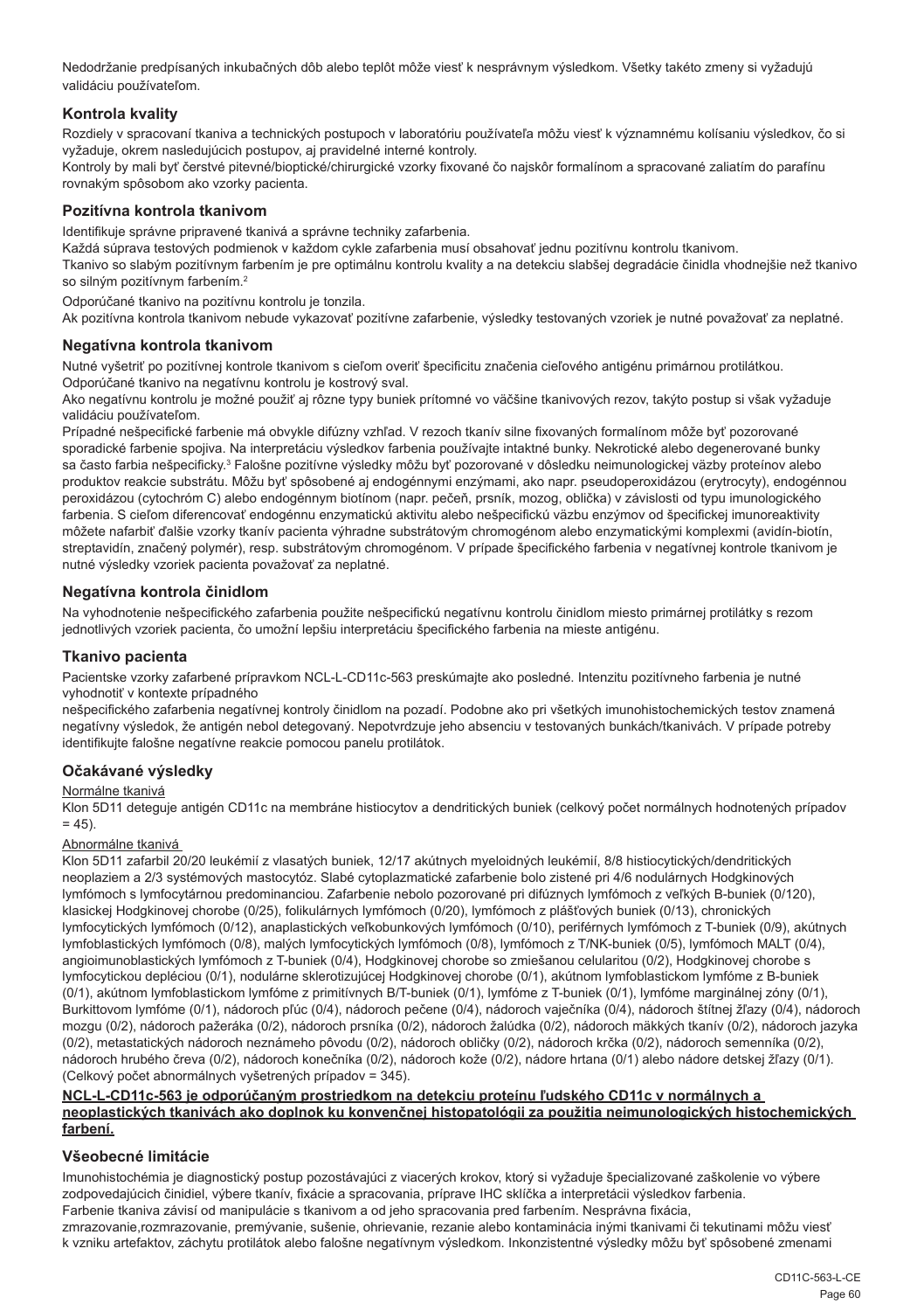Nedodržanie predpísaných inkubačných dôb alebo teplôt môže viesť k nesprávnym výsledkom. Všetky takéto zmeny si vyžadujú validáciu používateľom.

## Kontrola kvality

Rozdiely v spracovaní tkaniva a technických postupoch v laboratóriu používateľa môžu viesť k významnému kolísaniu výsledkov, čo si vyžaduje, okrem nasledujúcich postupov, aj pravidelné interné kontroly.
Kontroly by mali byť čerstvé pitevné/bioptické/chirurgické vzorky fixované čo najskôr formalínom a spracované zaliatím do parafínu rovnakým spôsobom ako vzorky pacienta.

## Pozitívna kontrola tkanivom

Identifikuje správne pripravené tkanivá a správne techniky zafarbenia.
Každá súprava testových podmienok v každom cykle zafarbenia musí obsahovať jednu pozitívnu kontrolu tkanivom.
Tkanivo so slabým pozitívnym farbením je pre optimálnu kontrolu kvality a na detekciu slabšej degradácie činidla vhodnejšie než tkanivo so silným pozitívnym farbením.[2]

Odporúčané tkanivo na pozitívnu kontrolu je tonzila.
Ak pozitívna kontrola tkanivom nebude vykazovať pozitívne zafarbenie, výsledky testovaných vzoriek je nutné považovať za neplatné.

## Negatívna kontrola tkanivom

Nutné vyšetriť po pozitívnej kontrole tkanivom s cieľom overiť špecificitu značenia cieľového antigénu primárnou protilátkou.
Odporúčané tkanivo na negatívnu kontrolu je kostrový sval.
Ako negatívnu kontrolu je možné použiť aj rôzne typy buniek prítomné vo väčšine tkanivových rezov, takýto postup si však vyžaduje validáciu používateľom.
Prípadné nešpecifické farbenie má obvykle difúzny vzhľad. V rezoch tkanív silne fixovaných formalínom môže byť pozorované sporadické farbenie spojiva. Na interpretáciu výsledkov farbenia používajte intaktné bunky. Nekrotické alebo degenerované bunky sa často farbia nešpecificky.[3] Falošne pozitívne výsledky môžu byť pozorované v dôsledku neimunologickej väzby proteínov alebo produktov reakcie substrátu. Môžu byť spôsobené aj endogénnymi enzýmami, ako napr. pseudoperoxidázou (erytrocyty), endogénnou peroxidázou (cytochróm C) alebo endogénnym biotínom (napr. pečeň, prsník, mozog, oblička) v závislosti od typu imunologického farbenia. S cieľom diferencovať endogénnu enzymatickú aktivitu alebo nešpecifickú väzbu enzýmov od špecifickej imunoreaktivity môžete nafarbiť ďalšie vzorky tkanív pacienta výhradne substrátovým chromogénom alebo enzymatickými komplexmi (avidín-biotín, streptavidín, značený polymér), resp. substrátovým chromogénom. V prípade špecifického farbenia v negatívnej kontrole tkanivom je nutné výsledky vzoriek pacienta považovať za neplatné.

## Negatívna kontrola činidlom

Na vyhodnotenie nešpecifického zafarbenia použite nešpecifickú negatívnu kontrolu činidlom miesto primárnej protilátky s rezom jednotlivých vzoriek pacienta, čo umožní lepšiu interpretáciu špecifického farbenia na mieste antigénu.

## Tkanivo pacienta

Pacientske vzorky zafarbené prípravkom NCL-L-CD11c-563 preskúmajte ako posledné. Intenzitu pozitívneho farbenia je nutné vyhodnotiť v kontexte prípadného
nešpecifického zafarbenia negatívnej kontroly činidlom na pozadí. Podobne ako pri všetkých imunohistochemických testov znamená negatívny výsledok, že antigén nebol detegovaný. Nepotvrdzuje jeho absenciu v testovaných bunkách/tkanivách. V prípade potreby identifikujte falošne negatívne reakcie pomocou panelu protilátok.

## Očakávané výsledky

Normálne tkanivá
Klon 5D11 deteguje antigén CD11c na membráne histiocytov a dendritických buniek (celkový počet normálnych hodnotených prípadov = 45).

Abnormálne tkanivá
Klon 5D11 zafarbil 20/20 leukémií z vlasatých buniek, 12/17 akútnych myeloidných leukémií, 8/8 histiocytických/dendritických neoplaziem a 2/3 systémových mastocytóz. Slabé cytoplazmatické zafarbenie bolo zistené pri 4/6 nodulárnych Hodgkinových lymfómoch s lymfocytárnou predominanciou. Zafarbenie nebolo pozorované pri difúznych lymfómoch z veľkých B-buniek (0/120), klasickej Hodgkinovej chorobe (0/25), folikulárnych lymfómoch (0/20), lymfómoch z plášťových buniek (0/13), chronických lymfocytických lymfómoch (0/12), anaplastických veľkobunkových lymfómoch (0/10), periférnych lymfómoch z T-buniek (0/9), akútnych lymfoblastických lymfómoch (0/8), malých lymfocytických lymfómoch (0/8), lymfómoch z T/NK-buniek (0/5), lymfómoch MALT (0/4), angioimunoblastických lymfómoch z T-buniek (0/4), Hodgkinovej chorobe so zmiešanou celularitou (0/2), Hodgkinovej chorobe s lymfocytickou depléciou (0/1), nodulárne sklerotizujúcej Hodgkinovej chorobe (0/1), akútnom lymfoblastickom lymfóme z B-buniek (0/1), akútnom lymfoblastickom lymfóme z primitívnych B/T-buniek (0/1), lymfóme z T-buniek (0/1), lymfóme marginálnej zóny (0/1), Burkittovom lymfóme (0/1), nádoroch pľúc (0/4), nádoroch pečene (0/4), nádoroch vaječníka (0/4), nádoroch štítnej žľazy (0/4), nádoroch mozgu (0/2), nádoroch pažeráka (0/2), nádoroch prsníka (0/2), nádoroch žalúdka (0/2), nádoroch mäkkých tkanív (0/2), nádoroch jazyka (0/2), metastatických nádoroch neznámeho pôvodu (0/2), nádoroch obličky (0/2), nádoroch krčka (0/2), nádoroch semenníka (0/2), nádoroch hrubého čreva (0/2), nádoroch konečníka (0/2), nádoroch kože (0/2), nádore hrtana (0/1) alebo nádore detskej žľazy (0/1). (Celkový počet abnormálnych vyšetrených prípadov = 345).

**NCL-L-CD11c-563 je odporúčaným prostriedkom na detekciu proteínu ľudského CD11c v normálnych a neoplastických tkanivách ako doplnok ku konvenčnej histopatológii za použitia neimunologických histochemických farbení.**

## Všeobecné limitácie

Imunohistochémia je diagnostický postup pozostávajúci z viacerých krokov, ktorý si vyžaduje špecializované zaškolenie vo výbere zodpovedajúcich činidiel, výbere tkanív, fixácie a spracovania, príprave IHC sklíčka a interpretácii výsledkov farbenia.
Farbenie tkaniva závisí od manipulácie s tkanivom a od jeho spracovania pred farbením. Nesprávna fixácia, zmrazovanie,rozmrazovanie, premývanie, sušenie, ohrievanie, rezanie alebo kontaminácia inými tkanivami či tekutinami môžu viesť k vzniku artefaktov, záchytu protilátok alebo falošne negatívnym výsledkom. Inkonzistentné výsledky môžu byť spôsobené zmenami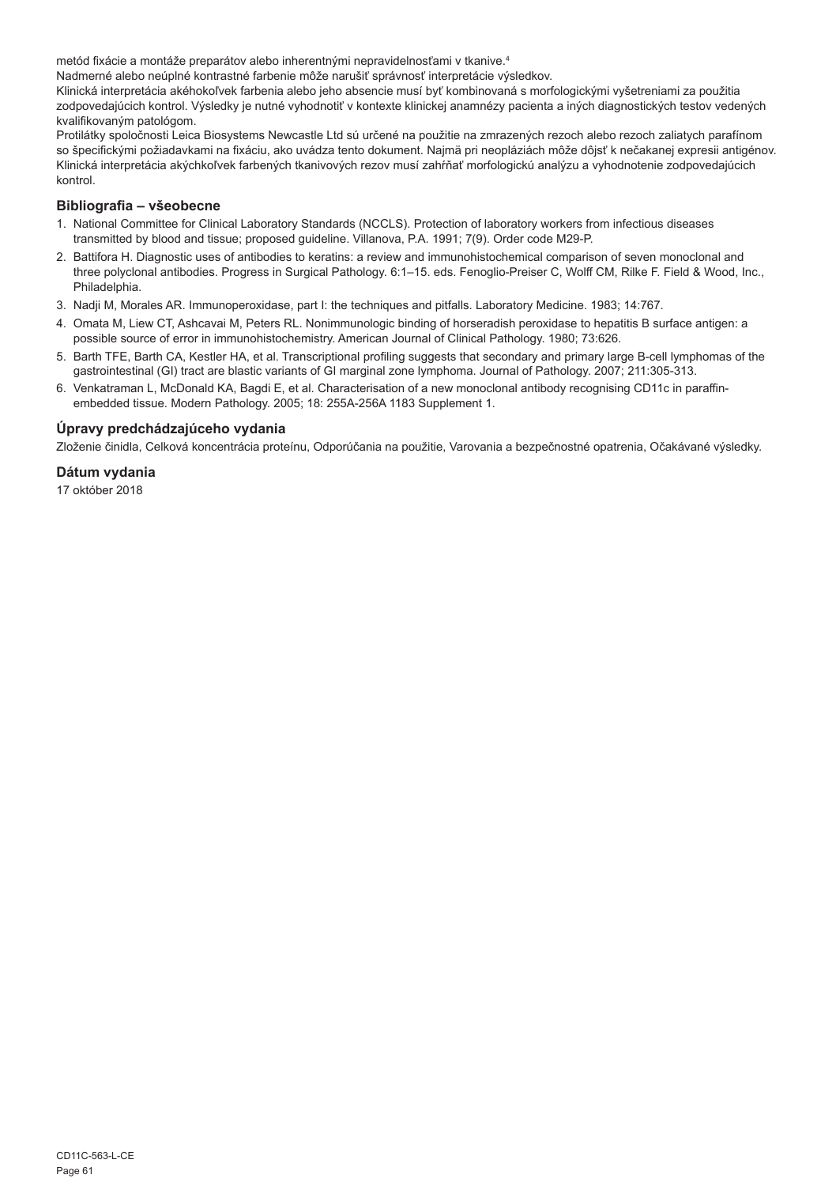metód fixácie a montáže preparátov alebo inherentnými nepravidelnosťami v tkanive.[4]

Nadmerné alebo neúplné kontrastné farbenie môže narušiť správnosť interpretácie výsledkov.

Klinická interpretácia akéhokoľvek farbenia alebo jeho absencie musí byť kombinovaná s morfologickými vyšetreniami za použitia zodpovedajúcich kontrol. Výsledky je nutné vyhodnotiť v kontexte klinickej anamnézy pacienta a iných diagnostických testov vedených kvalifikovaným patológom.

Protilátky spoločnosti Leica Biosystems Newcastle Ltd sú určené na použitie na zmrazených rezoch alebo rezoch zaliatych parafínom so špecifickými požiadavkami na fixáciu, ako uvádza tento dokument. Najmä pri neopláziách môže dôjsť k nečakanej expresii antigénov. Klinická interpretácia akýchkoľvek farbených tkanivových rezov musí zahŕňať morfologickú analýzu a vyhodnotenie zodpovedajúcich kontrol.

## Bibliografia – všeobecne

1. National Committee for Clinical Laboratory Standards (NCCLS). Protection of laboratory workers from infectious diseases transmitted by blood and tissue; proposed guideline. Villanova, P.A. 1991; 7(9). Order code M29-P.
2. Battifora H. Diagnostic uses of antibodies to keratins: a review and immunohistochemical comparison of seven monoclonal and three polyclonal antibodies. Progress in Surgical Pathology. 6:1–15. eds. Fenoglio-Preiser C, Wolff CM, Rilke F. Field & Wood, Inc., Philadelphia.
3. Nadji M, Morales AR. Immunoperoxidase, part I: the techniques and pitfalls. Laboratory Medicine. 1983; 14:767.
4. Omata M, Liew CT, Ashcavai M, Peters RL. Nonimmunologic binding of horseradish peroxidase to hepatitis B surface antigen: a possible source of error in immunohistochemistry. American Journal of Clinical Pathology. 1980; 73:626.
5. Barth TFE, Barth CA, Kestler HA, et al. Transcriptional profiling suggests that secondary and primary large B-cell lymphomas of the gastrointestinal (GI) tract are blastic variants of GI marginal zone lymphoma. Journal of Pathology. 2007; 211:305-313.
6. Venkatraman L, McDonald KA, Bagdi E, et al. Characterisation of a new monoclonal antibody recognising CD11c in paraffin-embedded tissue. Modern Pathology. 2005; 18: 255A-256A 1183 Supplement 1.

## Úpravy predchádzajúceho vydania

Zloženie činidla, Celková koncentrácia proteínu, Odporúčania na použitie, Varovania a bezpečnostné opatrenia, Očakávané výsledky.

## Dátum vydania

17 október 2018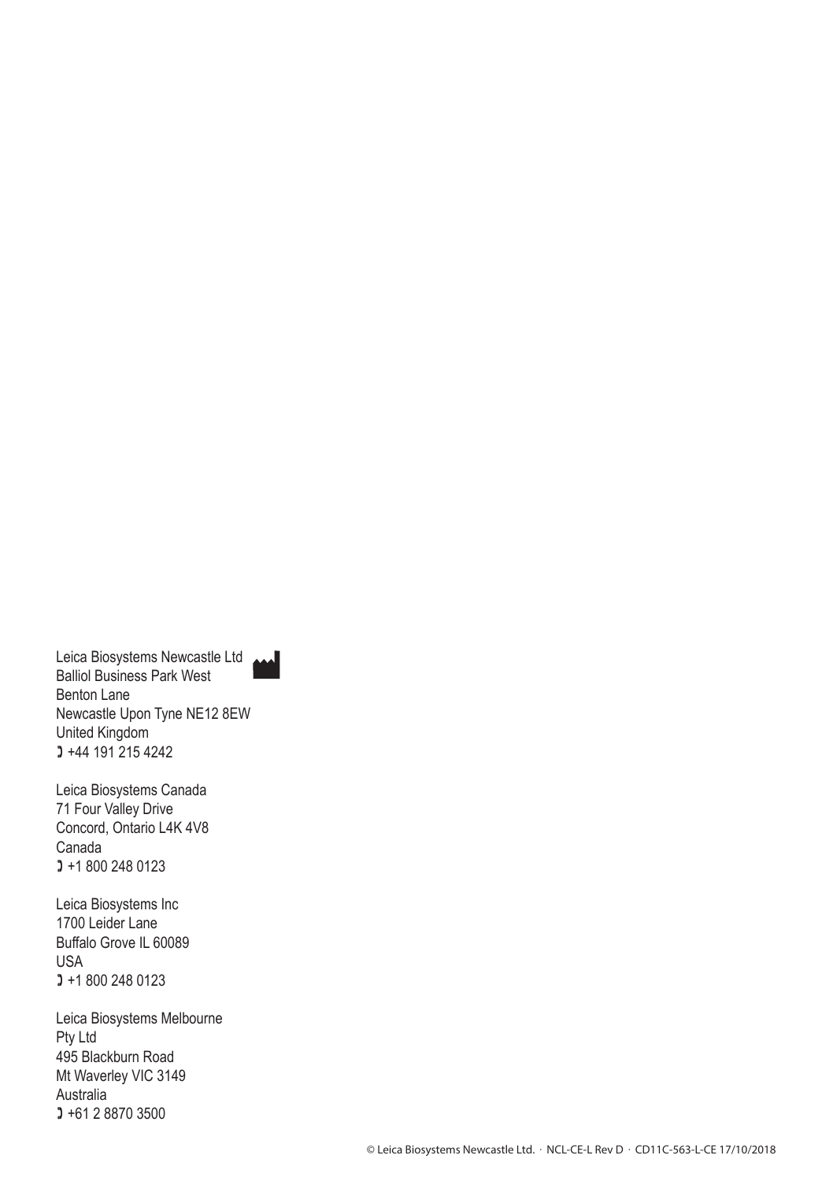Leica Biosystems Newcastle Ltd
Balliol Business Park West
Benton Lane
Newcastle Upon Tyne NE12 8EW
United Kingdom
+44 191 215 4242

Leica Biosystems Canada
71 Four Valley Drive
Concord, Ontario L4K 4V8
Canada
+1 800 248 0123

Leica Biosystems Inc
1700 Leider Lane
Buffalo Grove IL 60089
USA
+1 800 248 0123

Leica Biosystems Melbourne
Pty Ltd
495 Blackburn Road
Mt Waverley VIC 3149
Australia
+61 2 8870 3500

© Leica Biosystems Newcastle Ltd. · NCL-CE-L Rev D · CD11C-563-L-CE 17/10/2018